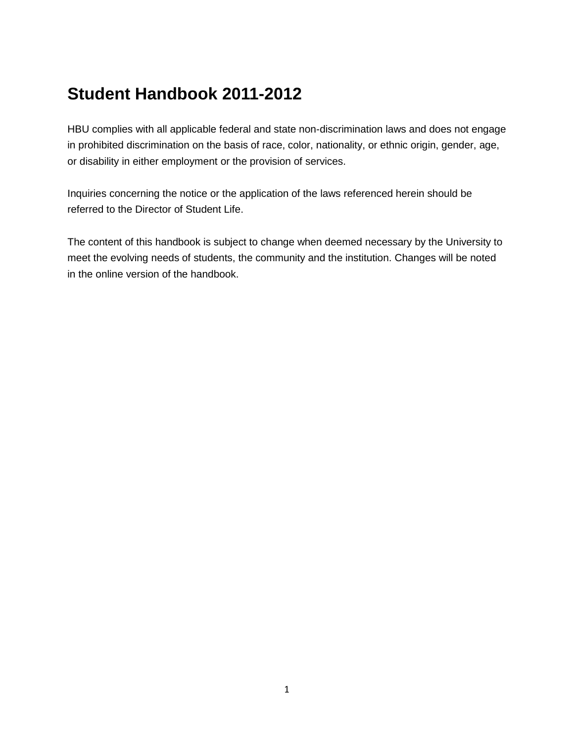# Student Handbook 2011-2012

HBU complies with all applicable federal and state non-discrimination laws and does not engage in prohibited discrimination on the basis of race, color, nationality, or ethnic origin, gender, age, or disability in either employment or the provision of services.

Inquiries concerning the notice or the application of the laws referenced herein should be referred to the Director of Student Life.

The content of this handbook is subject to change when deemed necessary by the University to meet the evolving needs of students, the community and the institution. Changes will be noted in the online version of the handbook.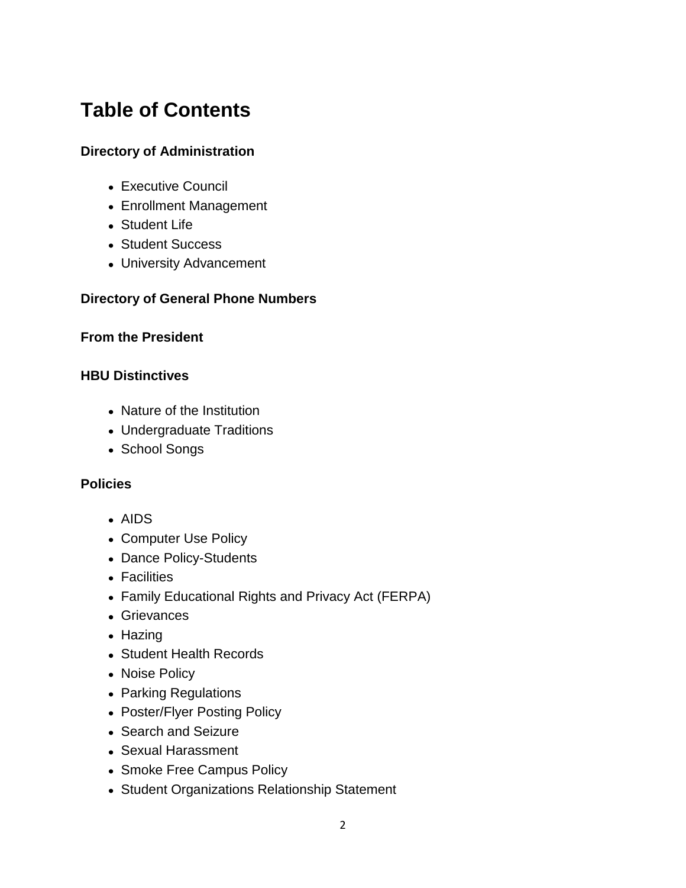# Table of Contents

### Directory of Administration

- Executive Council
- Enrollment Management
- Student Life
- Student Success
- University Advancement

### Directory of General Phone Numbers

### From the President

### HBU Distinctives

- Nature of the Institution
- Undergraduate Traditions
- School Songs

### Policies

- AIDS
- Computer Use Policy
- Dance Policy-Students
- Facilities
- Family Educational Rights and Privacy Act (FERPA)
- Grievances
- Hazing
- Student Health Records
- Noise Policy
- Parking Regulations
- Poster/Flyer Posting Policy
- Search and Seizure
- Sexual Harassment
- Smoke Free Campus Policy
- Student Organizations Relationship Statement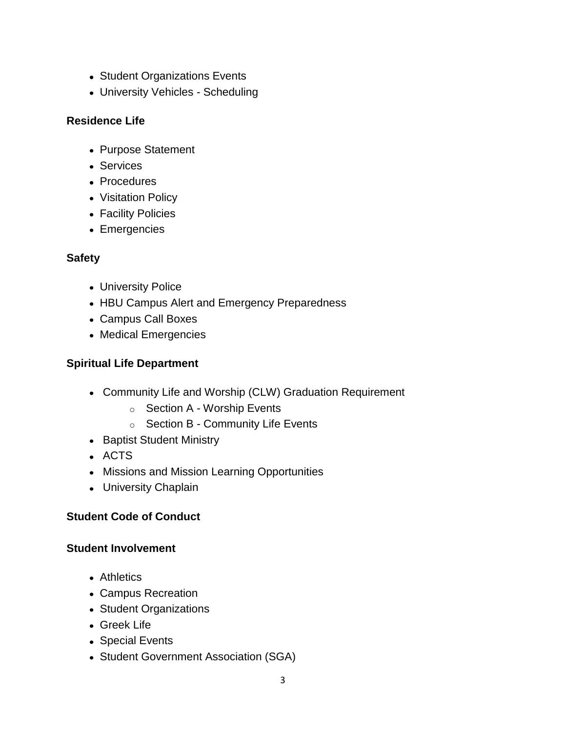- Student Organizations Events
- University Vehicles - Scheduling

**Residence Life**

- Purpose Statement
- Services
- Procedures
- Visitation Policy
- Facility Policies
- Emergencies

**Safety**

- University Police
- HBU Campus Alert and Emergency Preparedness
- Campus Call Boxes
- Medical Emergencies

**Spiritual Life Department**

- Community Life and Worship (CLW) Graduation Requirement
  - Section A - Worship Events
  - Section B - Community Life Events
- Baptist Student Ministry
- ACTS
- Missions and Mission Learning Opportunities
- University Chaplain

**Student Code of Conduct**

**Student Involvement**

- Athletics
- Campus Recreation
- Student Organizations
- Greek Life
- Special Events
- Student Government Association (SGA)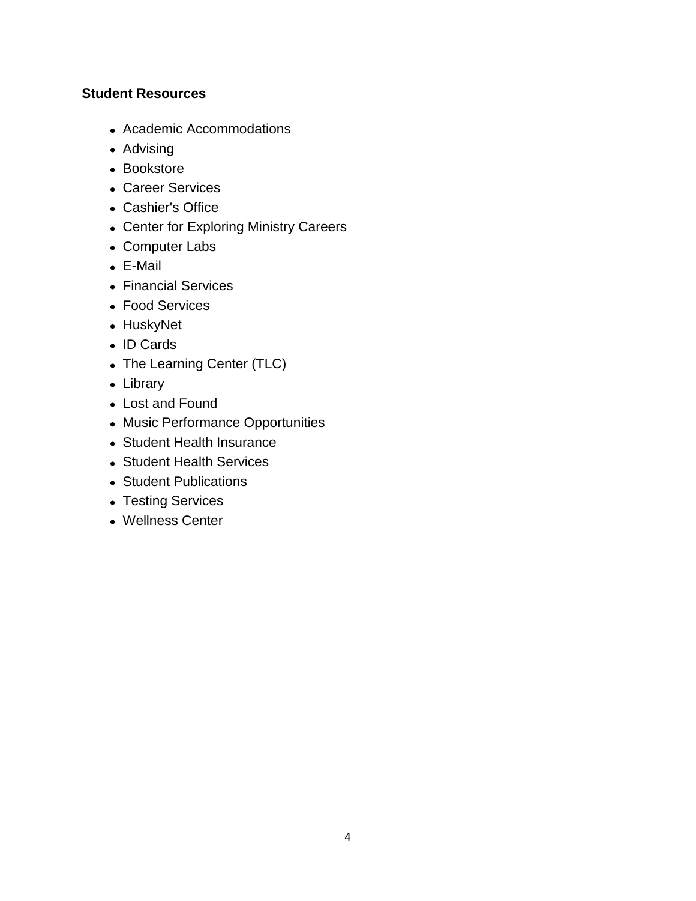**Student Resources**

- Academic Accommodations
- Advising
- Bookstore
- Career Services
- Cashier's Office
- Center for Exploring Ministry Careers
- Computer Labs
- E-Mail
- Financial Services
- Food Services
- HuskyNet
- ID Cards
- The Learning Center (TLC)
- Library
- Lost and Found
- Music Performance Opportunities
- Student Health Insurance
- Student Health Services
- Student Publications
- Testing Services
- Wellness Center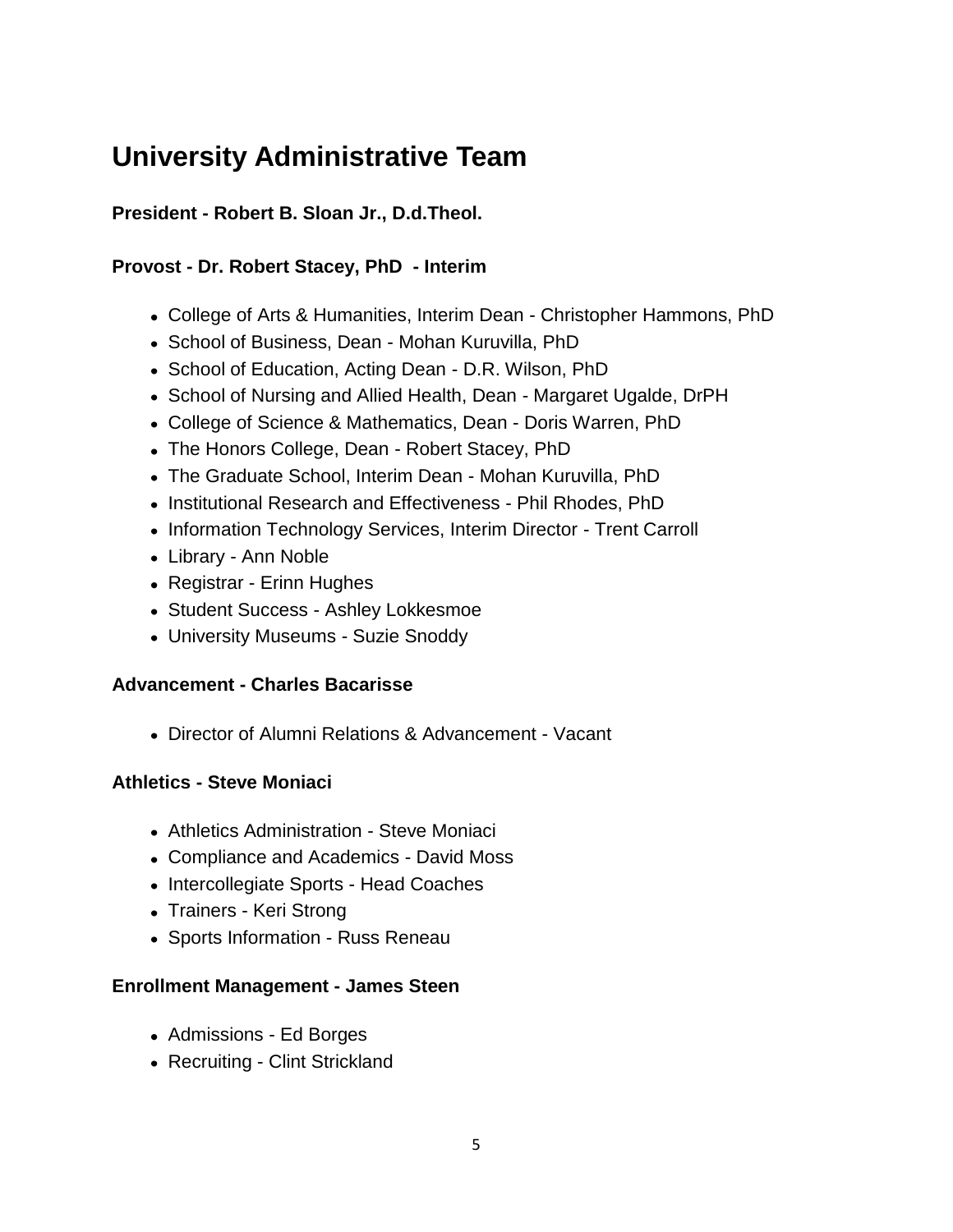# University Administrative Team

**President - Robert B. Sloan Jr., D.d.Theol.**

**Provost - Dr. Robert Stacey, PhD - Interim**

- College of Arts & Humanities, Interim Dean - Christopher Hammons, PhD
- School of Business, Dean - Mohan Kuruvilla, PhD
- School of Education, Acting Dean - D.R. Wilson, PhD
- School of Nursing and Allied Health, Dean - Margaret Ugalde, DrPH
- College of Science & Mathematics, Dean - Doris Warren, PhD
- The Honors College, Dean - Robert Stacey, PhD
- The Graduate School, Interim Dean - Mohan Kuruvilla, PhD
- Institutional Research and Effectiveness - Phil Rhodes, PhD
- Information Technology Services, Interim Director - Trent Carroll
- Library - Ann Noble
- Registrar - Erinn Hughes
- Student Success - Ashley Lokkesmoe
- University Museums - Suzie Snoddy

**Advancement - Charles Bacarisse**

- Director of Alumni Relations & Advancement - Vacant

**Athletics - Steve Moniaci**

- Athletics Administration - Steve Moniaci
- Compliance and Academics - David Moss
- Intercollegiate Sports - Head Coaches
- Trainers - Keri Strong
- Sports Information - Russ Reneau

**Enrollment Management - James Steen**

- Admissions - Ed Borges
- Recruiting - Clint Strickland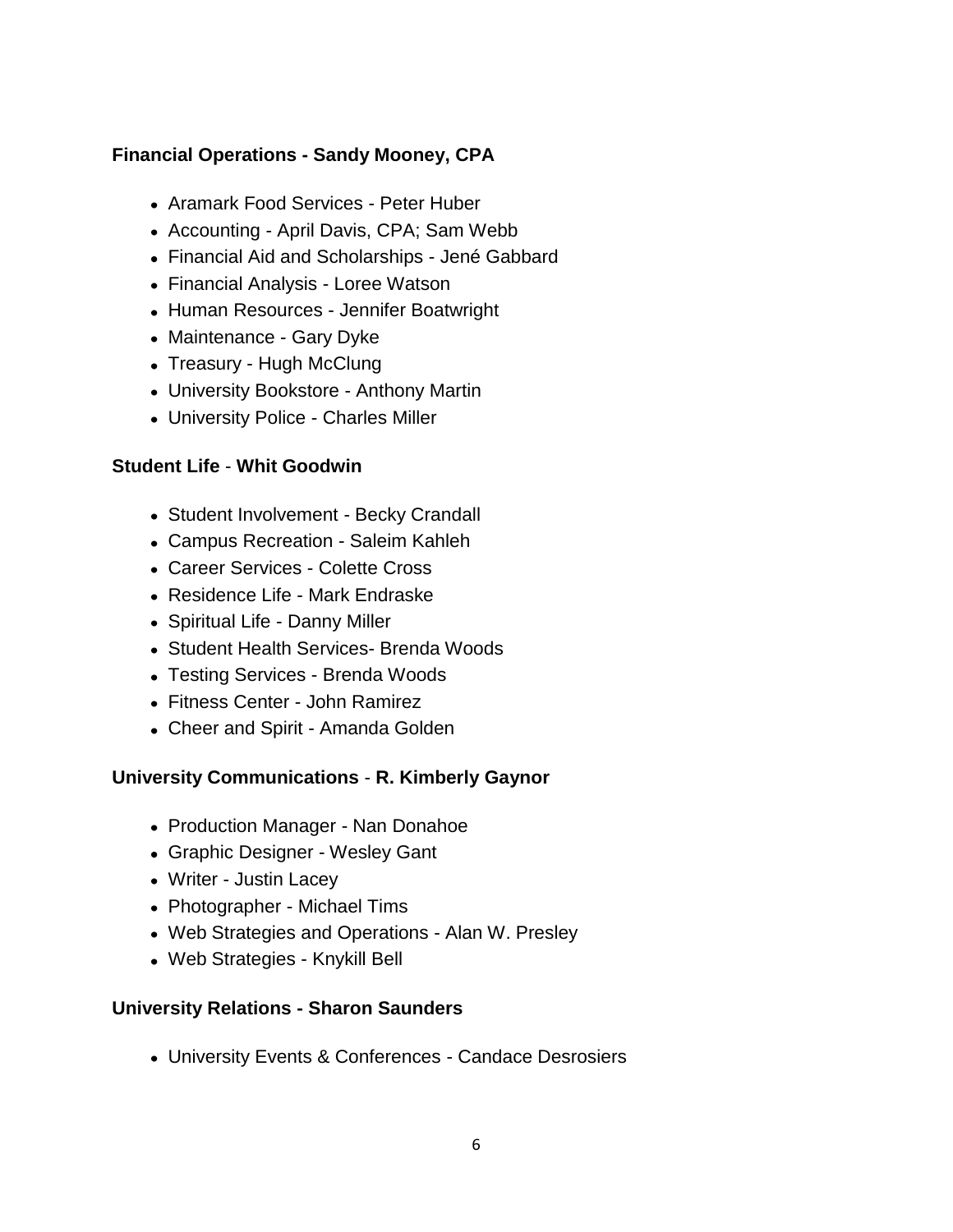**Financial Operations - Sandy Mooney, CPA**

- Aramark Food Services - Peter Huber
- Accounting - April Davis, CPA; Sam Webb
- Financial Aid and Scholarships - Jené Gabbard
- Financial Analysis - Loree Watson
- Human Resources - Jennifer Boatwright
- Maintenance - Gary Dyke
- Treasury - Hugh McClung
- University Bookstore - Anthony Martin
- University Police - Charles Miller

**Student Life** - **Whit Goodwin**

- Student Involvement - Becky Crandall
- Campus Recreation - Saleim Kahleh
- Career Services - Colette Cross
- Residence Life - Mark Endraske
- Spiritual Life - Danny Miller
- Student Health Services- Brenda Woods
- Testing Services - Brenda Woods
- Fitness Center - John Ramirez
- Cheer and Spirit - Amanda Golden

**University Communications** - **R. Kimberly Gaynor**

- Production Manager - Nan Donahoe
- Graphic Designer - Wesley Gant
- Writer - Justin Lacey
- Photographer - Michael Tims
- Web Strategies and Operations - Alan W. Presley
- Web Strategies - Knykill Bell

**University Relations - Sharon Saunders**

- University Events & Conferences - Candace Desrosiers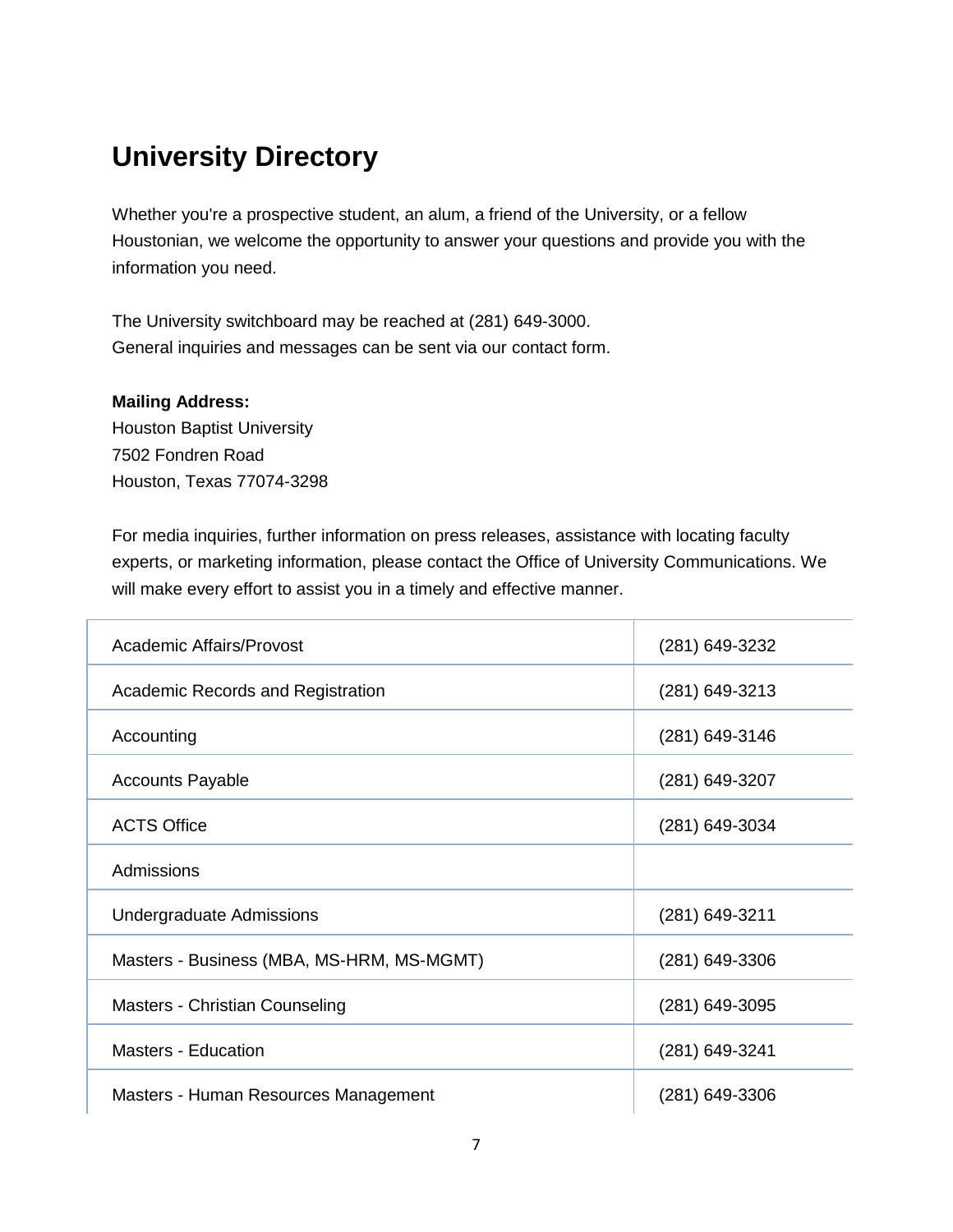## University Directory

Whether you're a prospective student, an alum, a friend of the University, or a fellow Houstonian, we welcome the opportunity to answer your questions and provide you with the information you need.

The University switchboard may be reached at (281) 649-3000.
General inquiries and messages can be sent via our contact form.

**Mailing Address:**
Houston Baptist University
7502 Fondren Road
Houston, Texas 77074-3298

For media inquiries, further information on press releases, assistance with locating faculty experts, or marketing information, please contact the Office of University Communications. We will make every effort to assist you in a timely and effective manner.

| | |
|---|---|
| Academic Affairs/Provost | (281) 649-3232 |
| Academic Records and Registration | (281) 649-3213 |
| Accounting | (281) 649-3146 |
| Accounts Payable | (281) 649-3207 |
| ACTS Office | (281) 649-3034 |
| Admissions | |
| Undergraduate Admissions | (281) 649-3211 |
| Masters - Business (MBA, MS-HRM, MS-MGMT) | (281) 649-3306 |
| Masters - Christian Counseling | (281) 649-3095 |
| Masters - Education | (281) 649-3241 |
| Masters - Human Resources Management | (281) 649-3306 |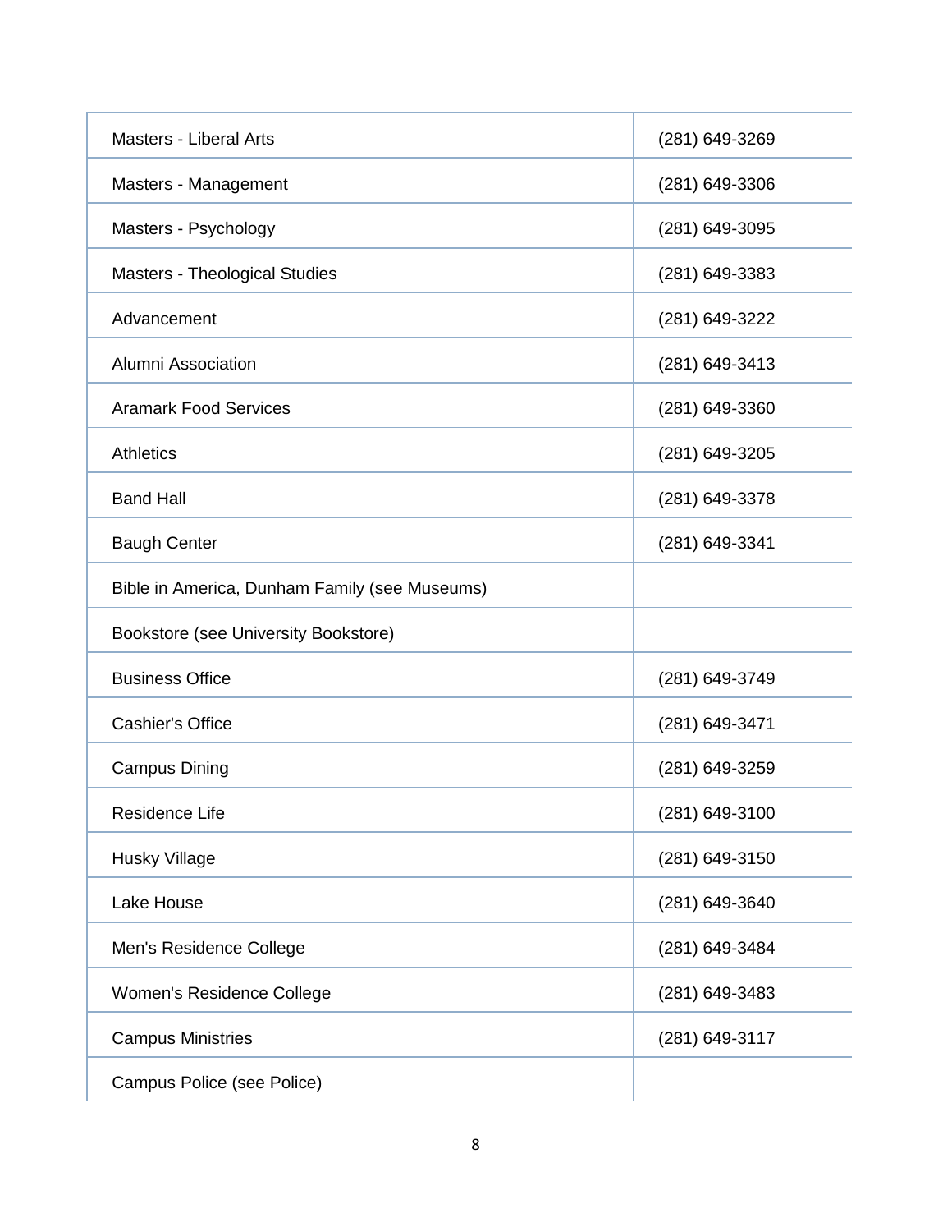| | |
|---|---|
| Masters - Liberal Arts | (281) 649-3269 |
| Masters - Management | (281) 649-3306 |
| Masters - Psychology | (281) 649-3095 |
| Masters - Theological Studies | (281) 649-3383 |
| Advancement | (281) 649-3222 |
| Alumni Association | (281) 649-3413 |
| Aramark Food Services | (281) 649-3360 |
| Athletics | (281) 649-3205 |
| Band Hall | (281) 649-3378 |
| Baugh Center | (281) 649-3341 |
| Bible in America, Dunham Family (see Museums) | |
| Bookstore (see University Bookstore) | |
| Business Office | (281) 649-3749 |
| Cashier's Office | (281) 649-3471 |
| Campus Dining | (281) 649-3259 |
| Residence Life | (281) 649-3100 |
| Husky Village | (281) 649-3150 |
| Lake House | (281) 649-3640 |
| Men's Residence College | (281) 649-3484 |
| Women's Residence College | (281) 649-3483 |
| Campus Ministries | (281) 649-3117 |
| Campus Police (see Police) | |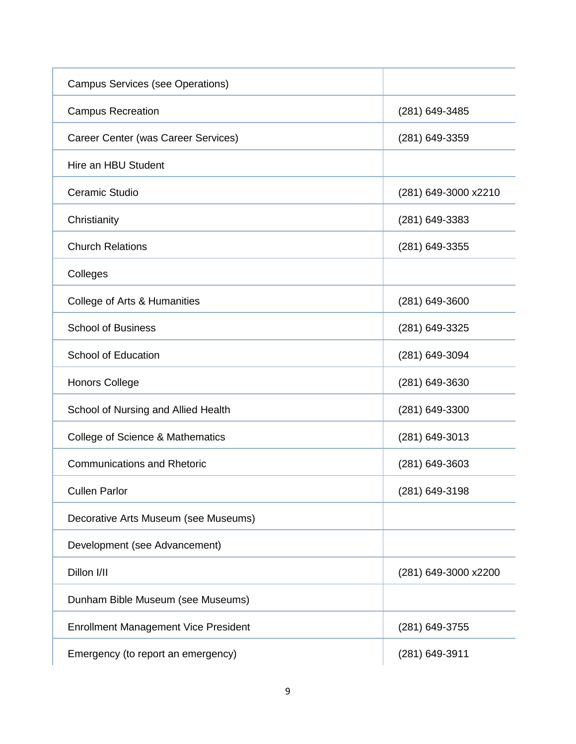| | |
|---|---|
| Campus Services (see Operations) | |
| Campus Recreation | (281) 649-3485 |
| Career Center (was Career Services) | (281) 649-3359 |
| Hire an HBU Student | |
| Ceramic Studio | (281) 649-3000 x2210 |
| Christianity | (281) 649-3383 |
| Church Relations | (281) 649-3355 |
| Colleges | |
| College of Arts & Humanities | (281) 649-3600 |
| School of Business | (281) 649-3325 |
| School of Education | (281) 649-3094 |
| Honors College | (281) 649-3630 |
| School of Nursing and Allied Health | (281) 649-3300 |
| College of Science & Mathematics | (281) 649-3013 |
| Communications and Rhetoric | (281) 649-3603 |
| Cullen Parlor | (281) 649-3198 |
| Decorative Arts Museum (see Museums) | |
| Development (see Advancement) | |
| Dillon I/II | (281) 649-3000 x2200 |
| Dunham Bible Museum (see Museums) | |
| Enrollment Management Vice President | (281) 649-3755 |
| Emergency (to report an emergency) | (281) 649-3911 |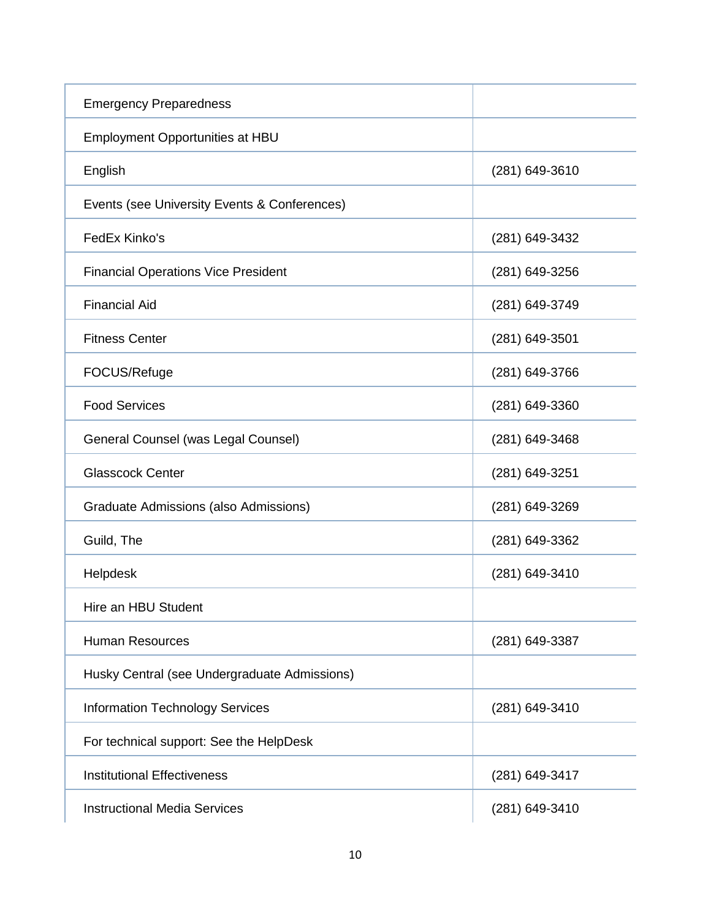| | |
|---|---|
| Emergency Preparedness | |
| Employment Opportunities at HBU | |
| English | (281) 649-3610 |
| Events (see University Events & Conferences) | |
| FedEx Kinko's | (281) 649-3432 |
| Financial Operations Vice President | (281) 649-3256 |
| Financial Aid | (281) 649-3749 |
| Fitness Center | (281) 649-3501 |
| FOCUS/Refuge | (281) 649-3766 |
| Food Services | (281) 649-3360 |
| General Counsel (was Legal Counsel) | (281) 649-3468 |
| Glasscock Center | (281) 649-3251 |
| Graduate Admissions (also Admissions) | (281) 649-3269 |
| Guild, The | (281) 649-3362 |
| Helpdesk | (281) 649-3410 |
| Hire an HBU Student | |
| Human Resources | (281) 649-3387 |
| Husky Central (see Undergraduate Admissions) | |
| Information Technology Services | (281) 649-3410 |
| For technical support: See the HelpDesk | |
| Institutional Effectiveness | (281) 649-3417 |
| Instructional Media Services | (281) 649-3410 |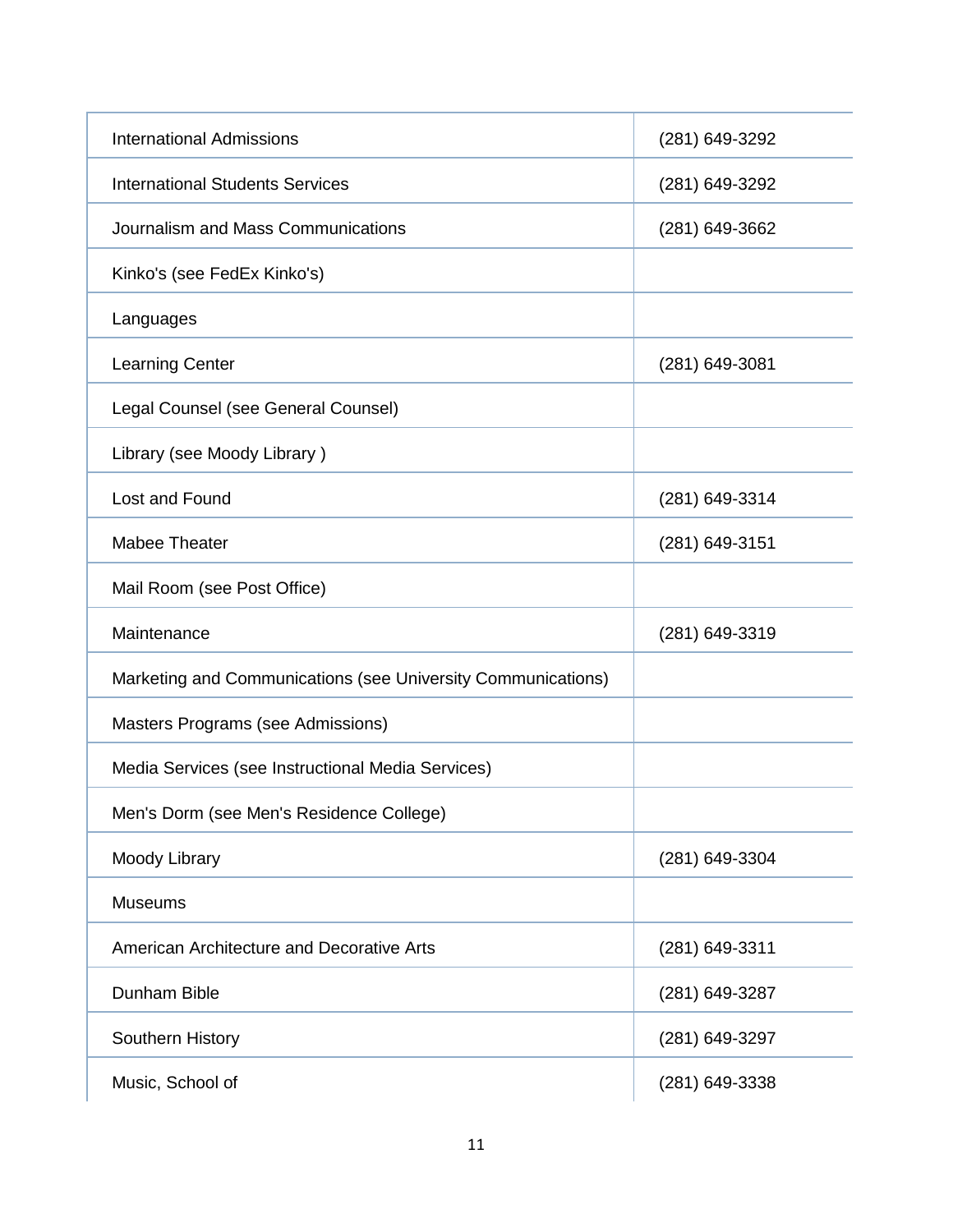| | |
|---|---|
| International Admissions | (281) 649-3292 |
| International Students Services | (281) 649-3292 |
| Journalism and Mass Communications | (281) 649-3662 |
| Kinko's (see FedEx Kinko's) | |
| Languages | |
| Learning Center | (281) 649-3081 |
| Legal Counsel (see General Counsel) | |
| Library (see Moody Library ) | |
| Lost and Found | (281) 649-3314 |
| Mabee Theater | (281) 649-3151 |
| Mail Room (see Post Office) | |
| Maintenance | (281) 649-3319 |
| Marketing and Communications (see University Communications) | |
| Masters Programs (see Admissions) | |
| Media Services (see Instructional Media Services) | |
| Men's Dorm (see Men's Residence College) | |
| Moody Library | (281) 649-3304 |
| Museums | |
| American Architecture and Decorative Arts | (281) 649-3311 |
| Dunham Bible | (281) 649-3287 |
| Southern History | (281) 649-3297 |
| Music, School of | (281) 649-3338 |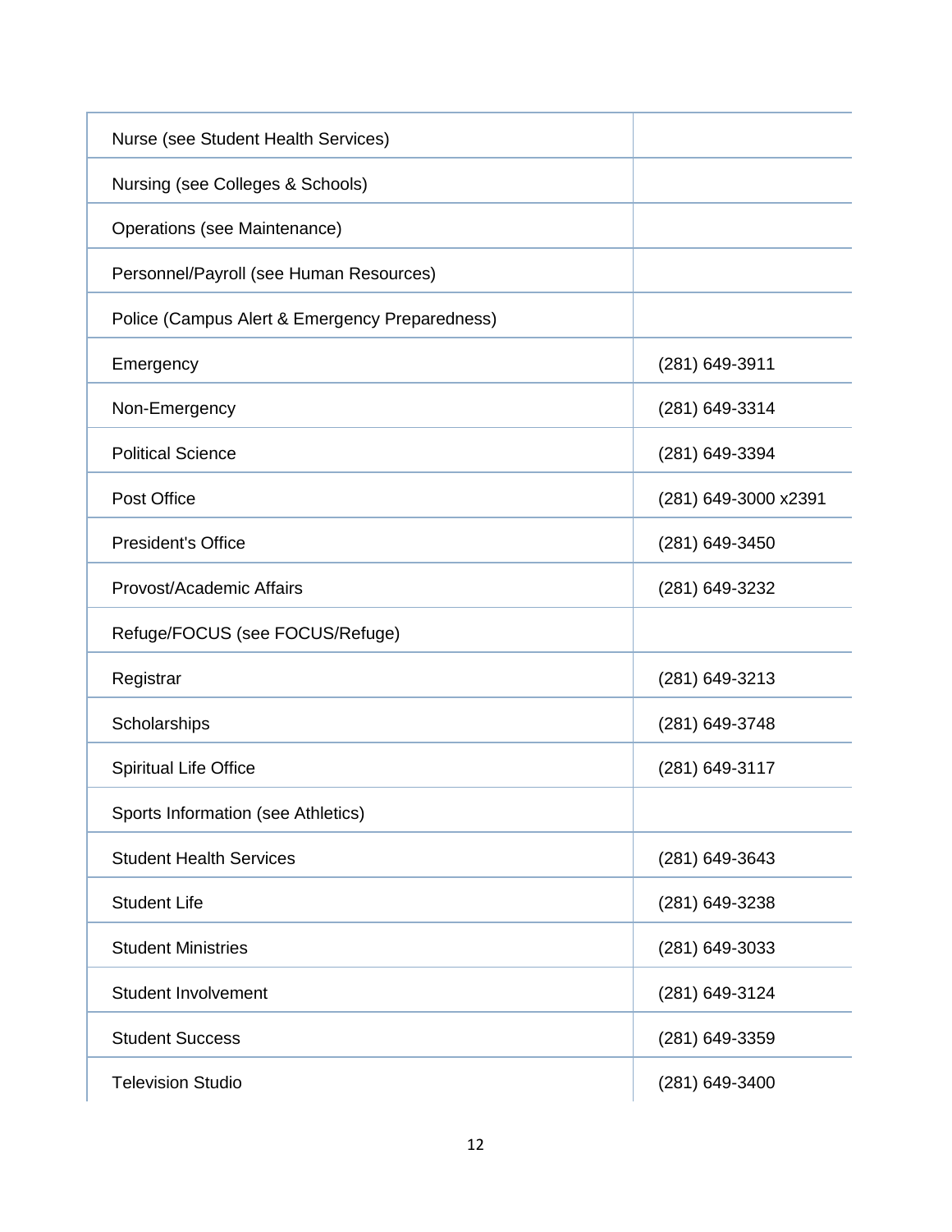| | |
|---|---|
| Nurse (see Student Health Services) | |
| Nursing (see Colleges & Schools) | |
| Operations (see Maintenance) | |
| Personnel/Payroll (see Human Resources) | |
| Police (Campus Alert & Emergency Preparedness) | |
| Emergency | (281) 649-3911 |
| Non-Emergency | (281) 649-3314 |
| Political Science | (281) 649-3394 |
| Post Office | (281) 649-3000 x2391 |
| President's Office | (281) 649-3450 |
| Provost/Academic Affairs | (281) 649-3232 |
| Refuge/FOCUS (see FOCUS/Refuge) | |
| Registrar | (281) 649-3213 |
| Scholarships | (281) 649-3748 |
| Spiritual Life Office | (281) 649-3117 |
| Sports Information (see Athletics) | |
| Student Health Services | (281) 649-3643 |
| Student Life | (281) 649-3238 |
| Student Ministries | (281) 649-3033 |
| Student Involvement | (281) 649-3124 |
| Student Success | (281) 649-3359 |
| Television Studio | (281) 649-3400 |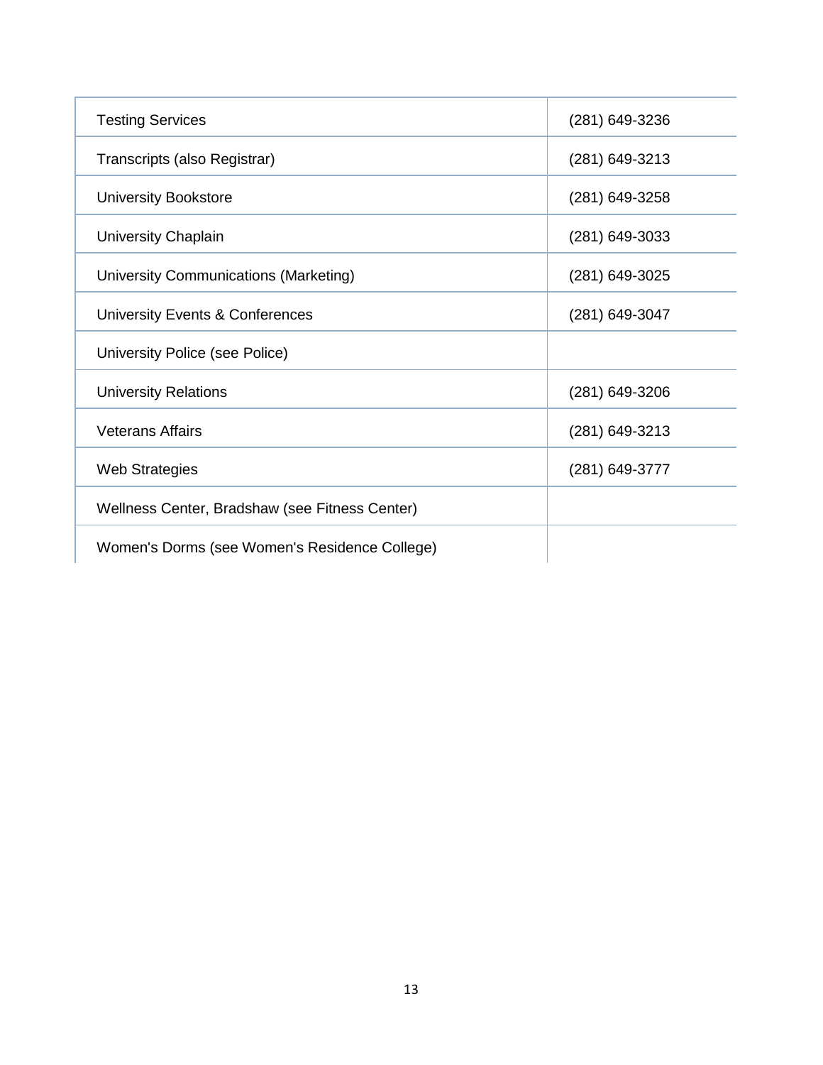| | |
|---|---|
| Testing Services | (281) 649-3236 |
| Transcripts (also Registrar) | (281) 649-3213 |
| University Bookstore | (281) 649-3258 |
| University Chaplain | (281) 649-3033 |
| University Communications (Marketing) | (281) 649-3025 |
| University Events & Conferences | (281) 649-3047 |
| University Police (see Police) | |
| University Relations | (281) 649-3206 |
| Veterans Affairs | (281) 649-3213 |
| Web Strategies | (281) 649-3777 |
| Wellness Center, Bradshaw (see Fitness Center) | |
| Women's Dorms (see Women's Residence College) | |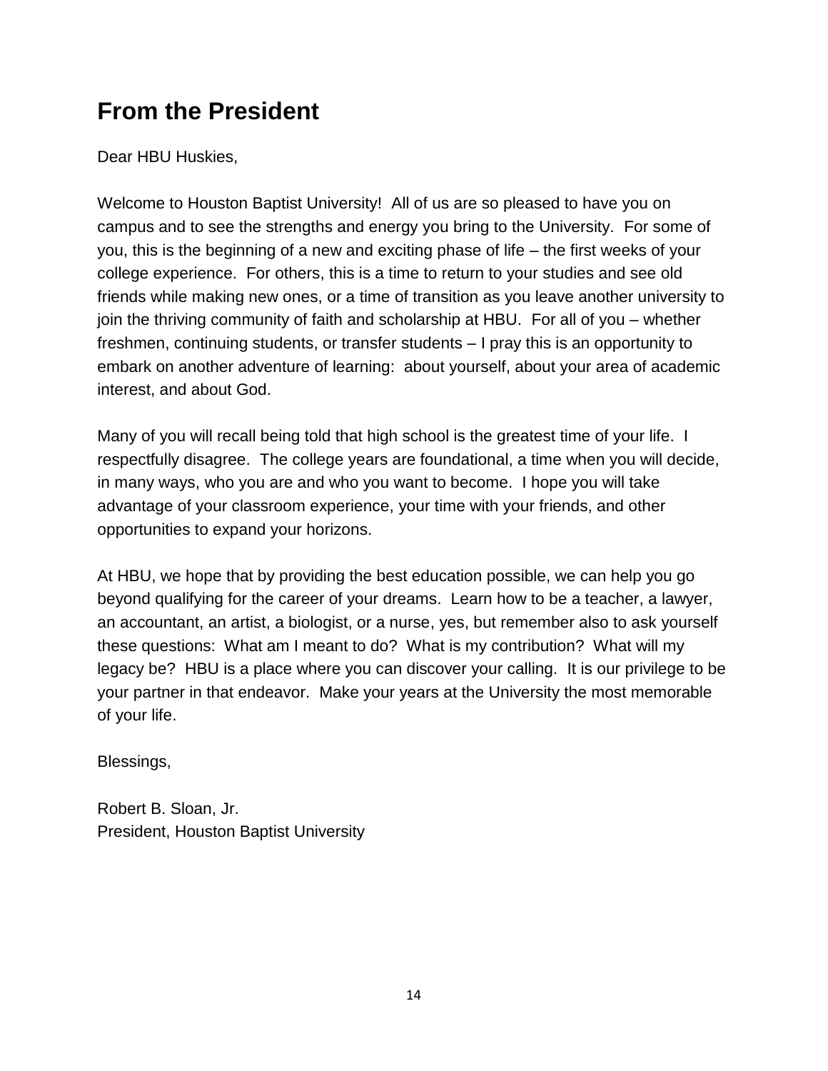# From the President

Dear HBU Huskies,

Welcome to Houston Baptist University! All of us are so pleased to have you on campus and to see the strengths and energy you bring to the University. For some of you, this is the beginning of a new and exciting phase of life – the first weeks of your college experience. For others, this is a time to return to your studies and see old friends while making new ones, or a time of transition as you leave another university to join the thriving community of faith and scholarship at HBU. For all of you – whether freshmen, continuing students, or transfer students – I pray this is an opportunity to embark on another adventure of learning: about yourself, about your area of academic interest, and about God.

Many of you will recall being told that high school is the greatest time of your life. I respectfully disagree. The college years are foundational, a time when you will decide, in many ways, who you are and who you want to become. I hope you will take advantage of your classroom experience, your time with your friends, and other opportunities to expand your horizons.

At HBU, we hope that by providing the best education possible, we can help you go beyond qualifying for the career of your dreams. Learn how to be a teacher, a lawyer, an accountant, an artist, a biologist, or a nurse, yes, but remember also to ask yourself these questions: What am I meant to do? What is my contribution? What will my legacy be? HBU is a place where you can discover your calling. It is our privilege to be your partner in that endeavor. Make your years at the University the most memorable of your life.

Blessings,

Robert B. Sloan, Jr.
President, Houston Baptist University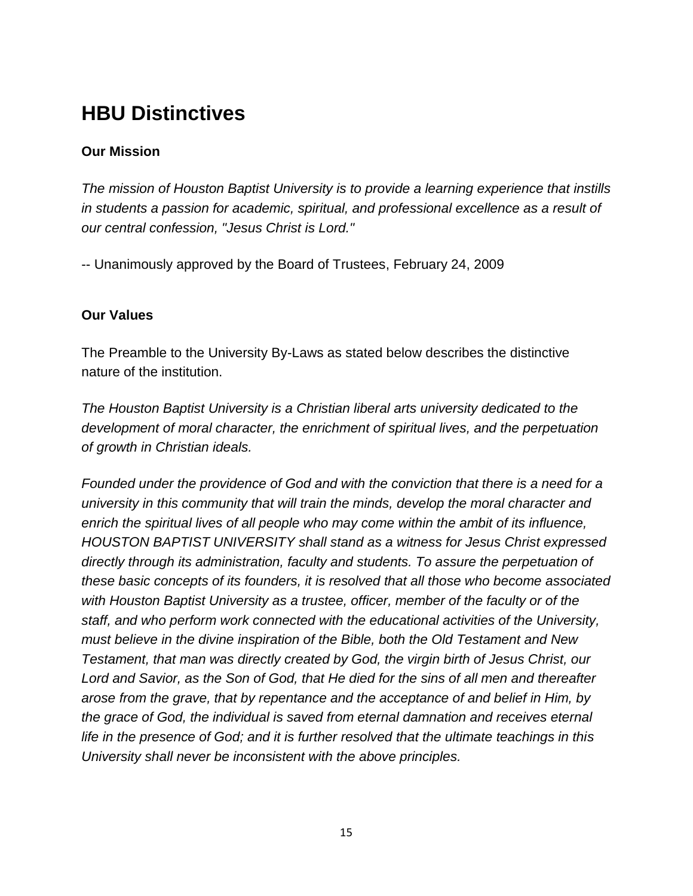# HBU Distinctives

**Our Mission**

*The mission of Houston Baptist University is to provide a learning experience that instills in students a passion for academic, spiritual, and professional excellence as a result of our central confession, "Jesus Christ is Lord."*

-- Unanimously approved by the Board of Trustees, February 24, 2009

**Our Values**

The Preamble to the University By-Laws as stated below describes the distinctive nature of the institution.

*The Houston Baptist University is a Christian liberal arts university dedicated to the development of moral character, the enrichment of spiritual lives, and the perpetuation of growth in Christian ideals.*

*Founded under the providence of God and with the conviction that there is a need for a university in this community that will train the minds, develop the moral character and enrich the spiritual lives of all people who may come within the ambit of its influence, HOUSTON BAPTIST UNIVERSITY shall stand as a witness for Jesus Christ expressed directly through its administration, faculty and students. To assure the perpetuation of these basic concepts of its founders, it is resolved that all those who become associated with Houston Baptist University as a trustee, officer, member of the faculty or of the staff, and who perform work connected with the educational activities of the University, must believe in the divine inspiration of the Bible, both the Old Testament and New Testament, that man was directly created by God, the virgin birth of Jesus Christ, our Lord and Savior, as the Son of God, that He died for the sins of all men and thereafter arose from the grave, that by repentance and the acceptance of and belief in Him, by the grace of God, the individual is saved from eternal damnation and receives eternal life in the presence of God; and it is further resolved that the ultimate teachings in this University shall never be inconsistent with the above principles.*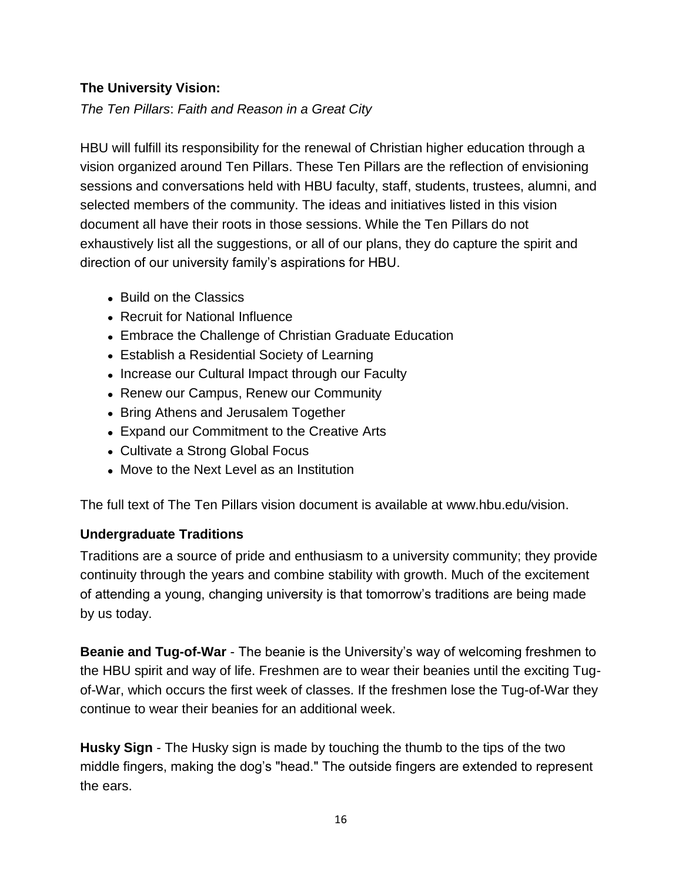### The University Vision:

*The Ten Pillars*: *Faith and Reason in a Great City*

HBU will fulfill its responsibility for the renewal of Christian higher education through a vision organized around Ten Pillars. These Ten Pillars are the reflection of envisioning sessions and conversations held with HBU faculty, staff, students, trustees, alumni, and selected members of the community. The ideas and initiatives listed in this vision document all have their roots in those sessions. While the Ten Pillars do not exhaustively list all the suggestions, or all of our plans, they do capture the spirit and direction of our university family's aspirations for HBU.

- Build on the Classics
- Recruit for National Influence
- Embrace the Challenge of Christian Graduate Education
- Establish a Residential Society of Learning
- Increase our Cultural Impact through our Faculty
- Renew our Campus, Renew our Community
- Bring Athens and Jerusalem Together
- Expand our Commitment to the Creative Arts
- Cultivate a Strong Global Focus
- Move to the Next Level as an Institution

The full text of The Ten Pillars vision document is available at www.hbu.edu/vision.

### Undergraduate Traditions

Traditions are a source of pride and enthusiasm to a university community; they provide continuity through the years and combine stability with growth. Much of the excitement of attending a young, changing university is that tomorrow's traditions are being made by us today.

**Beanie and Tug-of-War** - The beanie is the University's way of welcoming freshmen to the HBU spirit and way of life. Freshmen are to wear their beanies until the exciting Tug-of-War, which occurs the first week of classes. If the freshmen lose the Tug-of-War they continue to wear their beanies for an additional week.

**Husky Sign** - The Husky sign is made by touching the thumb to the tips of the two middle fingers, making the dog's "head." The outside fingers are extended to represent the ears.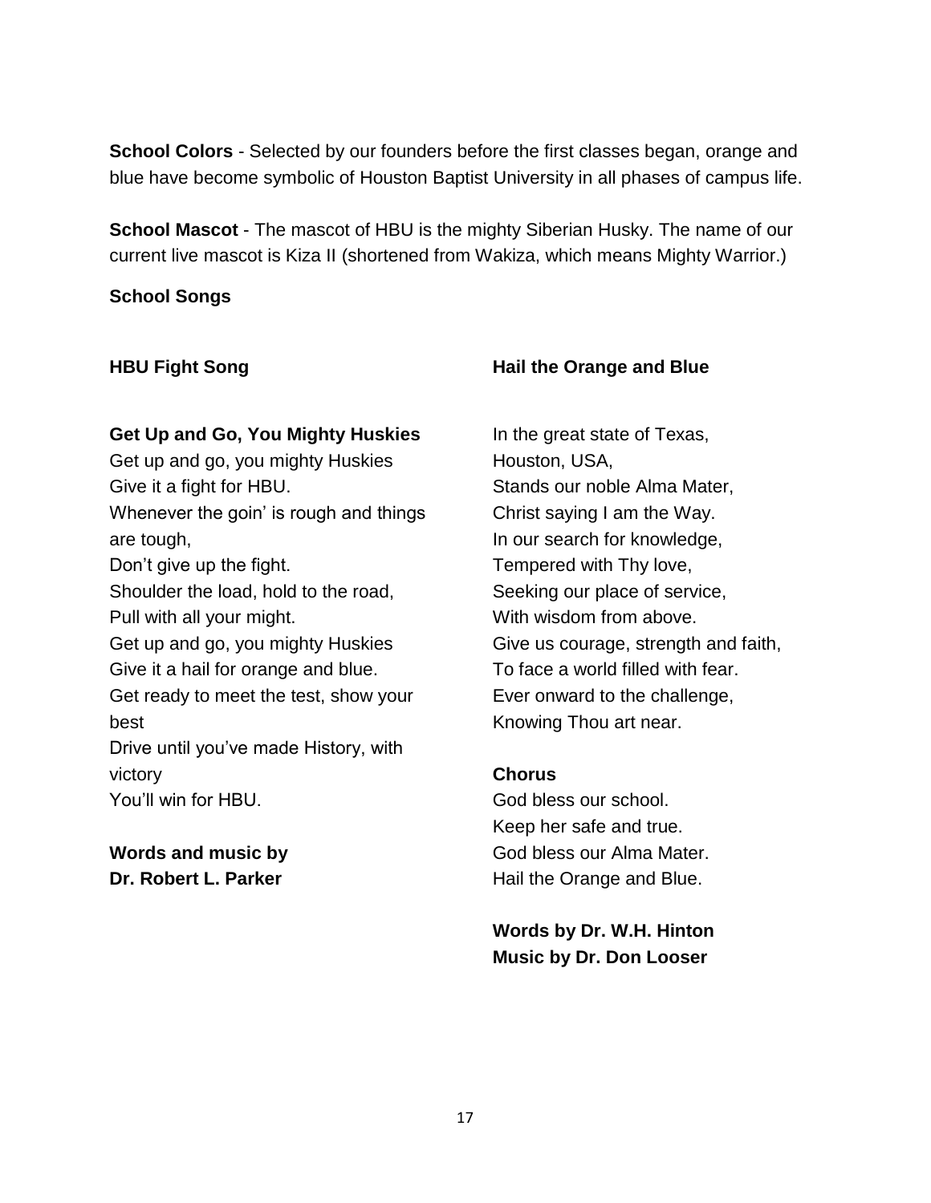**School Colors** - Selected by our founders before the first classes began, orange and blue have become symbolic of Houston Baptist University in all phases of campus life.

**School Mascot** - The mascot of HBU is the mighty Siberian Husky. The name of our current live mascot is Kiza II (shortened from Wakiza, which means Mighty Warrior.)

**School Songs**

**HBU Fight Song**

**Get Up and Go, You Mighty Huskies**

Get up and go, you mighty Huskies
Give it a fight for HBU.
Whenever the goin' is rough and things are tough,
Don't give up the fight.
Shoulder the load, hold to the road,
Pull with all your might.
Get up and go, you mighty Huskies
Give it a hail for orange and blue.
Get ready to meet the test, show your best
Drive until you've made History, with victory
You'll win for HBU.

**Words and music by**
**Dr. Robert L. Parker**

**Hail the Orange and Blue**

In the great state of Texas,
Houston, USA,
Stands our noble Alma Mater,
Christ saying I am the Way.
In our search for knowledge,
Tempered with Thy love,
Seeking our place of service,
With wisdom from above.
Give us courage, strength and faith,
To face a world filled with fear.
Ever onward to the challenge,
Knowing Thou art near.

**Chorus**

God bless our school.
Keep her safe and true.
God bless our Alma Mater.
Hail the Orange and Blue.

**Words by Dr. W.H. Hinton**
**Music by Dr. Don Looser**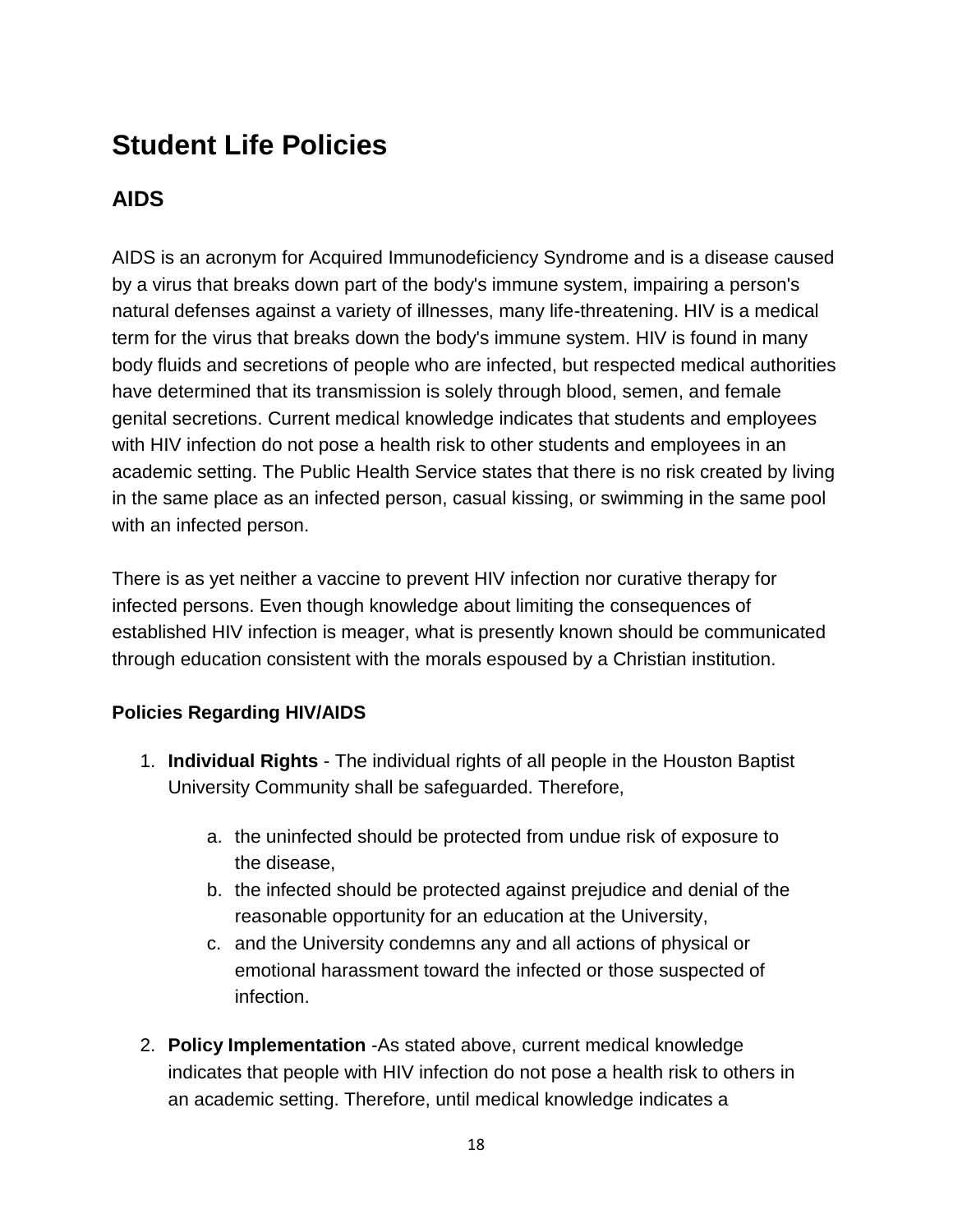# Student Life Policies

## AIDS

AIDS is an acronym for Acquired Immunodeficiency Syndrome and is a disease caused by a virus that breaks down part of the body's immune system, impairing a person's natural defenses against a variety of illnesses, many life-threatening. HIV is a medical term for the virus that breaks down the body's immune system. HIV is found in many body fluids and secretions of people who are infected, but respected medical authorities have determined that its transmission is solely through blood, semen, and female genital secretions. Current medical knowledge indicates that students and employees with HIV infection do not pose a health risk to other students and employees in an academic setting. The Public Health Service states that there is no risk created by living in the same place as an infected person, casual kissing, or swimming in the same pool with an infected person.

There is as yet neither a vaccine to prevent HIV infection nor curative therapy for infected persons. Even though knowledge about limiting the consequences of established HIV infection is meager, what is presently known should be communicated through education consistent with the morals espoused by a Christian institution.

### Policies Regarding HIV/AIDS

1. **Individual Rights** - The individual rights of all people in the Houston Baptist University Community shall be safeguarded. Therefore,

   a. the uninfected should be protected from undue risk of exposure to the disease,
   b. the infected should be protected against prejudice and denial of the reasonable opportunity for an education at the University,
   c. and the University condemns any and all actions of physical or emotional harassment toward the infected or those suspected of infection.

2. **Policy Implementation** -As stated above, current medical knowledge indicates that people with HIV infection do not pose a health risk to others in an academic setting. Therefore, until medical knowledge indicates a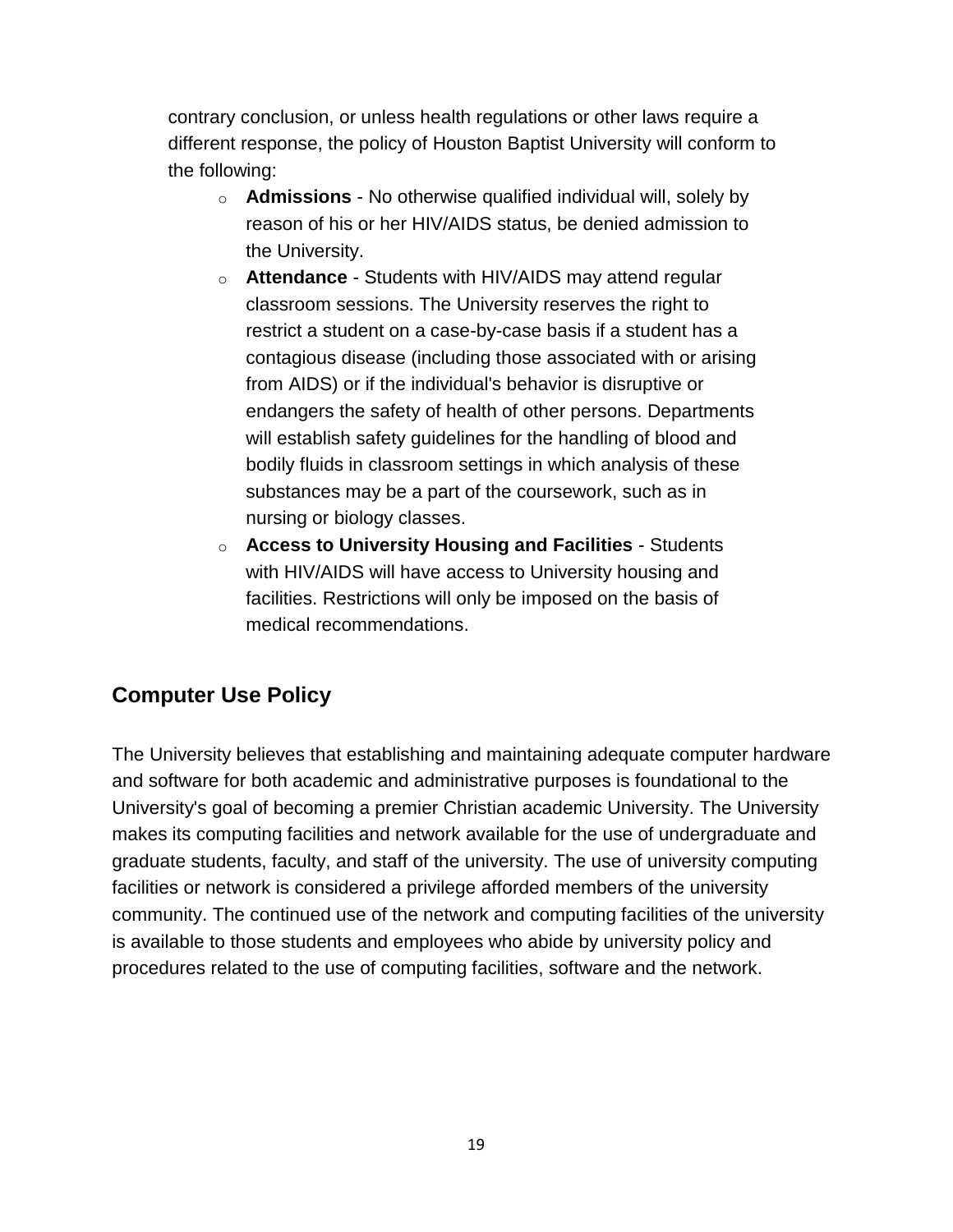contrary conclusion, or unless health regulations or other laws require a different response, the policy of Houston Baptist University will conform to the following:

- **Admissions** - No otherwise qualified individual will, solely by reason of his or her HIV/AIDS status, be denied admission to the University.
- **Attendance** - Students with HIV/AIDS may attend regular classroom sessions. The University reserves the right to restrict a student on a case-by-case basis if a student has a contagious disease (including those associated with or arising from AIDS) or if the individual's behavior is disruptive or endangers the safety of health of other persons. Departments will establish safety guidelines for the handling of blood and bodily fluids in classroom settings in which analysis of these substances may be a part of the coursework, such as in nursing or biology classes.
- **Access to University Housing and Facilities** - Students with HIV/AIDS will have access to University housing and facilities. Restrictions will only be imposed on the basis of medical recommendations.

## Computer Use Policy

The University believes that establishing and maintaining adequate computer hardware and software for both academic and administrative purposes is foundational to the University's goal of becoming a premier Christian academic University. The University makes its computing facilities and network available for the use of undergraduate and graduate students, faculty, and staff of the university. The use of university computing facilities or network is considered a privilege afforded members of the university community. The continued use of the network and computing facilities of the university is available to those students and employees who abide by university policy and procedures related to the use of computing facilities, software and the network.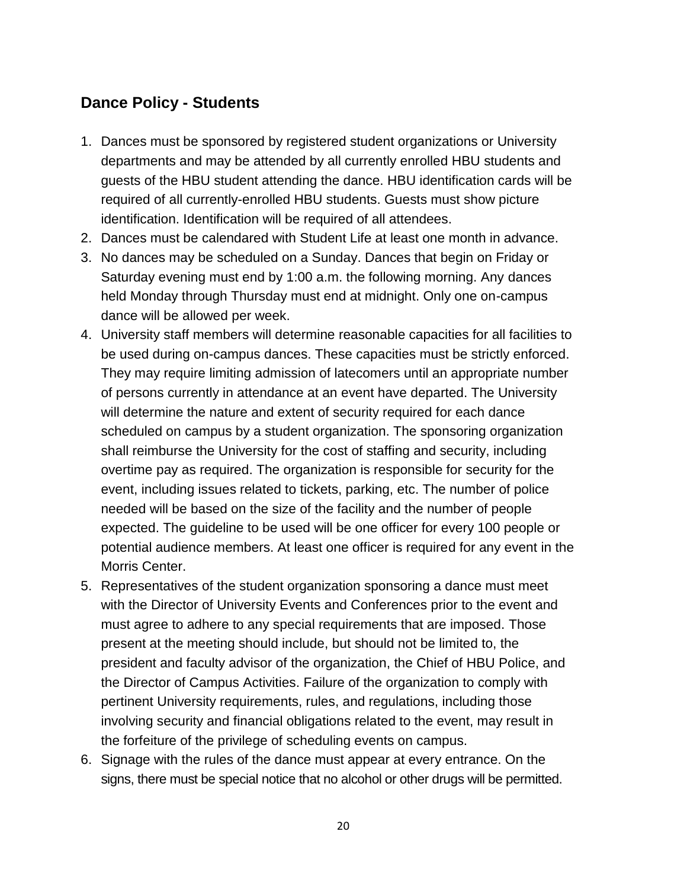## Dance Policy - Students

1. Dances must be sponsored by registered student organizations or University departments and may be attended by all currently enrolled HBU students and guests of the HBU student attending the dance. HBU identification cards will be required of all currently-enrolled HBU students. Guests must show picture identification. Identification will be required of all attendees.
2. Dances must be calendared with Student Life at least one month in advance.
3. No dances may be scheduled on a Sunday. Dances that begin on Friday or Saturday evening must end by 1:00 a.m. the following morning. Any dances held Monday through Thursday must end at midnight. Only one on-campus dance will be allowed per week.
4. University staff members will determine reasonable capacities for all facilities to be used during on-campus dances. These capacities must be strictly enforced. They may require limiting admission of latecomers until an appropriate number of persons currently in attendance at an event have departed. The University will determine the nature and extent of security required for each dance scheduled on campus by a student organization. The sponsoring organization shall reimburse the University for the cost of staffing and security, including overtime pay as required. The organization is responsible for security for the event, including issues related to tickets, parking, etc. The number of police needed will be based on the size of the facility and the number of people expected. The guideline to be used will be one officer for every 100 people or potential audience members. At least one officer is required for any event in the Morris Center.
5. Representatives of the student organization sponsoring a dance must meet with the Director of University Events and Conferences prior to the event and must agree to adhere to any special requirements that are imposed. Those present at the meeting should include, but should not be limited to, the president and faculty advisor of the organization, the Chief of HBU Police, and the Director of Campus Activities. Failure of the organization to comply with pertinent University requirements, rules, and regulations, including those involving security and financial obligations related to the event, may result in the forfeiture of the privilege of scheduling events on campus.
6. Signage with the rules of the dance must appear at every entrance. On the signs, there must be special notice that no alcohol or other drugs will be permitted.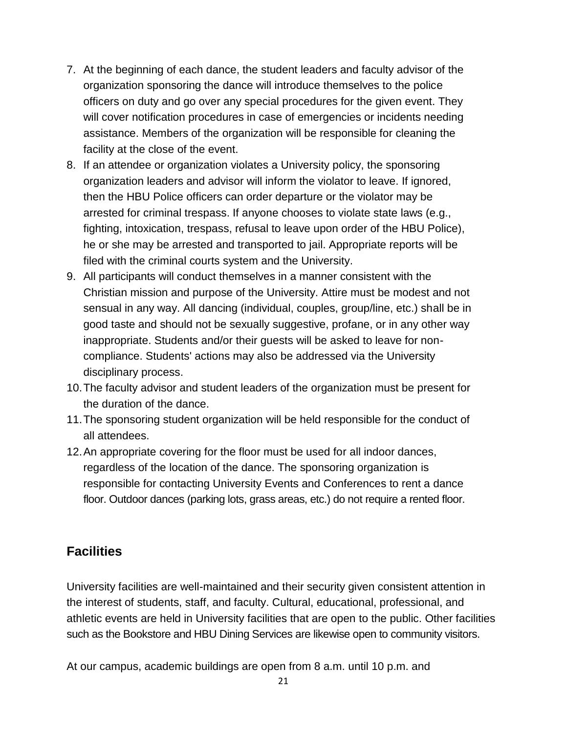7. At the beginning of each dance, the student leaders and faculty advisor of the organization sponsoring the dance will introduce themselves to the police officers on duty and go over any special procedures for the given event. They will cover notification procedures in case of emergencies or incidents needing assistance. Members of the organization will be responsible for cleaning the facility at the close of the event.
8. If an attendee or organization violates a University policy, the sponsoring organization leaders and advisor will inform the violator to leave. If ignored, then the HBU Police officers can order departure or the violator may be arrested for criminal trespass. If anyone chooses to violate state laws (e.g., fighting, intoxication, trespass, refusal to leave upon order of the HBU Police), he or she may be arrested and transported to jail. Appropriate reports will be filed with the criminal courts system and the University.
9. All participants will conduct themselves in a manner consistent with the Christian mission and purpose of the University. Attire must be modest and not sensual in any way. All dancing (individual, couples, group/line, etc.) shall be in good taste and should not be sexually suggestive, profane, or in any other way inappropriate. Students and/or their guests will be asked to leave for non-compliance. Students' actions may also be addressed via the University disciplinary process.
10. The faculty advisor and student leaders of the organization must be present for the duration of the dance.
11. The sponsoring student organization will be held responsible for the conduct of all attendees.
12. An appropriate covering for the floor must be used for all indoor dances, regardless of the location of the dance. The sponsoring organization is responsible for contacting University Events and Conferences to rent a dance floor. Outdoor dances (parking lots, grass areas, etc.) do not require a rented floor.

## Facilities

University facilities are well-maintained and their security given consistent attention in the interest of students, staff, and faculty. Cultural, educational, professional, and athletic events are held in University facilities that are open to the public. Other facilities such as the Bookstore and HBU Dining Services are likewise open to community visitors.

At our campus, academic buildings are open from 8 a.m. until 10 p.m. and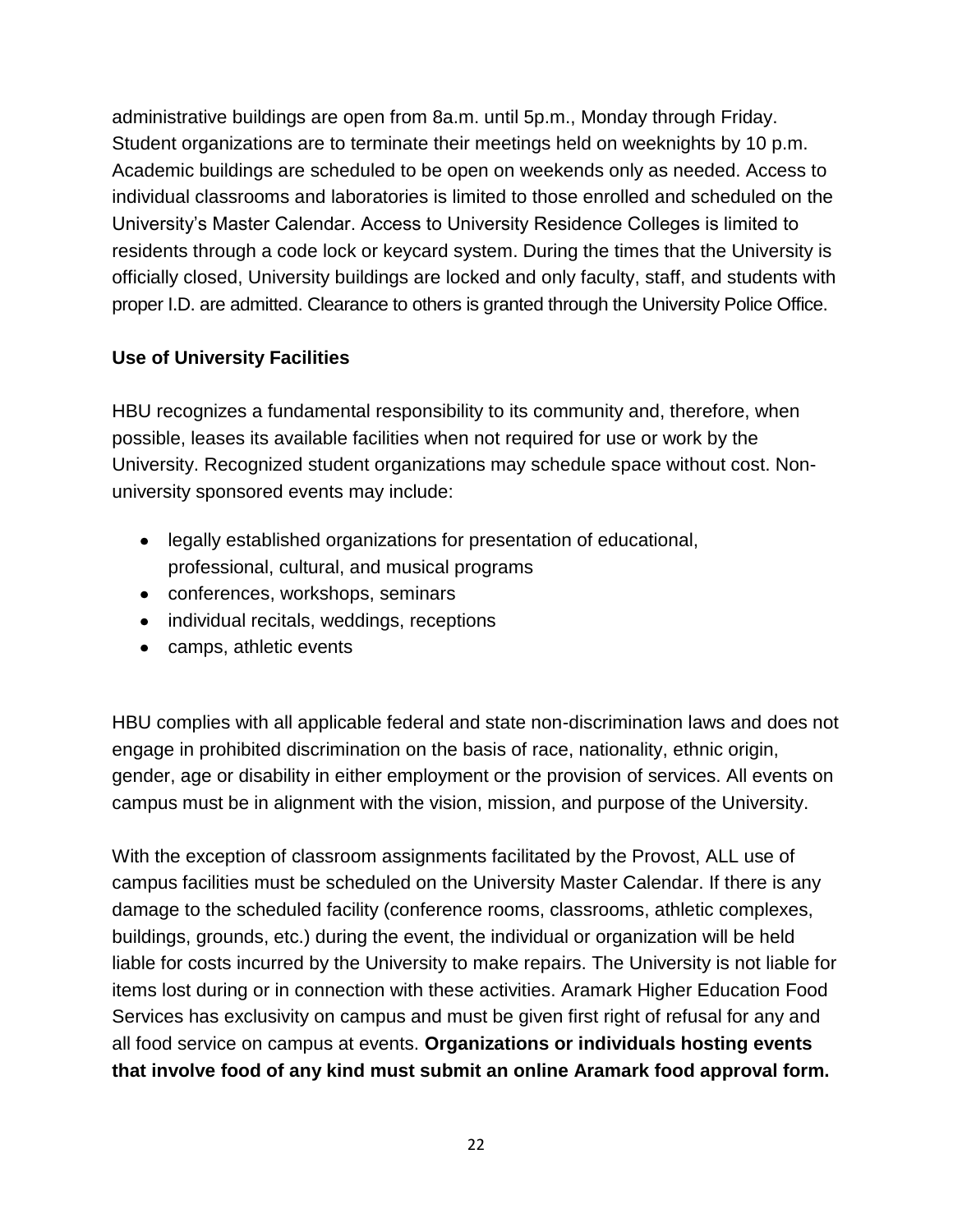administrative buildings are open from 8a.m. until 5p.m., Monday through Friday. Student organizations are to terminate their meetings held on weeknights by 10 p.m. Academic buildings are scheduled to be open on weekends only as needed. Access to individual classrooms and laboratories is limited to those enrolled and scheduled on the University's Master Calendar. Access to University Residence Colleges is limited to residents through a code lock or keycard system. During the times that the University is officially closed, University buildings are locked and only faculty, staff, and students with proper I.D. are admitted. Clearance to others is granted through the University Police Office.

**Use of University Facilities**

HBU recognizes a fundamental responsibility to its community and, therefore, when possible, leases its available facilities when not required for use or work by the University. Recognized student organizations may schedule space without cost. Non-university sponsored events may include:

- legally established organizations for presentation of educational, professional, cultural, and musical programs
- conferences, workshops, seminars
- individual recitals, weddings, receptions
- camps, athletic events

HBU complies with all applicable federal and state non-discrimination laws and does not engage in prohibited discrimination on the basis of race, nationality, ethnic origin, gender, age or disability in either employment or the provision of services. All events on campus must be in alignment with the vision, mission, and purpose of the University.

With the exception of classroom assignments facilitated by the Provost, ALL use of campus facilities must be scheduled on the University Master Calendar. If there is any damage to the scheduled facility (conference rooms, classrooms, athletic complexes, buildings, grounds, etc.) during the event, the individual or organization will be held liable for costs incurred by the University to make repairs. The University is not liable for items lost during or in connection with these activities. Aramark Higher Education Food Services has exclusivity on campus and must be given first right of refusal for any and all food service on campus at events. **Organizations or individuals hosting events that involve food of any kind must submit an online Aramark food approval form.**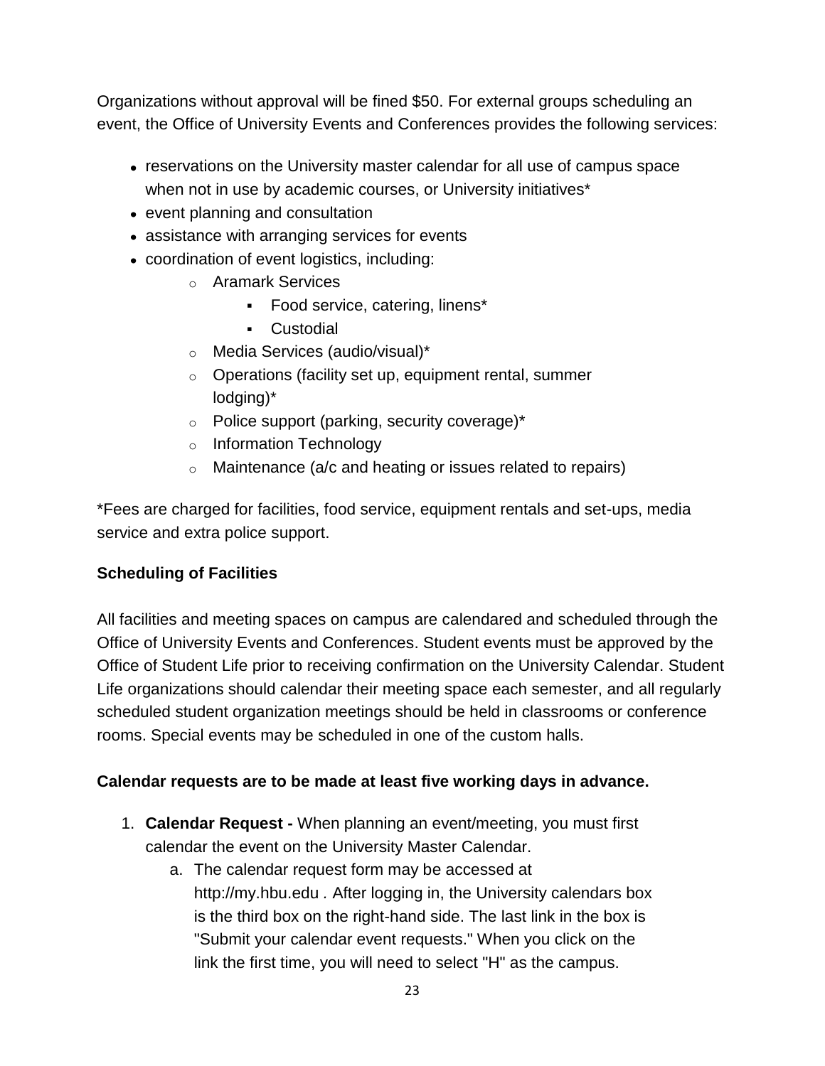Organizations without approval will be fined $50. For external groups scheduling an event, the Office of University Events and Conferences provides the following services:

- reservations on the University master calendar for all use of campus space when not in use by academic courses, or University initiatives*
- event planning and consultation
- assistance with arranging services for events
- coordination of event logistics, including:
    - Aramark Services
        - Food service, catering, linens*
        - Custodial
    - Media Services (audio/visual)*
    - Operations (facility set up, equipment rental, summer lodging)*
    - Police support (parking, security coverage)*
    - Information Technology
    - Maintenance (a/c and heating or issues related to repairs)

*Fees are charged for facilities, food service, equipment rentals and set-ups, media service and extra police support.

**Scheduling of Facilities**

All facilities and meeting spaces on campus are calendared and scheduled through the Office of University Events and Conferences. Student events must be approved by the Office of Student Life prior to receiving confirmation on the University Calendar. Student Life organizations should calendar their meeting space each semester, and all regularly scheduled student organization meetings should be held in classrooms or conference rooms. Special events may be scheduled in one of the custom halls.

**Calendar requests are to be made at least five working days in advance.**

1. **Calendar Request -** When planning an event/meeting, you must first calendar the event on the University Master Calendar.
    a. The calendar request form may be accessed at http://my.hbu.edu . After logging in, the University calendars box is the third box on the right-hand side. The last link in the box is "Submit your calendar event requests." When you click on the link the first time, you will need to select "H" as the campus.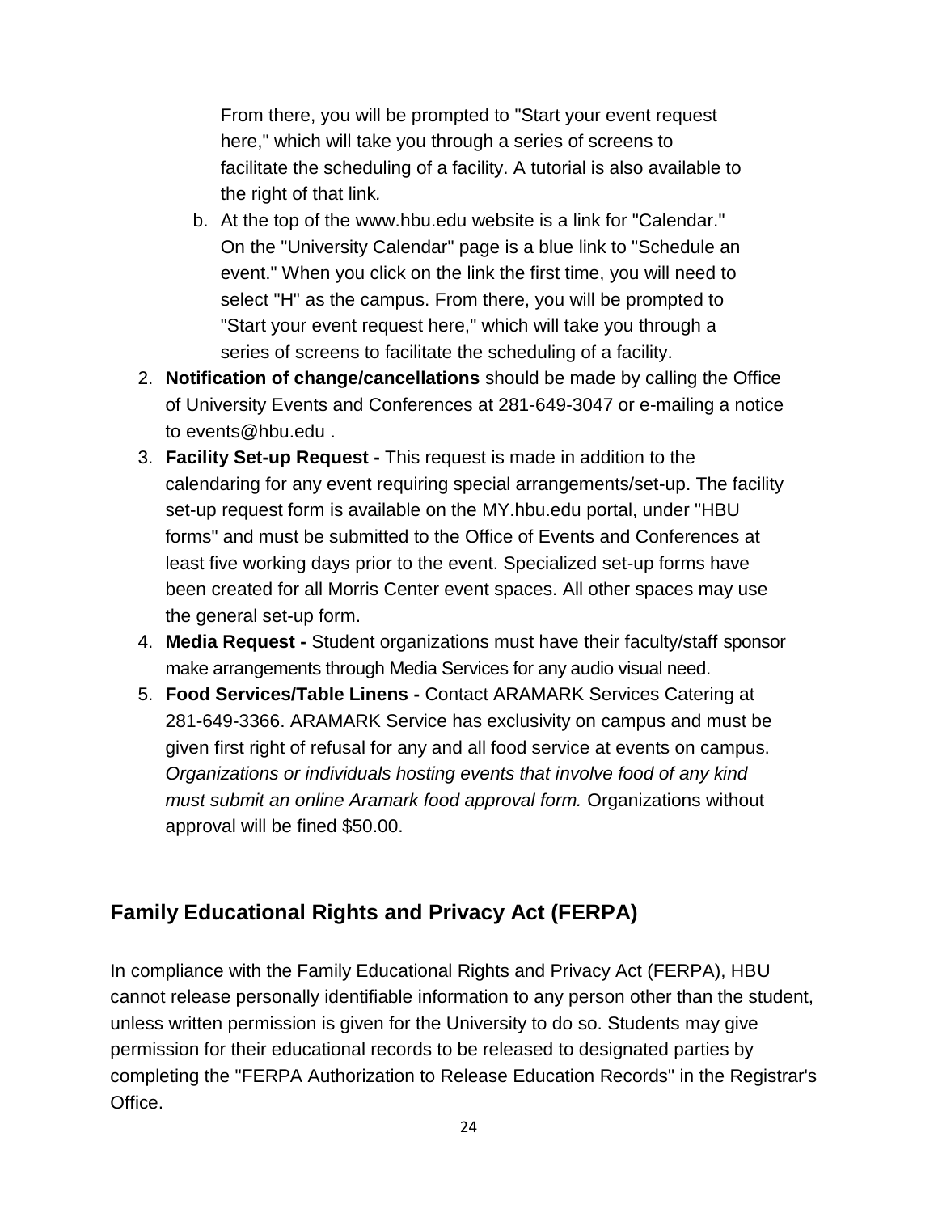From there, you will be prompted to "Start your event request here," which will take you through a series of screens to facilitate the scheduling of a facility. A tutorial is also available to the right of that link.

   b. At the top of the www.hbu.edu website is a link for "Calendar." On the "University Calendar" page is a blue link to "Schedule an event." When you click on the link the first time, you will need to select "H" as the campus. From there, you will be prompted to "Start your event request here," which will take you through a series of screens to facilitate the scheduling of a facility.

2. **Notification of change/cancellations** should be made by calling the Office of University Events and Conferences at 281-649-3047 or e-mailing a notice to events@hbu.edu .
3. **Facility Set-up Request -** This request is made in addition to the calendaring for any event requiring special arrangements/set-up. The facility set-up request form is available on the MY.hbu.edu portal, under "HBU forms" and must be submitted to the Office of Events and Conferences at least five working days prior to the event. Specialized set-up forms have been created for all Morris Center event spaces. All other spaces may use the general set-up form.
4. **Media Request -** Student organizations must have their faculty/staff sponsor make arrangements through Media Services for any audio visual need.
5. **Food Services/Table Linens -** Contact ARAMARK Services Catering at 281-649-3366. ARAMARK Service has exclusivity on campus and must be given first right of refusal for any and all food service at events on campus. *Organizations or individuals hosting events that involve food of any kind must submit an online Aramark food approval form.* Organizations without approval will be fined $50.00.

## Family Educational Rights and Privacy Act (FERPA)

In compliance with the Family Educational Rights and Privacy Act (FERPA), HBU cannot release personally identifiable information to any person other than the student, unless written permission is given for the University to do so. Students may give permission for their educational records to be released to designated parties by completing the "FERPA Authorization to Release Education Records" in the Registrar's Office.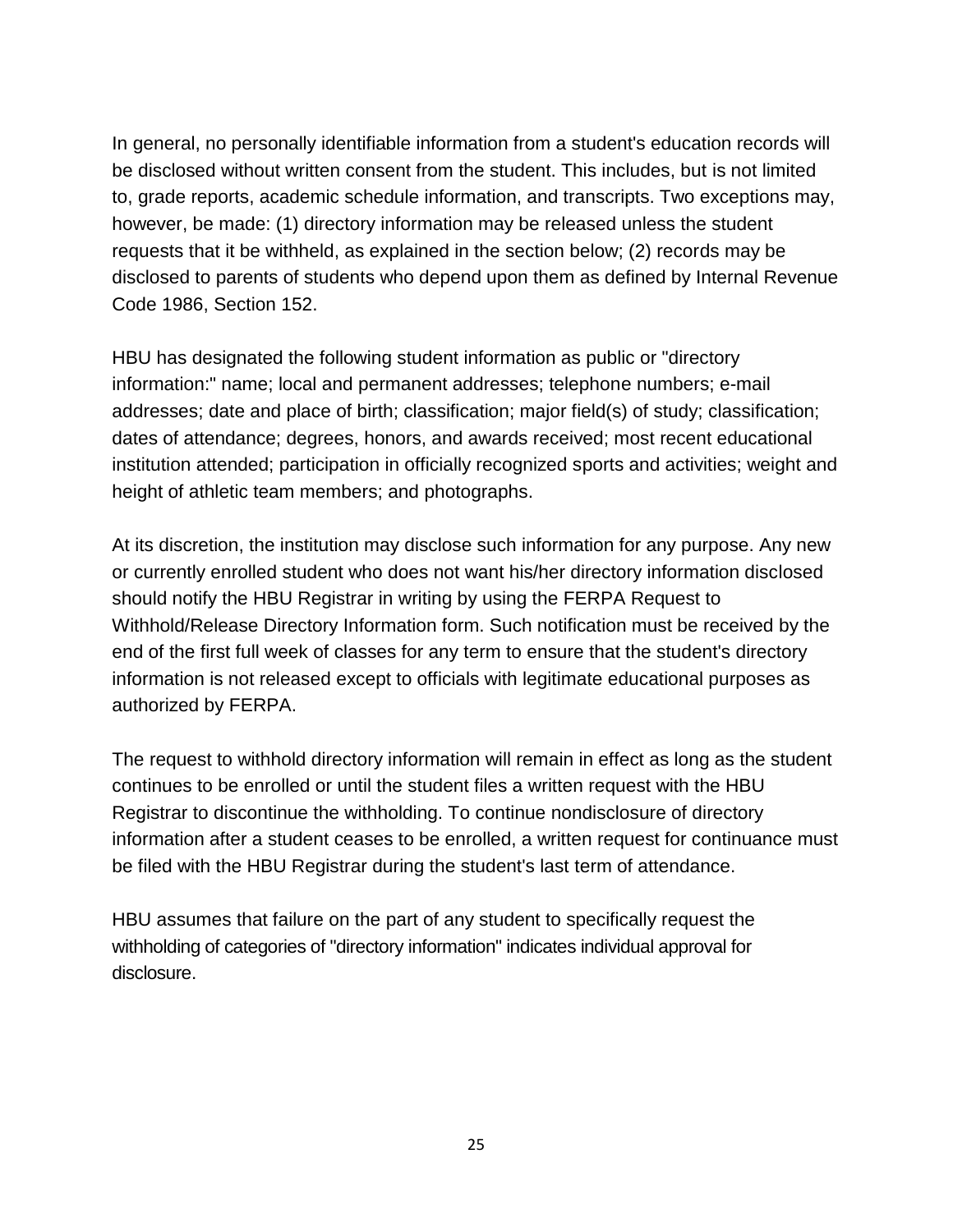In general, no personally identifiable information from a student's education records will be disclosed without written consent from the student. This includes, but is not limited to, grade reports, academic schedule information, and transcripts. Two exceptions may, however, be made: (1) directory information may be released unless the student requests that it be withheld, as explained in the section below; (2) records may be disclosed to parents of students who depend upon them as defined by Internal Revenue Code 1986, Section 152.

HBU has designated the following student information as public or "directory information:" name; local and permanent addresses; telephone numbers; e-mail addresses; date and place of birth; classification; major field(s) of study; classification; dates of attendance; degrees, honors, and awards received; most recent educational institution attended; participation in officially recognized sports and activities; weight and height of athletic team members; and photographs.

At its discretion, the institution may disclose such information for any purpose. Any new or currently enrolled student who does not want his/her directory information disclosed should notify the HBU Registrar in writing by using the FERPA Request to Withhold/Release Directory Information form. Such notification must be received by the end of the first full week of classes for any term to ensure that the student's directory information is not released except to officials with legitimate educational purposes as authorized by FERPA.

The request to withhold directory information will remain in effect as long as the student continues to be enrolled or until the student files a written request with the HBU Registrar to discontinue the withholding. To continue nondisclosure of directory information after a student ceases to be enrolled, a written request for continuance must be filed with the HBU Registrar during the student's last term of attendance.

HBU assumes that failure on the part of any student to specifically request the withholding of categories of "directory information" indicates individual approval for disclosure.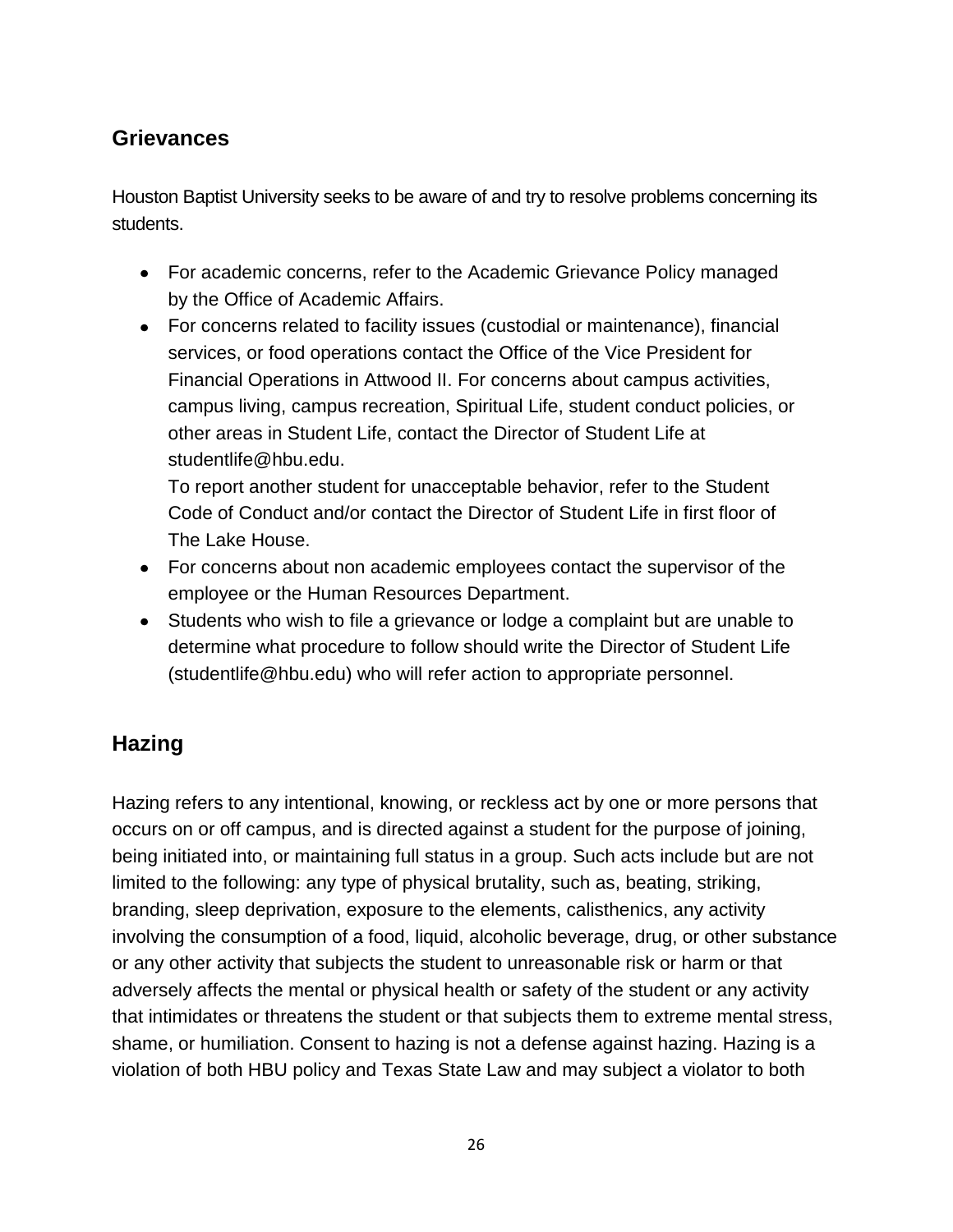## Grievances

Houston Baptist University seeks to be aware of and try to resolve problems concerning its students.

- For academic concerns, refer to the Academic Grievance Policy managed by the Office of Academic Affairs.
- For concerns related to facility issues (custodial or maintenance), financial services, or food operations contact the Office of the Vice President for Financial Operations in Attwood II. For concerns about campus activities, campus living, campus recreation, Spiritual Life, student conduct policies, or other areas in Student Life, contact the Director of Student Life at studentlife@hbu.edu.
  To report another student for unacceptable behavior, refer to the Student Code of Conduct and/or contact the Director of Student Life in first floor of The Lake House.
- For concerns about non academic employees contact the supervisor of the employee or the Human Resources Department.
- Students who wish to file a grievance or lodge a complaint but are unable to determine what procedure to follow should write the Director of Student Life (studentlife@hbu.edu) who will refer action to appropriate personnel.

## Hazing

Hazing refers to any intentional, knowing, or reckless act by one or more persons that occurs on or off campus, and is directed against a student for the purpose of joining, being initiated into, or maintaining full status in a group. Such acts include but are not limited to the following: any type of physical brutality, such as, beating, striking, branding, sleep deprivation, exposure to the elements, calisthenics, any activity involving the consumption of a food, liquid, alcoholic beverage, drug, or other substance or any other activity that subjects the student to unreasonable risk or harm or that adversely affects the mental or physical health or safety of the student or any activity that intimidates or threatens the student or that subjects them to extreme mental stress, shame, or humiliation. Consent to hazing is not a defense against hazing. Hazing is a violation of both HBU policy and Texas State Law and may subject a violator to both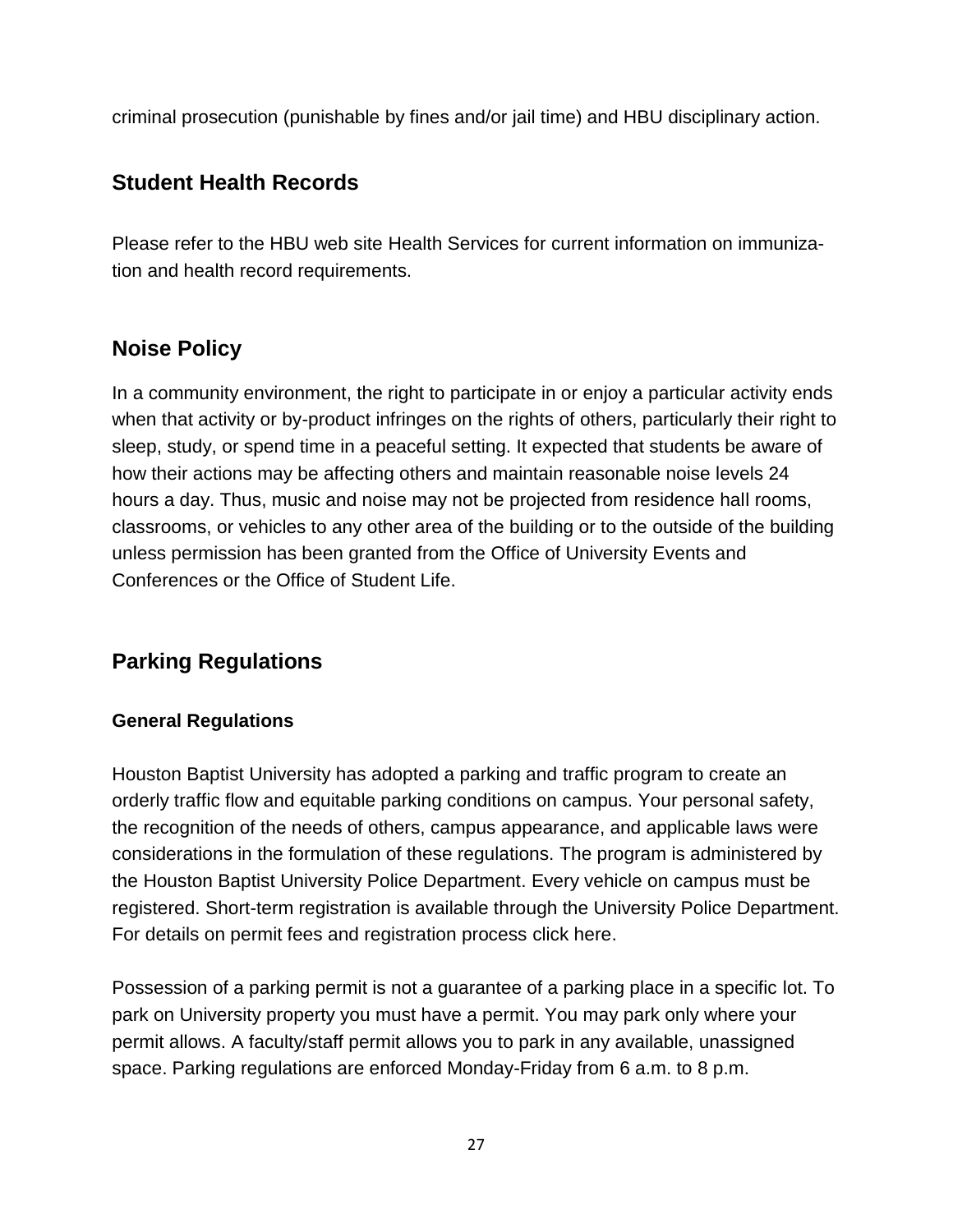criminal prosecution (punishable by fines and/or jail time) and HBU disciplinary action.

## Student Health Records

Please refer to the HBU web site Health Services for current information on immunization and health record requirements.

## Noise Policy

In a community environment, the right to participate in or enjoy a particular activity ends when that activity or by-product infringes on the rights of others, particularly their right to sleep, study, or spend time in a peaceful setting. It expected that students be aware of how their actions may be affecting others and maintain reasonable noise levels 24 hours a day. Thus, music and noise may not be projected from residence hall rooms, classrooms, or vehicles to any other area of the building or to the outside of the building unless permission has been granted from the Office of University Events and Conferences or the Office of Student Life.

## Parking Regulations

### General Regulations

Houston Baptist University has adopted a parking and traffic program to create an orderly traffic flow and equitable parking conditions on campus. Your personal safety, the recognition of the needs of others, campus appearance, and applicable laws were considerations in the formulation of these regulations. The program is administered by the Houston Baptist University Police Department. Every vehicle on campus must be registered. Short-term registration is available through the University Police Department. For details on permit fees and registration process click here.

Possession of a parking permit is not a guarantee of a parking place in a specific lot. To park on University property you must have a permit. You may park only where your permit allows. A faculty/staff permit allows you to park in any available, unassigned space. Parking regulations are enforced Monday-Friday from 6 a.m. to 8 p.m.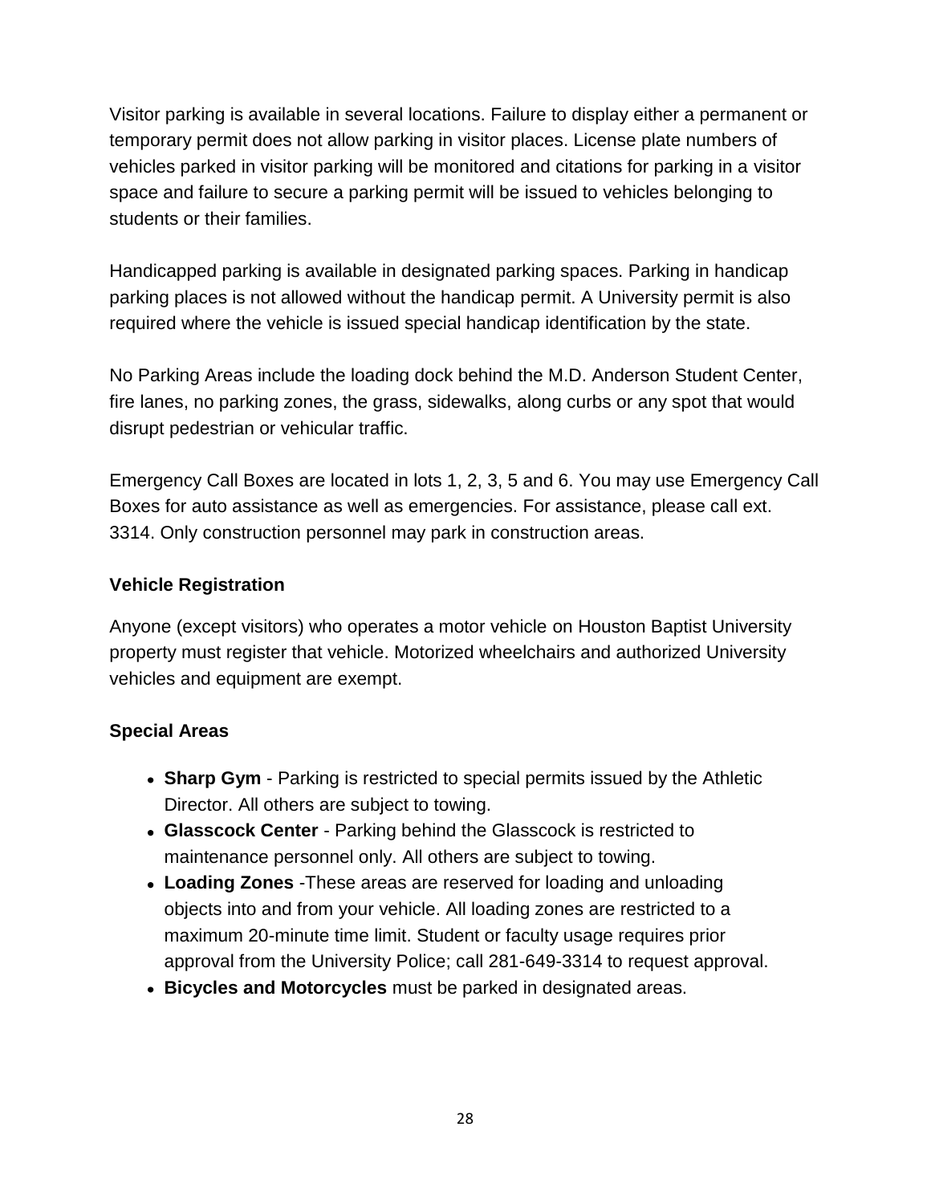Visitor parking is available in several locations. Failure to display either a permanent or temporary permit does not allow parking in visitor places. License plate numbers of vehicles parked in visitor parking will be monitored and citations for parking in a visitor space and failure to secure a parking permit will be issued to vehicles belonging to students or their families.

Handicapped parking is available in designated parking spaces. Parking in handicap parking places is not allowed without the handicap permit. A University permit is also required where the vehicle is issued special handicap identification by the state.

No Parking Areas include the loading dock behind the M.D. Anderson Student Center, fire lanes, no parking zones, the grass, sidewalks, along curbs or any spot that would disrupt pedestrian or vehicular traffic.

Emergency Call Boxes are located in lots 1, 2, 3, 5 and 6. You may use Emergency Call Boxes for auto assistance as well as emergencies. For assistance, please call ext. 3314. Only construction personnel may park in construction areas.

### Vehicle Registration

Anyone (except visitors) who operates a motor vehicle on Houston Baptist University property must register that vehicle. Motorized wheelchairs and authorized University vehicles and equipment are exempt.

### Special Areas

- **Sharp Gym** - Parking is restricted to special permits issued by the Athletic Director. All others are subject to towing.
- **Glasscock Center** - Parking behind the Glasscock is restricted to maintenance personnel only. All others are subject to towing.
- **Loading Zones** -These areas are reserved for loading and unloading objects into and from your vehicle. All loading zones are restricted to a maximum 20-minute time limit. Student or faculty usage requires prior approval from the University Police; call 281-649-3314 to request approval.
- **Bicycles and Motorcycles** must be parked in designated areas.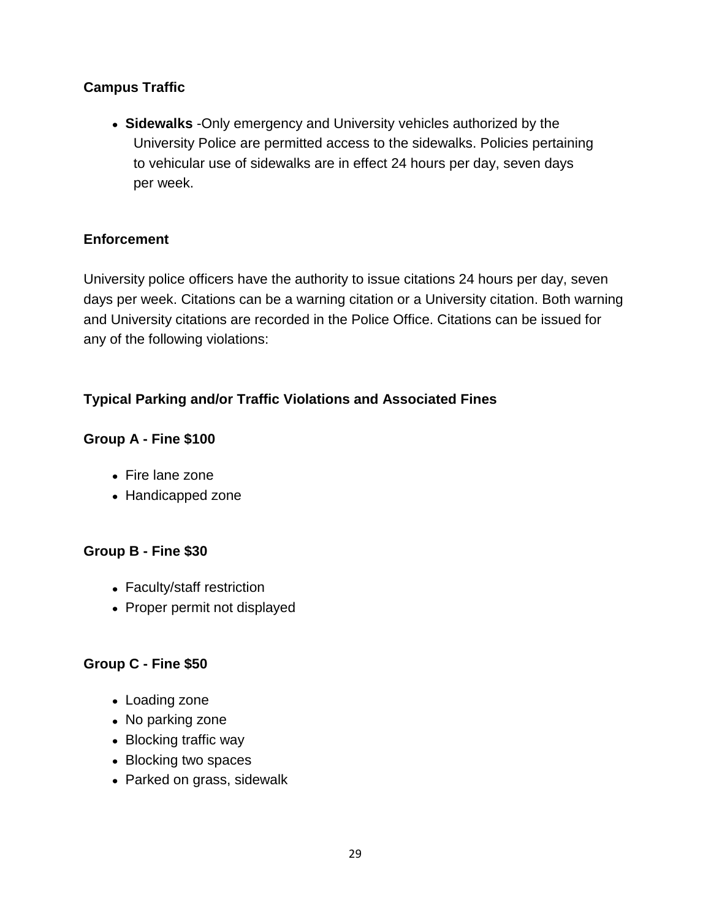### Campus Traffic

- **Sidewalks** -Only emergency and University vehicles authorized by the University Police are permitted access to the sidewalks. Policies pertaining to vehicular use of sidewalks are in effect 24 hours per day, seven days per week.

### Enforcement

University police officers have the authority to issue citations 24 hours per day, seven days per week. Citations can be a warning citation or a University citation. Both warning and University citations are recorded in the Police Office. Citations can be issued for any of the following violations:

### Typical Parking and/or Traffic Violations and Associated Fines

#### Group A - Fine $100

- Fire lane zone
- Handicapped zone

#### Group B - Fine $30

- Faculty/staff restriction
- Proper permit not displayed

#### Group C - Fine $50

- Loading zone
- No parking zone
- Blocking traffic way
- Blocking two spaces
- Parked on grass, sidewalk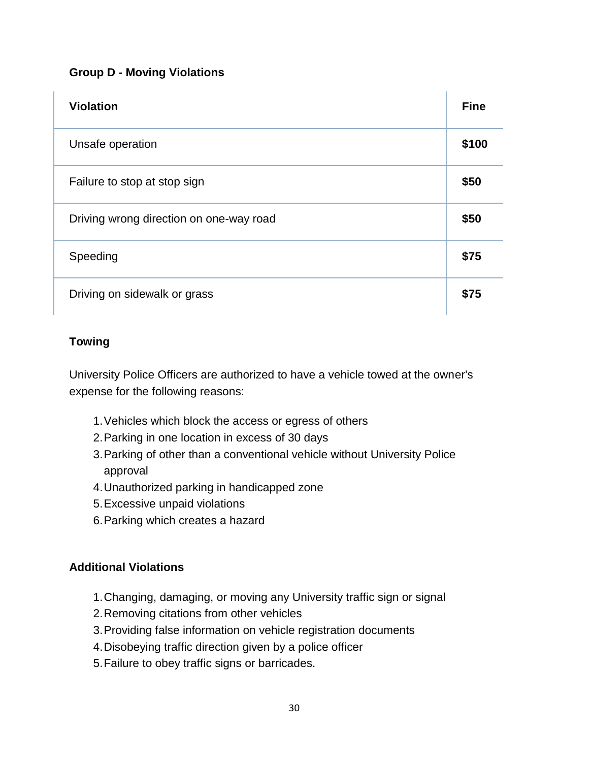### Group D - Moving Violations

| Violation | Fine |
|---|---|
| Unsafe operation | **$100** |
| Failure to stop at stop sign | **$50** |
| Driving wrong direction on one-way road | **$50** |
| Speeding | **$75** |
| Driving on sidewalk or grass | **$75** |

### Towing

University Police Officers are authorized to have a vehicle towed at the owner's expense for the following reasons:

1. Vehicles which block the access or egress of others
2. Parking in one location in excess of 30 days
3. Parking of other than a conventional vehicle without University Police approval
4. Unauthorized parking in handicapped zone
5. Excessive unpaid violations
6. Parking which creates a hazard

### Additional Violations

1. Changing, damaging, or moving any University traffic sign or signal
2. Removing citations from other vehicles
3. Providing false information on vehicle registration documents
4. Disobeying traffic direction given by a police officer
5. Failure to obey traffic signs or barricades.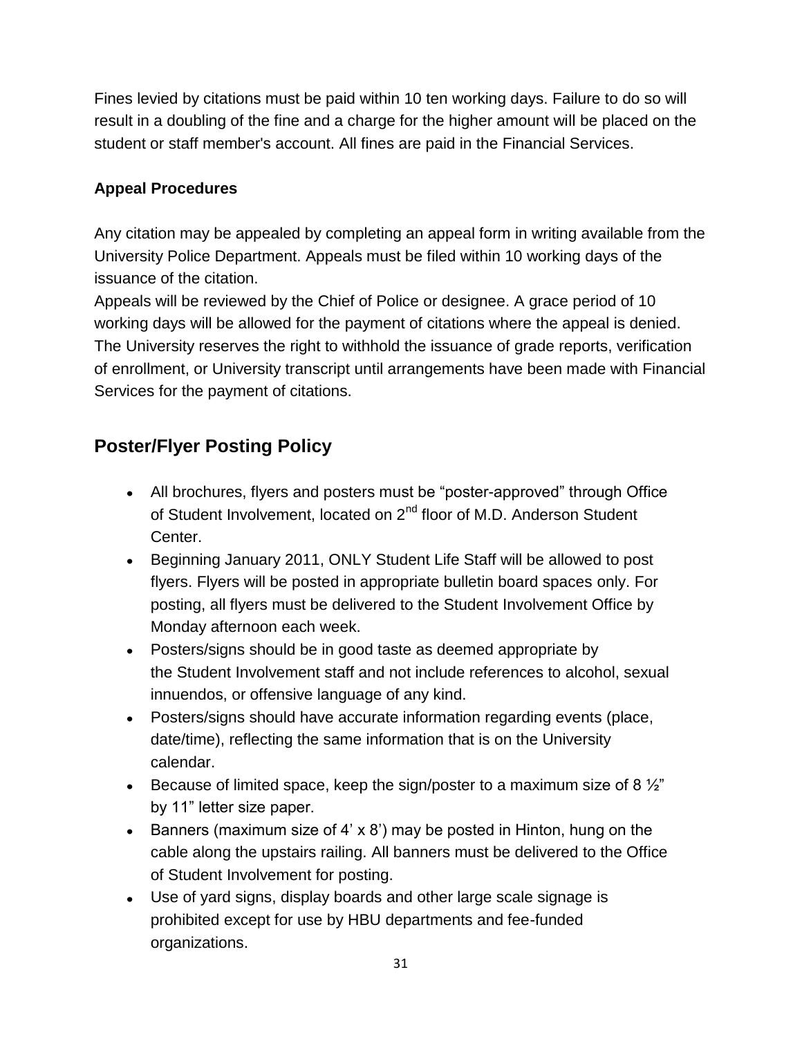Fines levied by citations must be paid within 10 ten working days. Failure to do so will result in a doubling of the fine and a charge for the higher amount will be placed on the student or staff member's account. All fines are paid in the Financial Services.

**Appeal Procedures**

Any citation may be appealed by completing an appeal form in writing available from the University Police Department. Appeals must be filed within 10 working days of the issuance of the citation.
Appeals will be reviewed by the Chief of Police or designee. A grace period of 10 working days will be allowed for the payment of citations where the appeal is denied. The University reserves the right to withhold the issuance of grade reports, verification of enrollment, or University transcript until arrangements have been made with Financial Services for the payment of citations.

## Poster/Flyer Posting Policy

- All brochures, flyers and posters must be "poster-approved" through Office of Student Involvement, located on 2nd floor of M.D. Anderson Student Center.
- Beginning January 2011, ONLY Student Life Staff will be allowed to post flyers. Flyers will be posted in appropriate bulletin board spaces only. For posting, all flyers must be delivered to the Student Involvement Office by Monday afternoon each week.
- Posters/signs should be in good taste as deemed appropriate by the Student Involvement staff and not include references to alcohol, sexual innuendos, or offensive language of any kind.
- Posters/signs should have accurate information regarding events (place, date/time), reflecting the same information that is on the University calendar.
- Because of limited space, keep the sign/poster to a maximum size of 8 ½" by 11" letter size paper.
- Banners (maximum size of 4' x 8') may be posted in Hinton, hung on the cable along the upstairs railing. All banners must be delivered to the Office of Student Involvement for posting.
- Use of yard signs, display boards and other large scale signage is prohibited except for use by HBU departments and fee-funded organizations.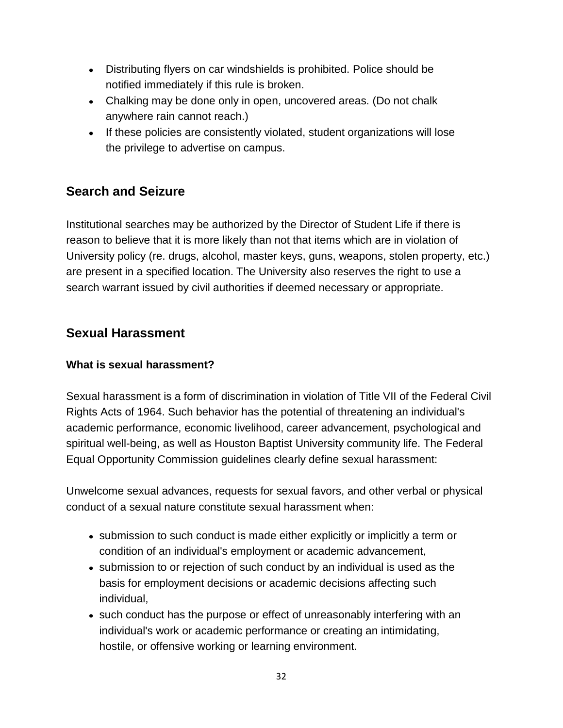- Distributing flyers on car windshields is prohibited. Police should be notified immediately if this rule is broken.
- Chalking may be done only in open, uncovered areas. (Do not chalk anywhere rain cannot reach.)
- If these policies are consistently violated, student organizations will lose the privilege to advertise on campus.

## Search and Seizure

Institutional searches may be authorized by the Director of Student Life if there is reason to believe that it is more likely than not that items which are in violation of University policy (re. drugs, alcohol, master keys, guns, weapons, stolen property, etc.) are present in a specified location. The University also reserves the right to use a search warrant issued by civil authorities if deemed necessary or appropriate.

## Sexual Harassment

### What is sexual harassment?

Sexual harassment is a form of discrimination in violation of Title VII of the Federal Civil Rights Acts of 1964. Such behavior has the potential of threatening an individual's academic performance, economic livelihood, career advancement, psychological and spiritual well-being, as well as Houston Baptist University community life. The Federal Equal Opportunity Commission guidelines clearly define sexual harassment:

Unwelcome sexual advances, requests for sexual favors, and other verbal or physical conduct of a sexual nature constitute sexual harassment when:

- submission to such conduct is made either explicitly or implicitly a term or condition of an individual's employment or academic advancement,
- submission to or rejection of such conduct by an individual is used as the basis for employment decisions or academic decisions affecting such individual,
- such conduct has the purpose or effect of unreasonably interfering with an individual's work or academic performance or creating an intimidating, hostile, or offensive working or learning environment.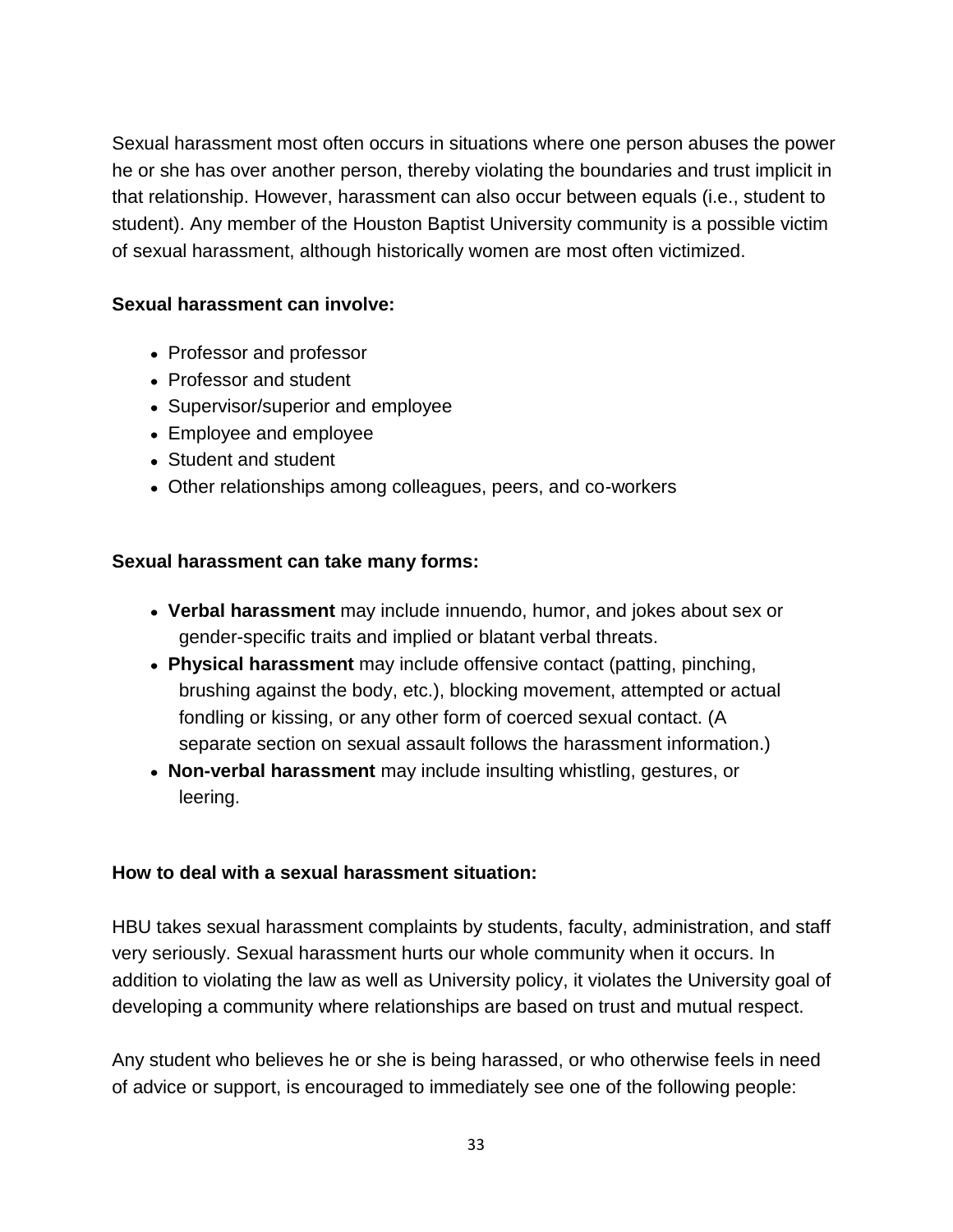Sexual harassment most often occurs in situations where one person abuses the power he or she has over another person, thereby violating the boundaries and trust implicit in that relationship. However, harassment can also occur between equals (i.e., student to student). Any member of the Houston Baptist University community is a possible victim of sexual harassment, although historically women are most often victimized.

**Sexual harassment can involve:**

- Professor and professor
- Professor and student
- Supervisor/superior and employee
- Employee and employee
- Student and student
- Other relationships among colleagues, peers, and co-workers

**Sexual harassment can take many forms:**

- **Verbal harassment** may include innuendo, humor, and jokes about sex or gender-specific traits and implied or blatant verbal threats.
- **Physical harassment** may include offensive contact (patting, pinching, brushing against the body, etc.), blocking movement, attempted or actual fondling or kissing, or any other form of coerced sexual contact. (A separate section on sexual assault follows the harassment information.)
- **Non-verbal harassment** may include insulting whistling, gestures, or leering.

**How to deal with a sexual harassment situation:**

HBU takes sexual harassment complaints by students, faculty, administration, and staff very seriously. Sexual harassment hurts our whole community when it occurs. In addition to violating the law as well as University policy, it violates the University goal of developing a community where relationships are based on trust and mutual respect.

Any student who believes he or she is being harassed, or who otherwise feels in need of advice or support, is encouraged to immediately see one of the following people: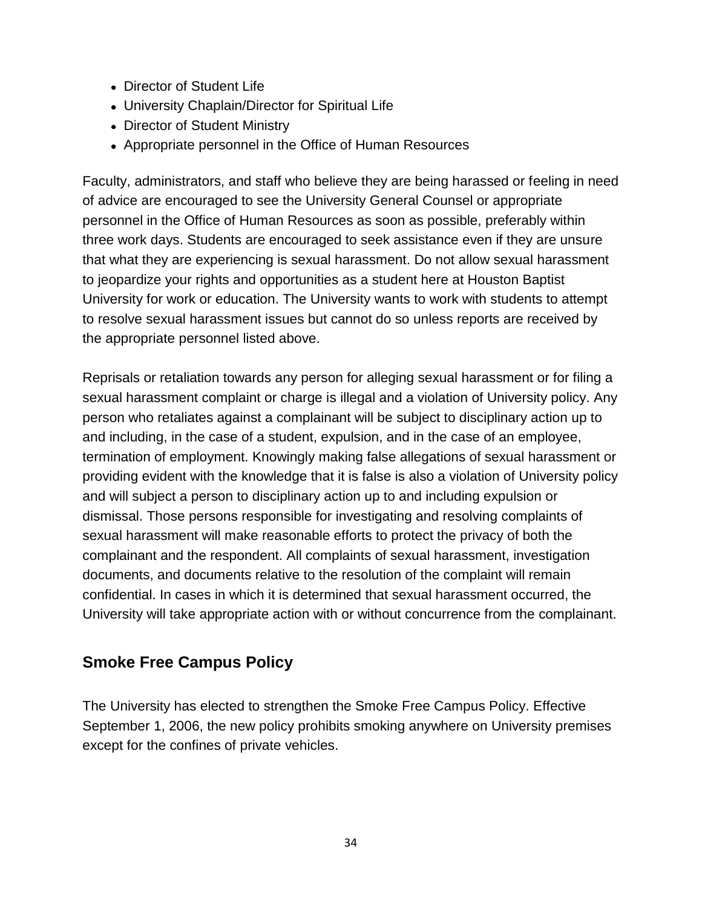- Director of Student Life
- University Chaplain/Director for Spiritual Life
- Director of Student Ministry
- Appropriate personnel in the Office of Human Resources

Faculty, administrators, and staff who believe they are being harassed or feeling in need of advice are encouraged to see the University General Counsel or appropriate personnel in the Office of Human Resources as soon as possible, preferably within three work days. Students are encouraged to seek assistance even if they are unsure that what they are experiencing is sexual harassment. Do not allow sexual harassment to jeopardize your rights and opportunities as a student here at Houston Baptist University for work or education. The University wants to work with students to attempt to resolve sexual harassment issues but cannot do so unless reports are received by the appropriate personnel listed above.

Reprisals or retaliation towards any person for alleging sexual harassment or for filing a sexual harassment complaint or charge is illegal and a violation of University policy. Any person who retaliates against a complainant will be subject to disciplinary action up to and including, in the case of a student, expulsion, and in the case of an employee, termination of employment. Knowingly making false allegations of sexual harassment or providing evident with the knowledge that it is false is also a violation of University policy and will subject a person to disciplinary action up to and including expulsion or dismissal. Those persons responsible for investigating and resolving complaints of sexual harassment will make reasonable efforts to protect the privacy of both the complainant and the respondent. All complaints of sexual harassment, investigation documents, and documents relative to the resolution of the complaint will remain confidential. In cases in which it is determined that sexual harassment occurred, the University will take appropriate action with or without concurrence from the complainant.

## Smoke Free Campus Policy

The University has elected to strengthen the Smoke Free Campus Policy. Effective September 1, 2006, the new policy prohibits smoking anywhere on University premises except for the confines of private vehicles.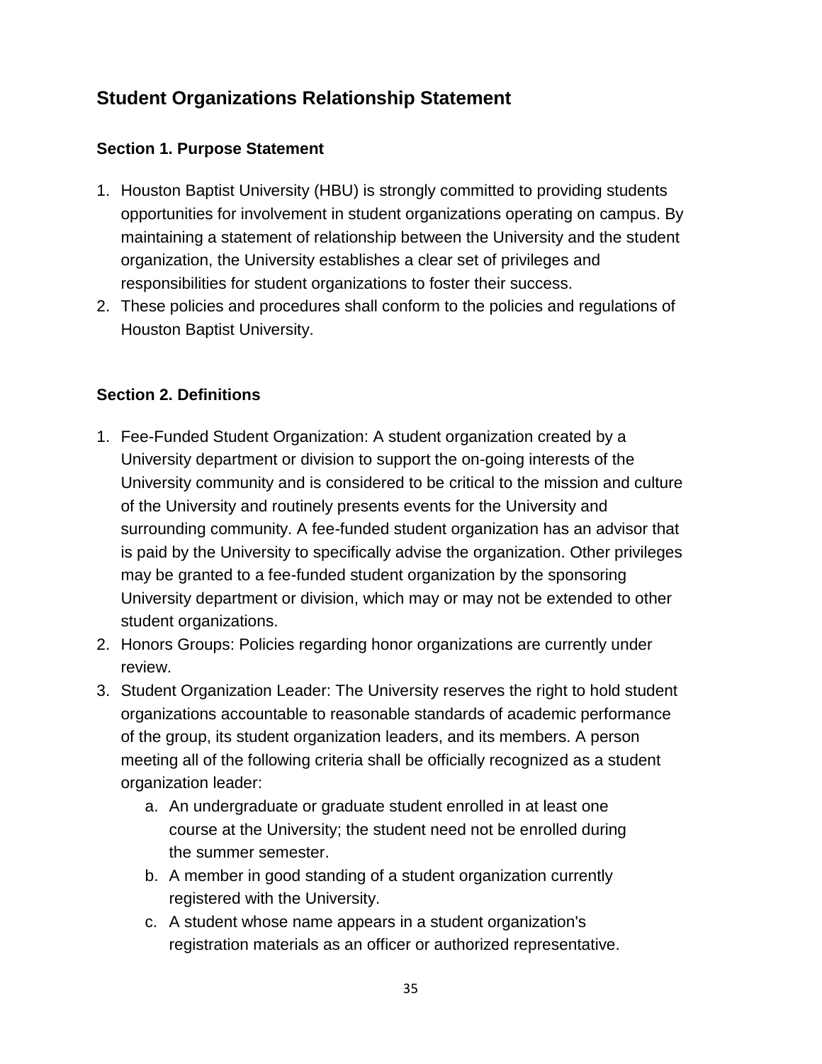## Student Organizations Relationship Statement

### Section 1. Purpose Statement

1. Houston Baptist University (HBU) is strongly committed to providing students opportunities for involvement in student organizations operating on campus. By maintaining a statement of relationship between the University and the student organization, the University establishes a clear set of privileges and responsibilities for student organizations to foster their success.
2. These policies and procedures shall conform to the policies and regulations of Houston Baptist University.

### Section 2. Definitions

1. Fee-Funded Student Organization: A student organization created by a University department or division to support the on-going interests of the University community and is considered to be critical to the mission and culture of the University and routinely presents events for the University and surrounding community. A fee-funded student organization has an advisor that is paid by the University to specifically advise the organization. Other privileges may be granted to a fee-funded student organization by the sponsoring University department or division, which may or may not be extended to other student organizations.
2. Honors Groups: Policies regarding honor organizations are currently under review.
3. Student Organization Leader: The University reserves the right to hold student organizations accountable to reasonable standards of academic performance of the group, its student organization leaders, and its members. A person meeting all of the following criteria shall be officially recognized as a student organization leader:
    a. An undergraduate or graduate student enrolled in at least one course at the University; the student need not be enrolled during the summer semester.
    b. A member in good standing of a student organization currently registered with the University.
    c. A student whose name appears in a student organization's registration materials as an officer or authorized representative.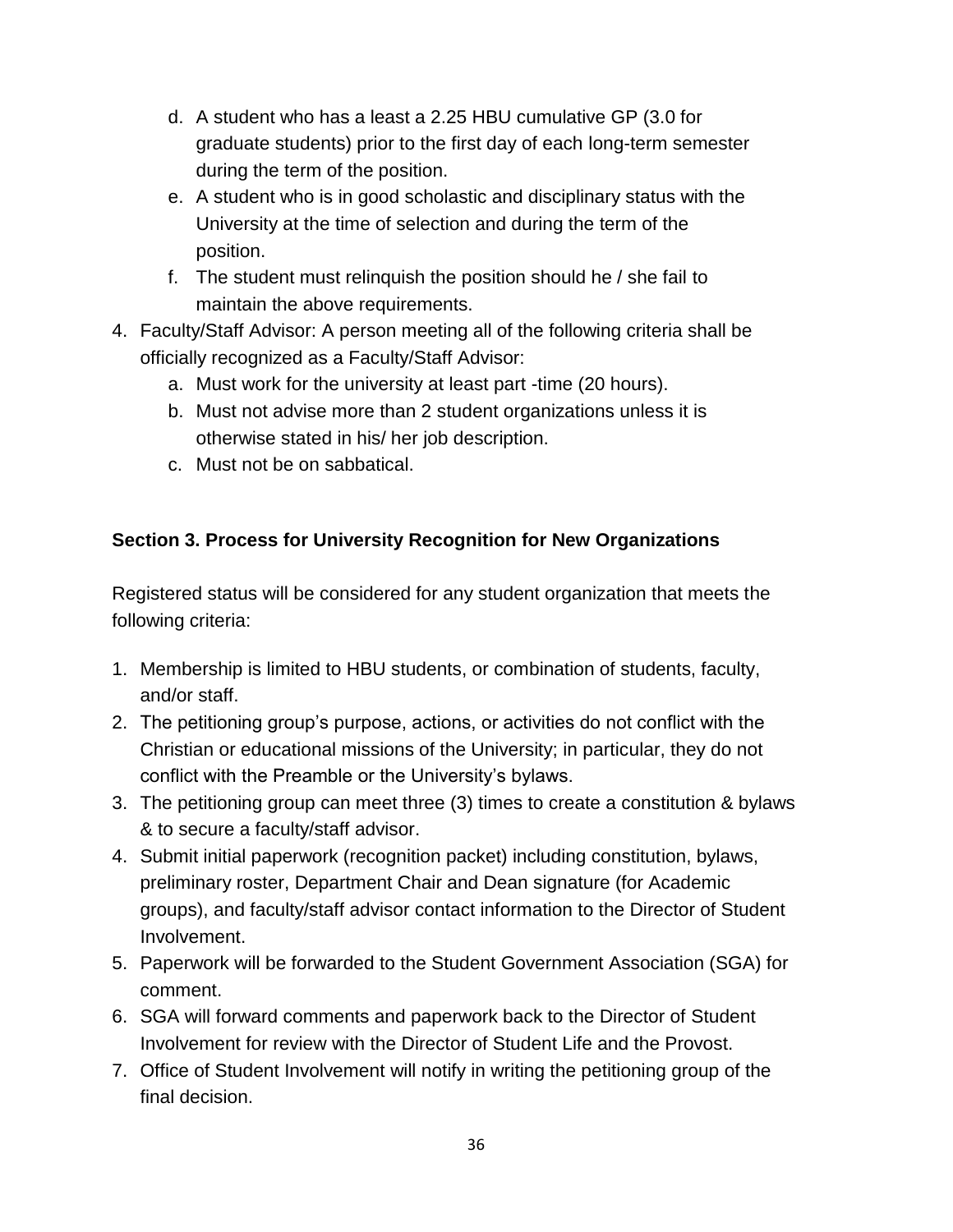d. A student who has a least a 2.25 HBU cumulative GP (3.0 for graduate students) prior to the first day of each long-term semester during the term of the position.
   e. A student who is in good scholastic and disciplinary status with the University at the time of selection and during the term of the position.
   f. The student must relinquish the position should he / she fail to maintain the above requirements.
4. Faculty/Staff Advisor: A person meeting all of the following criteria shall be officially recognized as a Faculty/Staff Advisor:
   a. Must work for the university at least part -time (20 hours).
   b. Must not advise more than 2 student organizations unless it is otherwise stated in his/ her job description.
   c. Must not be on sabbatical.

**Section 3. Process for University Recognition for New Organizations**

Registered status will be considered for any student organization that meets the following criteria:

1. Membership is limited to HBU students, or combination of students, faculty, and/or staff.
2. The petitioning group's purpose, actions, or activities do not conflict with the Christian or educational missions of the University; in particular, they do not conflict with the Preamble or the University's bylaws.
3. The petitioning group can meet three (3) times to create a constitution & bylaws & to secure a faculty/staff advisor.
4. Submit initial paperwork (recognition packet) including constitution, bylaws, preliminary roster, Department Chair and Dean signature (for Academic groups), and faculty/staff advisor contact information to the Director of Student Involvement.
5. Paperwork will be forwarded to the Student Government Association (SGA) for comment.
6. SGA will forward comments and paperwork back to the Director of Student Involvement for review with the Director of Student Life and the Provost.
7. Office of Student Involvement will notify in writing the petitioning group of the final decision.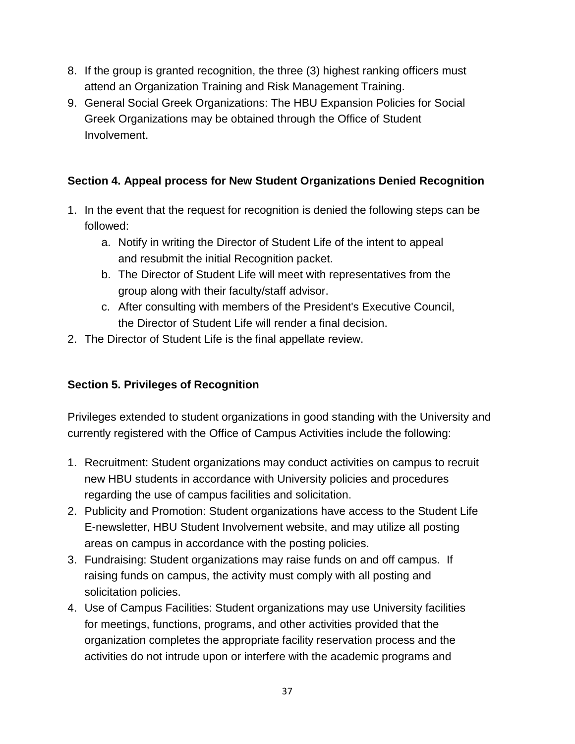8. If the group is granted recognition, the three (3) highest ranking officers must attend an Organization Training and Risk Management Training.
9. General Social Greek Organizations: The HBU Expansion Policies for Social Greek Organizations may be obtained through the Office of Student Involvement.

### Section 4. Appeal process for New Student Organizations Denied Recognition

1. In the event that the request for recognition is denied the following steps can be followed:
    a. Notify in writing the Director of Student Life of the intent to appeal and resubmit the initial Recognition packet.
    b. The Director of Student Life will meet with representatives from the group along with their faculty/staff advisor.
    c. After consulting with members of the President's Executive Council, the Director of Student Life will render a final decision.
2. The Director of Student Life is the final appellate review.

### Section 5. Privileges of Recognition

Privileges extended to student organizations in good standing with the University and currently registered with the Office of Campus Activities include the following:

1. Recruitment: Student organizations may conduct activities on campus to recruit new HBU students in accordance with University policies and procedures regarding the use of campus facilities and solicitation.
2. Publicity and Promotion: Student organizations have access to the Student Life E-newsletter, HBU Student Involvement website, and may utilize all posting areas on campus in accordance with the posting policies.
3. Fundraising: Student organizations may raise funds on and off campus. If raising funds on campus, the activity must comply with all posting and solicitation policies.
4. Use of Campus Facilities: Student organizations may use University facilities for meetings, functions, programs, and other activities provided that the organization completes the appropriate facility reservation process and the activities do not intrude upon or interfere with the academic programs and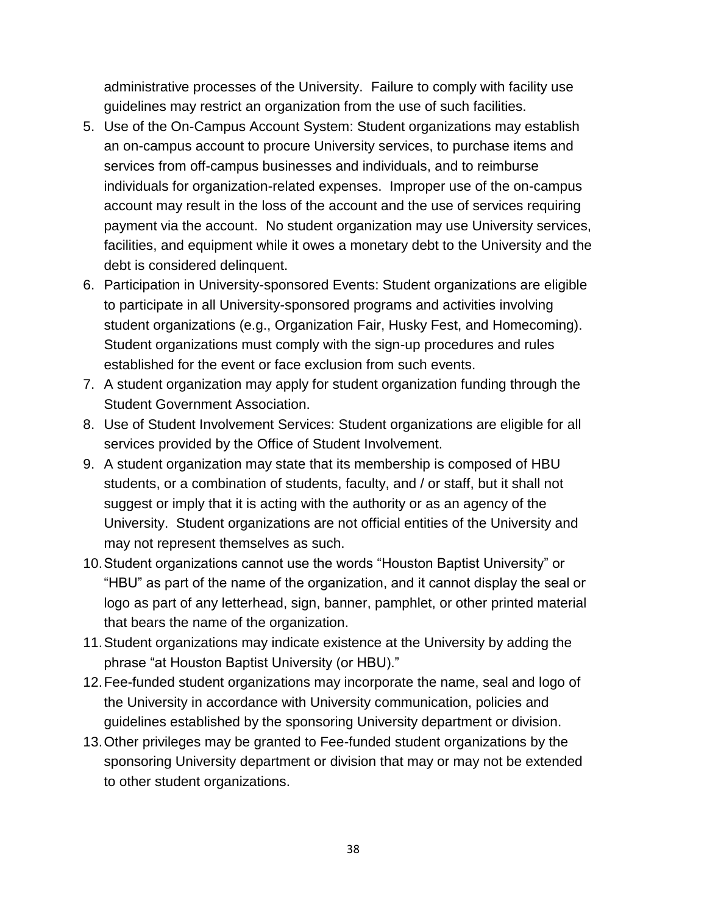administrative processes of the University.  Failure to comply with facility use guidelines may restrict an organization from the use of such facilities.

5. Use of the On-Campus Account System: Student organizations may establish an on-campus account to procure University services, to purchase items and services from off-campus businesses and individuals, and to reimburse individuals for organization-related expenses.  Improper use of the on-campus account may result in the loss of the account and the use of services requiring payment via the account.  No student organization may use University services, facilities, and equipment while it owes a monetary debt to the University and the debt is considered delinquent.
6. Participation in University-sponsored Events: Student organizations are eligible to participate in all University-sponsored programs and activities involving student organizations (e.g., Organization Fair, Husky Fest, and Homecoming). Student organizations must comply with the sign-up procedures and rules established for the event or face exclusion from such events.
7. A student organization may apply for student organization funding through the Student Government Association.
8. Use of Student Involvement Services: Student organizations are eligible for all services provided by the Office of Student Involvement.
9. A student organization may state that its membership is composed of HBU students, or a combination of students, faculty, and / or staff, but it shall not suggest or imply that it is acting with the authority or as an agency of the University.  Student organizations are not official entities of the University and may not represent themselves as such.
10. Student organizations cannot use the words “Houston Baptist University” or “HBU” as part of the name of the organization, and it cannot display the seal or logo as part of any letterhead, sign, banner, pamphlet, or other printed material that bears the name of the organization.
11. Student organizations may indicate existence at the University by adding the phrase “at Houston Baptist University (or HBU).”
12. Fee-funded student organizations may incorporate the name, seal and logo of the University in accordance with University communication, policies and guidelines established by the sponsoring University department or division.
13. Other privileges may be granted to Fee-funded student organizations by the sponsoring University department or division that may or may not be extended to other student organizations.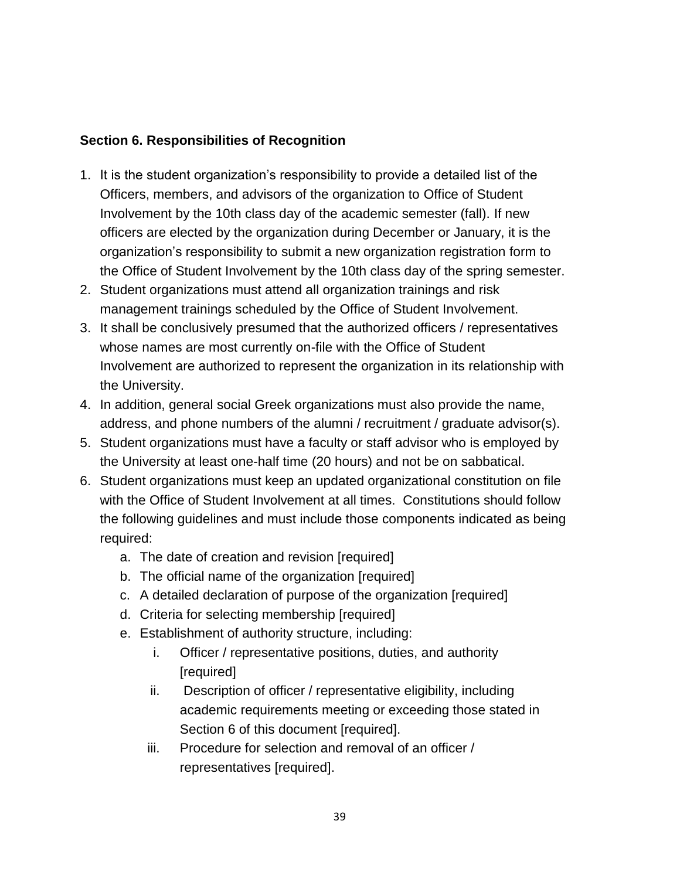**Section 6. Responsibilities of Recognition**

1. It is the student organization's responsibility to provide a detailed list of the Officers, members, and advisors of the organization to Office of Student Involvement by the 10th class day of the academic semester (fall). If new officers are elected by the organization during December or January, it is the organization's responsibility to submit a new organization registration form to the Office of Student Involvement by the 10th class day of the spring semester.
2. Student organizations must attend all organization trainings and risk management trainings scheduled by the Office of Student Involvement.
3. It shall be conclusively presumed that the authorized officers / representatives whose names are most currently on-file with the Office of Student Involvement are authorized to represent the organization in its relationship with the University.
4. In addition, general social Greek organizations must also provide the name, address, and phone numbers of the alumni / recruitment / graduate advisor(s).
5. Student organizations must have a faculty or staff advisor who is employed by the University at least one-half time (20 hours) and not be on sabbatical.
6. Student organizations must keep an updated organizational constitution on file with the Office of Student Involvement at all times. Constitutions should follow the following guidelines and must include those components indicated as being required:
    a. The date of creation and revision [required]
    b. The official name of the organization [required]
    c. A detailed declaration of purpose of the organization [required]
    d. Criteria for selecting membership [required]
    e. Establishment of authority structure, including:
        i. Officer / representative positions, duties, and authority [required]
        ii. Description of officer / representative eligibility, including academic requirements meeting or exceeding those stated in Section 6 of this document [required].
        iii. Procedure for selection and removal of an officer / representatives [required].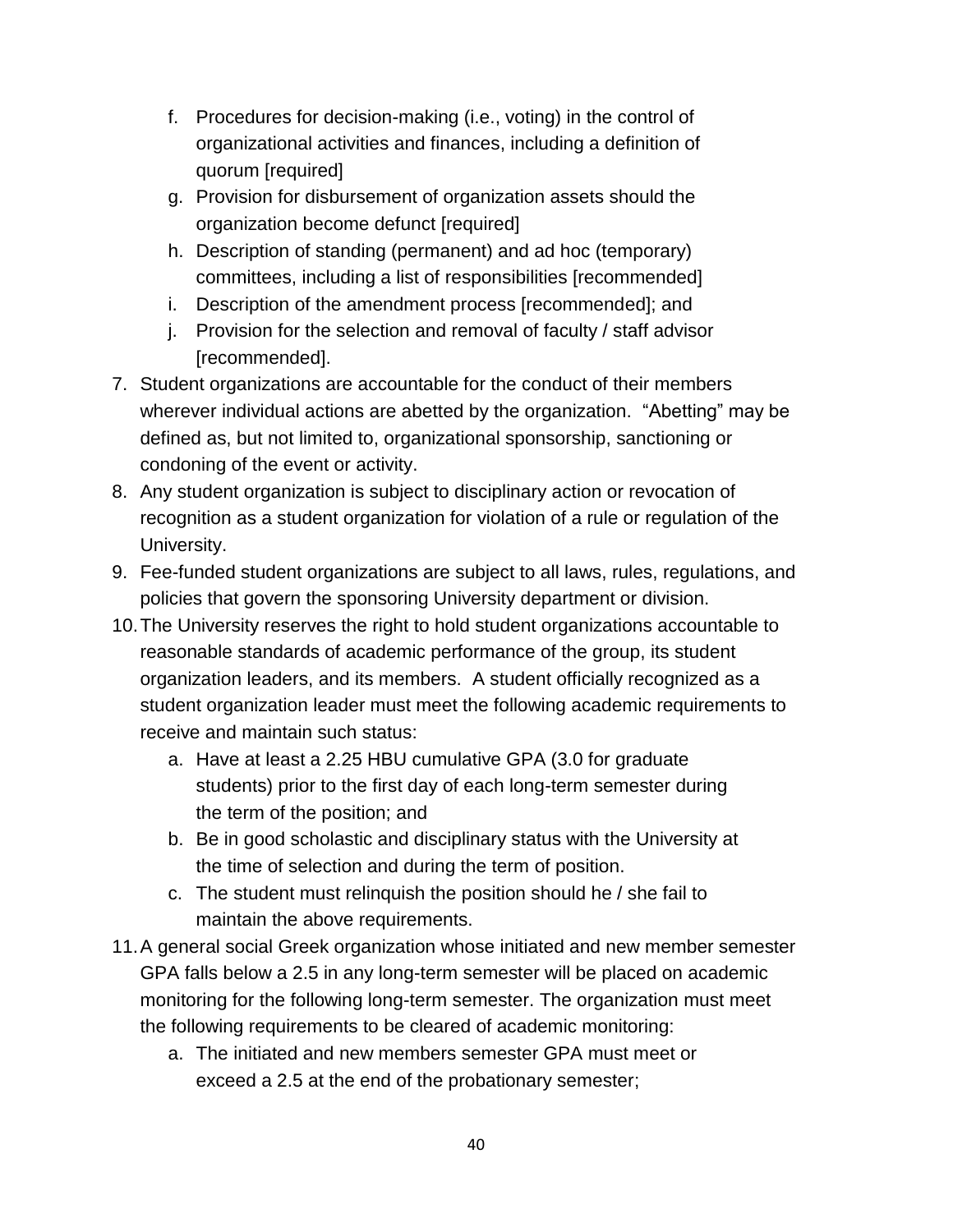f. Procedures for decision-making (i.e., voting) in the control of organizational activities and finances, including a definition of quorum [required]
   g. Provision for disbursement of organization assets should the organization become defunct [required]
   h. Description of standing (permanent) and ad hoc (temporary) committees, including a list of responsibilities [recommended]
   i. Description of the amendment process [recommended]; and
   j. Provision for the selection and removal of faculty / staff advisor [recommended].

7. Student organizations are accountable for the conduct of their members wherever individual actions are abetted by the organization. "Abetting" may be defined as, but not limited to, organizational sponsorship, sanctioning or condoning of the event or activity.
8. Any student organization is subject to disciplinary action or revocation of recognition as a student organization for violation of a rule or regulation of the University.
9. Fee-funded student organizations are subject to all laws, rules, regulations, and policies that govern the sponsoring University department or division.
10. The University reserves the right to hold student organizations accountable to reasonable standards of academic performance of the group, its student organization leaders, and its members. A student officially recognized as a student organization leader must meet the following academic requirements to receive and maintain such status:
    a. Have at least a 2.25 HBU cumulative GPA (3.0 for graduate students) prior to the first day of each long-term semester during the term of the position; and
    b. Be in good scholastic and disciplinary status with the University at the time of selection and during the term of position.
    c. The student must relinquish the position should he / she fail to maintain the above requirements.
11. A general social Greek organization whose initiated and new member semester GPA falls below a 2.5 in any long-term semester will be placed on academic monitoring for the following long-term semester. The organization must meet the following requirements to be cleared of academic monitoring:
    a. The initiated and new members semester GPA must meet or exceed a 2.5 at the end of the probationary semester;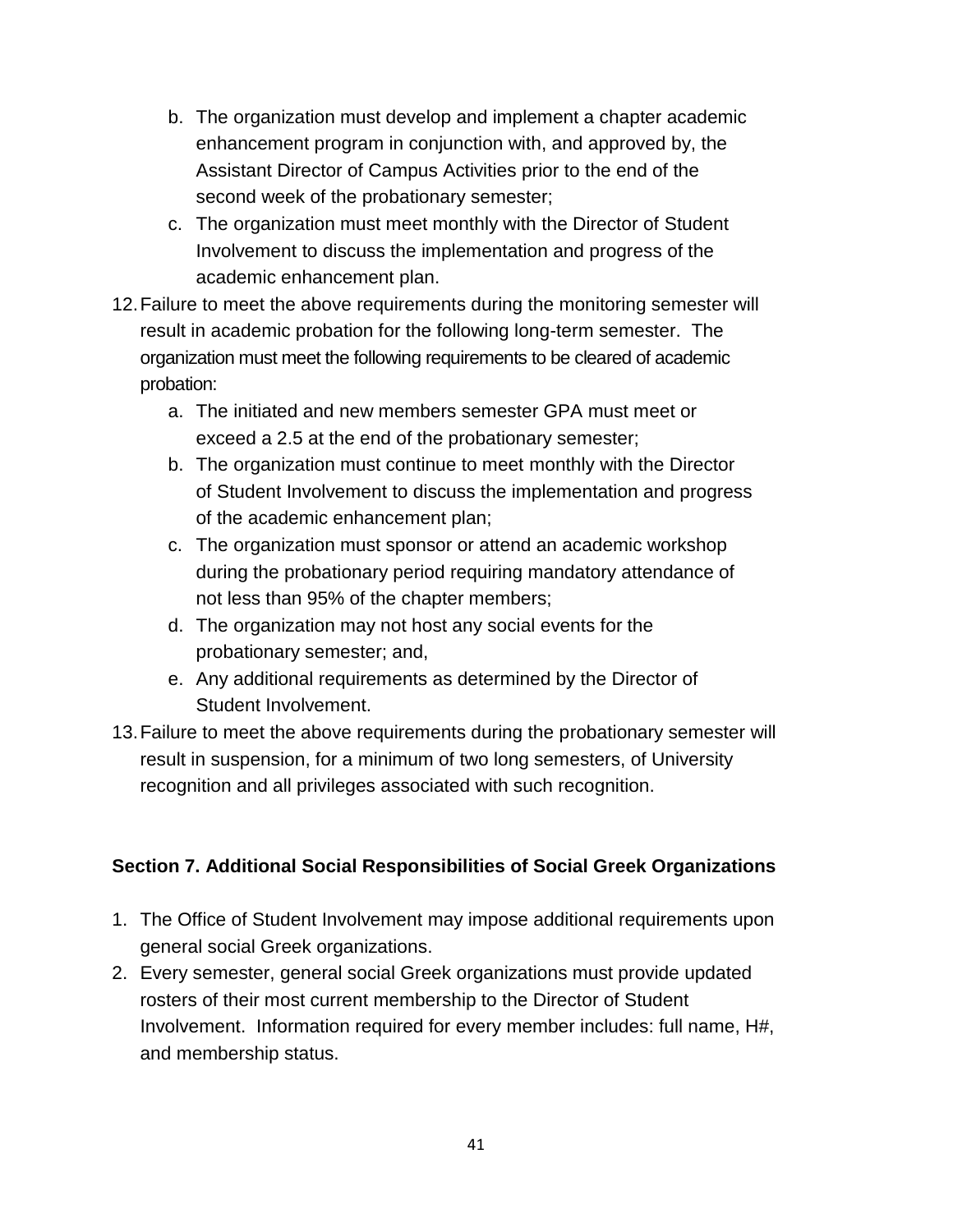b. The organization must develop and implement a chapter academic enhancement program in conjunction with, and approved by, the Assistant Director of Campus Activities prior to the end of the second week of the probationary semester;
   c. The organization must meet monthly with the Director of Student Involvement to discuss the implementation and progress of the academic enhancement plan.

12. Failure to meet the above requirements during the monitoring semester will result in academic probation for the following long-term semester. The organization must meet the following requirements to be cleared of academic probation:
    a. The initiated and new members semester GPA must meet or exceed a 2.5 at the end of the probationary semester;
    b. The organization must continue to meet monthly with the Director of Student Involvement to discuss the implementation and progress of the academic enhancement plan;
    c. The organization must sponsor or attend an academic workshop during the probationary period requiring mandatory attendance of not less than 95% of the chapter members;
    d. The organization may not host any social events for the probationary semester; and,
    e. Any additional requirements as determined by the Director of Student Involvement.
13. Failure to meet the above requirements during the probationary semester will result in suspension, for a minimum of two long semesters, of University recognition and all privileges associated with such recognition.

**Section 7. Additional Social Responsibilities of Social Greek Organizations**

1. The Office of Student Involvement may impose additional requirements upon general social Greek organizations.
2. Every semester, general social Greek organizations must provide updated rosters of their most current membership to the Director of Student Involvement. Information required for every member includes: full name, H#, and membership status.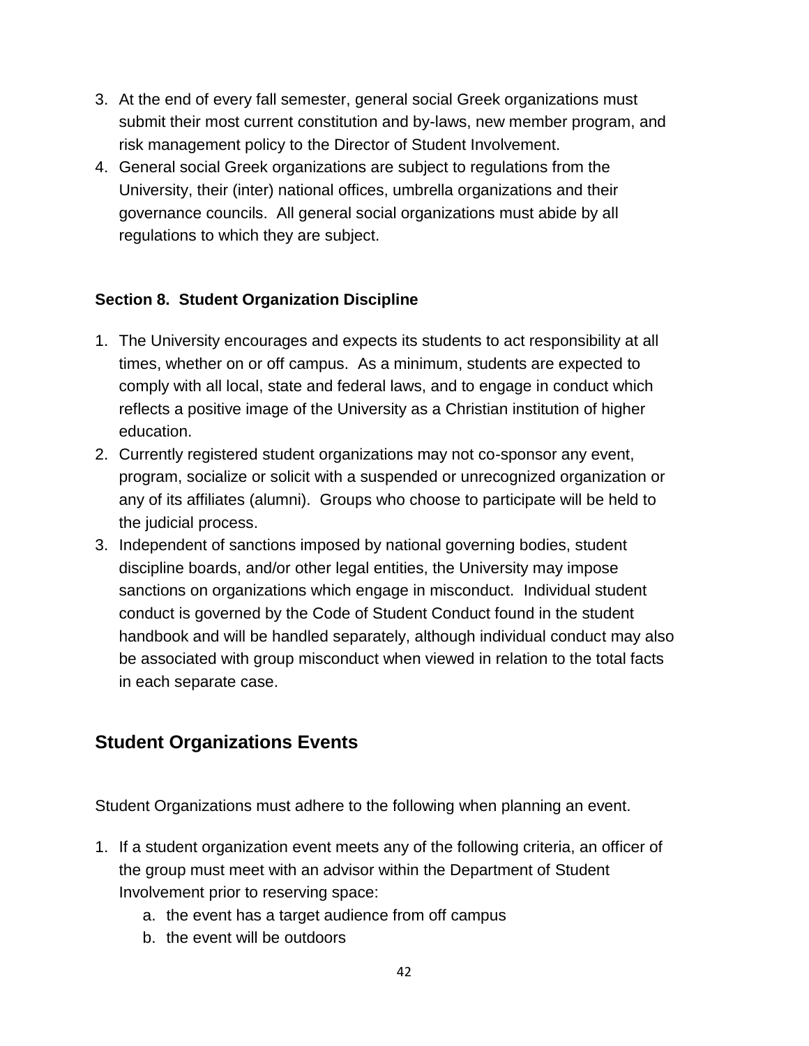3. At the end of every fall semester, general social Greek organizations must submit their most current constitution and by-laws, new member program, and risk management policy to the Director of Student Involvement.
4. General social Greek organizations are subject to regulations from the University, their (inter) national offices, umbrella organizations and their governance councils. All general social organizations must abide by all regulations to which they are subject.

### Section 8. Student Organization Discipline

1. The University encourages and expects its students to act responsibility at all times, whether on or off campus. As a minimum, students are expected to comply with all local, state and federal laws, and to engage in conduct which reflects a positive image of the University as a Christian institution of higher education.
2. Currently registered student organizations may not co-sponsor any event, program, socialize or solicit with a suspended or unrecognized organization or any of its affiliates (alumni). Groups who choose to participate will be held to the judicial process.
3. Independent of sanctions imposed by national governing bodies, student discipline boards, and/or other legal entities, the University may impose sanctions on organizations which engage in misconduct. Individual student conduct is governed by the Code of Student Conduct found in the student handbook and will be handled separately, although individual conduct may also be associated with group misconduct when viewed in relation to the total facts in each separate case.

## Student Organizations Events

Student Organizations must adhere to the following when planning an event.

1. If a student organization event meets any of the following criteria, an officer of the group must meet with an advisor within the Department of Student Involvement prior to reserving space:
   a. the event has a target audience from off campus
   b. the event will be outdoors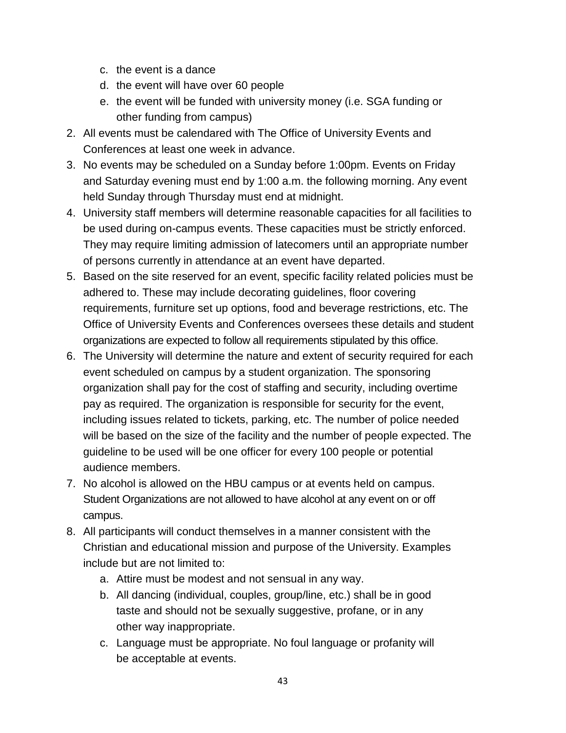c. the event is a dance
   d. the event will have over 60 people
   e. the event will be funded with university money (i.e. SGA funding or other funding from campus)
2. All events must be calendared with The Office of University Events and Conferences at least one week in advance.
3. No events may be scheduled on a Sunday before 1:00pm. Events on Friday and Saturday evening must end by 1:00 a.m. the following morning. Any event held Sunday through Thursday must end at midnight.
4. University staff members will determine reasonable capacities for all facilities to be used during on-campus events. These capacities must be strictly enforced. They may require limiting admission of latecomers until an appropriate number of persons currently in attendance at an event have departed.
5. Based on the site reserved for an event, specific facility related policies must be adhered to. These may include decorating guidelines, floor covering requirements, furniture set up options, food and beverage restrictions, etc. The Office of University Events and Conferences oversees these details and student organizations are expected to follow all requirements stipulated by this office.
6. The University will determine the nature and extent of security required for each event scheduled on campus by a student organization. The sponsoring organization shall pay for the cost of staffing and security, including overtime pay as required. The organization is responsible for security for the event, including issues related to tickets, parking, etc. The number of police needed will be based on the size of the facility and the number of people expected. The guideline to be used will be one officer for every 100 people or potential audience members.
7. No alcohol is allowed on the HBU campus or at events held on campus. Student Organizations are not allowed to have alcohol at any event on or off campus.
8. All participants will conduct themselves in a manner consistent with the Christian and educational mission and purpose of the University. Examples include but are not limited to:
   a. Attire must be modest and not sensual in any way.
   b. All dancing (individual, couples, group/line, etc.) shall be in good taste and should not be sexually suggestive, profane, or in any other way inappropriate.
   c. Language must be appropriate. No foul language or profanity will be acceptable at events.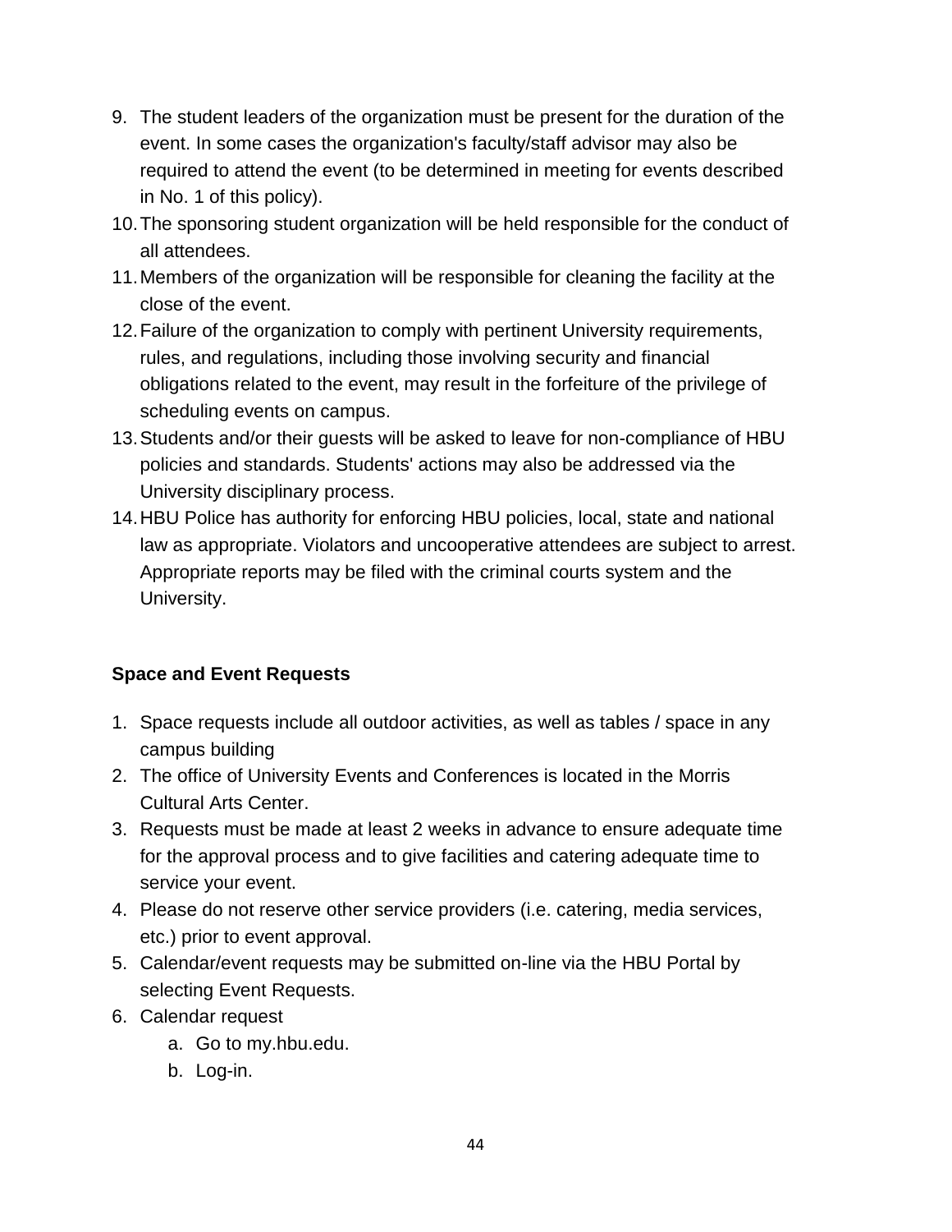9. The student leaders of the organization must be present for the duration of the event. In some cases the organization's faculty/staff advisor may also be required to attend the event (to be determined in meeting for events described in No. 1 of this policy).
10. The sponsoring student organization will be held responsible for the conduct of all attendees.
11. Members of the organization will be responsible for cleaning the facility at the close of the event.
12. Failure of the organization to comply with pertinent University requirements, rules, and regulations, including those involving security and financial obligations related to the event, may result in the forfeiture of the privilege of scheduling events on campus.
13. Students and/or their guests will be asked to leave for non-compliance of HBU policies and standards. Students' actions may also be addressed via the University disciplinary process.
14. HBU Police has authority for enforcing HBU policies, local, state and national law as appropriate. Violators and uncooperative attendees are subject to arrest. Appropriate reports may be filed with the criminal courts system and the University.

**Space and Event Requests**

1. Space requests include all outdoor activities, as well as tables / space in any campus building
2. The office of University Events and Conferences is located in the Morris Cultural Arts Center.
3. Requests must be made at least 2 weeks in advance to ensure adequate time for the approval process and to give facilities and catering adequate time to service your event.
4. Please do not reserve other service providers (i.e. catering, media services, etc.) prior to event approval.
5. Calendar/event requests may be submitted on-line via the HBU Portal by selecting Event Requests.
6. Calendar request
    a. Go to my.hbu.edu.
    b. Log-in.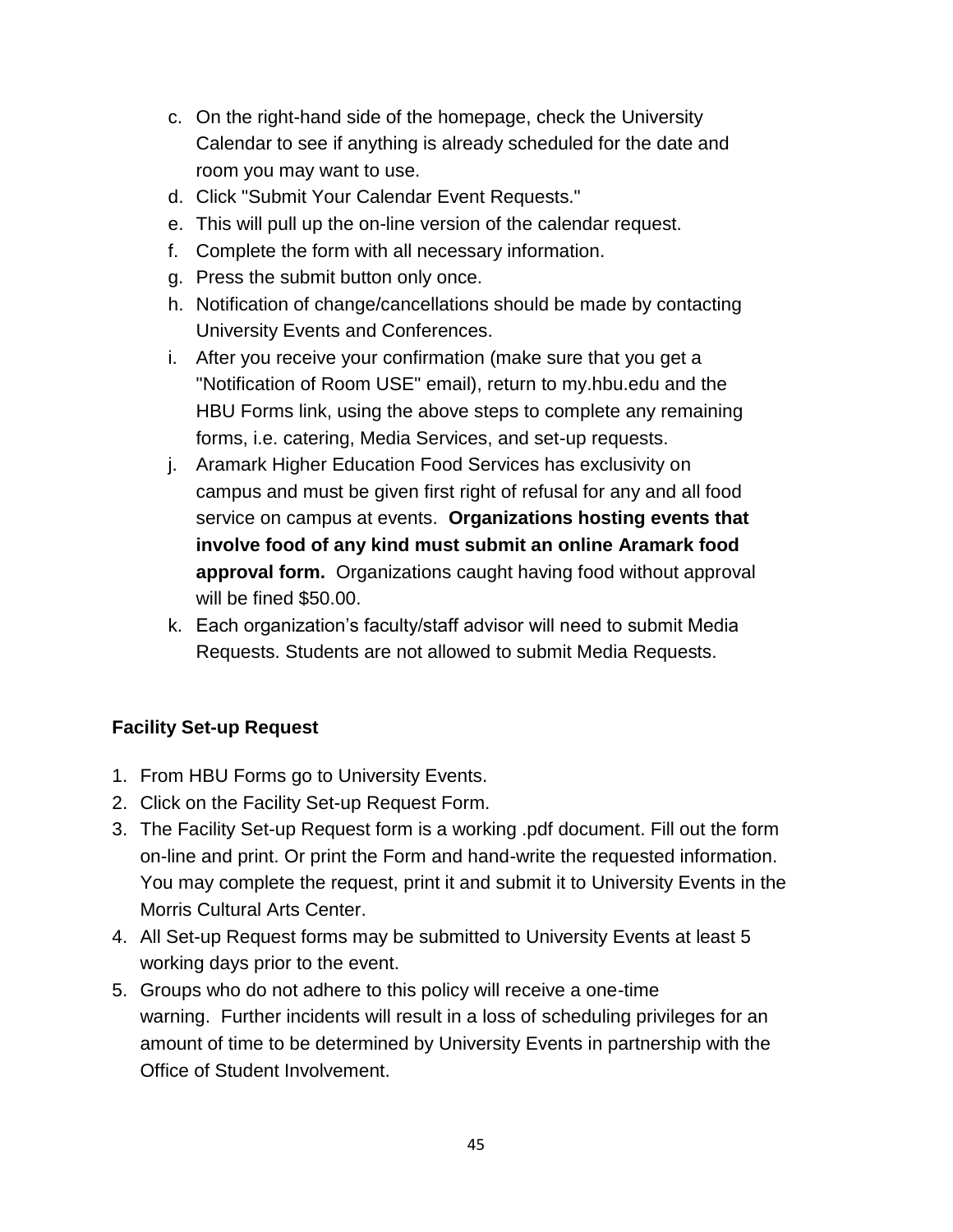c. On the right-hand side of the homepage, check the University Calendar to see if anything is already scheduled for the date and room you may want to use.
d. Click "Submit Your Calendar Event Requests."
e. This will pull up the on-line version of the calendar request.
f. Complete the form with all necessary information.
g. Press the submit button only once.
h. Notification of change/cancellations should be made by contacting University Events and Conferences.
i. After you receive your confirmation (make sure that you get a "Notification of Room USE" email), return to my.hbu.edu and the HBU Forms link, using the above steps to complete any remaining forms, i.e. catering, Media Services, and set-up requests.
j. Aramark Higher Education Food Services has exclusivity on campus and must be given first right of refusal for any and all food service on campus at events. **Organizations hosting events that involve food of any kind must submit an online Aramark food approval form.** Organizations caught having food without approval will be fined $50.00.
k. Each organization's faculty/staff advisor will need to submit Media Requests. Students are not allowed to submit Media Requests.

**Facility Set-up Request**

1. From HBU Forms go to University Events.
2. Click on the Facility Set-up Request Form.
3. The Facility Set-up Request form is a working .pdf document. Fill out the form on-line and print. Or print the Form and hand-write the requested information. You may complete the request, print it and submit it to University Events in the Morris Cultural Arts Center.
4. All Set-up Request forms may be submitted to University Events at least 5 working days prior to the event.
5. Groups who do not adhere to this policy will receive a one-time warning. Further incidents will result in a loss of scheduling privileges for an amount of time to be determined by University Events in partnership with the Office of Student Involvement.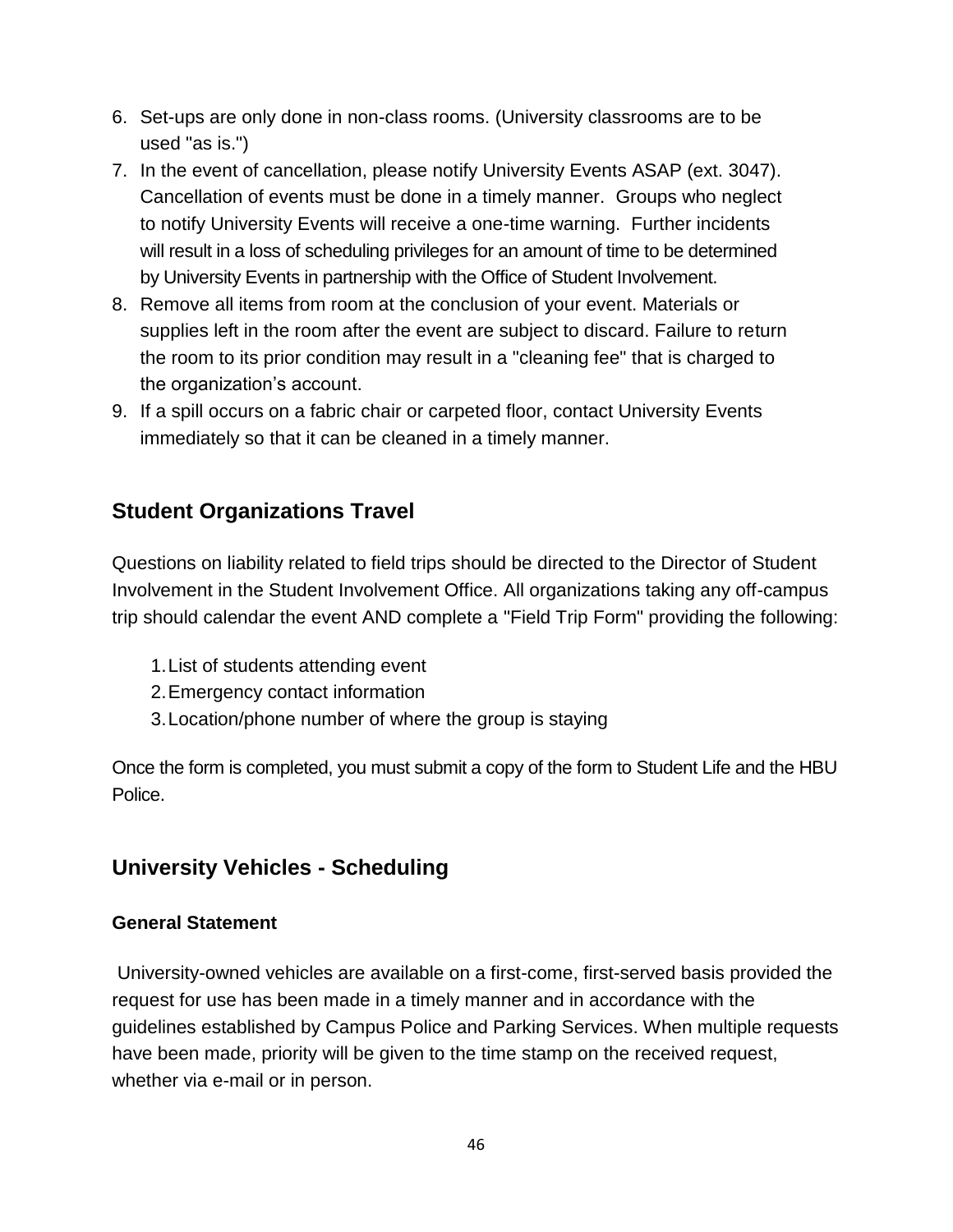6. Set-ups are only done in non-class rooms. (University classrooms are to be used "as is.")
7. In the event of cancellation, please notify University Events ASAP (ext. 3047). Cancellation of events must be done in a timely manner. Groups who neglect to notify University Events will receive a one-time warning. Further incidents will result in a loss of scheduling privileges for an amount of time to be determined by University Events in partnership with the Office of Student Involvement.
8. Remove all items from room at the conclusion of your event. Materials or supplies left in the room after the event are subject to discard. Failure to return the room to its prior condition may result in a "cleaning fee" that is charged to the organization's account.
9. If a spill occurs on a fabric chair or carpeted floor, contact University Events immediately so that it can be cleaned in a timely manner.

## Student Organizations Travel

Questions on liability related to field trips should be directed to the Director of Student Involvement in the Student Involvement Office. All organizations taking any off-campus trip should calendar the event AND complete a "Field Trip Form" providing the following:

1. List of students attending event
2. Emergency contact information
3. Location/phone number of where the group is staying

Once the form is completed, you must submit a copy of the form to Student Life and the HBU Police.

## University Vehicles - Scheduling

### General Statement

University-owned vehicles are available on a first-come, first-served basis provided the request for use has been made in a timely manner and in accordance with the guidelines established by Campus Police and Parking Services. When multiple requests have been made, priority will be given to the time stamp on the received request, whether via e-mail or in person.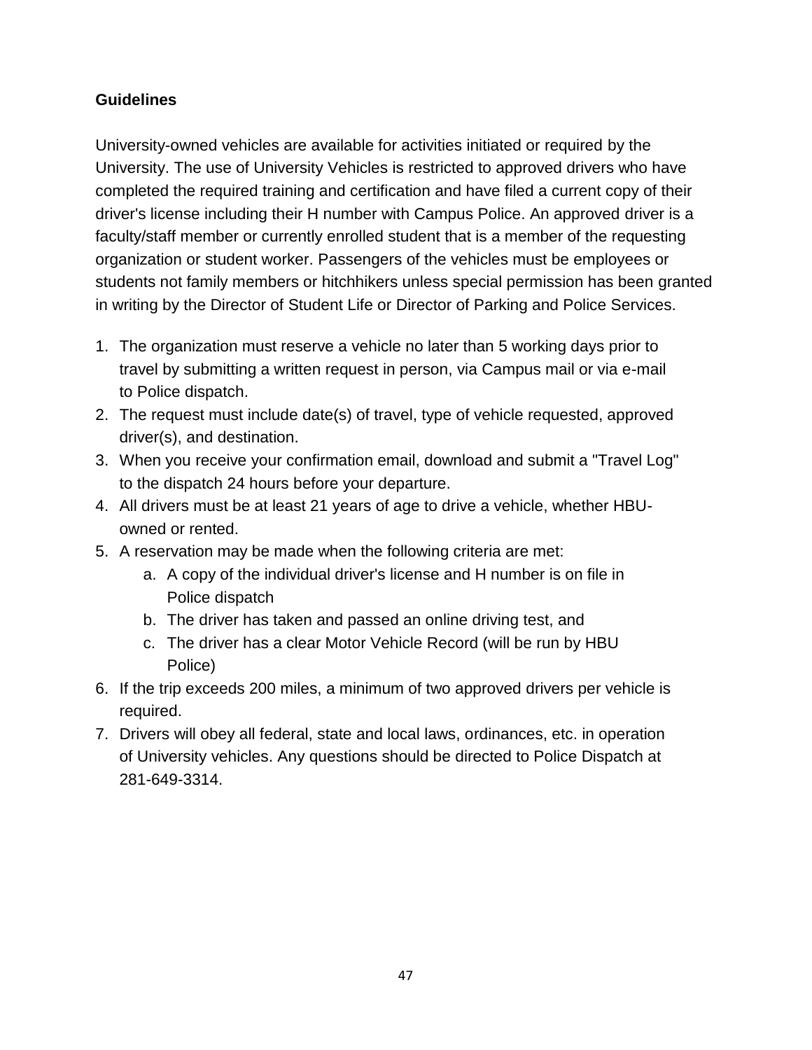**Guidelines**

University-owned vehicles are available for activities initiated or required by the University. The use of University Vehicles is restricted to approved drivers who have completed the required training and certification and have filed a current copy of their driver's license including their H number with Campus Police. An approved driver is a faculty/staff member or currently enrolled student that is a member of the requesting organization or student worker. Passengers of the vehicles must be employees or students not family members or hitchhikers unless special permission has been granted in writing by the Director of Student Life or Director of Parking and Police Services.

1. The organization must reserve a vehicle no later than 5 working days prior to travel by submitting a written request in person, via Campus mail or via e-mail to Police dispatch.
2. The request must include date(s) of travel, type of vehicle requested, approved driver(s), and destination.
3. When you receive your confirmation email, download and submit a "Travel Log" to the dispatch 24 hours before your departure.
4. All drivers must be at least 21 years of age to drive a vehicle, whether HBU-owned or rented.
5. A reservation may be made when the following criteria are met:
   a. A copy of the individual driver's license and H number is on file in Police dispatch
   b. The driver has taken and passed an online driving test, and
   c. The driver has a clear Motor Vehicle Record (will be run by HBU Police)
6. If the trip exceeds 200 miles, a minimum of two approved drivers per vehicle is required.
7. Drivers will obey all federal, state and local laws, ordinances, etc. in operation of University vehicles. Any questions should be directed to Police Dispatch at 281-649-3314.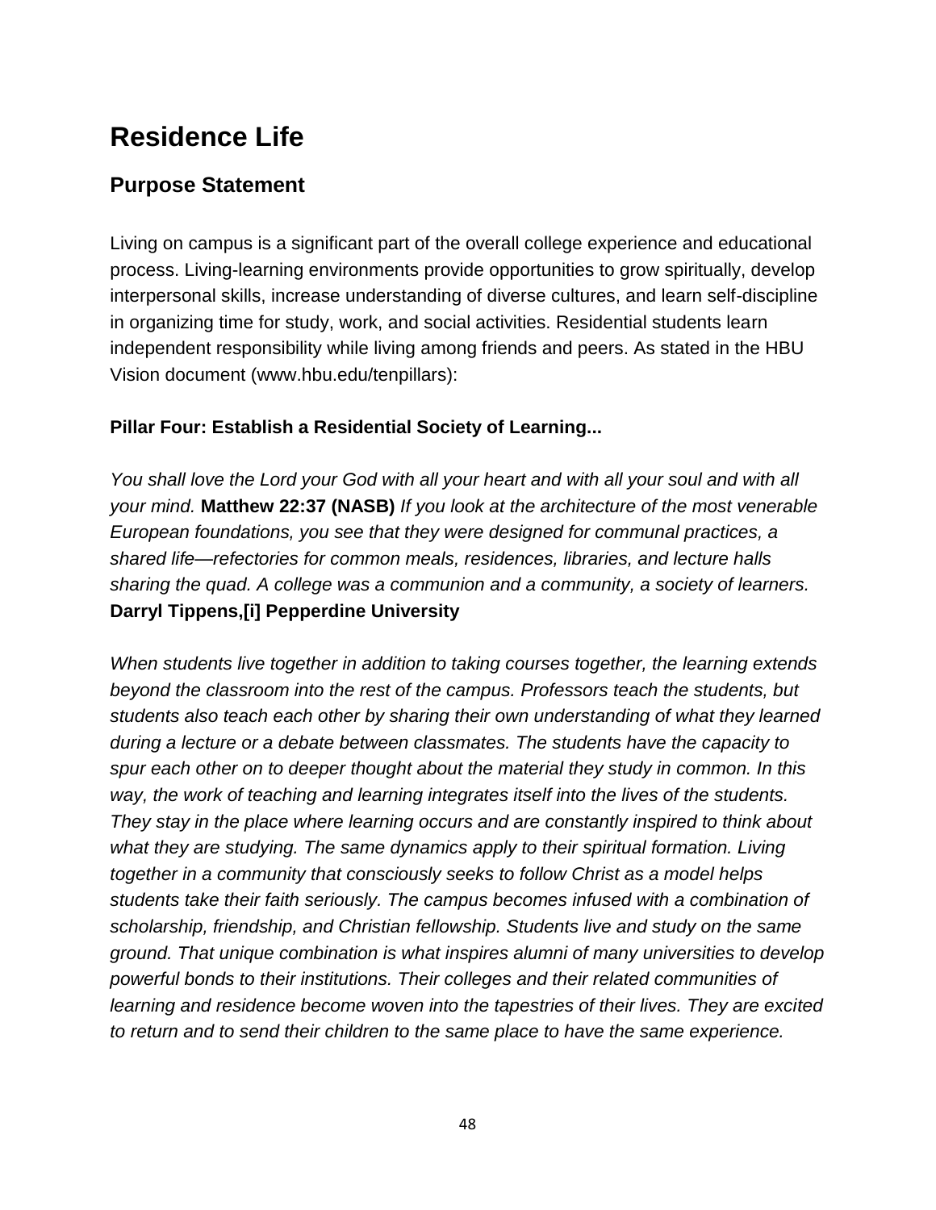# Residence Life

## Purpose Statement

Living on campus is a significant part of the overall college experience and educational process. Living-learning environments provide opportunities to grow spiritually, develop interpersonal skills, increase understanding of diverse cultures, and learn self-discipline in organizing time for study, work, and social activities. Residential students learn independent responsibility while living among friends and peers. As stated in the HBU Vision document (www.hbu.edu/tenpillars):

**Pillar Four: Establish a Residential Society of Learning...**

*You shall love the Lord your God with all your heart and with all your soul and with all your mind.* **Matthew 22:37 (NASB)** *If you look at the architecture of the most venerable European foundations, you see that they were designed for communal practices, a shared life—refectories for common meals, residences, libraries, and lecture halls sharing the quad. A college was a communion and a community, a society of learners.* **Darryl Tippens,[i] Pepperdine University**

*When students live together in addition to taking courses together, the learning extends beyond the classroom into the rest of the campus. Professors teach the students, but students also teach each other by sharing their own understanding of what they learned during a lecture or a debate between classmates. The students have the capacity to spur each other on to deeper thought about the material they study in common. In this way, the work of teaching and learning integrates itself into the lives of the students. They stay in the place where learning occurs and are constantly inspired to think about what they are studying. The same dynamics apply to their spiritual formation. Living together in a community that consciously seeks to follow Christ as a model helps students take their faith seriously. The campus becomes infused with a combination of scholarship, friendship, and Christian fellowship. Students live and study on the same ground. That unique combination is what inspires alumni of many universities to develop powerful bonds to their institutions. Their colleges and their related communities of learning and residence become woven into the tapestries of their lives. They are excited to return and to send their children to the same place to have the same experience.*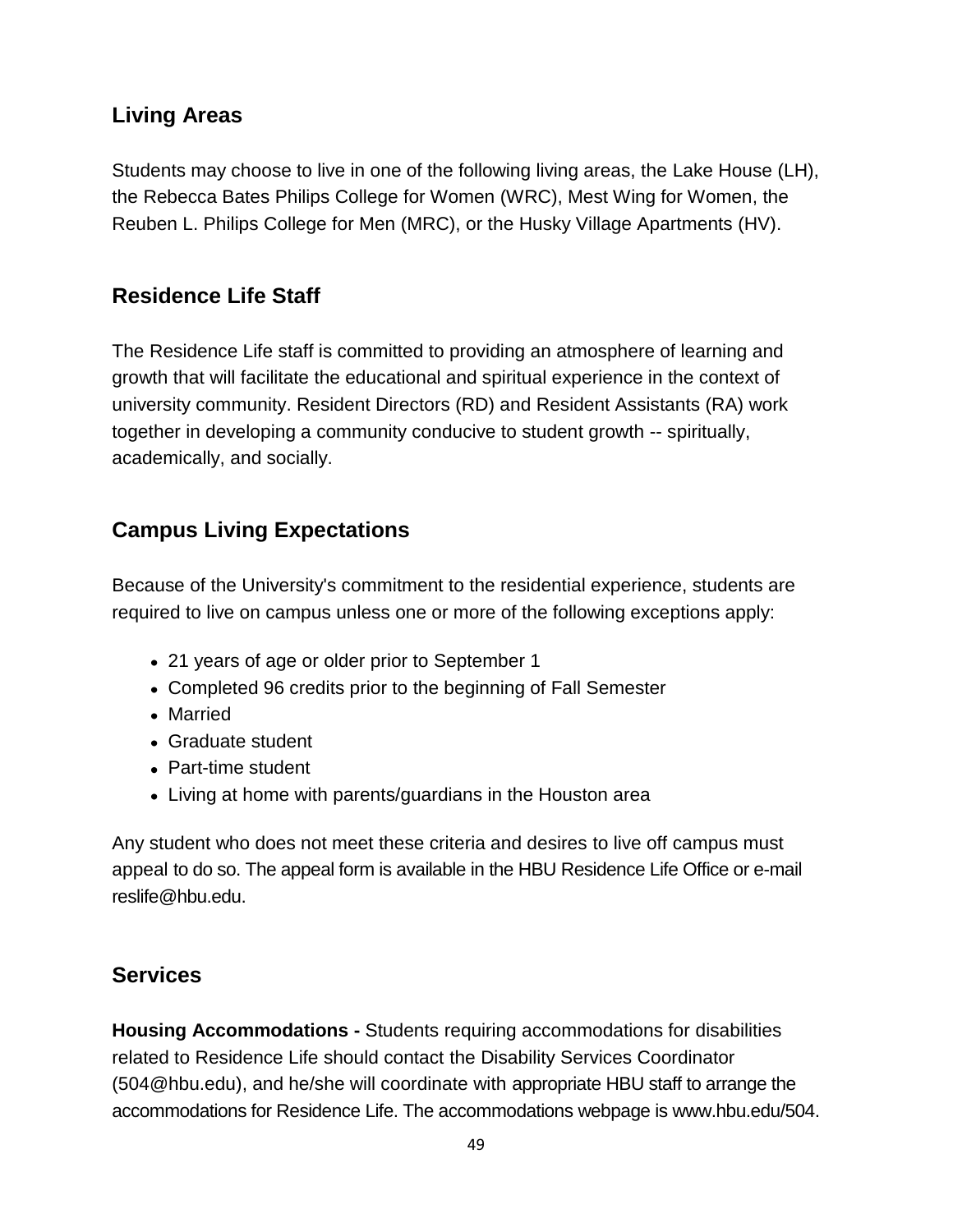## Living Areas

Students may choose to live in one of the following living areas, the Lake House (LH), the Rebecca Bates Philips College for Women (WRC), Mest Wing for Women, the Reuben L. Philips College for Men (MRC), or the Husky Village Apartments (HV).

## Residence Life Staff

The Residence Life staff is committed to providing an atmosphere of learning and growth that will facilitate the educational and spiritual experience in the context of university community. Resident Directors (RD) and Resident Assistants (RA) work together in developing a community conducive to student growth -- spiritually, academically, and socially.

## Campus Living Expectations

Because of the University's commitment to the residential experience, students are required to live on campus unless one or more of the following exceptions apply:

- 21 years of age or older prior to September 1
- Completed 96 credits prior to the beginning of Fall Semester
- Married
- Graduate student
- Part-time student
- Living at home with parents/guardians in the Houston area

Any student who does not meet these criteria and desires to live off campus must appeal to do so. The appeal form is available in the HBU Residence Life Office or e-mail reslife@hbu.edu.

## Services

**Housing Accommodations -** Students requiring accommodations for disabilities related to Residence Life should contact the Disability Services Coordinator (504@hbu.edu), and he/she will coordinate with appropriate HBU staff to arrange the accommodations for Residence Life. The accommodations webpage is www.hbu.edu/504.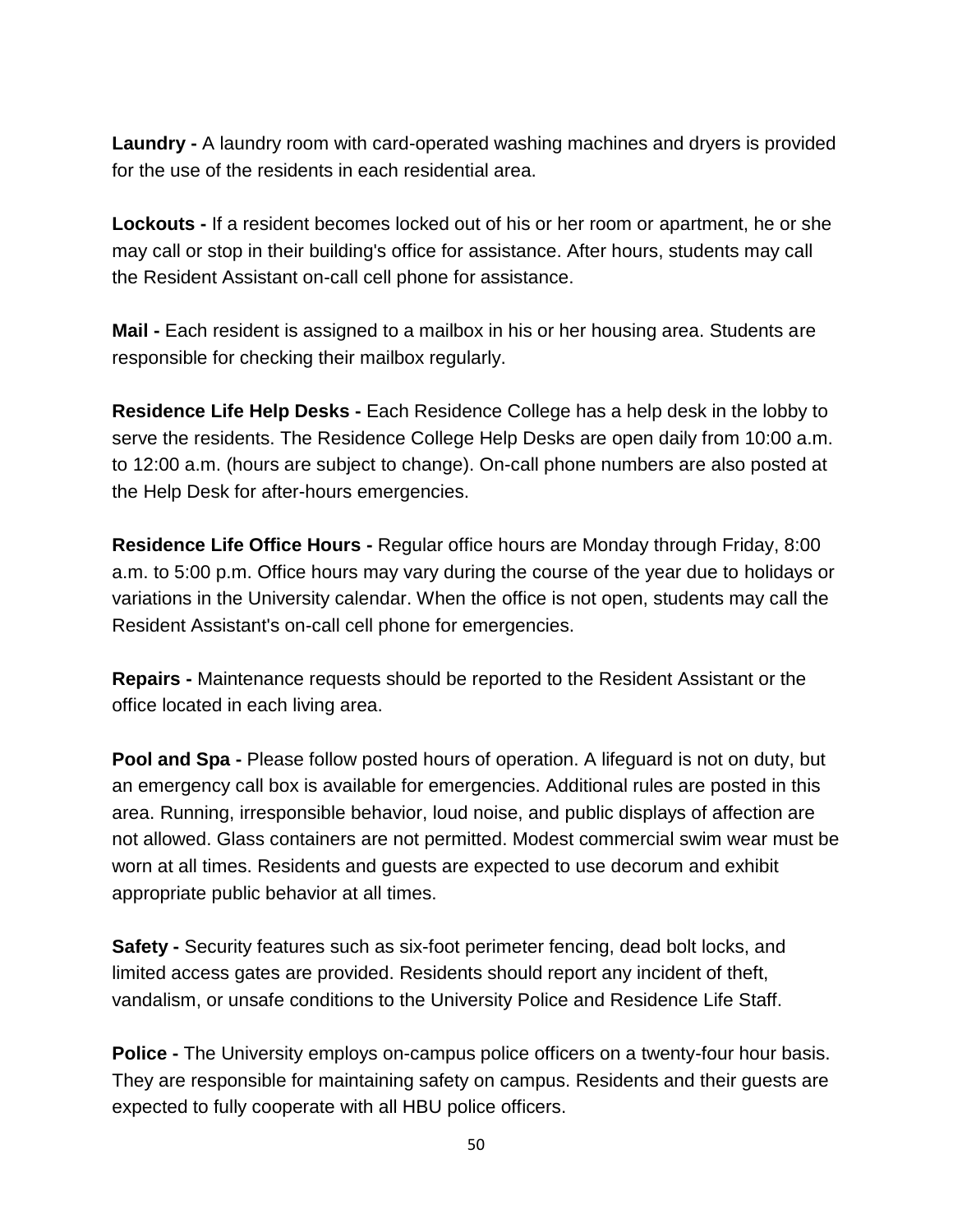**Laundry -** A laundry room with card-operated washing machines and dryers is provided for the use of the residents in each residential area.

**Lockouts -** If a resident becomes locked out of his or her room or apartment, he or she may call or stop in their building's office for assistance. After hours, students may call the Resident Assistant on-call cell phone for assistance.

**Mail -** Each resident is assigned to a mailbox in his or her housing area. Students are responsible for checking their mailbox regularly.

**Residence Life Help Desks -** Each Residence College has a help desk in the lobby to serve the residents. The Residence College Help Desks are open daily from 10:00 a.m. to 12:00 a.m. (hours are subject to change). On-call phone numbers are also posted at the Help Desk for after-hours emergencies.

**Residence Life Office Hours -** Regular office hours are Monday through Friday, 8:00 a.m. to 5:00 p.m. Office hours may vary during the course of the year due to holidays or variations in the University calendar. When the office is not open, students may call the Resident Assistant's on-call cell phone for emergencies.

**Repairs -** Maintenance requests should be reported to the Resident Assistant or the office located in each living area.

**Pool and Spa -** Please follow posted hours of operation. A lifeguard is not on duty, but an emergency call box is available for emergencies. Additional rules are posted in this area. Running, irresponsible behavior, loud noise, and public displays of affection are not allowed. Glass containers are not permitted. Modest commercial swim wear must be worn at all times. Residents and guests are expected to use decorum and exhibit appropriate public behavior at all times.

**Safety -** Security features such as six-foot perimeter fencing, dead bolt locks, and limited access gates are provided. Residents should report any incident of theft, vandalism, or unsafe conditions to the University Police and Residence Life Staff.

**Police -** The University employs on-campus police officers on a twenty-four hour basis. They are responsible for maintaining safety on campus. Residents and their guests are expected to fully cooperate with all HBU police officers.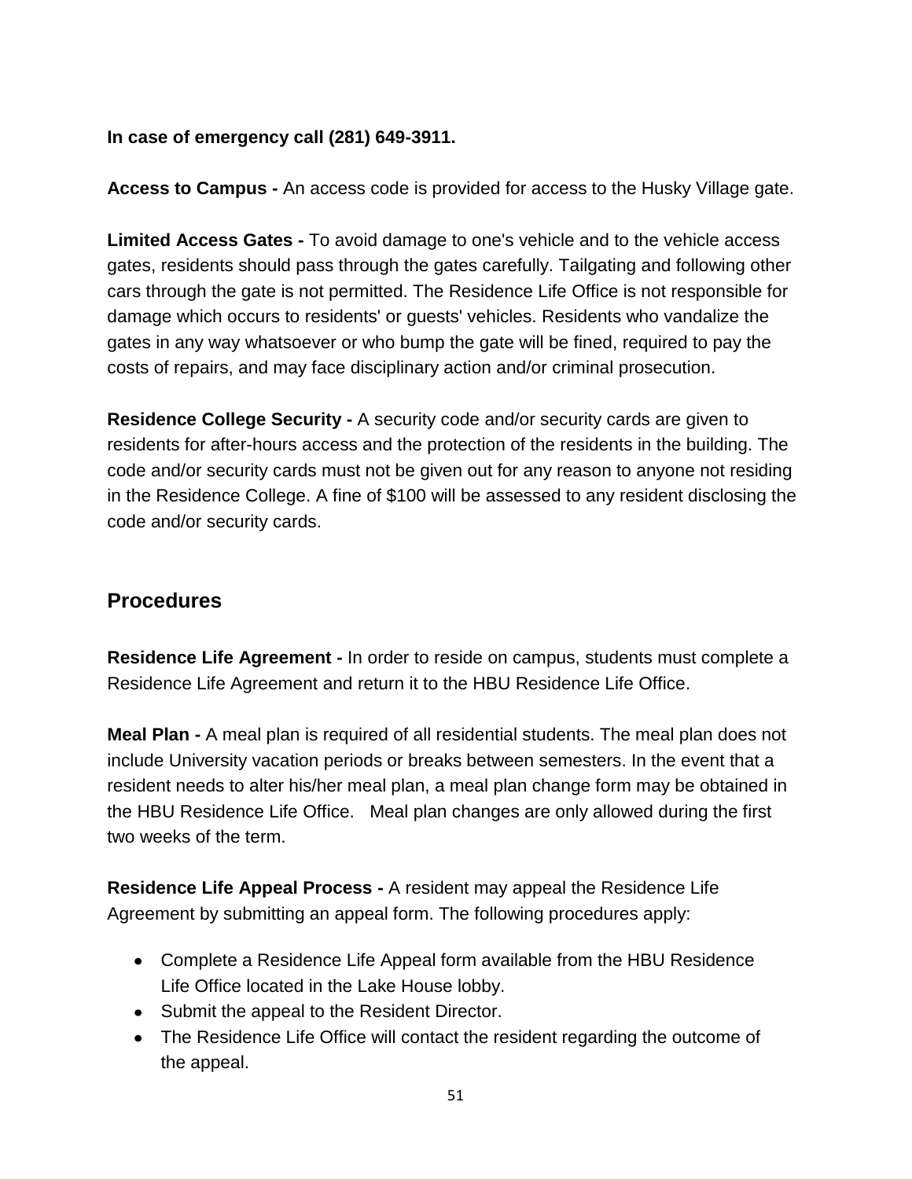**In case of emergency call (281) 649-3911.**

**Access to Campus -** An access code is provided for access to the Husky Village gate.

**Limited Access Gates -** To avoid damage to one's vehicle and to the vehicle access gates, residents should pass through the gates carefully. Tailgating and following other cars through the gate is not permitted. The Residence Life Office is not responsible for damage which occurs to residents' or guests' vehicles. Residents who vandalize the gates in any way whatsoever or who bump the gate will be fined, required to pay the costs of repairs, and may face disciplinary action and/or criminal prosecution.

**Residence College Security -** A security code and/or security cards are given to residents for after-hours access and the protection of the residents in the building. The code and/or security cards must not be given out for any reason to anyone not residing in the Residence College. A fine of $100 will be assessed to any resident disclosing the code and/or security cards.

## Procedures

**Residence Life Agreement -** In order to reside on campus, students must complete a Residence Life Agreement and return it to the HBU Residence Life Office.

**Meal Plan -** A meal plan is required of all residential students. The meal plan does not include University vacation periods or breaks between semesters. In the event that a resident needs to alter his/her meal plan, a meal plan change form may be obtained in the HBU Residence Life Office. Meal plan changes are only allowed during the first two weeks of the term.

**Residence Life Appeal Process -** A resident may appeal the Residence Life Agreement by submitting an appeal form. The following procedures apply:

- Complete a Residence Life Appeal form available from the HBU Residence Life Office located in the Lake House lobby.
- Submit the appeal to the Resident Director.
- The Residence Life Office will contact the resident regarding the outcome of the appeal.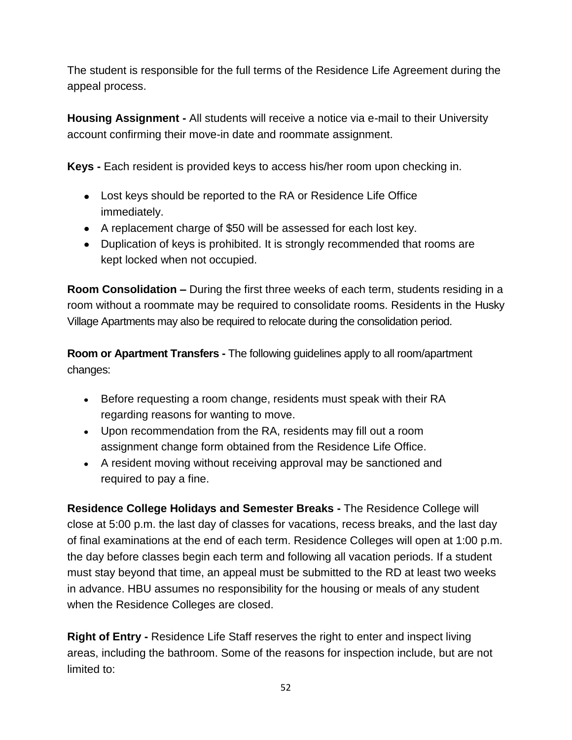The student is responsible for the full terms of the Residence Life Agreement during the appeal process.

**Housing Assignment -** All students will receive a notice via e-mail to their University account confirming their move-in date and roommate assignment.

**Keys -** Each resident is provided keys to access his/her room upon checking in.

- Lost keys should be reported to the RA or Residence Life Office immediately.
- A replacement charge of $50 will be assessed for each lost key.
- Duplication of keys is prohibited. It is strongly recommended that rooms are kept locked when not occupied.

**Room Consolidation –** During the first three weeks of each term, students residing in a room without a roommate may be required to consolidate rooms. Residents in the Husky Village Apartments may also be required to relocate during the consolidation period.

**Room or Apartment Transfers -** The following guidelines apply to all room/apartment changes:

- Before requesting a room change, residents must speak with their RA regarding reasons for wanting to move.
- Upon recommendation from the RA, residents may fill out a room assignment change form obtained from the Residence Life Office.
- A resident moving without receiving approval may be sanctioned and required to pay a fine.

**Residence College Holidays and Semester Breaks -** The Residence College will close at 5:00 p.m. the last day of classes for vacations, recess breaks, and the last day of final examinations at the end of each term. Residence Colleges will open at 1:00 p.m. the day before classes begin each term and following all vacation periods. If a student must stay beyond that time, an appeal must be submitted to the RD at least two weeks in advance. HBU assumes no responsibility for the housing or meals of any student when the Residence Colleges are closed.

**Right of Entry -** Residence Life Staff reserves the right to enter and inspect living areas, including the bathroom. Some of the reasons for inspection include, but are not limited to: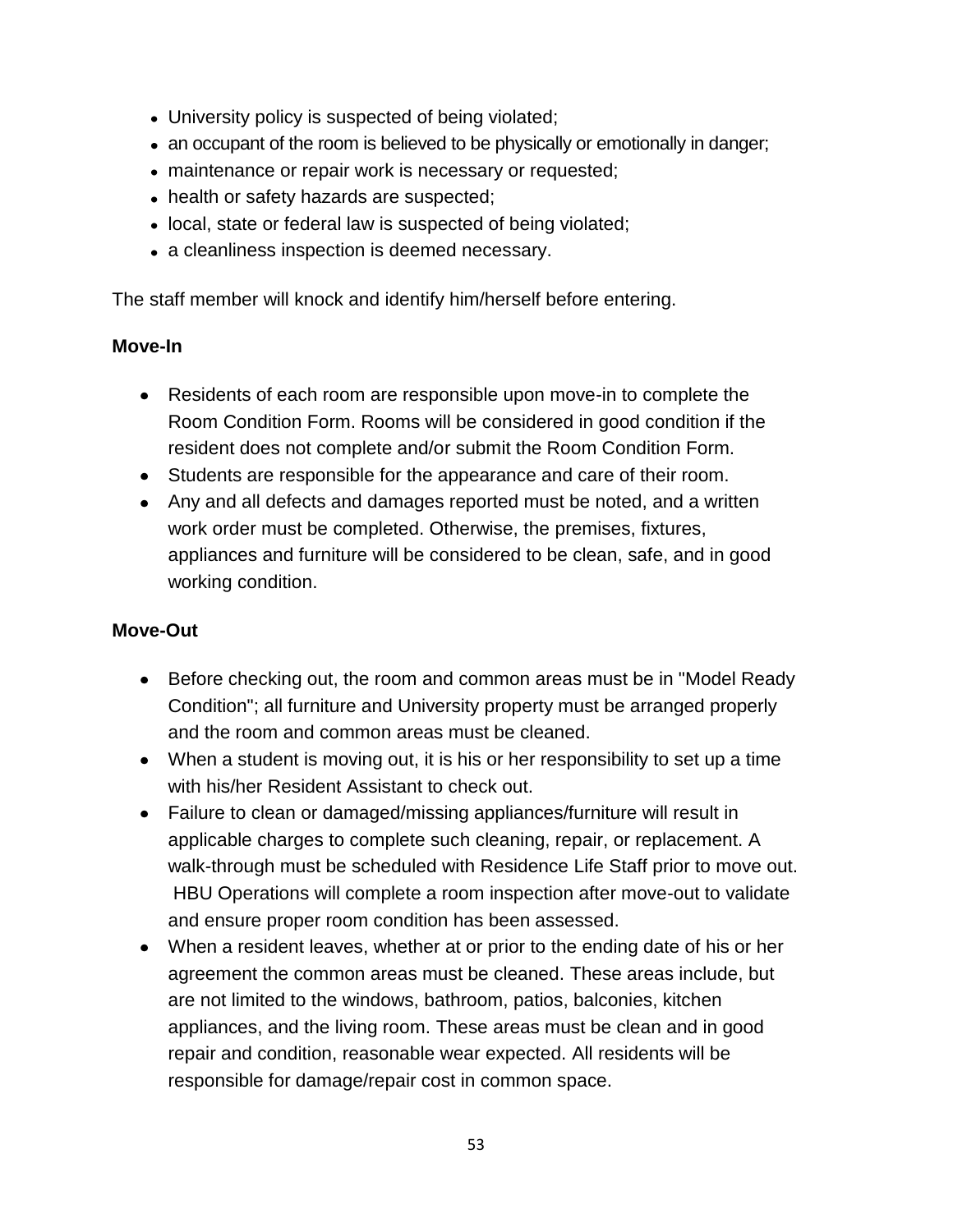- University policy is suspected of being violated;
- an occupant of the room is believed to be physically or emotionally in danger;
- maintenance or repair work is necessary or requested;
- health or safety hazards are suspected;
- local, state or federal law is suspected of being violated;
- a cleanliness inspection is deemed necessary.

The staff member will knock and identify him/herself before entering.

**Move-In**

- Residents of each room are responsible upon move-in to complete the Room Condition Form. Rooms will be considered in good condition if the resident does not complete and/or submit the Room Condition Form.
- Students are responsible for the appearance and care of their room.
- Any and all defects and damages reported must be noted, and a written work order must be completed. Otherwise, the premises, fixtures, appliances and furniture will be considered to be clean, safe, and in good working condition.

**Move-Out**

- Before checking out, the room and common areas must be in "Model Ready Condition"; all furniture and University property must be arranged properly and the room and common areas must be cleaned.
- When a student is moving out, it is his or her responsibility to set up a time with his/her Resident Assistant to check out.
- Failure to clean or damaged/missing appliances/furniture will result in applicable charges to complete such cleaning, repair, or replacement. A walk-through must be scheduled with Residence Life Staff prior to move out. HBU Operations will complete a room inspection after move-out to validate and ensure proper room condition has been assessed.
- When a resident leaves, whether at or prior to the ending date of his or her agreement the common areas must be cleaned. These areas include, but are not limited to the windows, bathroom, patios, balconies, kitchen appliances, and the living room. These areas must be clean and in good repair and condition, reasonable wear expected. All residents will be responsible for damage/repair cost in common space.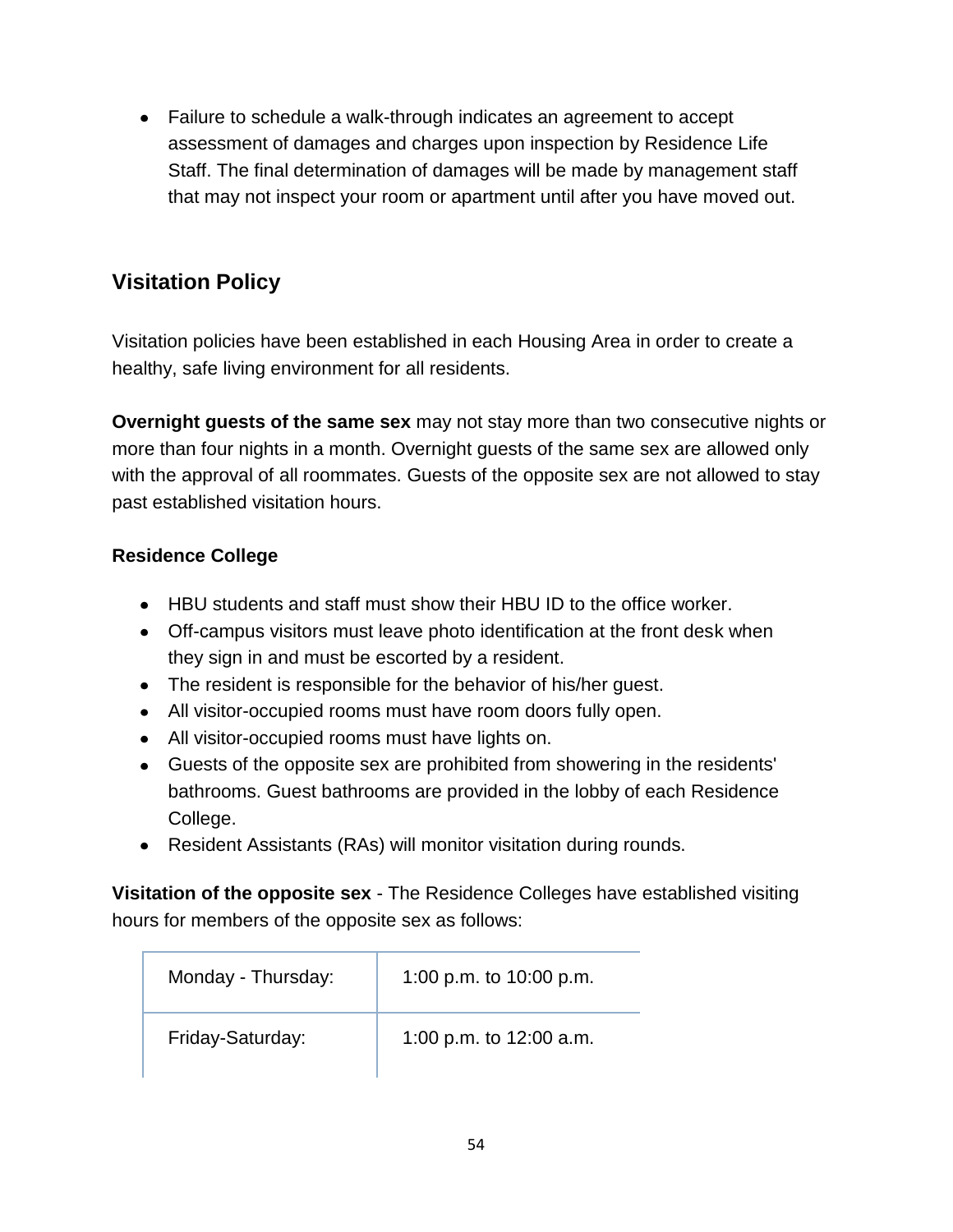- Failure to schedule a walk-through indicates an agreement to accept assessment of damages and charges upon inspection by Residence Life Staff. The final determination of damages will be made by management staff that may not inspect your room or apartment until after you have moved out.

## Visitation Policy

Visitation policies have been established in each Housing Area in order to create a healthy, safe living environment for all residents.

**Overnight guests of the same sex** may not stay more than two consecutive nights or more than four nights in a month. Overnight guests of the same sex are allowed only with the approval of all roommates. Guests of the opposite sex are not allowed to stay past established visitation hours.

**Residence College**

- HBU students and staff must show their HBU ID to the office worker.
- Off-campus visitors must leave photo identification at the front desk when they sign in and must be escorted by a resident.
- The resident is responsible for the behavior of his/her guest.
- All visitor-occupied rooms must have room doors fully open.
- All visitor-occupied rooms must have lights on.
- Guests of the opposite sex are prohibited from showering in the residents' bathrooms. Guest bathrooms are provided in the lobby of each Residence College.
- Resident Assistants (RAs) will monitor visitation during rounds.

**Visitation of the opposite sex** - The Residence Colleges have established visiting hours for members of the opposite sex as follows:

| | |
|---|---|
| Monday - Thursday: | 1:00 p.m. to 10:00 p.m. |
| Friday-Saturday: | 1:00 p.m. to 12:00 a.m. |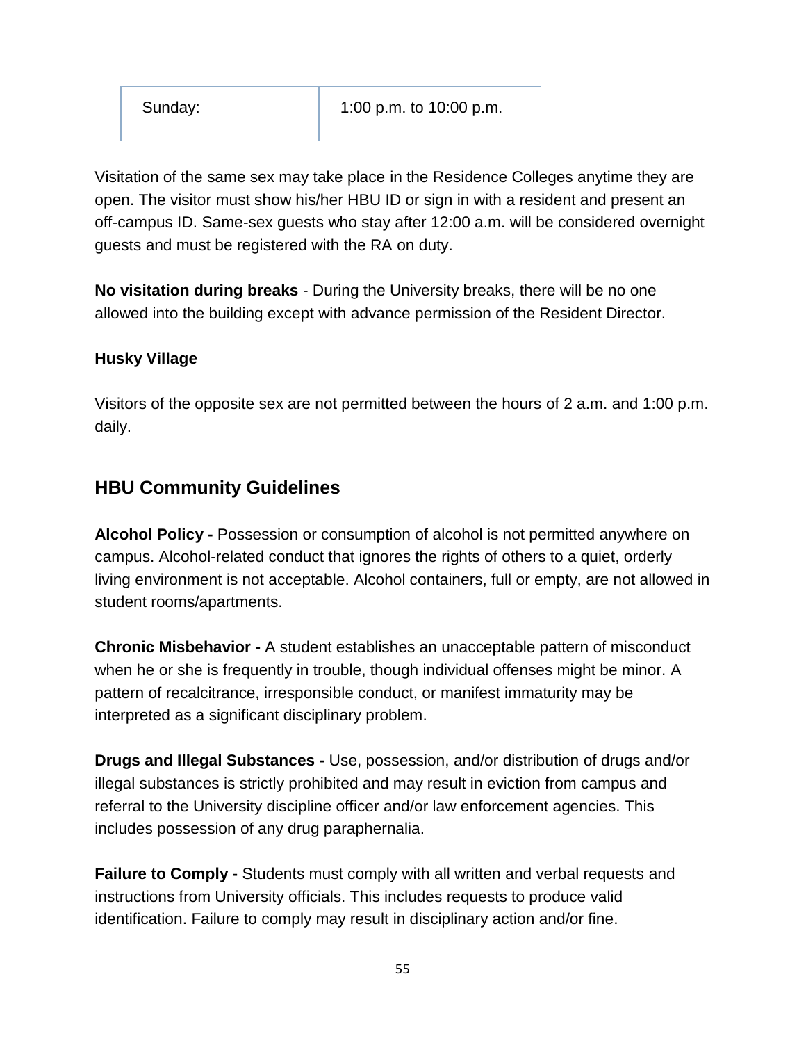| Sunday: | 1:00 p.m. to 10:00 p.m. |
|---|---|

Visitation of the same sex may take place in the Residence Colleges anytime they are open. The visitor must show his/her HBU ID or sign in with a resident and present an off-campus ID. Same-sex guests who stay after 12:00 a.m. will be considered overnight guests and must be registered with the RA on duty.

**No visitation during breaks** - During the University breaks, there will be no one allowed into the building except with advance permission of the Resident Director.

**Husky Village**

Visitors of the opposite sex are not permitted between the hours of 2 a.m. and 1:00 p.m. daily.

## HBU Community Guidelines

**Alcohol Policy -** Possession or consumption of alcohol is not permitted anywhere on campus. Alcohol-related conduct that ignores the rights of others to a quiet, orderly living environment is not acceptable. Alcohol containers, full or empty, are not allowed in student rooms/apartments.

**Chronic Misbehavior -** A student establishes an unacceptable pattern of misconduct when he or she is frequently in trouble, though individual offenses might be minor. A pattern of recalcitrance, irresponsible conduct, or manifest immaturity may be interpreted as a significant disciplinary problem.

**Drugs and Illegal Substances -** Use, possession, and/or distribution of drugs and/or illegal substances is strictly prohibited and may result in eviction from campus and referral to the University discipline officer and/or law enforcement agencies. This includes possession of any drug paraphernalia.

**Failure to Comply -** Students must comply with all written and verbal requests and instructions from University officials. This includes requests to produce valid identification. Failure to comply may result in disciplinary action and/or fine.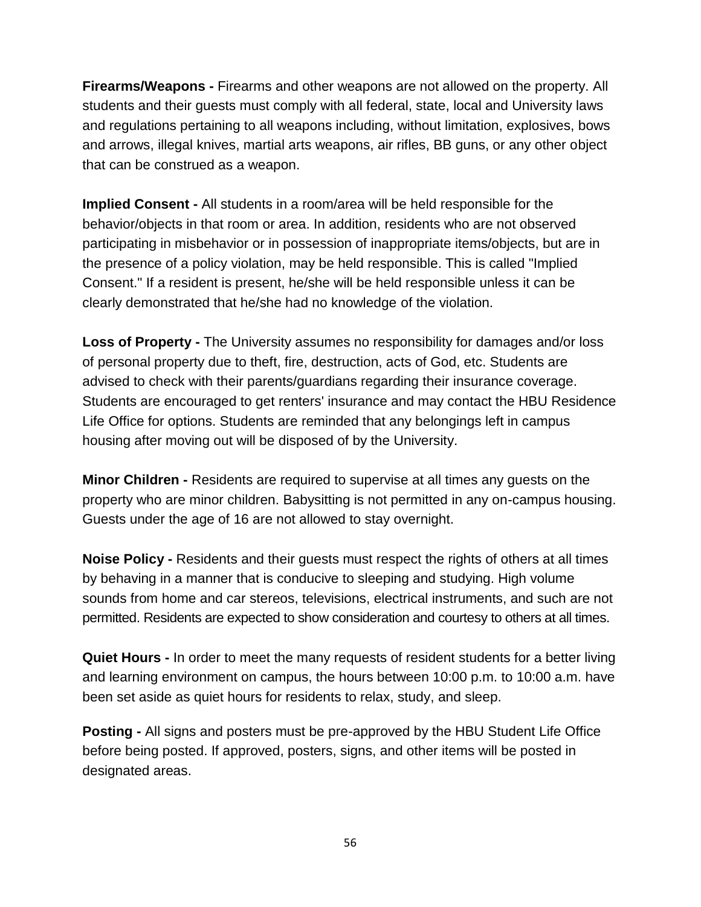**Firearms/Weapons -** Firearms and other weapons are not allowed on the property. All students and their guests must comply with all federal, state, local and University laws and regulations pertaining to all weapons including, without limitation, explosives, bows and arrows, illegal knives, martial arts weapons, air rifles, BB guns, or any other object that can be construed as a weapon.

**Implied Consent -** All students in a room/area will be held responsible for the behavior/objects in that room or area. In addition, residents who are not observed participating in misbehavior or in possession of inappropriate items/objects, but are in the presence of a policy violation, may be held responsible. This is called "Implied Consent." If a resident is present, he/she will be held responsible unless it can be clearly demonstrated that he/she had no knowledge of the violation.

**Loss of Property -** The University assumes no responsibility for damages and/or loss of personal property due to theft, fire, destruction, acts of God, etc. Students are advised to check with their parents/guardians regarding their insurance coverage. Students are encouraged to get renters' insurance and may contact the HBU Residence Life Office for options. Students are reminded that any belongings left in campus housing after moving out will be disposed of by the University.

**Minor Children -** Residents are required to supervise at all times any guests on the property who are minor children. Babysitting is not permitted in any on-campus housing. Guests under the age of 16 are not allowed to stay overnight.

**Noise Policy -** Residents and their guests must respect the rights of others at all times by behaving in a manner that is conducive to sleeping and studying. High volume sounds from home and car stereos, televisions, electrical instruments, and such are not permitted. Residents are expected to show consideration and courtesy to others at all times.

**Quiet Hours -** In order to meet the many requests of resident students for a better living and learning environment on campus, the hours between 10:00 p.m. to 10:00 a.m. have been set aside as quiet hours for residents to relax, study, and sleep.

**Posting -** All signs and posters must be pre-approved by the HBU Student Life Office before being posted. If approved, posters, signs, and other items will be posted in designated areas.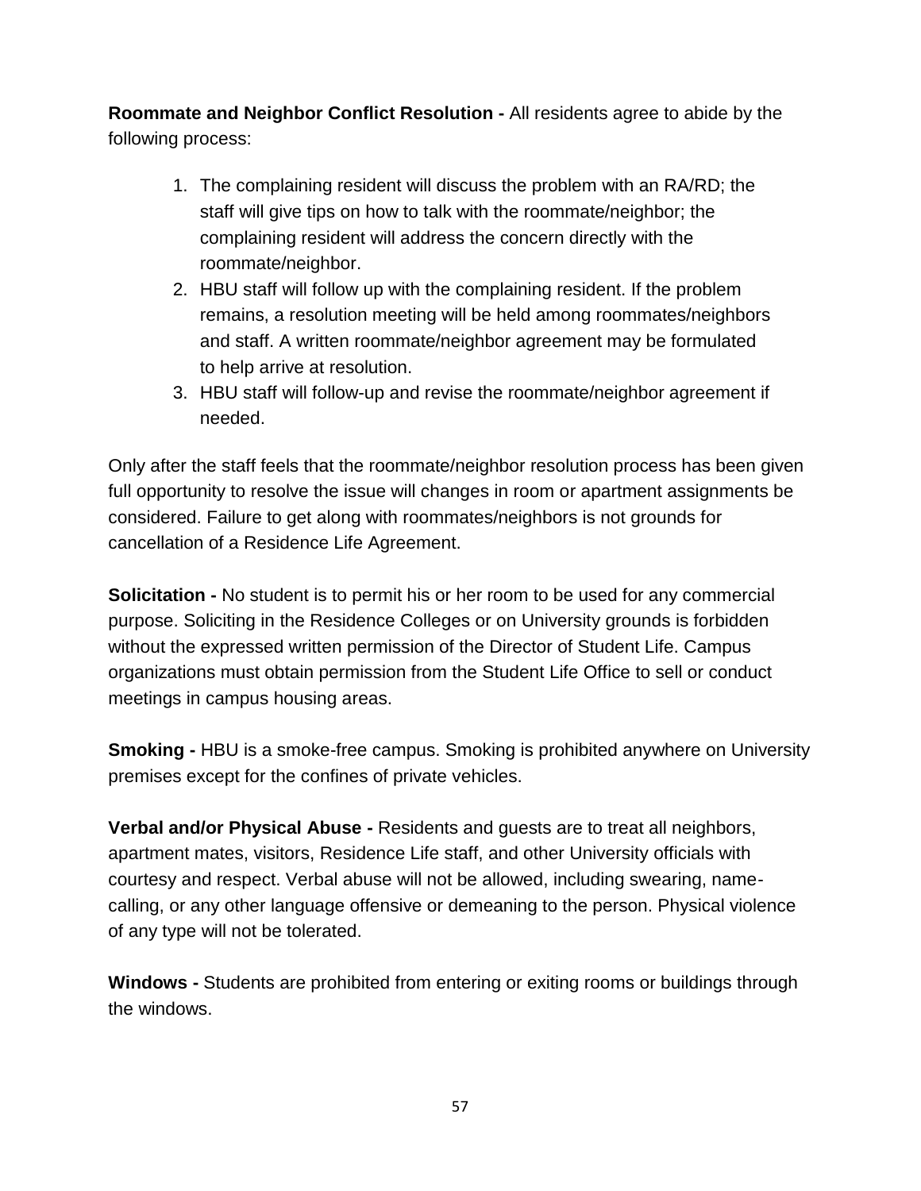**Roommate and Neighbor Conflict Resolution -** All residents agree to abide by the following process:

1. The complaining resident will discuss the problem with an RA/RD; the staff will give tips on how to talk with the roommate/neighbor; the complaining resident will address the concern directly with the roommate/neighbor.
2. HBU staff will follow up with the complaining resident. If the problem remains, a resolution meeting will be held among roommates/neighbors and staff. A written roommate/neighbor agreement may be formulated to help arrive at resolution.
3. HBU staff will follow-up and revise the roommate/neighbor agreement if needed.

Only after the staff feels that the roommate/neighbor resolution process has been given full opportunity to resolve the issue will changes in room or apartment assignments be considered. Failure to get along with roommates/neighbors is not grounds for cancellation of a Residence Life Agreement.

**Solicitation -** No student is to permit his or her room to be used for any commercial purpose. Soliciting in the Residence Colleges or on University grounds is forbidden without the expressed written permission of the Director of Student Life. Campus organizations must obtain permission from the Student Life Office to sell or conduct meetings in campus housing areas.

**Smoking -** HBU is a smoke-free campus. Smoking is prohibited anywhere on University premises except for the confines of private vehicles.

**Verbal and/or Physical Abuse -** Residents and guests are to treat all neighbors, apartment mates, visitors, Residence Life staff, and other University officials with courtesy and respect. Verbal abuse will not be allowed, including swearing, name-calling, or any other language offensive or demeaning to the person. Physical violence of any type will not be tolerated.

**Windows -** Students are prohibited from entering or exiting rooms or buildings through the windows.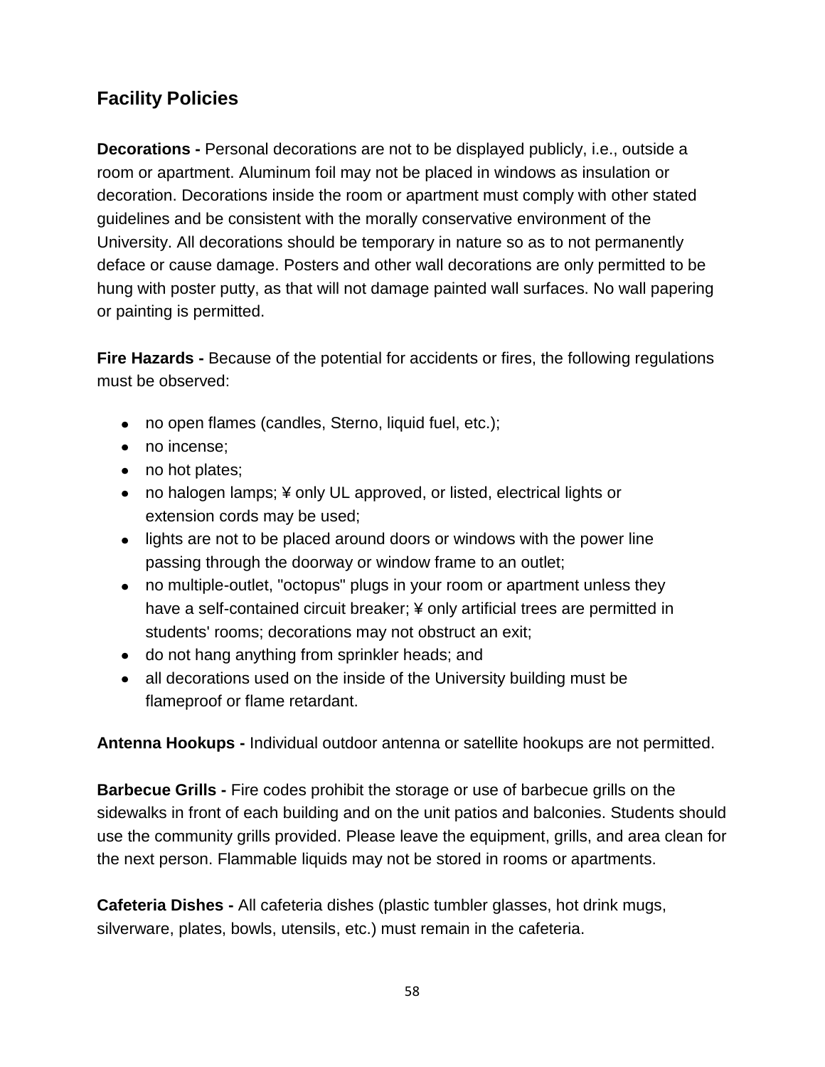## Facility Policies

**Decorations -** Personal decorations are not to be displayed publicly, i.e., outside a room or apartment. Aluminum foil may not be placed in windows as insulation or decoration. Decorations inside the room or apartment must comply with other stated guidelines and be consistent with the morally conservative environment of the University. All decorations should be temporary in nature so as to not permanently deface or cause damage. Posters and other wall decorations are only permitted to be hung with poster putty, as that will not damage painted wall surfaces. No wall papering or painting is permitted.

**Fire Hazards -** Because of the potential for accidents or fires, the following regulations must be observed:

- no open flames (candles, Sterno, liquid fuel, etc.);
- no incense;
- no hot plates;
- no halogen lamps; ¥ only UL approved, or listed, electrical lights or extension cords may be used;
- lights are not to be placed around doors or windows with the power line passing through the doorway or window frame to an outlet;
- no multiple-outlet, "octopus" plugs in your room or apartment unless they have a self-contained circuit breaker; ¥ only artificial trees are permitted in students' rooms; decorations may not obstruct an exit;
- do not hang anything from sprinkler heads; and
- all decorations used on the inside of the University building must be flameproof or flame retardant.

**Antenna Hookups -** Individual outdoor antenna or satellite hookups are not permitted.

**Barbecue Grills -** Fire codes prohibit the storage or use of barbecue grills on the sidewalks in front of each building and on the unit patios and balconies. Students should use the community grills provided. Please leave the equipment, grills, and area clean for the next person. Flammable liquids may not be stored in rooms or apartments.

**Cafeteria Dishes -** All cafeteria dishes (plastic tumbler glasses, hot drink mugs, silverware, plates, bowls, utensils, etc.) must remain in the cafeteria.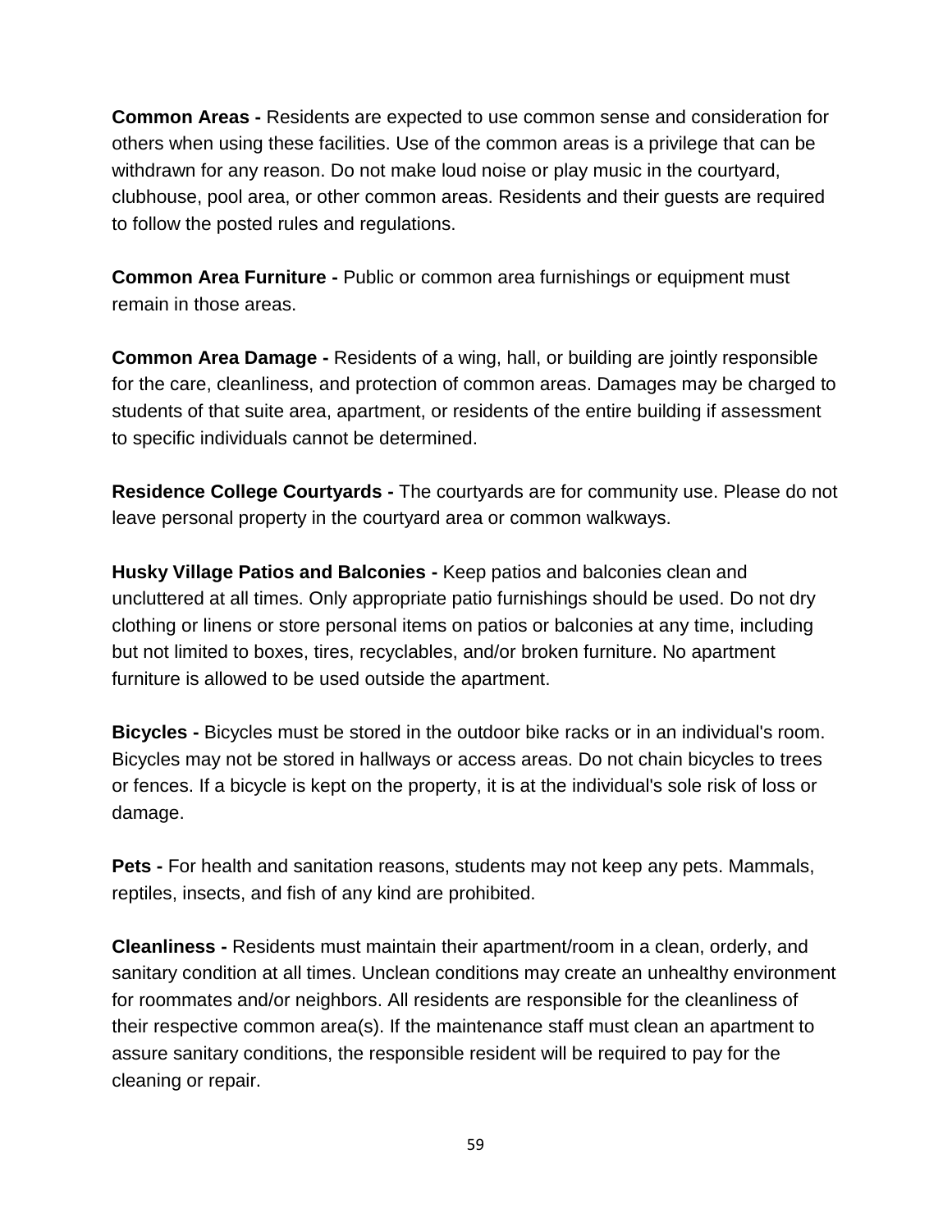**Common Areas -** Residents are expected to use common sense and consideration for others when using these facilities. Use of the common areas is a privilege that can be withdrawn for any reason. Do not make loud noise or play music in the courtyard, clubhouse, pool area, or other common areas. Residents and their guests are required to follow the posted rules and regulations.

**Common Area Furniture -** Public or common area furnishings or equipment must remain in those areas.

**Common Area Damage -** Residents of a wing, hall, or building are jointly responsible for the care, cleanliness, and protection of common areas. Damages may be charged to students of that suite area, apartment, or residents of the entire building if assessment to specific individuals cannot be determined.

**Residence College Courtyards -** The courtyards are for community use. Please do not leave personal property in the courtyard area or common walkways.

**Husky Village Patios and Balconies -** Keep patios and balconies clean and uncluttered at all times. Only appropriate patio furnishings should be used. Do not dry clothing or linens or store personal items on patios or balconies at any time, including but not limited to boxes, tires, recyclables, and/or broken furniture. No apartment furniture is allowed to be used outside the apartment.

**Bicycles -** Bicycles must be stored in the outdoor bike racks or in an individual's room. Bicycles may not be stored in hallways or access areas. Do not chain bicycles to trees or fences. If a bicycle is kept on the property, it is at the individual's sole risk of loss or damage.

**Pets -** For health and sanitation reasons, students may not keep any pets. Mammals, reptiles, insects, and fish of any kind are prohibited.

**Cleanliness -** Residents must maintain their apartment/room in a clean, orderly, and sanitary condition at all times. Unclean conditions may create an unhealthy environment for roommates and/or neighbors. All residents are responsible for the cleanliness of their respective common area(s). If the maintenance staff must clean an apartment to assure sanitary conditions, the responsible resident will be required to pay for the cleaning or repair.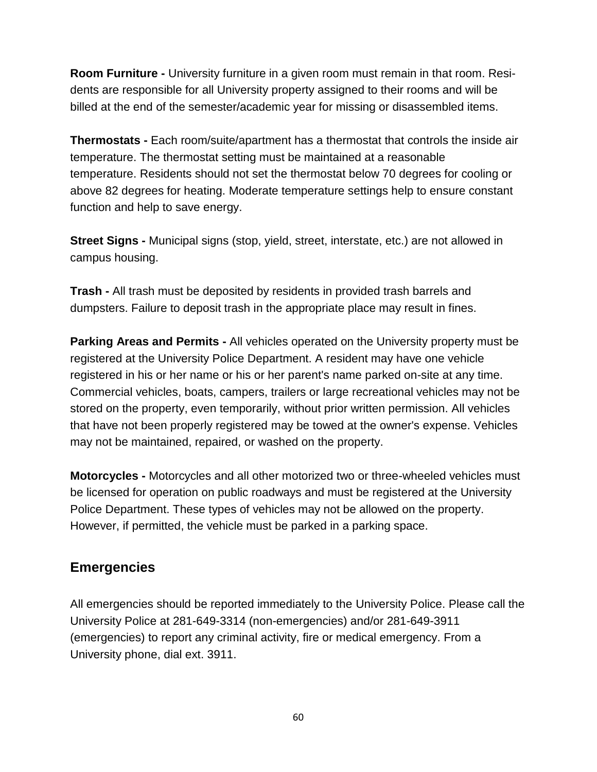**Room Furniture -** University furniture in a given room must remain in that room. Residents are responsible for all University property assigned to their rooms and will be billed at the end of the semester/academic year for missing or disassembled items.

**Thermostats -** Each room/suite/apartment has a thermostat that controls the inside air temperature. The thermostat setting must be maintained at a reasonable temperature. Residents should not set the thermostat below 70 degrees for cooling or above 82 degrees for heating. Moderate temperature settings help to ensure constant function and help to save energy.

**Street Signs -** Municipal signs (stop, yield, street, interstate, etc.) are not allowed in campus housing.

**Trash -** All trash must be deposited by residents in provided trash barrels and dumpsters. Failure to deposit trash in the appropriate place may result in fines.

**Parking Areas and Permits -** All vehicles operated on the University property must be registered at the University Police Department. A resident may have one vehicle registered in his or her name or his or her parent's name parked on-site at any time. Commercial vehicles, boats, campers, trailers or large recreational vehicles may not be stored on the property, even temporarily, without prior written permission. All vehicles that have not been properly registered may be towed at the owner's expense. Vehicles may not be maintained, repaired, or washed on the property.

**Motorcycles -** Motorcycles and all other motorized two or three-wheeled vehicles must be licensed for operation on public roadways and must be registered at the University Police Department. These types of vehicles may not be allowed on the property. However, if permitted, the vehicle must be parked in a parking space.

## Emergencies

All emergencies should be reported immediately to the University Police. Please call the University Police at 281-649-3314 (non-emergencies) and/or 281-649-3911 (emergencies) to report any criminal activity, fire or medical emergency. From a University phone, dial ext. 3911.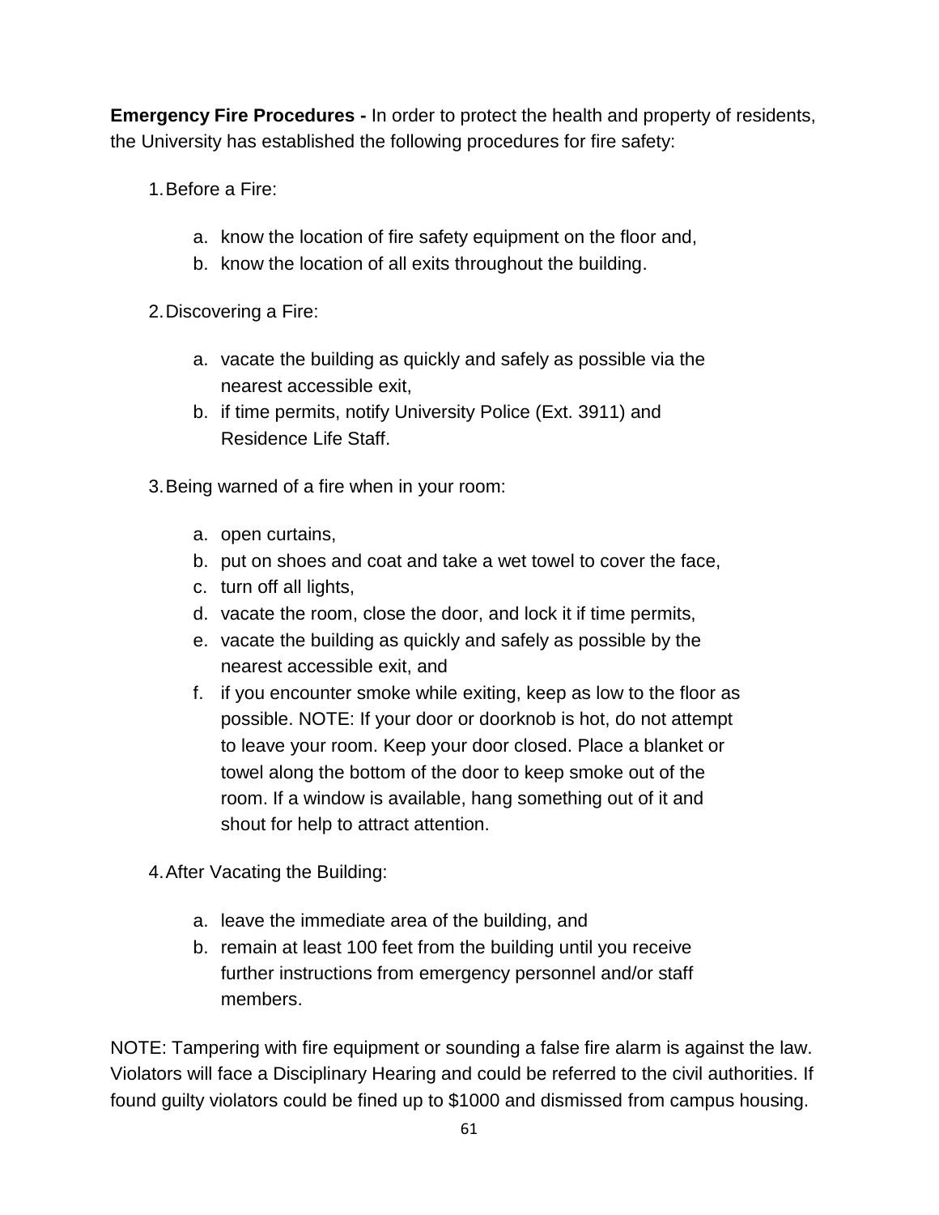**Emergency Fire Procedures -** In order to protect the health and property of residents, the University has established the following procedures for fire safety:

1. Before a Fire:

    a. know the location of fire safety equipment on the floor and,
    b. know the location of all exits throughout the building.

2. Discovering a Fire:

    a. vacate the building as quickly and safely as possible via the nearest accessible exit,
    b. if time permits, notify University Police (Ext. 3911) and Residence Life Staff.

3. Being warned of a fire when in your room:

    a. open curtains,
    b. put on shoes and coat and take a wet towel to cover the face,
    c. turn off all lights,
    d. vacate the room, close the door, and lock it if time permits,
    e. vacate the building as quickly and safely as possible by the nearest accessible exit, and
    f. if you encounter smoke while exiting, keep as low to the floor as possible. NOTE: If your door or doorknob is hot, do not attempt to leave your room. Keep your door closed. Place a blanket or towel along the bottom of the door to keep smoke out of the room. If a window is available, hang something out of it and shout for help to attract attention.

4. After Vacating the Building:

    a. leave the immediate area of the building, and
    b. remain at least 100 feet from the building until you receive further instructions from emergency personnel and/or staff members.

NOTE: Tampering with fire equipment or sounding a false fire alarm is against the law. Violators will face a Disciplinary Hearing and could be referred to the civil authorities. If found guilty violators could be fined up to $1000 and dismissed from campus housing.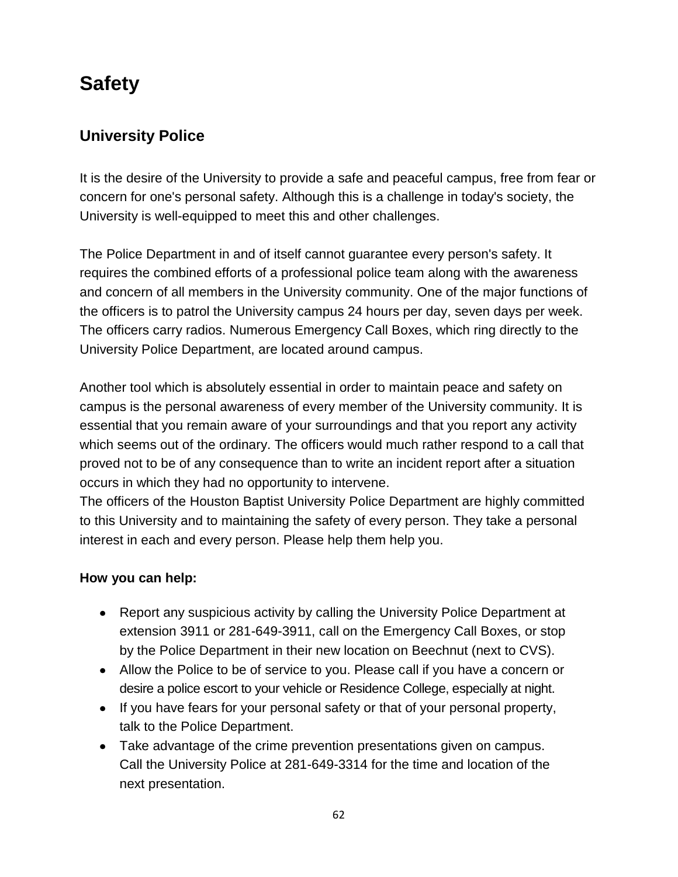# Safety

## University Police

It is the desire of the University to provide a safe and peaceful campus, free from fear or concern for one's personal safety. Although this is a challenge in today's society, the University is well-equipped to meet this and other challenges.

The Police Department in and of itself cannot guarantee every person's safety. It requires the combined efforts of a professional police team along with the awareness and concern of all members in the University community. One of the major functions of the officers is to patrol the University campus 24 hours per day, seven days per week. The officers carry radios. Numerous Emergency Call Boxes, which ring directly to the University Police Department, are located around campus.

Another tool which is absolutely essential in order to maintain peace and safety on campus is the personal awareness of every member of the University community. It is essential that you remain aware of your surroundings and that you report any activity which seems out of the ordinary. The officers would much rather respond to a call that proved not to be of any consequence than to write an incident report after a situation occurs in which they had no opportunity to intervene.
The officers of the Houston Baptist University Police Department are highly committed to this University and to maintaining the safety of every person. They take a personal interest in each and every person. Please help them help you.

**How you can help:**

- Report any suspicious activity by calling the University Police Department at extension 3911 or 281-649-3911, call on the Emergency Call Boxes, or stop by the Police Department in their new location on Beechnut (next to CVS).
- Allow the Police to be of service to you. Please call if you have a concern or desire a police escort to your vehicle or Residence College, especially at night.
- If you have fears for your personal safety or that of your personal property, talk to the Police Department.
- Take advantage of the crime prevention presentations given on campus. Call the University Police at 281-649-3314 for the time and location of the next presentation.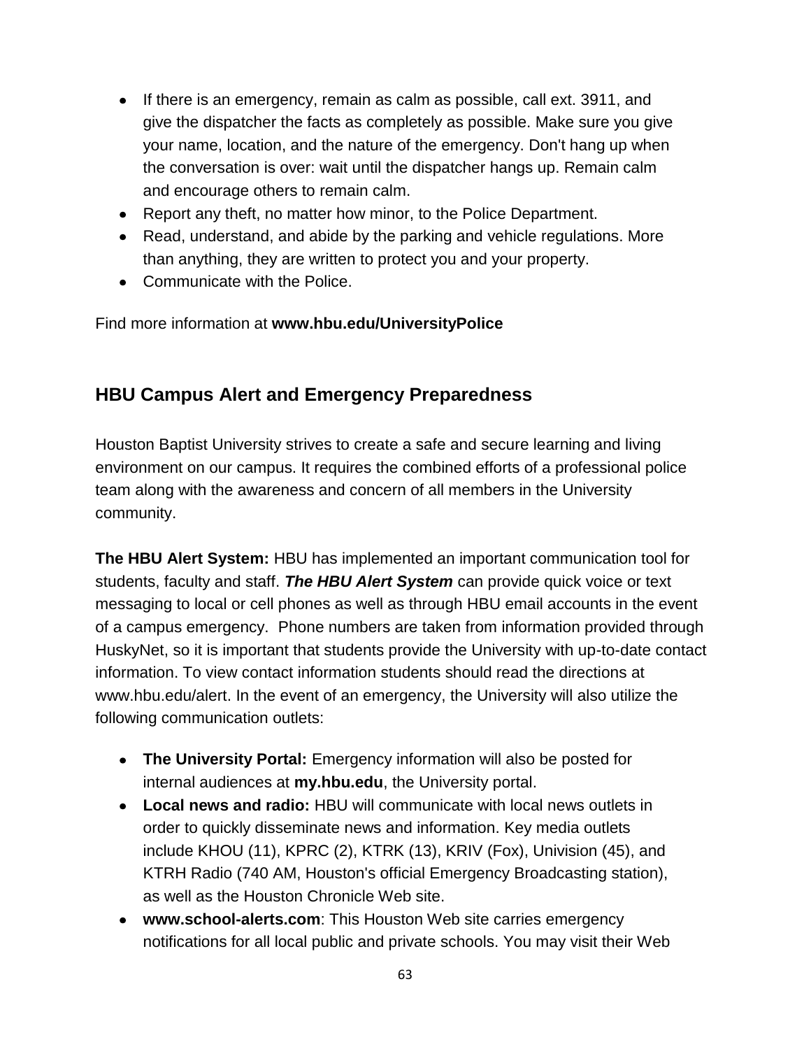- If there is an emergency, remain as calm as possible, call ext. 3911, and give the dispatcher the facts as completely as possible. Make sure you give your name, location, and the nature of the emergency. Don't hang up when the conversation is over: wait until the dispatcher hangs up. Remain calm and encourage others to remain calm.
- Report any theft, no matter how minor, to the Police Department.
- Read, understand, and abide by the parking and vehicle regulations. More than anything, they are written to protect you and your property.
- Communicate with the Police.

Find more information at **www.hbu.edu/UniversityPolice**

## HBU Campus Alert and Emergency Preparedness

Houston Baptist University strives to create a safe and secure learning and living environment on our campus. It requires the combined efforts of a professional police team along with the awareness and concern of all members in the University community.

**The HBU Alert System:** HBU has implemented an important communication tool for students, faculty and staff. ***The HBU Alert System*** can provide quick voice or text messaging to local or cell phones as well as through HBU email accounts in the event of a campus emergency. Phone numbers are taken from information provided through HuskyNet, so it is important that students provide the University with up-to-date contact information. To view contact information students should read the directions at www.hbu.edu/alert. In the event of an emergency, the University will also utilize the following communication outlets:

- **The University Portal:** Emergency information will also be posted for internal audiences at **my.hbu.edu**, the University portal.
- **Local news and radio:** HBU will communicate with local news outlets in order to quickly disseminate news and information. Key media outlets include KHOU (11), KPRC (2), KTRK (13), KRIV (Fox), Univision (45), and KTRH Radio (740 AM, Houston's official Emergency Broadcasting station), as well as the Houston Chronicle Web site.
- **www.school-alerts.com**: This Houston Web site carries emergency notifications for all local public and private schools. You may visit their Web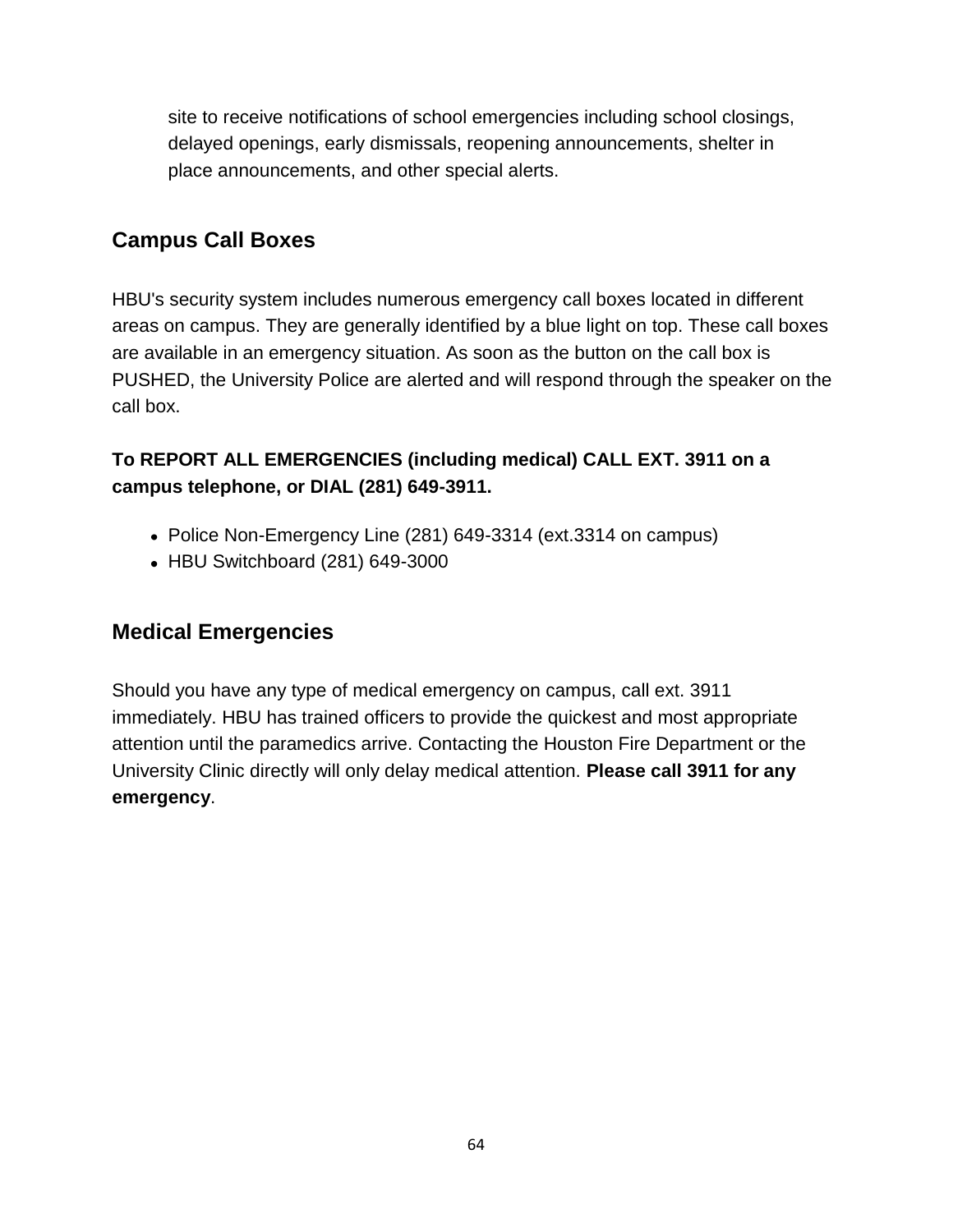site to receive notifications of school emergencies including school closings, delayed openings, early dismissals, reopening announcements, shelter in place announcements, and other special alerts.

## Campus Call Boxes

HBU's security system includes numerous emergency call boxes located in different areas on campus. They are generally identified by a blue light on top. These call boxes are available in an emergency situation. As soon as the button on the call box is PUSHED, the University Police are alerted and will respond through the speaker on the call box.

**To REPORT ALL EMERGENCIES (including medical) CALL EXT. 3911 on a campus telephone, or DIAL (281) 649-3911.**

- Police Non-Emergency Line (281) 649-3314 (ext.3314 on campus)
- HBU Switchboard (281) 649-3000

## Medical Emergencies

Should you have any type of medical emergency on campus, call ext. 3911 immediately. HBU has trained officers to provide the quickest and most appropriate attention until the paramedics arrive. Contacting the Houston Fire Department or the University Clinic directly will only delay medical attention. **Please call 3911 for any emergency**.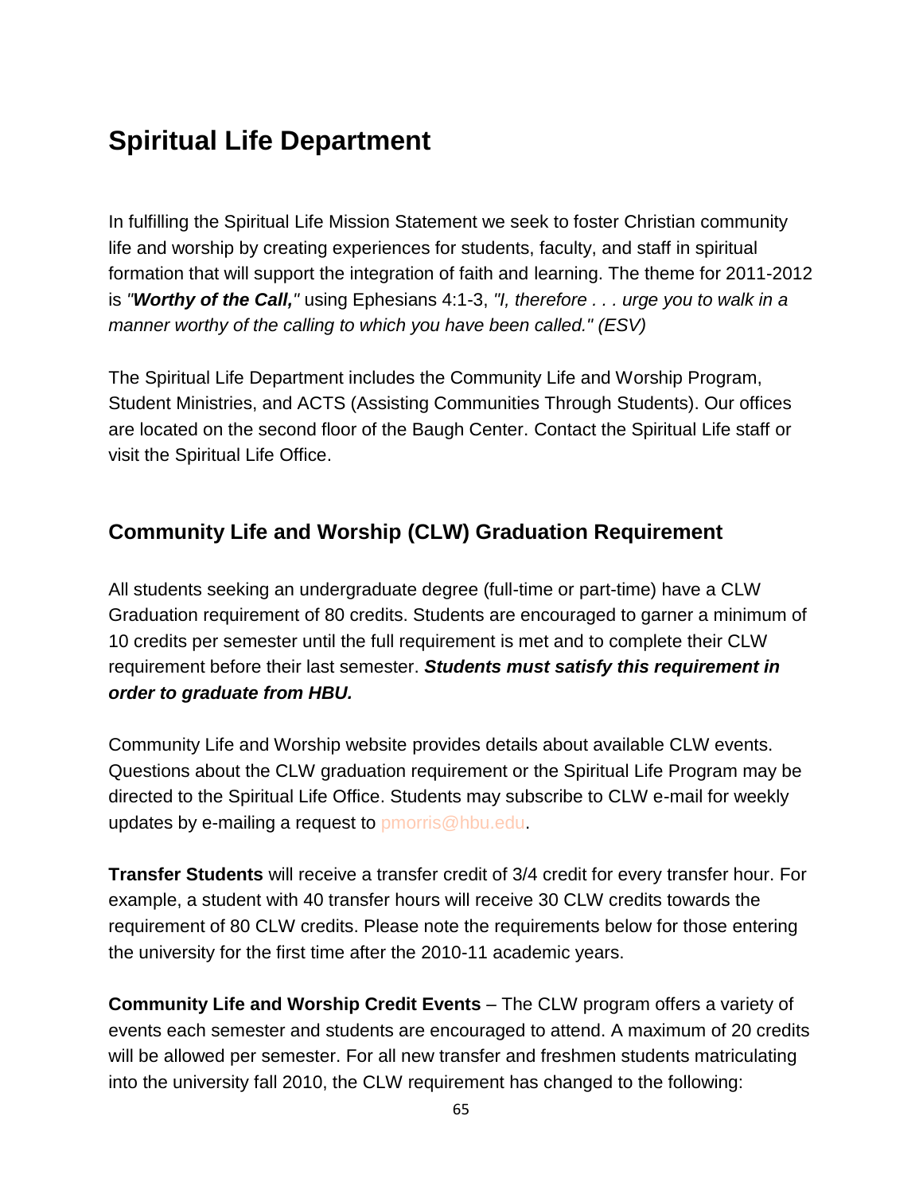# Spiritual Life Department

In fulfilling the Spiritual Life Mission Statement we seek to foster Christian community life and worship by creating experiences for students, faculty, and staff in spiritual formation that will support the integration of faith and learning. The theme for 2011-2012 is *"**Worthy of the Call,**"* using Ephesians 4:1-3, *"I, therefore . . . urge you to walk in a manner worthy of the calling to which you have been called." (ESV)*

The Spiritual Life Department includes the Community Life and Worship Program, Student Ministries, and ACTS (Assisting Communities Through Students). Our offices are located on the second floor of the Baugh Center. Contact the Spiritual Life staff or visit the Spiritual Life Office.

## Community Life and Worship (CLW) Graduation Requirement

All students seeking an undergraduate degree (full-time or part-time) have a CLW Graduation requirement of 80 credits. Students are encouraged to garner a minimum of 10 credits per semester until the full requirement is met and to complete their CLW requirement before their last semester. ***Students must satisfy this requirement in order to graduate from HBU.***

Community Life and Worship website provides details about available CLW events. Questions about the CLW graduation requirement or the Spiritual Life Program may be directed to the Spiritual Life Office. Students may subscribe to CLW e-mail for weekly updates by e-mailing a request to pmorris@hbu.edu.

**Transfer Students** will receive a transfer credit of 3/4 credit for every transfer hour. For example, a student with 40 transfer hours will receive 30 CLW credits towards the requirement of 80 CLW credits. Please note the requirements below for those entering the university for the first time after the 2010-11 academic years.

**Community Life and Worship Credit Events** – The CLW program offers a variety of events each semester and students are encouraged to attend. A maximum of 20 credits will be allowed per semester. For all new transfer and freshmen students matriculating into the university fall 2010, the CLW requirement has changed to the following: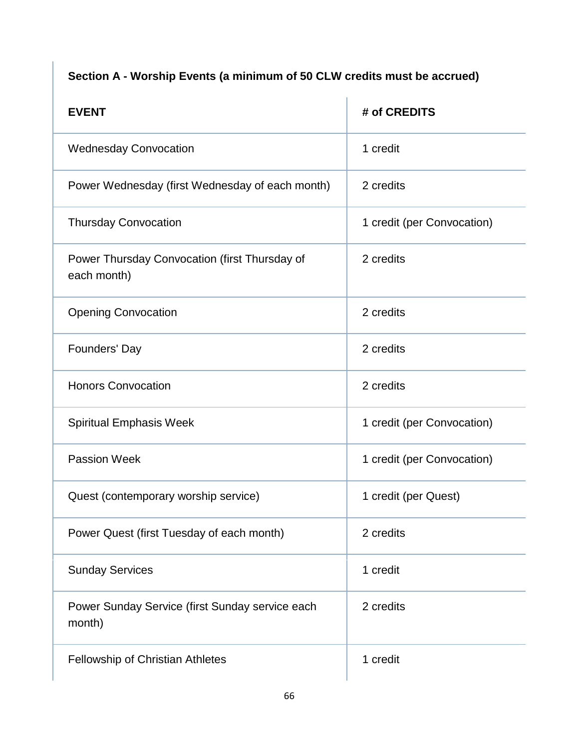**Section A - Worship Events (a minimum of 50 CLW credits must be accrued)**

| EVENT | # of CREDITS |
| --- | --- |
| Wednesday Convocation | 1 credit |
| Power Wednesday (first Wednesday of each month) | 2 credits |
| Thursday Convocation | 1 credit (per Convocation) |
| Power Thursday Convocation (first Thursday of each month) | 2 credits |
| Opening Convocation | 2 credits |
| Founders' Day | 2 credits |
| Honors Convocation | 2 credits |
| Spiritual Emphasis Week | 1 credit (per Convocation) |
| Passion Week | 1 credit (per Convocation) |
| Quest (contemporary worship service) | 1 credit (per Quest) |
| Power Quest (first Tuesday of each month) | 2 credits |
| Sunday Services | 1 credit |
| Power Sunday Service (first Sunday service each month) | 2 credits |
| Fellowship of Christian Athletes | 1 credit |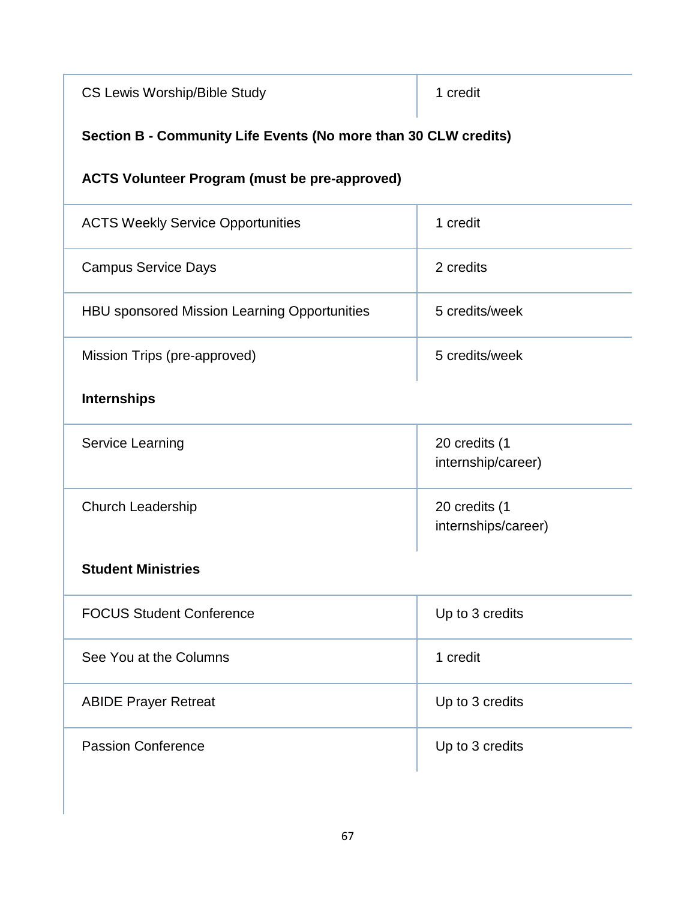| | |
|---|---|
| CS Lewis Worship/Bible Study | 1 credit |

**Section B - Community Life Events (No more than 30 CLW credits)**

**ACTS Volunteer Program (must be pre-approved)**

| | |
|---|---|
| ACTS Weekly Service Opportunities | 1 credit |
| Campus Service Days | 2 credits |
| HBU sponsored Mission Learning Opportunities | 5 credits/week |
| Mission Trips (pre-approved) | 5 credits/week |

**Internships**

| | |
|---|---|
| Service Learning | 20 credits (1 internship/career) |
| Church Leadership | 20 credits (1 internships/career) |

**Student Ministries**

| | |
|---|---|
| FOCUS Student Conference | Up to 3 credits |
| See You at the Columns | 1 credit |
| ABIDE Prayer Retreat | Up to 3 credits |
| Passion Conference | Up to 3 credits |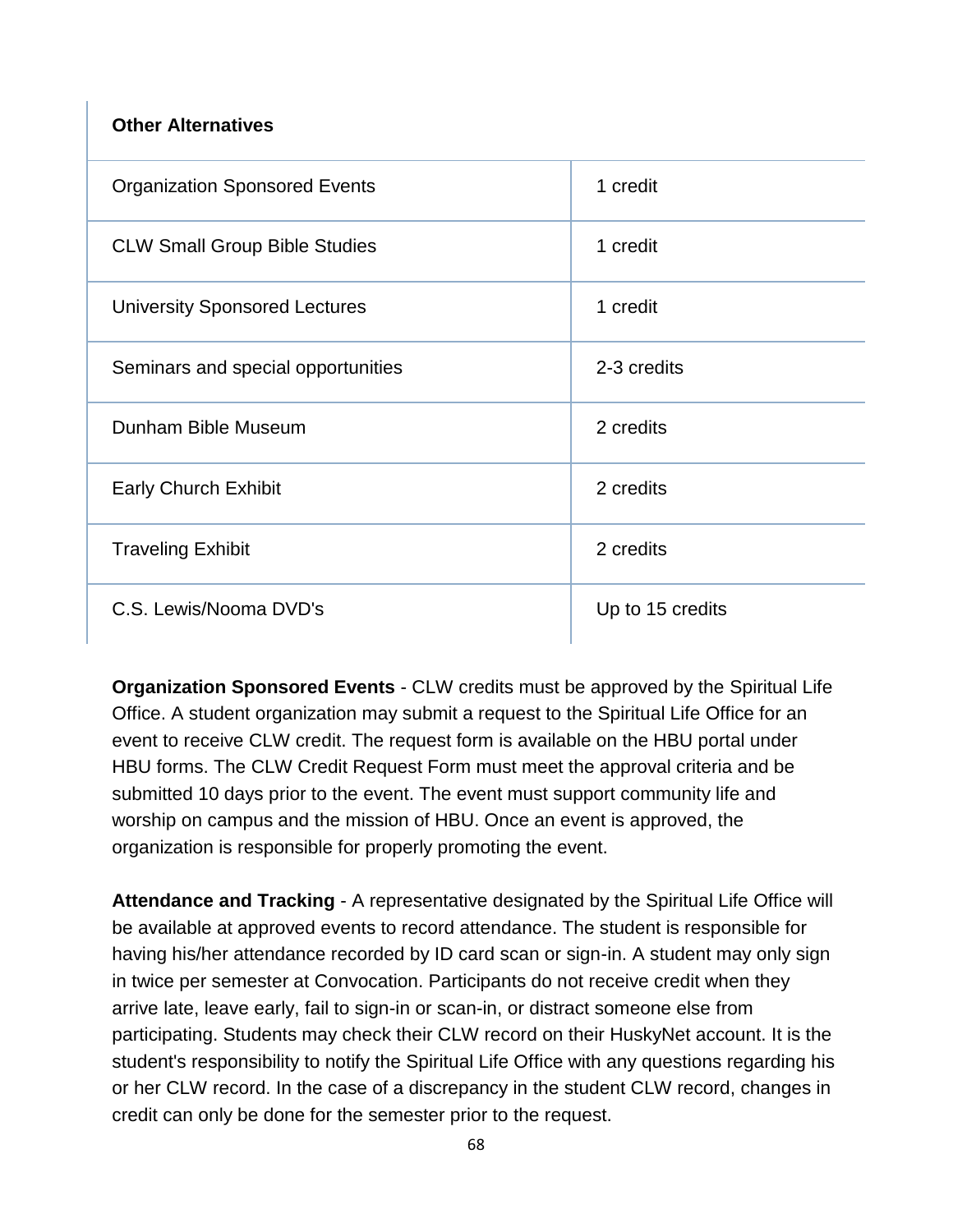| Other Alternatives | |
|---|---|
| Organization Sponsored Events | 1 credit |
| CLW Small Group Bible Studies | 1 credit |
| University Sponsored Lectures | 1 credit |
| Seminars and special opportunities | 2-3 credits |
| Dunham Bible Museum | 2 credits |
| Early Church Exhibit | 2 credits |
| Traveling Exhibit | 2 credits |
| C.S. Lewis/Nooma DVD's | Up to 15 credits |

**Organization Sponsored Events** - CLW credits must be approved by the Spiritual Life Office. A student organization may submit a request to the Spiritual Life Office for an event to receive CLW credit. The request form is available on the HBU portal under HBU forms. The CLW Credit Request Form must meet the approval criteria and be submitted 10 days prior to the event. The event must support community life and worship on campus and the mission of HBU. Once an event is approved, the organization is responsible for properly promoting the event.

**Attendance and Tracking** - A representative designated by the Spiritual Life Office will be available at approved events to record attendance. The student is responsible for having his/her attendance recorded by ID card scan or sign-in. A student may only sign in twice per semester at Convocation. Participants do not receive credit when they arrive late, leave early, fail to sign-in or scan-in, or distract someone else from participating. Students may check their CLW record on their HuskyNet account. It is the student's responsibility to notify the Spiritual Life Office with any questions regarding his or her CLW record. In the case of a discrepancy in the student CLW record, changes in credit can only be done for the semester prior to the request.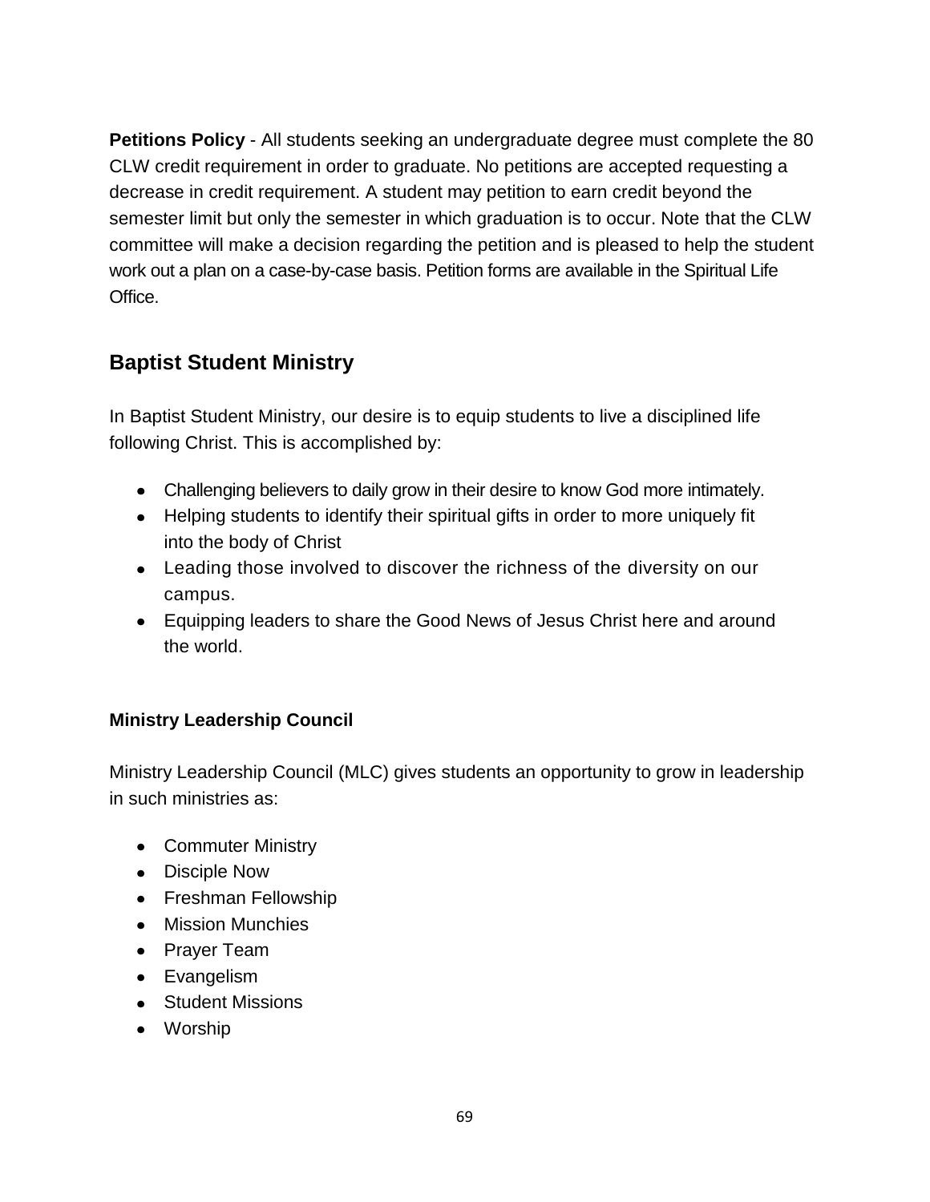**Petitions Policy** - All students seeking an undergraduate degree must complete the 80 CLW credit requirement in order to graduate. No petitions are accepted requesting a decrease in credit requirement. A student may petition to earn credit beyond the semester limit but only the semester in which graduation is to occur. Note that the CLW committee will make a decision regarding the petition and is pleased to help the student work out a plan on a case-by-case basis. Petition forms are available in the Spiritual Life Office.

## Baptist Student Ministry

In Baptist Student Ministry, our desire is to equip students to live a disciplined life following Christ. This is accomplished by:

- Challenging believers to daily grow in their desire to know God more intimately.
- Helping students to identify their spiritual gifts in order to more uniquely fit into the body of Christ
- Leading those involved to discover the richness of the diversity on our campus.
- Equipping leaders to share the Good News of Jesus Christ here and around the world.

### Ministry Leadership Council

Ministry Leadership Council (MLC) gives students an opportunity to grow in leadership in such ministries as:

- Commuter Ministry
- Disciple Now
- Freshman Fellowship
- Mission Munchies
- Prayer Team
- Evangelism
- Student Missions
- Worship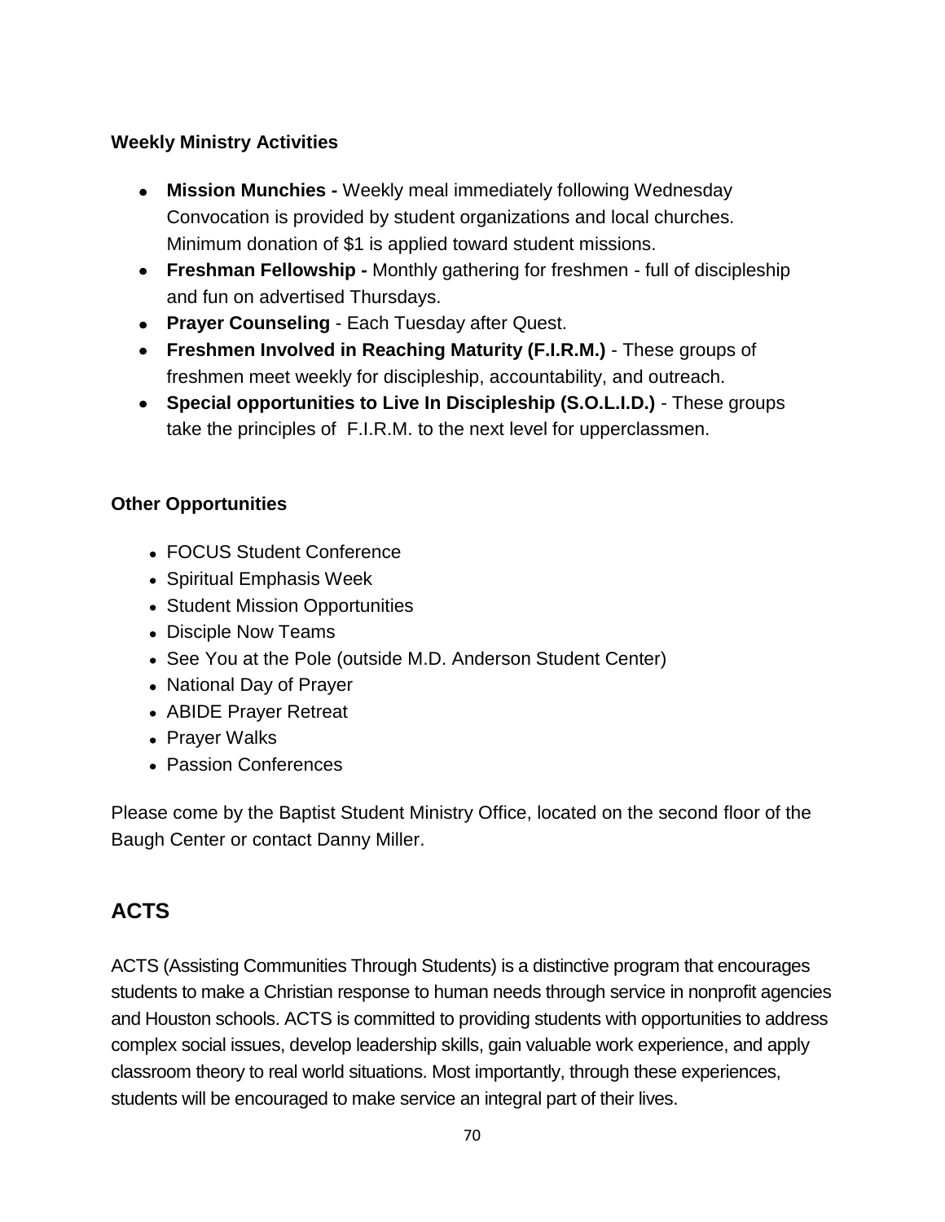**Weekly Ministry Activities**

- **Mission Munchies -** Weekly meal immediately following Wednesday Convocation is provided by student organizations and local churches. Minimum donation of $1 is applied toward student missions.
- **Freshman Fellowship -** Monthly gathering for freshmen - full of discipleship and fun on advertised Thursdays.
- **Prayer Counseling** - Each Tuesday after Quest.
- **Freshmen Involved in Reaching Maturity (F.I.R.M.)** - These groups of freshmen meet weekly for discipleship, accountability, and outreach.
- **Special opportunities to Live In Discipleship (S.O.L.I.D.)** - These groups take the principles of F.I.R.M. to the next level for upperclassmen.

**Other Opportunities**

- FOCUS Student Conference
- Spiritual Emphasis Week
- Student Mission Opportunities
- Disciple Now Teams
- See You at the Pole (outside M.D. Anderson Student Center)
- National Day of Prayer
- ABIDE Prayer Retreat
- Prayer Walks
- Passion Conferences

Please come by the Baptist Student Ministry Office, located on the second floor of the Baugh Center or contact Danny Miller.

## ACTS

ACTS (Assisting Communities Through Students) is a distinctive program that encourages students to make a Christian response to human needs through service in nonprofit agencies and Houston schools. ACTS is committed to providing students with opportunities to address complex social issues, develop leadership skills, gain valuable work experience, and apply classroom theory to real world situations. Most importantly, through these experiences, students will be encouraged to make service an integral part of their lives.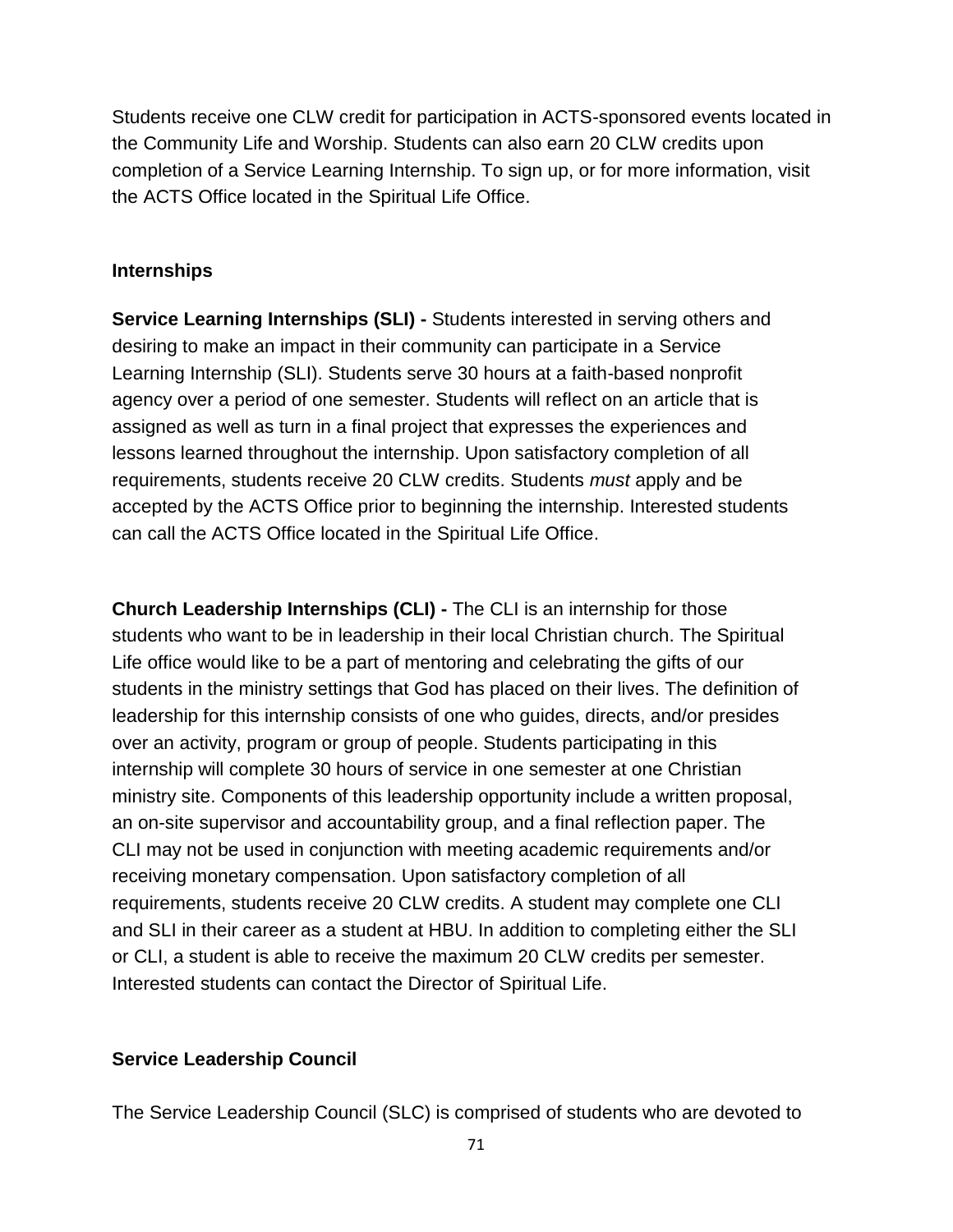Students receive one CLW credit for participation in ACTS-sponsored events located in the Community Life and Worship. Students can also earn 20 CLW credits upon completion of a Service Learning Internship. To sign up, or for more information, visit the ACTS Office located in the Spiritual Life Office.

### Internships

**Service Learning Internships (SLI) -** Students interested in serving others and desiring to make an impact in their community can participate in a Service Learning Internship (SLI). Students serve 30 hours at a faith-based nonprofit agency over a period of one semester. Students will reflect on an article that is assigned as well as turn in a final project that expresses the experiences and lessons learned throughout the internship. Upon satisfactory completion of all requirements, students receive 20 CLW credits. Students *must* apply and be accepted by the ACTS Office prior to beginning the internship. Interested students can call the ACTS Office located in the Spiritual Life Office.

**Church Leadership Internships (CLI) -** The CLI is an internship for those students who want to be in leadership in their local Christian church. The Spiritual Life office would like to be a part of mentoring and celebrating the gifts of our students in the ministry settings that God has placed on their lives. The definition of leadership for this internship consists of one who guides, directs, and/or presides over an activity, program or group of people. Students participating in this internship will complete 30 hours of service in one semester at one Christian ministry site. Components of this leadership opportunity include a written proposal, an on-site supervisor and accountability group, and a final reflection paper. The CLI may not be used in conjunction with meeting academic requirements and/or receiving monetary compensation. Upon satisfactory completion of all requirements, students receive 20 CLW credits. A student may complete one CLI and SLI in their career as a student at HBU. In addition to completing either the SLI or CLI, a student is able to receive the maximum 20 CLW credits per semester. Interested students can contact the Director of Spiritual Life.

### Service Leadership Council

The Service Leadership Council (SLC) is comprised of students who are devoted to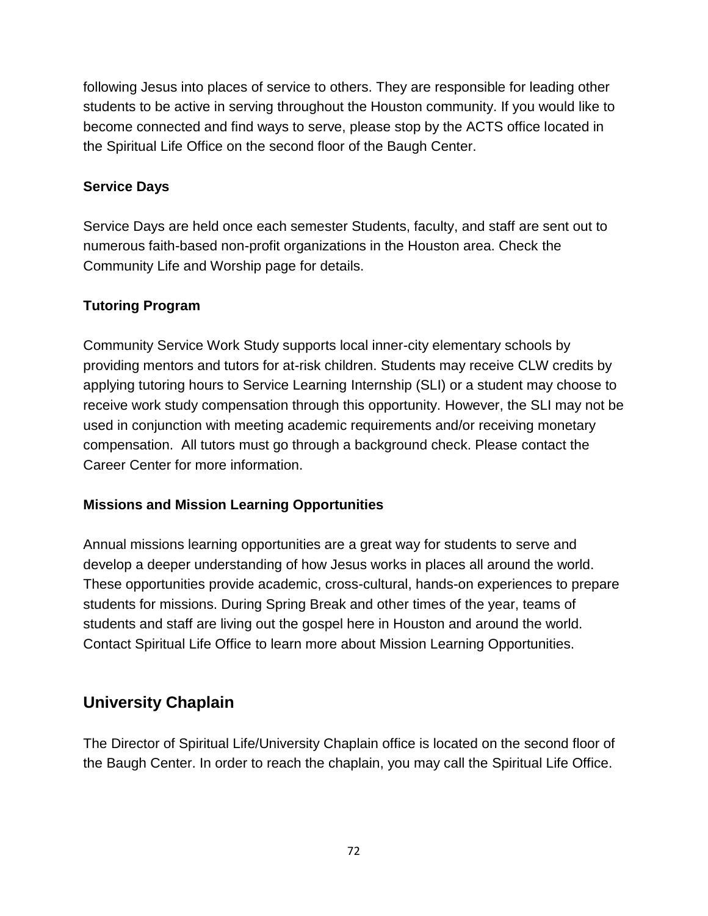following Jesus into places of service to others. They are responsible for leading other students to be active in serving throughout the Houston community. If you would like to become connected and find ways to serve, please stop by the ACTS office located in the Spiritual Life Office on the second floor of the Baugh Center.

### Service Days

Service Days are held once each semester Students, faculty, and staff are sent out to numerous faith-based non-profit organizations in the Houston area. Check the Community Life and Worship page for details.

### Tutoring Program

Community Service Work Study supports local inner-city elementary schools by providing mentors and tutors for at-risk children. Students may receive CLW credits by applying tutoring hours to Service Learning Internship (SLI) or a student may choose to receive work study compensation through this opportunity. However, the SLI may not be used in conjunction with meeting academic requirements and/or receiving monetary compensation. All tutors must go through a background check. Please contact the Career Center for more information.

### Missions and Mission Learning Opportunities

Annual missions learning opportunities are a great way for students to serve and develop a deeper understanding of how Jesus works in places all around the world. These opportunities provide academic, cross-cultural, hands-on experiences to prepare students for missions. During Spring Break and other times of the year, teams of students and staff are living out the gospel here in Houston and around the world. Contact Spiritual Life Office to learn more about Mission Learning Opportunities.

## University Chaplain

The Director of Spiritual Life/University Chaplain office is located on the second floor of the Baugh Center. In order to reach the chaplain, you may call the Spiritual Life Office.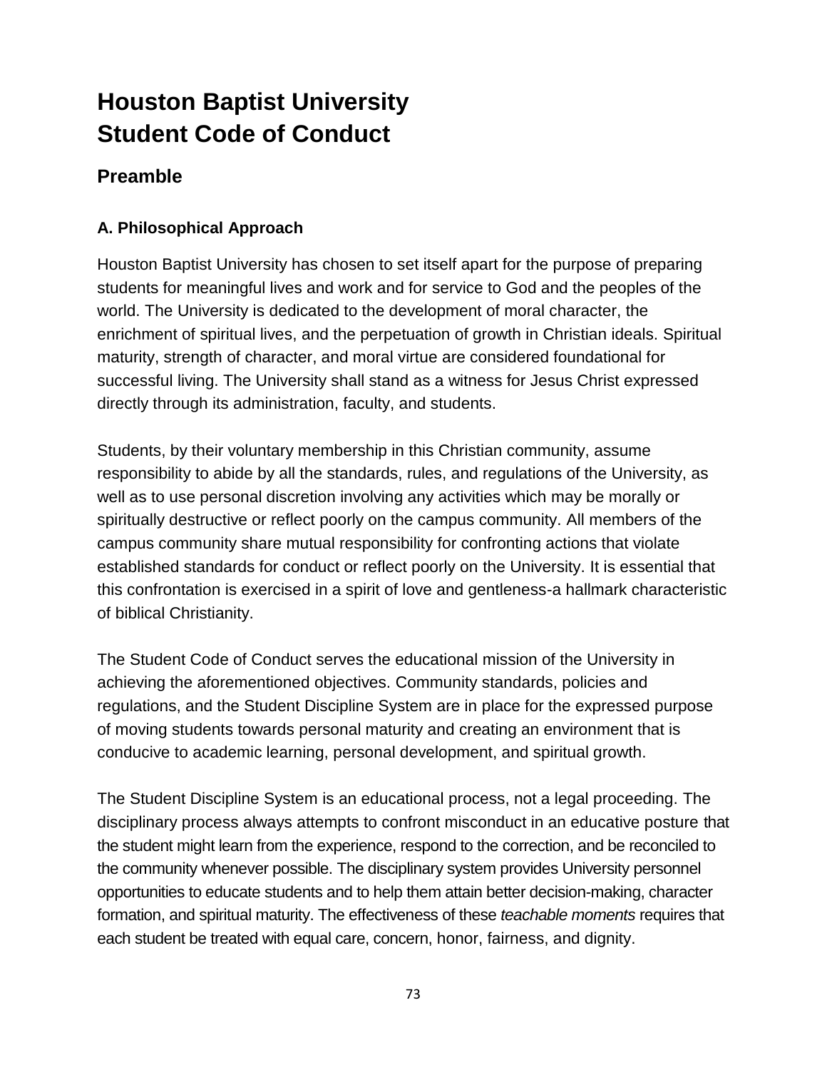# Houston Baptist University Student Code of Conduct

## Preamble

### A. Philosophical Approach

Houston Baptist University has chosen to set itself apart for the purpose of preparing students for meaningful lives and work and for service to God and the peoples of the world. The University is dedicated to the development of moral character, the enrichment of spiritual lives, and the perpetuation of growth in Christian ideals. Spiritual maturity, strength of character, and moral virtue are considered foundational for successful living. The University shall stand as a witness for Jesus Christ expressed directly through its administration, faculty, and students.

Students, by their voluntary membership in this Christian community, assume responsibility to abide by all the standards, rules, and regulations of the University, as well as to use personal discretion involving any activities which may be morally or spiritually destructive or reflect poorly on the campus community. All members of the campus community share mutual responsibility for confronting actions that violate established standards for conduct or reflect poorly on the University. It is essential that this confrontation is exercised in a spirit of love and gentleness-a hallmark characteristic of biblical Christianity.

The Student Code of Conduct serves the educational mission of the University in achieving the aforementioned objectives. Community standards, policies and regulations, and the Student Discipline System are in place for the expressed purpose of moving students towards personal maturity and creating an environment that is conducive to academic learning, personal development, and spiritual growth.

The Student Discipline System is an educational process, not a legal proceeding. The disciplinary process always attempts to confront misconduct in an educative posture that the student might learn from the experience, respond to the correction, and be reconciled to the community whenever possible. The disciplinary system provides University personnel opportunities to educate students and to help them attain better decision-making, character formation, and spiritual maturity. The effectiveness of these *teachable moments* requires that each student be treated with equal care, concern, honor, fairness, and dignity.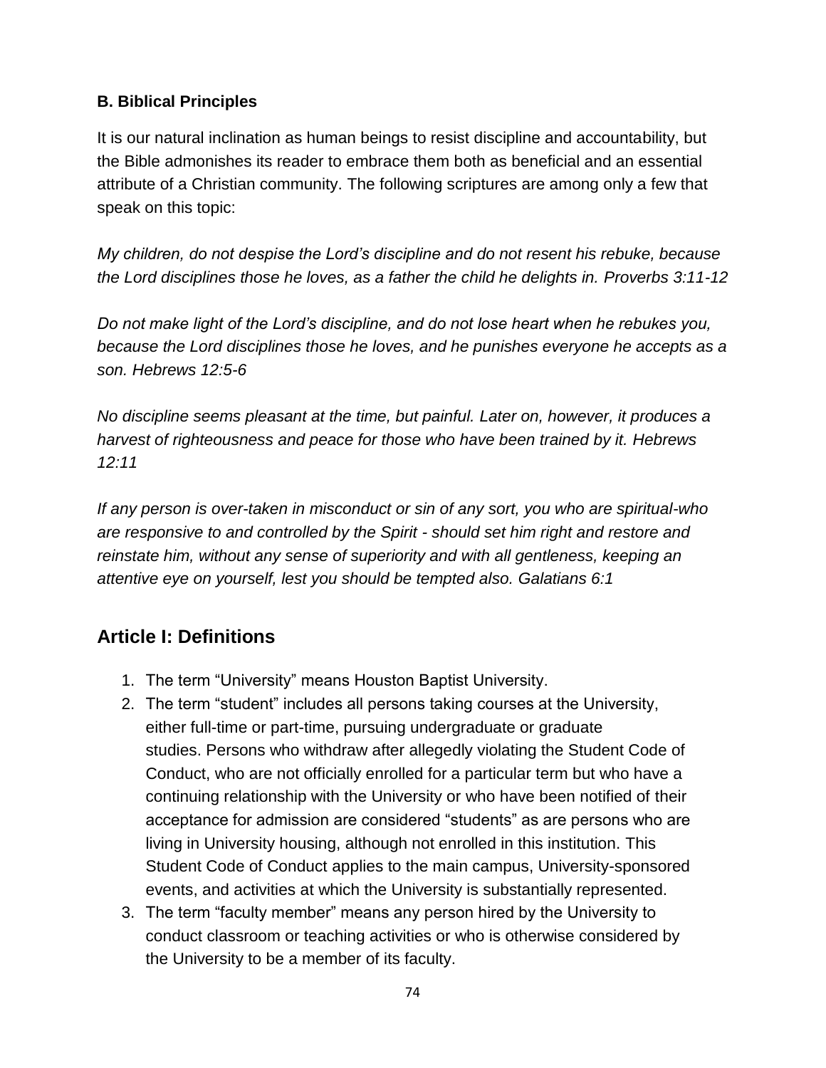### B. Biblical Principles

It is our natural inclination as human beings to resist discipline and accountability, but the Bible admonishes its reader to embrace them both as beneficial and an essential attribute of a Christian community. The following scriptures are among only a few that speak on this topic:

*My children, do not despise the Lord's discipline and do not resent his rebuke, because the Lord disciplines those he loves, as a father the child he delights in. Proverbs 3:11-12*

*Do not make light of the Lord's discipline, and do not lose heart when he rebukes you, because the Lord disciplines those he loves, and he punishes everyone he accepts as a son. Hebrews 12:5-6*

*No discipline seems pleasant at the time, but painful. Later on, however, it produces a harvest of righteousness and peace for those who have been trained by it. Hebrews 12:11*

*If any person is over-taken in misconduct or sin of any sort, you who are spiritual-who are responsive to and controlled by the Spirit - should set him right and restore and reinstate him, without any sense of superiority and with all gentleness, keeping an attentive eye on yourself, lest you should be tempted also. Galatians 6:1*

## Article I: Definitions

1. The term "University" means Houston Baptist University.
2. The term "student" includes all persons taking courses at the University, either full-time or part-time, pursuing undergraduate or graduate studies. Persons who withdraw after allegedly violating the Student Code of Conduct, who are not officially enrolled for a particular term but who have a continuing relationship with the University or who have been notified of their acceptance for admission are considered "students" as are persons who are living in University housing, although not enrolled in this institution. This Student Code of Conduct applies to the main campus, University-sponsored events, and activities at which the University is substantially represented.
3. The term "faculty member" means any person hired by the University to conduct classroom or teaching activities or who is otherwise considered by the University to be a member of its faculty.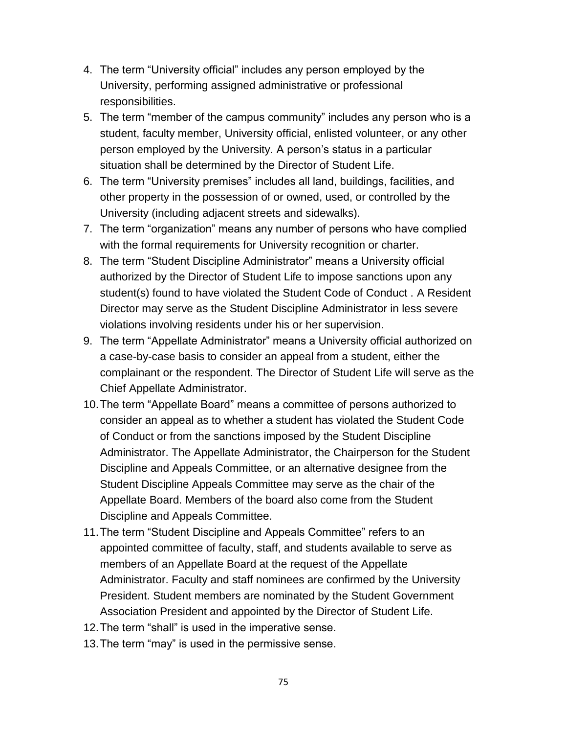4. The term “University official” includes any person employed by the University, performing assigned administrative or professional responsibilities.
5. The term “member of the campus community” includes any person who is a student, faculty member, University official, enlisted volunteer, or any other person employed by the University. A person’s status in a particular situation shall be determined by the Director of Student Life.
6. The term “University premises” includes all land, buildings, facilities, and other property in the possession of or owned, used, or controlled by the University (including adjacent streets and sidewalks).
7. The term “organization” means any number of persons who have complied with the formal requirements for University recognition or charter.
8. The term “Student Discipline Administrator” means a University official authorized by the Director of Student Life to impose sanctions upon any student(s) found to have violated the Student Code of Conduct . A Resident Director may serve as the Student Discipline Administrator in less severe violations involving residents under his or her supervision.
9. The term “Appellate Administrator” means a University official authorized on a case-by-case basis to consider an appeal from a student, either the complainant or the respondent. The Director of Student Life will serve as the Chief Appellate Administrator.
10. The term “Appellate Board” means a committee of persons authorized to consider an appeal as to whether a student has violated the Student Code of Conduct or from the sanctions imposed by the Student Discipline Administrator. The Appellate Administrator, the Chairperson for the Student Discipline and Appeals Committee, or an alternative designee from the Student Discipline Appeals Committee may serve as the chair of the Appellate Board. Members of the board also come from the Student Discipline and Appeals Committee.
11. The term “Student Discipline and Appeals Committee” refers to an appointed committee of faculty, staff, and students available to serve as members of an Appellate Board at the request of the Appellate Administrator. Faculty and staff nominees are confirmed by the University President. Student members are nominated by the Student Government Association President and appointed by the Director of Student Life.
12. The term “shall” is used in the imperative sense.
13. The term “may” is used in the permissive sense.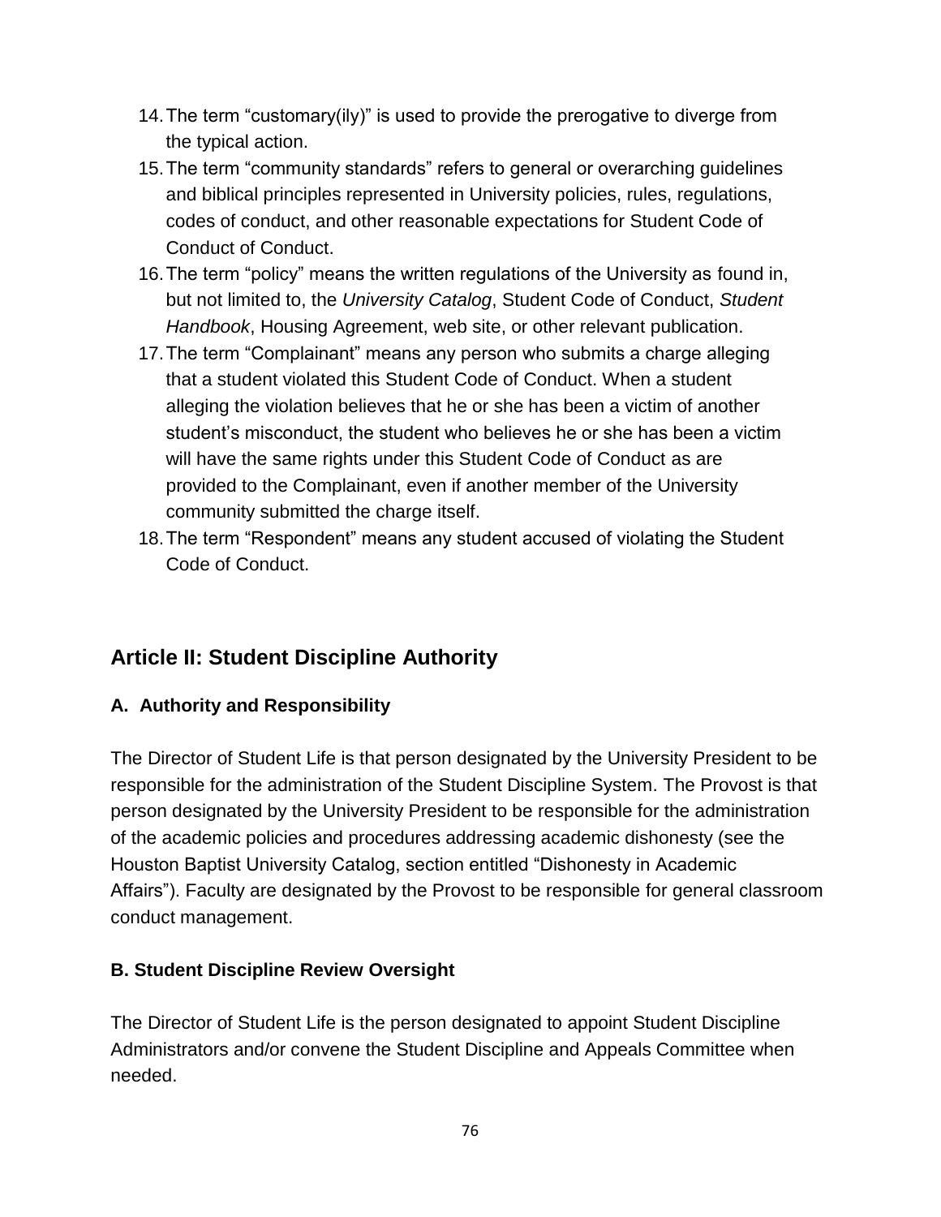14. The term “customary(ily)” is used to provide the prerogative to diverge from the typical action.
15. The term “community standards” refers to general or overarching guidelines and biblical principles represented in University policies, rules, regulations, codes of conduct, and other reasonable expectations for Student Code of Conduct of Conduct.
16. The term “policy” means the written regulations of the University as found in, but not limited to, the *University Catalog*, Student Code of Conduct, *Student Handbook*, Housing Agreement, web site, or other relevant publication.
17. The term “Complainant” means any person who submits a charge alleging that a student violated this Student Code of Conduct. When a student alleging the violation believes that he or she has been a victim of another student’s misconduct, the student who believes he or she has been a victim will have the same rights under this Student Code of Conduct as are provided to the Complainant, even if another member of the University community submitted the charge itself.
18. The term “Respondent” means any student accused of violating the Student Code of Conduct.

## Article II: Student Discipline Authority

### A. Authority and Responsibility

The Director of Student Life is that person designated by the University President to be responsible for the administration of the Student Discipline System. The Provost is that person designated by the University President to be responsible for the administration of the academic policies and procedures addressing academic dishonesty (see the Houston Baptist University Catalog, section entitled “Dishonesty in Academic Affairs”). Faculty are designated by the Provost to be responsible for general classroom conduct management.

### B. Student Discipline Review Oversight

The Director of Student Life is the person designated to appoint Student Discipline Administrators and/or convene the Student Discipline and Appeals Committee when needed.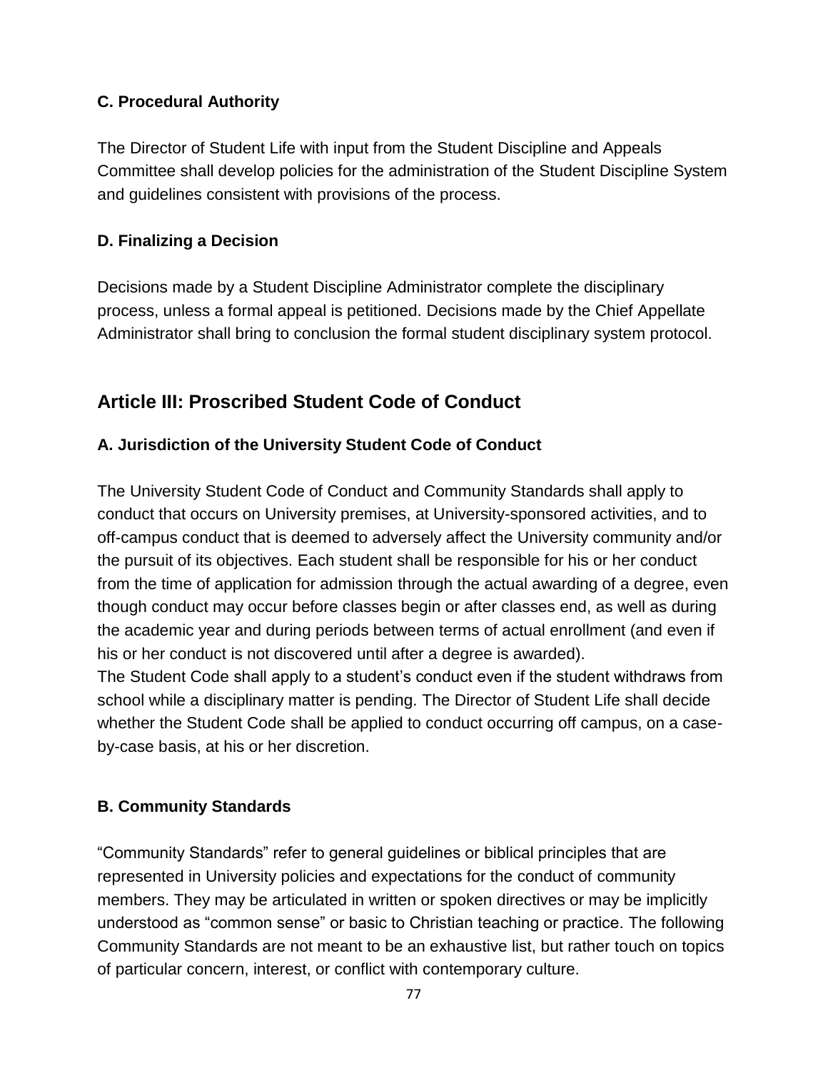### C. Procedural Authority

The Director of Student Life with input from the Student Discipline and Appeals Committee shall develop policies for the administration of the Student Discipline System and guidelines consistent with provisions of the process.

### D. Finalizing a Decision

Decisions made by a Student Discipline Administrator complete the disciplinary process, unless a formal appeal is petitioned. Decisions made by the Chief Appellate Administrator shall bring to conclusion the formal student disciplinary system protocol.

## Article III: Proscribed Student Code of Conduct

### A. Jurisdiction of the University Student Code of Conduct

The University Student Code of Conduct and Community Standards shall apply to conduct that occurs on University premises, at University-sponsored activities, and to off-campus conduct that is deemed to adversely affect the University community and/or the pursuit of its objectives. Each student shall be responsible for his or her conduct from the time of application for admission through the actual awarding of a degree, even though conduct may occur before classes begin or after classes end, as well as during the academic year and during periods between terms of actual enrollment (and even if his or her conduct is not discovered until after a degree is awarded).
The Student Code shall apply to a student's conduct even if the student withdraws from school while a disciplinary matter is pending. The Director of Student Life shall decide whether the Student Code shall be applied to conduct occurring off campus, on a case-by-case basis, at his or her discretion.

### B. Community Standards

"Community Standards" refer to general guidelines or biblical principles that are represented in University policies and expectations for the conduct of community members. They may be articulated in written or spoken directives or may be implicitly understood as "common sense" or basic to Christian teaching or practice. The following Community Standards are not meant to be an exhaustive list, but rather touch on topics of particular concern, interest, or conflict with contemporary culture.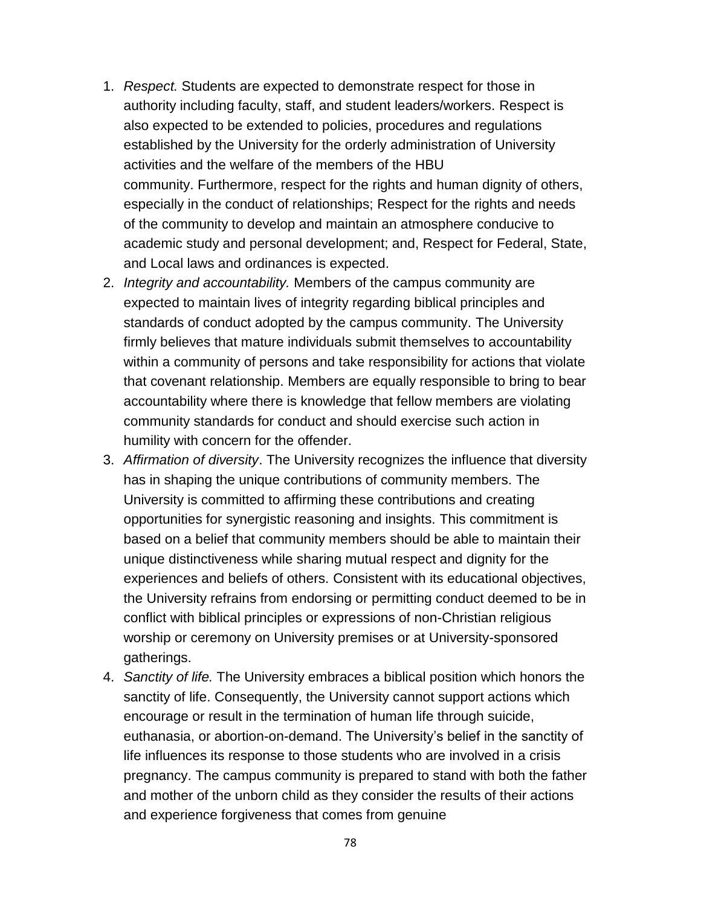1. *Respect.* Students are expected to demonstrate respect for those in authority including faculty, staff, and student leaders/workers. Respect is also expected to be extended to policies, procedures and regulations established by the University for the orderly administration of University activities and the welfare of the members of the HBU community. Furthermore, respect for the rights and human dignity of others, especially in the conduct of relationships; Respect for the rights and needs of the community to develop and maintain an atmosphere conducive to academic study and personal development; and, Respect for Federal, State, and Local laws and ordinances is expected.
2. *Integrity and accountability.* Members of the campus community are expected to maintain lives of integrity regarding biblical principles and standards of conduct adopted by the campus community. The University firmly believes that mature individuals submit themselves to accountability within a community of persons and take responsibility for actions that violate that covenant relationship. Members are equally responsible to bring to bear accountability where there is knowledge that fellow members are violating community standards for conduct and should exercise such action in humility with concern for the offender.
3. *Affirmation of diversity*. The University recognizes the influence that diversity has in shaping the unique contributions of community members. The University is committed to affirming these contributions and creating opportunities for synergistic reasoning and insights. This commitment is based on a belief that community members should be able to maintain their unique distinctiveness while sharing mutual respect and dignity for the experiences and beliefs of others. Consistent with its educational objectives, the University refrains from endorsing or permitting conduct deemed to be in conflict with biblical principles or expressions of non-Christian religious worship or ceremony on University premises or at University-sponsored gatherings.
4. *Sanctity of life.* The University embraces a biblical position which honors the sanctity of life. Consequently, the University cannot support actions which encourage or result in the termination of human life through suicide, euthanasia, or abortion-on-demand. The University's belief in the sanctity of life influences its response to those students who are involved in a crisis pregnancy. The campus community is prepared to stand with both the father and mother of the unborn child as they consider the results of their actions and experience forgiveness that comes from genuine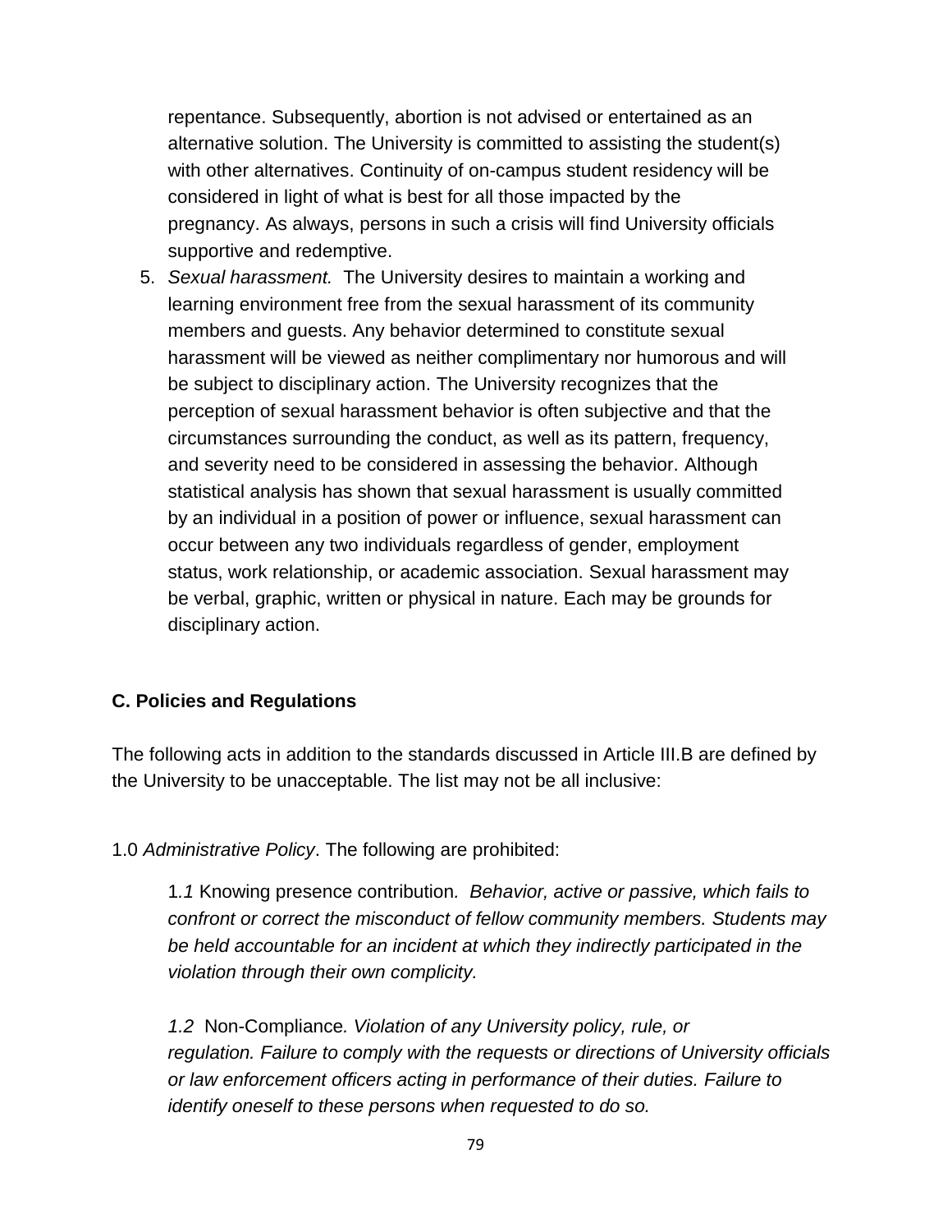repentance. Subsequently, abortion is not advised or entertained as an alternative solution. The University is committed to assisting the student(s) with other alternatives. Continuity of on-campus student residency will be considered in light of what is best for all those impacted by the pregnancy. As always, persons in such a crisis will find University officials supportive and redemptive.

5. *Sexual harassment.* The University desires to maintain a working and learning environment free from the sexual harassment of its community members and guests. Any behavior determined to constitute sexual harassment will be viewed as neither complimentary nor humorous and will be subject to disciplinary action. The University recognizes that the perception of sexual harassment behavior is often subjective and that the circumstances surrounding the conduct, as well as its pattern, frequency, and severity need to be considered in assessing the behavior. Although statistical analysis has shown that sexual harassment is usually committed by an individual in a position of power or influence, sexual harassment can occur between any two individuals regardless of gender, employment status, work relationship, or academic association. Sexual harassment may be verbal, graphic, written or physical in nature. Each may be grounds for disciplinary action.

**C. Policies and Regulations**

The following acts in addition to the standards discussed in Article III.B are defined by the University to be unacceptable. The list may not be all inclusive:

1.0 *Administrative Policy*. The following are prohibited:

> 1*.1* Knowing presence contribution*. Behavior, active or passive, which fails to confront or correct the misconduct of fellow community members. Students may be held accountable for an incident at which they indirectly participated in the violation through their own complicity.*
>
> *1.2* Non-Compliance*. Violation of any University policy, rule, or regulation. Failure to comply with the requests or directions of University officials or law enforcement officers acting in performance of their duties. Failure to identify oneself to these persons when requested to do so.*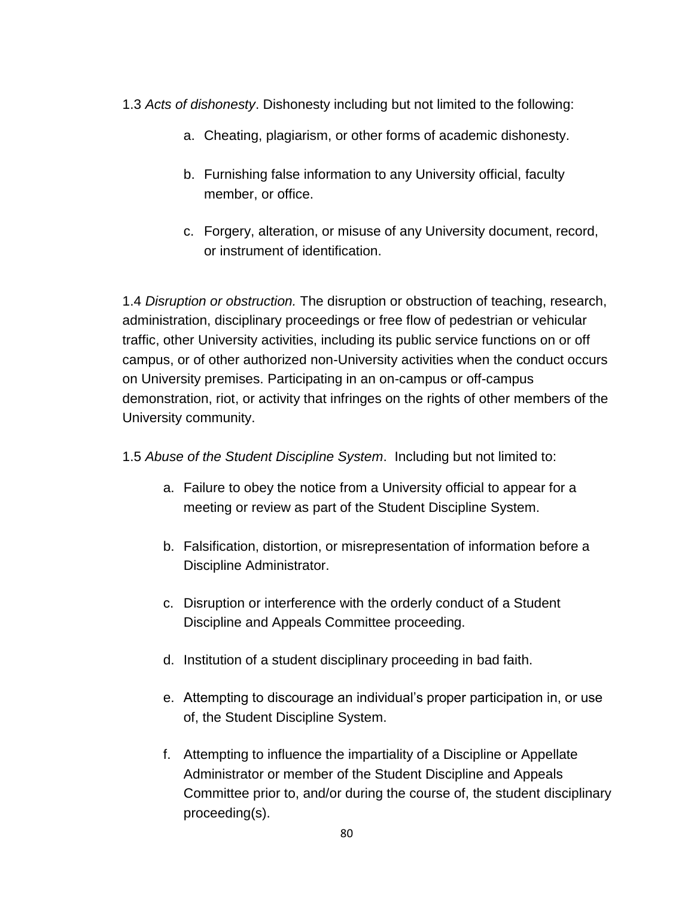1.3 *Acts of dishonesty*. Dishonesty including but not limited to the following:

a. Cheating, plagiarism, or other forms of academic dishonesty.

b. Furnishing false information to any University official, faculty member, or office.

c. Forgery, alteration, or misuse of any University document, record, or instrument of identification.

1.4 *Disruption or obstruction.* The disruption or obstruction of teaching, research, administration, disciplinary proceedings or free flow of pedestrian or vehicular traffic, other University activities, including its public service functions on or off campus, or of other authorized non-University activities when the conduct occurs on University premises. Participating in an on-campus or off-campus demonstration, riot, or activity that infringes on the rights of other members of the University community.

1.5 *Abuse of the Student Discipline System*. Including but not limited to:

a. Failure to obey the notice from a University official to appear for a meeting or review as part of the Student Discipline System.

b. Falsification, distortion, or misrepresentation of information before a Discipline Administrator.

c. Disruption or interference with the orderly conduct of a Student Discipline and Appeals Committee proceeding.

d. Institution of a student disciplinary proceeding in bad faith.

e. Attempting to discourage an individual's proper participation in, or use of, the Student Discipline System.

f. Attempting to influence the impartiality of a Discipline or Appellate Administrator or member of the Student Discipline and Appeals Committee prior to, and/or during the course of, the student disciplinary proceeding(s).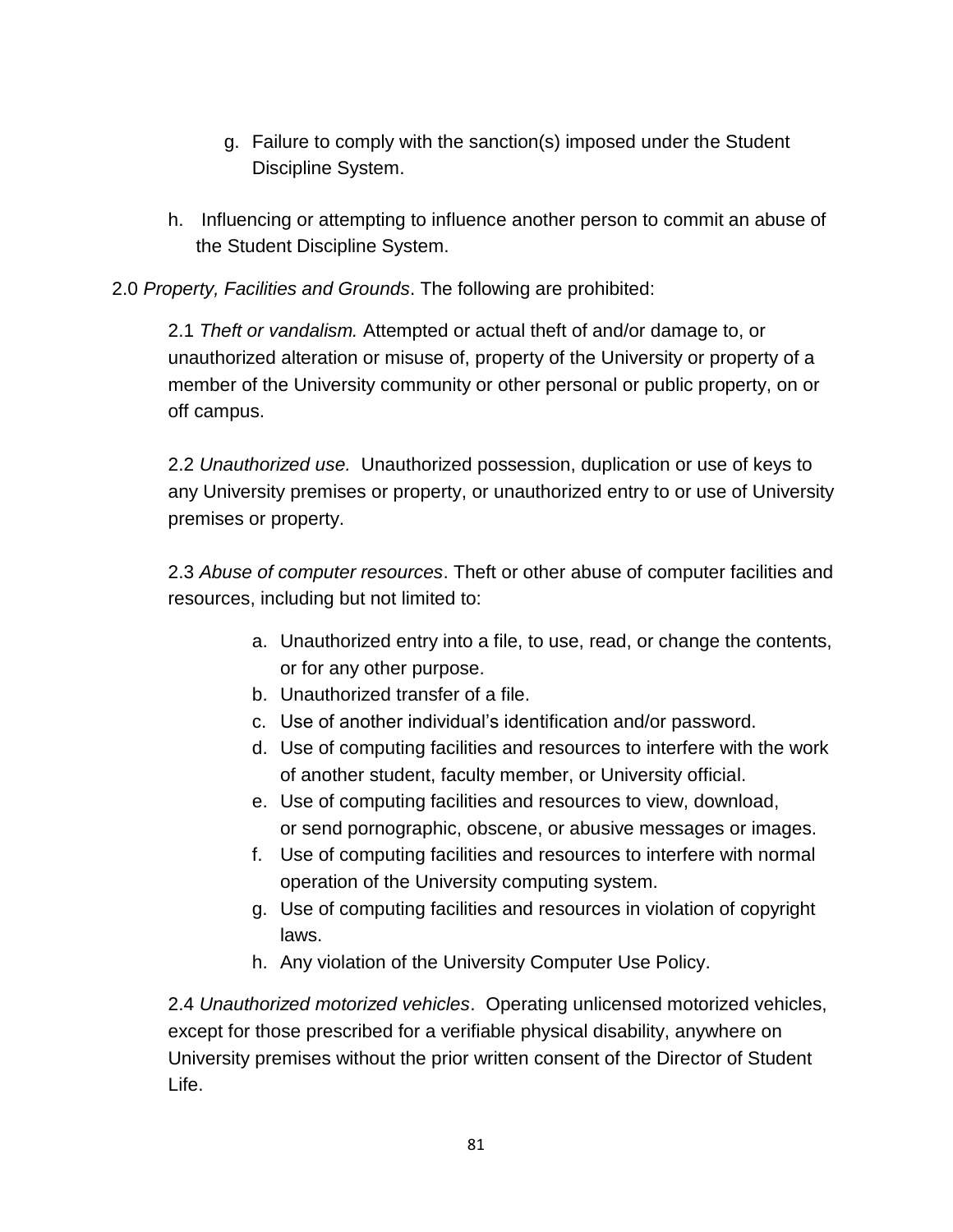g. Failure to comply with the sanction(s) imposed under the Student Discipline System.

h. Influencing or attempting to influence another person to commit an abuse of the Student Discipline System.

2.0 *Property, Facilities and Grounds*. The following are prohibited:

2.1 *Theft or vandalism.* Attempted or actual theft of and/or damage to, or unauthorized alteration or misuse of, property of the University or property of a member of the University community or other personal or public property, on or off campus.

2.2 *Unauthorized use.* Unauthorized possession, duplication or use of keys to any University premises or property, or unauthorized entry to or use of University premises or property.

2.3 *Abuse of computer resources*. Theft or other abuse of computer facilities and resources, including but not limited to:

a. Unauthorized entry into a file, to use, read, or change the contents, or for any other purpose.
b. Unauthorized transfer of a file.
c. Use of another individual's identification and/or password.
d. Use of computing facilities and resources to interfere with the work of another student, faculty member, or University official.
e. Use of computing facilities and resources to view, download, or send pornographic, obscene, or abusive messages or images.
f. Use of computing facilities and resources to interfere with normal operation of the University computing system.
g. Use of computing facilities and resources in violation of copyright laws.
h. Any violation of the University Computer Use Policy.

2.4 *Unauthorized motorized vehicles*. Operating unlicensed motorized vehicles, except for those prescribed for a verifiable physical disability, anywhere on University premises without the prior written consent of the Director of Student Life.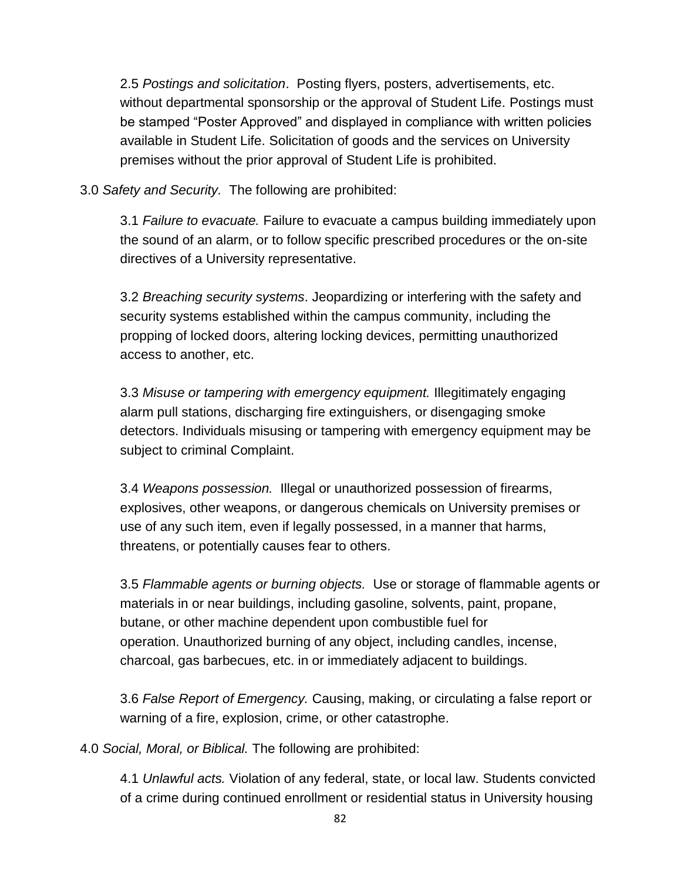2.5 *Postings and solicitation*. Posting flyers, posters, advertisements, etc. without departmental sponsorship or the approval of Student Life. Postings must be stamped "Poster Approved" and displayed in compliance with written policies available in Student Life. Solicitation of goods and the services on University premises without the prior approval of Student Life is prohibited.

3.0 *Safety and Security.* The following are prohibited:

3.1 *Failure to evacuate.* Failure to evacuate a campus building immediately upon the sound of an alarm, or to follow specific prescribed procedures or the on-site directives of a University representative.

3.2 *Breaching security systems*. Jeopardizing or interfering with the safety and security systems established within the campus community, including the propping of locked doors, altering locking devices, permitting unauthorized access to another, etc.

3.3 *Misuse or tampering with emergency equipment.* Illegitimately engaging alarm pull stations, discharging fire extinguishers, or disengaging smoke detectors. Individuals misusing or tampering with emergency equipment may be subject to criminal Complaint.

3.4 *Weapons possession.* Illegal or unauthorized possession of firearms, explosives, other weapons, or dangerous chemicals on University premises or use of any such item, even if legally possessed, in a manner that harms, threatens, or potentially causes fear to others.

3.5 *Flammable agents or burning objects.* Use or storage of flammable agents or materials in or near buildings, including gasoline, solvents, paint, propane, butane, or other machine dependent upon combustible fuel for operation. Unauthorized burning of any object, including candles, incense, charcoal, gas barbecues, etc. in or immediately adjacent to buildings.

3.6 *False Report of Emergency.* Causing, making, or circulating a false report or warning of a fire, explosion, crime, or other catastrophe.

4.0 *Social, Moral, or Biblical.* The following are prohibited:

4.1 *Unlawful acts.* Violation of any federal, state, or local law. Students convicted of a crime during continued enrollment or residential status in University housing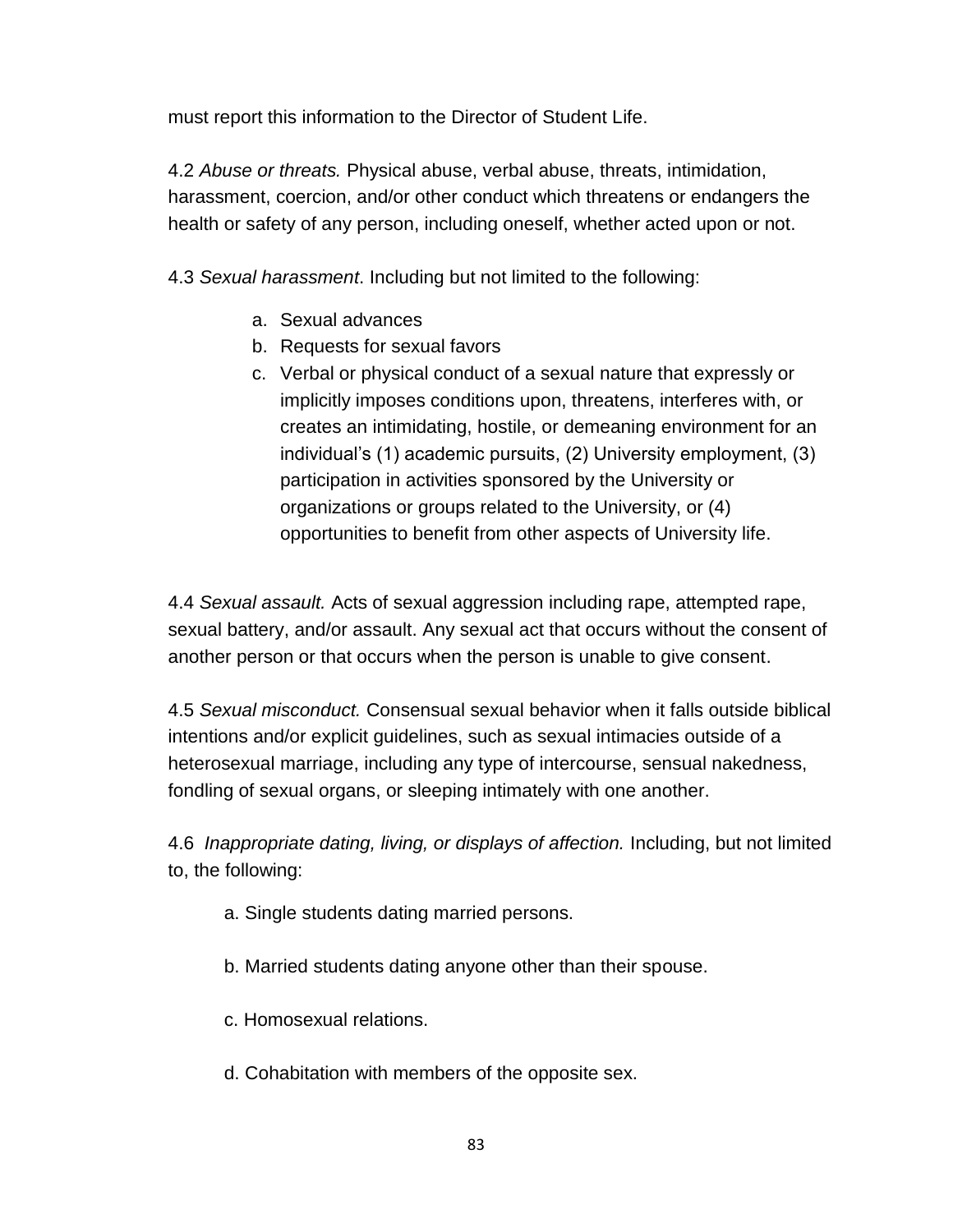must report this information to the Director of Student Life.

4.2 *Abuse or threats.* Physical abuse, verbal abuse, threats, intimidation, harassment, coercion, and/or other conduct which threatens or endangers the health or safety of any person, including oneself, whether acted upon or not.

4.3 *Sexual harassment*. Including but not limited to the following:

a. Sexual advances
b. Requests for sexual favors
c. Verbal or physical conduct of a sexual nature that expressly or implicitly imposes conditions upon, threatens, interferes with, or creates an intimidating, hostile, or demeaning environment for an individual's (1) academic pursuits, (2) University employment, (3) participation in activities sponsored by the University or organizations or groups related to the University, or (4) opportunities to benefit from other aspects of University life.

4.4 *Sexual assault.* Acts of sexual aggression including rape, attempted rape, sexual battery, and/or assault. Any sexual act that occurs without the consent of another person or that occurs when the person is unable to give consent.

4.5 *Sexual misconduct.* Consensual sexual behavior when it falls outside biblical intentions and/or explicit guidelines, such as sexual intimacies outside of a heterosexual marriage, including any type of intercourse, sensual nakedness, fondling of sexual organs, or sleeping intimately with one another.

4.6 *Inappropriate dating, living, or displays of affection.* Including, but not limited to, the following:

a. Single students dating married persons.

b. Married students dating anyone other than their spouse.

c. Homosexual relations.

d. Cohabitation with members of the opposite sex.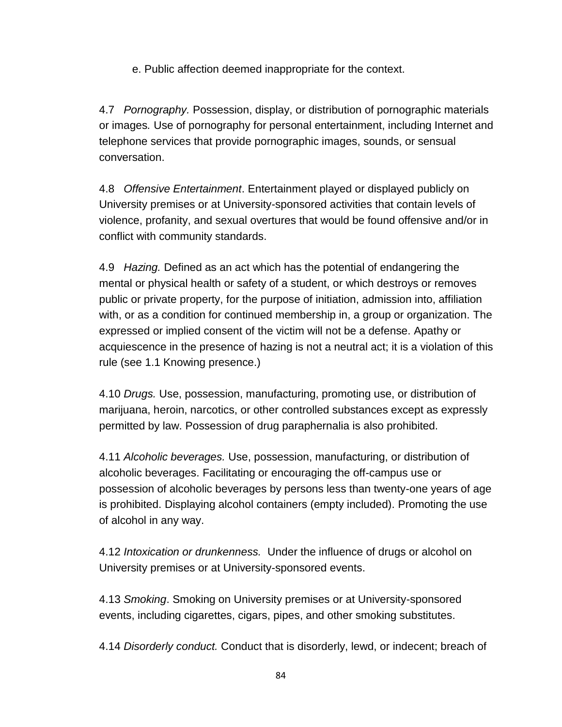e. Public affection deemed inappropriate for the context.

4.7 *Pornography.* Possession, display, or distribution of pornographic materials or images. Use of pornography for personal entertainment, including Internet and telephone services that provide pornographic images, sounds, or sensual conversation.

4.8 *Offensive Entertainment*. Entertainment played or displayed publicly on University premises or at University-sponsored activities that contain levels of violence, profanity, and sexual overtures that would be found offensive and/or in conflict with community standards.

4.9 *Hazing.* Defined as an act which has the potential of endangering the mental or physical health or safety of a student, or which destroys or removes public or private property, for the purpose of initiation, admission into, affiliation with, or as a condition for continued membership in, a group or organization. The expressed or implied consent of the victim will not be a defense. Apathy or acquiescence in the presence of hazing is not a neutral act; it is a violation of this rule (see 1.1 Knowing presence.)

4.10 *Drugs.* Use, possession, manufacturing, promoting use, or distribution of marijuana, heroin, narcotics, or other controlled substances except as expressly permitted by law. Possession of drug paraphernalia is also prohibited.

4.11 *Alcoholic beverages.* Use, possession, manufacturing, or distribution of alcoholic beverages. Facilitating or encouraging the off-campus use or possession of alcoholic beverages by persons less than twenty-one years of age is prohibited. Displaying alcohol containers (empty included). Promoting the use of alcohol in any way.

4.12 *Intoxication or drunkenness.* Under the influence of drugs or alcohol on University premises or at University-sponsored events.

4.13 *Smoking*. Smoking on University premises or at University-sponsored events, including cigarettes, cigars, pipes, and other smoking substitutes.

4.14 *Disorderly conduct.* Conduct that is disorderly, lewd, or indecent; breach of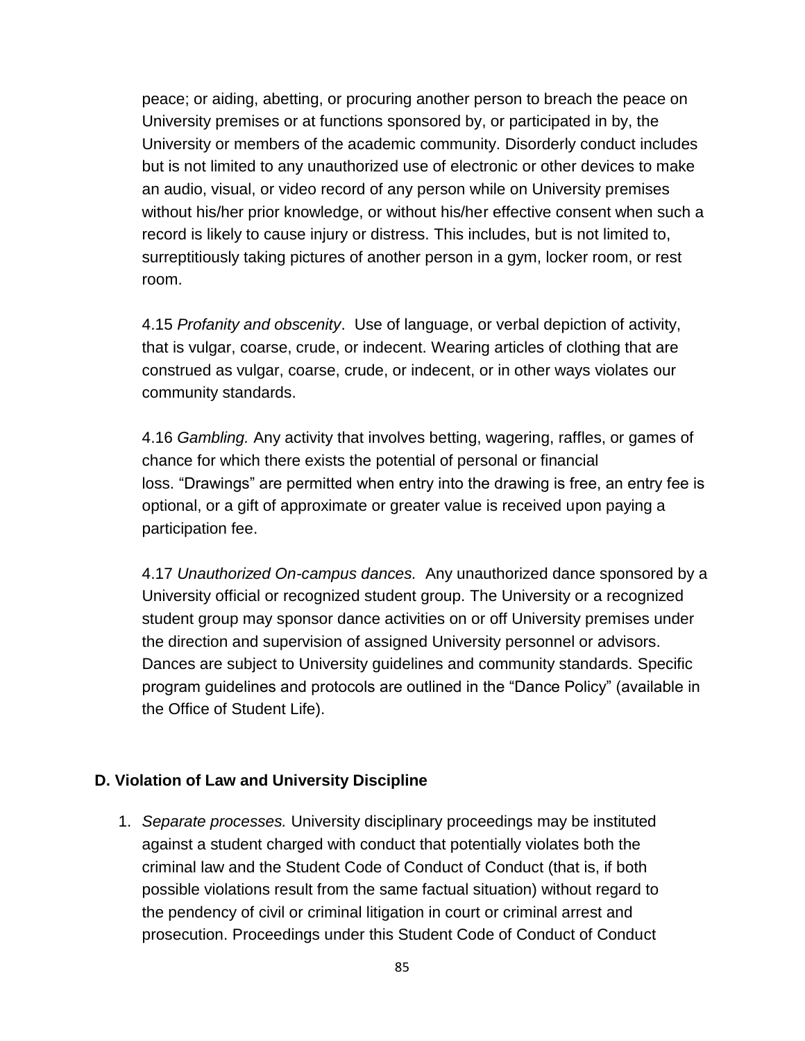peace; or aiding, abetting, or procuring another person to breach the peace on University premises or at functions sponsored by, or participated in by, the University or members of the academic community. Disorderly conduct includes but is not limited to any unauthorized use of electronic or other devices to make an audio, visual, or video record of any person while on University premises without his/her prior knowledge, or without his/her effective consent when such a record is likely to cause injury or distress. This includes, but is not limited to, surreptitiously taking pictures of another person in a gym, locker room, or rest room.

4.15 *Profanity and obscenity*. Use of language, or verbal depiction of activity, that is vulgar, coarse, crude, or indecent. Wearing articles of clothing that are construed as vulgar, coarse, crude, or indecent, or in other ways violates our community standards.

4.16 *Gambling.* Any activity that involves betting, wagering, raffles, or games of chance for which there exists the potential of personal or financial loss. "Drawings" are permitted when entry into the drawing is free, an entry fee is optional, or a gift of approximate or greater value is received upon paying a participation fee.

4.17 *Unauthorized On-campus dances.* Any unauthorized dance sponsored by a University official or recognized student group. The University or a recognized student group may sponsor dance activities on or off University premises under the direction and supervision of assigned University personnel or advisors. Dances are subject to University guidelines and community standards. Specific program guidelines and protocols are outlined in the "Dance Policy" (available in the Office of Student Life).

### D. Violation of Law and University Discipline

1. *Separate processes.* University disciplinary proceedings may be instituted against a student charged with conduct that potentially violates both the criminal law and the Student Code of Conduct of Conduct (that is, if both possible violations result from the same factual situation) without regard to the pendency of civil or criminal litigation in court or criminal arrest and prosecution. Proceedings under this Student Code of Conduct of Conduct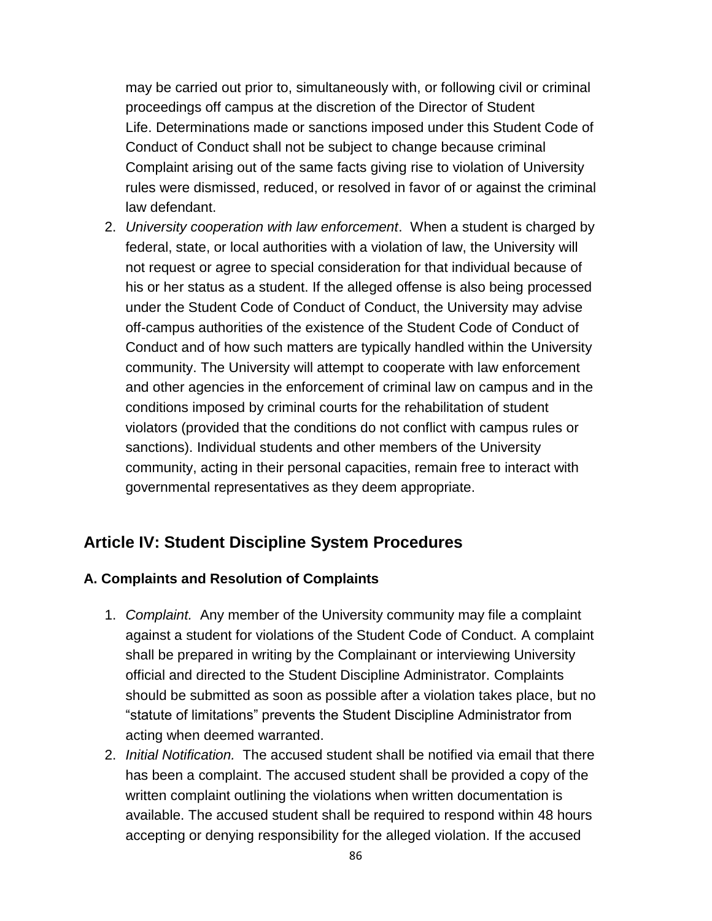may be carried out prior to, simultaneously with, or following civil or criminal proceedings off campus at the discretion of the Director of Student Life. Determinations made or sanctions imposed under this Student Code of Conduct of Conduct shall not be subject to change because criminal Complaint arising out of the same facts giving rise to violation of University rules were dismissed, reduced, or resolved in favor of or against the criminal law defendant.

2. *University cooperation with law enforcement*. When a student is charged by federal, state, or local authorities with a violation of law, the University will not request or agree to special consideration for that individual because of his or her status as a student. If the alleged offense is also being processed under the Student Code of Conduct of Conduct, the University may advise off-campus authorities of the existence of the Student Code of Conduct of Conduct and of how such matters are typically handled within the University community. The University will attempt to cooperate with law enforcement and other agencies in the enforcement of criminal law on campus and in the conditions imposed by criminal courts for the rehabilitation of student violators (provided that the conditions do not conflict with campus rules or sanctions). Individual students and other members of the University community, acting in their personal capacities, remain free to interact with governmental representatives as they deem appropriate.

## Article IV: Student Discipline System Procedures

### A. Complaints and Resolution of Complaints

1. *Complaint.* Any member of the University community may file a complaint against a student for violations of the Student Code of Conduct. A complaint shall be prepared in writing by the Complainant or interviewing University official and directed to the Student Discipline Administrator. Complaints should be submitted as soon as possible after a violation takes place, but no "statute of limitations" prevents the Student Discipline Administrator from acting when deemed warranted.
2. *Initial Notification.* The accused student shall be notified via email that there has been a complaint. The accused student shall be provided a copy of the written complaint outlining the violations when written documentation is available. The accused student shall be required to respond within 48 hours accepting or denying responsibility for the alleged violation. If the accused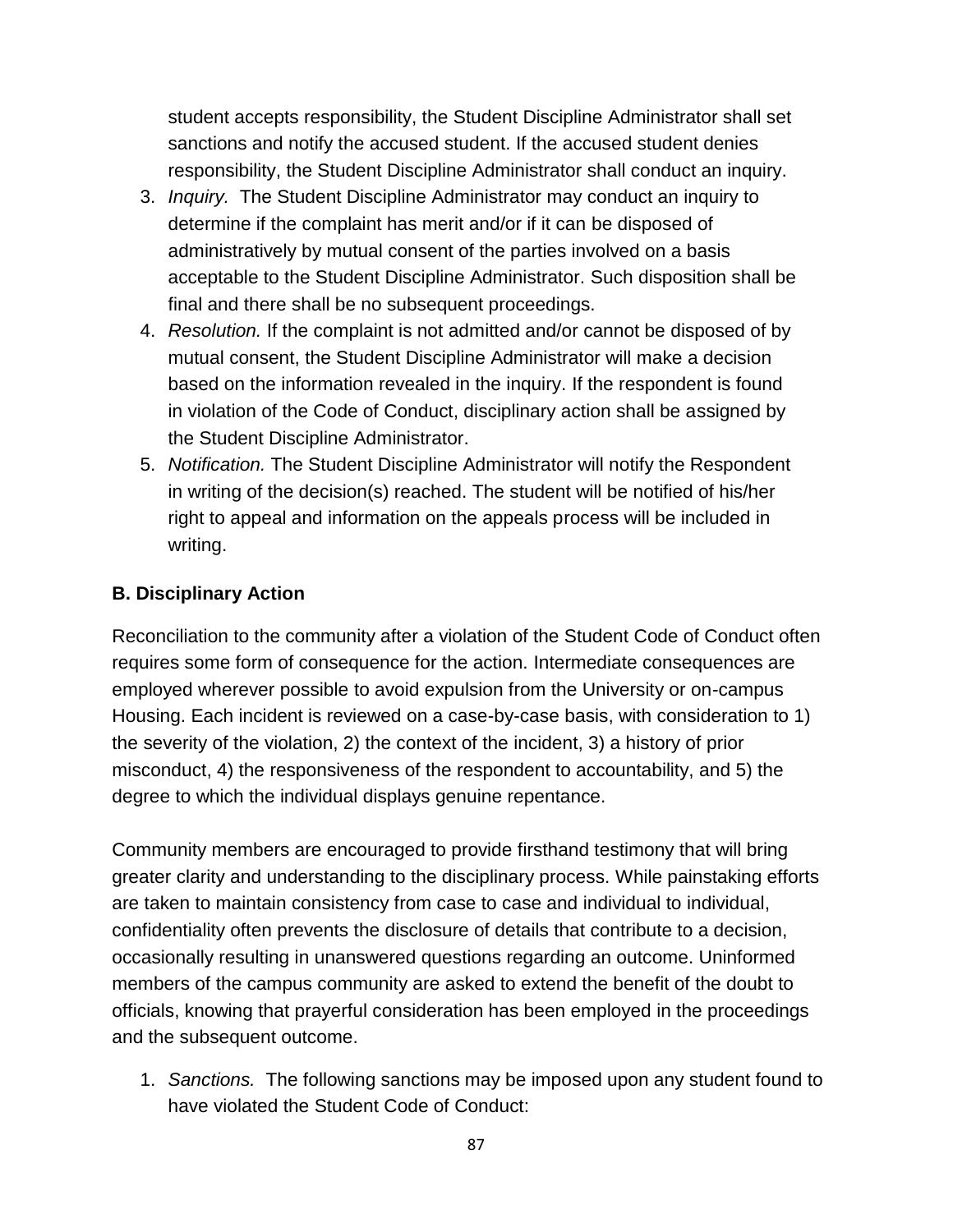student accepts responsibility, the Student Discipline Administrator shall set sanctions and notify the accused student. If the accused student denies responsibility, the Student Discipline Administrator shall conduct an inquiry.

3. *Inquiry.* The Student Discipline Administrator may conduct an inquiry to determine if the complaint has merit and/or if it can be disposed of administratively by mutual consent of the parties involved on a basis acceptable to the Student Discipline Administrator. Such disposition shall be final and there shall be no subsequent proceedings.
4. *Resolution.* If the complaint is not admitted and/or cannot be disposed of by mutual consent, the Student Discipline Administrator will make a decision based on the information revealed in the inquiry. If the respondent is found in violation of the Code of Conduct, disciplinary action shall be assigned by the Student Discipline Administrator.
5. *Notification.* The Student Discipline Administrator will notify the Respondent in writing of the decision(s) reached. The student will be notified of his/her right to appeal and information on the appeals process will be included in writing.

**B. Disciplinary Action**

Reconciliation to the community after a violation of the Student Code of Conduct often requires some form of consequence for the action. Intermediate consequences are employed wherever possible to avoid expulsion from the University or on-campus Housing. Each incident is reviewed on a case-by-case basis, with consideration to 1) the severity of the violation, 2) the context of the incident, 3) a history of prior misconduct, 4) the responsiveness of the respondent to accountability, and 5) the degree to which the individual displays genuine repentance.

Community members are encouraged to provide firsthand testimony that will bring greater clarity and understanding to the disciplinary process. While painstaking efforts are taken to maintain consistency from case to case and individual to individual, confidentiality often prevents the disclosure of details that contribute to a decision, occasionally resulting in unanswered questions regarding an outcome. Uninformed members of the campus community are asked to extend the benefit of the doubt to officials, knowing that prayerful consideration has been employed in the proceedings and the subsequent outcome.

1. *Sanctions.* The following sanctions may be imposed upon any student found to have violated the Student Code of Conduct: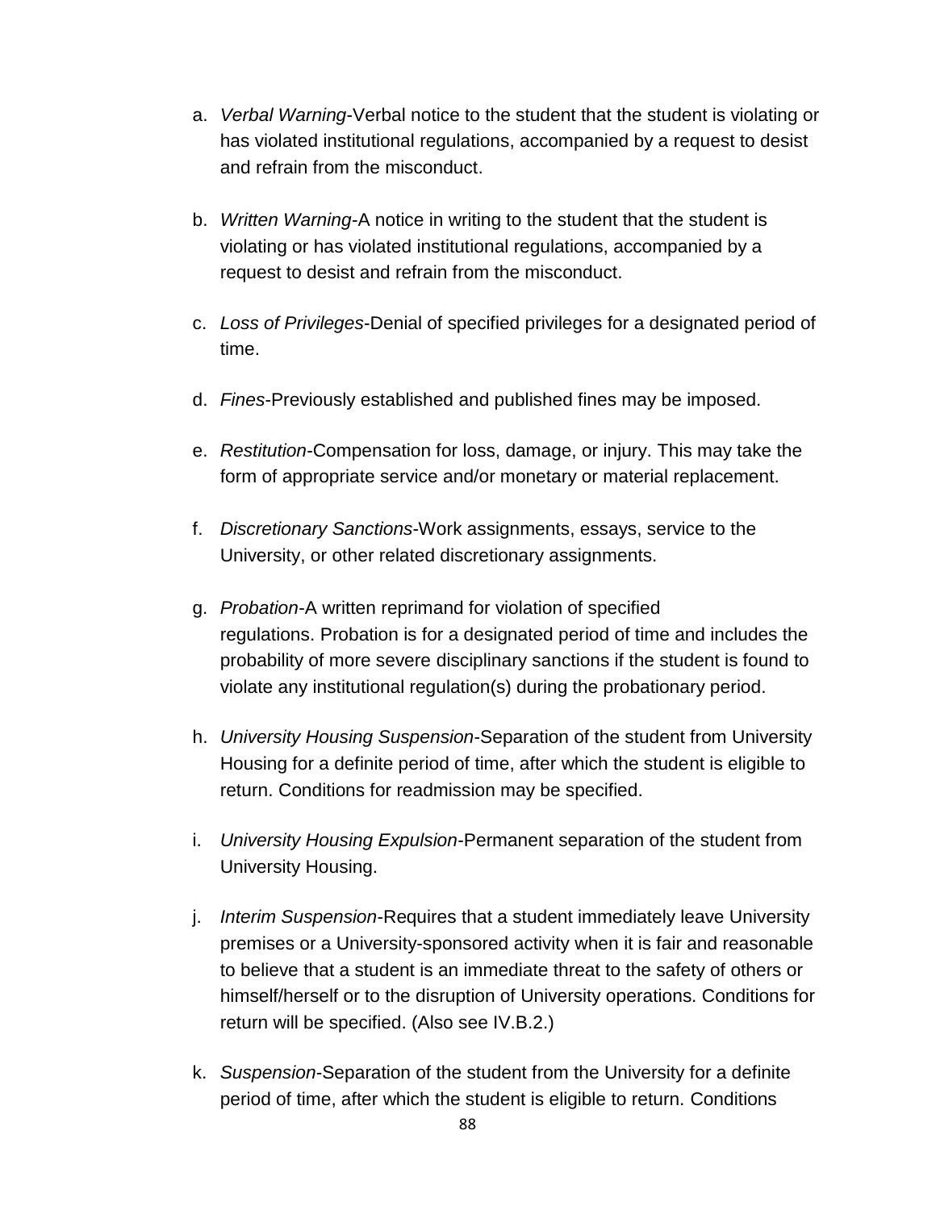a. *Verbal Warning*-Verbal notice to the student that the student is violating or has violated institutional regulations, accompanied by a request to desist and refrain from the misconduct.

b. *Written Warning*-A notice in writing to the student that the student is violating or has violated institutional regulations, accompanied by a request to desist and refrain from the misconduct.

c. *Loss of Privileges*-Denial of specified privileges for a designated period of time.

d. *Fines*-Previously established and published fines may be imposed.

e. *Restitution*-Compensation for loss, damage, or injury. This may take the form of appropriate service and/or monetary or material replacement.

f. *Discretionary Sanctions*-Work assignments, essays, service to the University, or other related discretionary assignments.

g. *Probation*-A written reprimand for violation of specified regulations. Probation is for a designated period of time and includes the probability of more severe disciplinary sanctions if the student is found to violate any institutional regulation(s) during the probationary period.

h. *University Housing Suspension*-Separation of the student from University Housing for a definite period of time, after which the student is eligible to return. Conditions for readmission may be specified.

i. *University Housing Expulsion*-Permanent separation of the student from University Housing.

j. *Interim Suspension*-Requires that a student immediately leave University premises or a University-sponsored activity when it is fair and reasonable to believe that a student is an immediate threat to the safety of others or himself/herself or to the disruption of University operations. Conditions for return will be specified. (Also see IV.B.2.)

k. *Suspension*-Separation of the student from the University for a definite period of time, after which the student is eligible to return. Conditions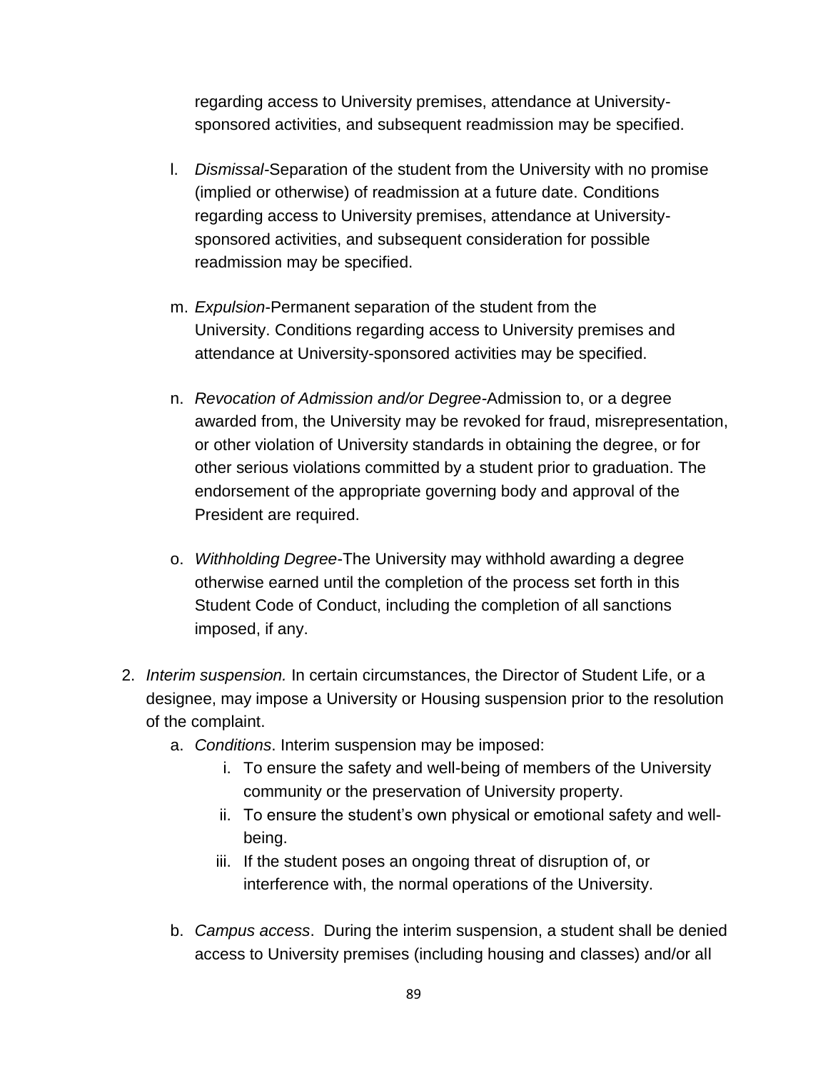regarding access to University premises, attendance at University-sponsored activities, and subsequent readmission may be specified.

l. *Dismissal*-Separation of the student from the University with no promise (implied or otherwise) of readmission at a future date. Conditions regarding access to University premises, attendance at University-sponsored activities, and subsequent consideration for possible readmission may be specified.

m. *Expulsion*-Permanent separation of the student from the University. Conditions regarding access to University premises and attendance at University-sponsored activities may be specified.

n. *Revocation of Admission and/or Degree*-Admission to, or a degree awarded from, the University may be revoked for fraud, misrepresentation, or other violation of University standards in obtaining the degree, or for other serious violations committed by a student prior to graduation. The endorsement of the appropriate governing body and approval of the President are required.

o. *Withholding Degree*-The University may withhold awarding a degree otherwise earned until the completion of the process set forth in this Student Code of Conduct, including the completion of all sanctions imposed, if any.

2. *Interim suspension.* In certain circumstances, the Director of Student Life, or a designee, may impose a University or Housing suspension prior to the resolution of the complaint.
   a. *Conditions*. Interim suspension may be imposed:
      i. To ensure the safety and well-being of members of the University community or the preservation of University property.
      ii. To ensure the student's own physical or emotional safety and well-being.
      iii. If the student poses an ongoing threat of disruption of, or interference with, the normal operations of the University.

   b. *Campus access*. During the interim suspension, a student shall be denied access to University premises (including housing and classes) and/or all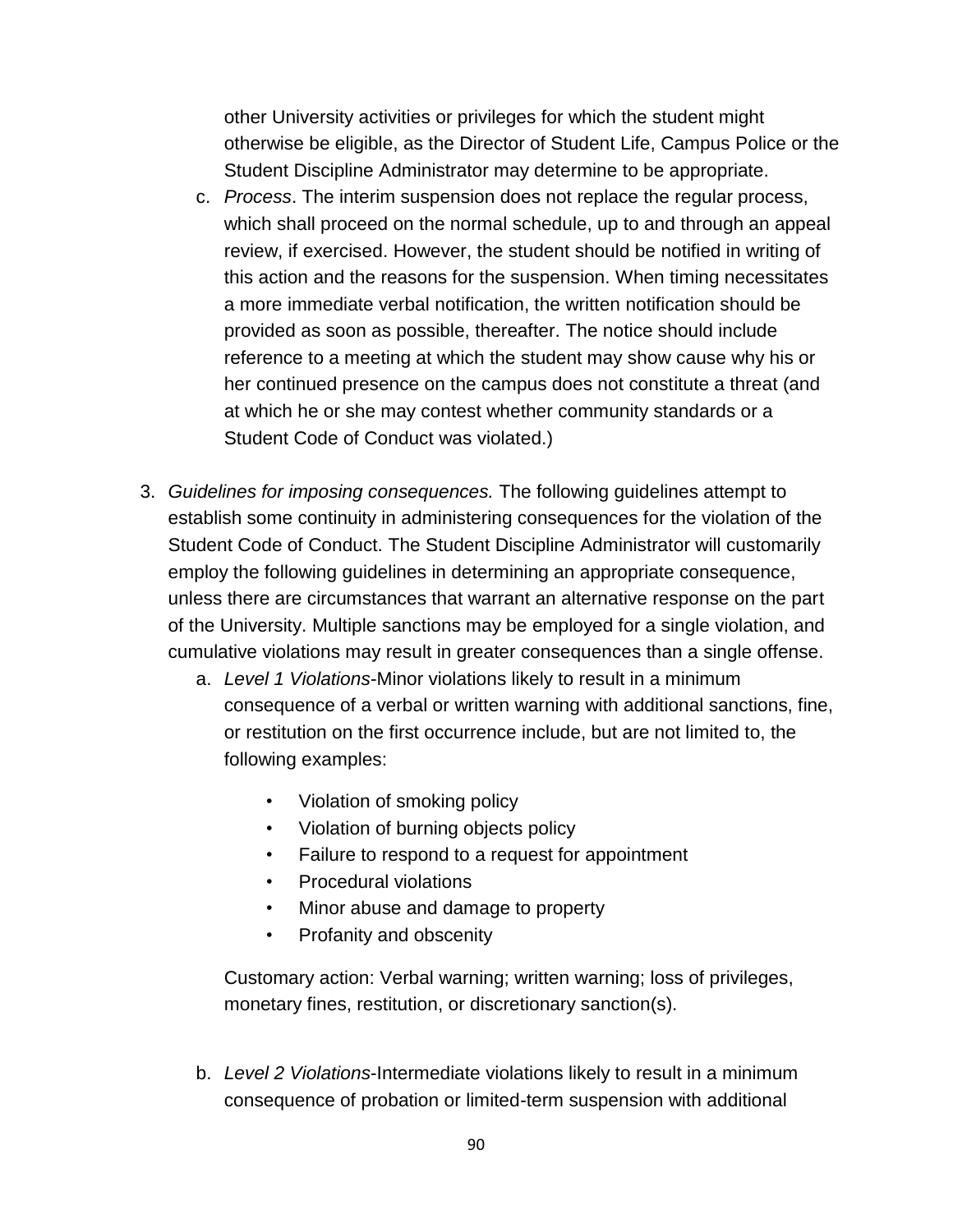other University activities or privileges for which the student might otherwise be eligible, as the Director of Student Life, Campus Police or the Student Discipline Administrator may determine to be appropriate.

c. *Process*. The interim suspension does not replace the regular process, which shall proceed on the normal schedule, up to and through an appeal review, if exercised. However, the student should be notified in writing of this action and the reasons for the suspension. When timing necessitates a more immediate verbal notification, the written notification should be provided as soon as possible, thereafter. The notice should include reference to a meeting at which the student may show cause why his or her continued presence on the campus does not constitute a threat (and at which he or she may contest whether community standards or a Student Code of Conduct was violated.)

3. *Guidelines for imposing consequences.* The following guidelines attempt to establish some continuity in administering consequences for the violation of the Student Code of Conduct. The Student Discipline Administrator will customarily employ the following guidelines in determining an appropriate consequence, unless there are circumstances that warrant an alternative response on the part of the University. Multiple sanctions may be employed for a single violation, and cumulative violations may result in greater consequences than a single offense.

   a. *Level 1 Violations*-Minor violations likely to result in a minimum consequence of a verbal or written warning with additional sanctions, fine, or restitution on the first occurrence include, but are not limited to, the following examples:

      - Violation of smoking policy
      - Violation of burning objects policy
      - Failure to respond to a request for appointment
      - Procedural violations
      - Minor abuse and damage to property
      - Profanity and obscenity

      Customary action: Verbal warning; written warning; loss of privileges, monetary fines, restitution, or discretionary sanction(s).

   b. *Level 2 Violations*-Intermediate violations likely to result in a minimum consequence of probation or limited-term suspension with additional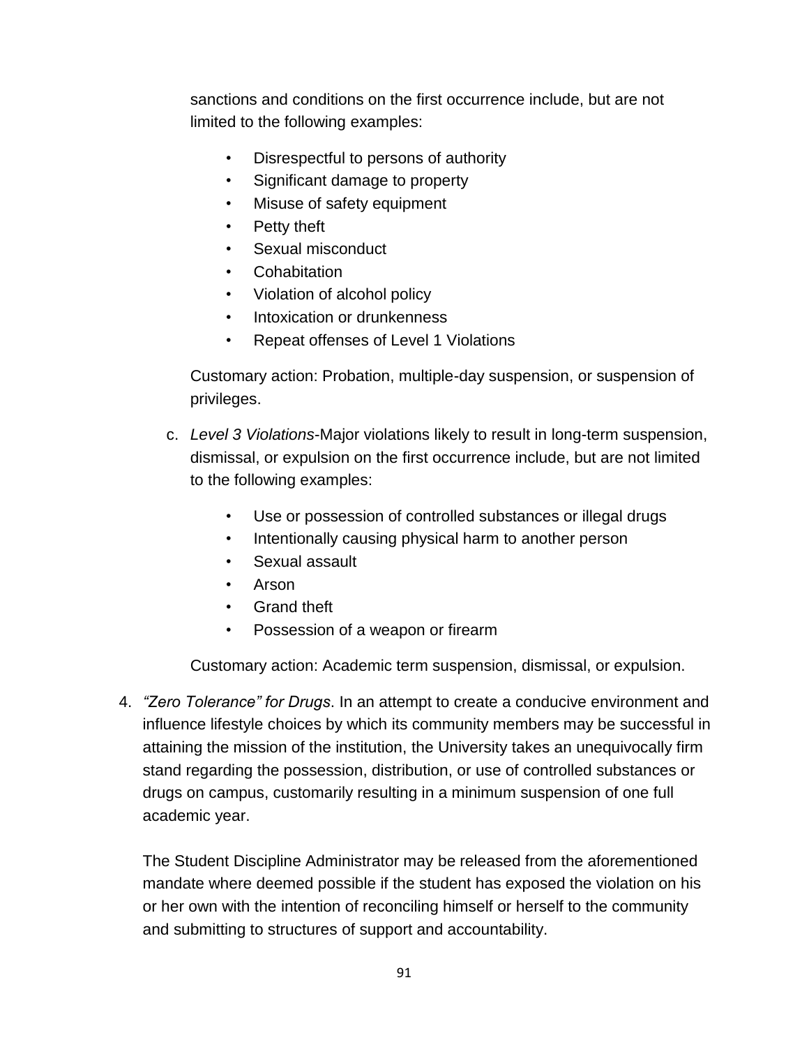sanctions and conditions on the first occurrence include, but are not limited to the following examples:

- Disrespectful to persons of authority
- Significant damage to property
- Misuse of safety equipment
- Petty theft
- Sexual misconduct
- Cohabitation
- Violation of alcohol policy
- Intoxication or drunkenness
- Repeat offenses of Level 1 Violations

Customary action: Probation, multiple-day suspension, or suspension of privileges.

c. *Level 3 Violations*-Major violations likely to result in long-term suspension, dismissal, or expulsion on the first occurrence include, but are not limited to the following examples:

- Use or possession of controlled substances or illegal drugs
- Intentionally causing physical harm to another person
- Sexual assault
- Arson
- Grand theft
- Possession of a weapon or firearm

Customary action: Academic term suspension, dismissal, or expulsion.

4. *"Zero Tolerance" for Drugs*. In an attempt to create a conducive environment and influence lifestyle choices by which its community members may be successful in attaining the mission of the institution, the University takes an unequivocally firm stand regarding the possession, distribution, or use of controlled substances or drugs on campus, customarily resulting in a minimum suspension of one full academic year.

   The Student Discipline Administrator may be released from the aforementioned mandate where deemed possible if the student has exposed the violation on his or her own with the intention of reconciling himself or herself to the community and submitting to structures of support and accountability.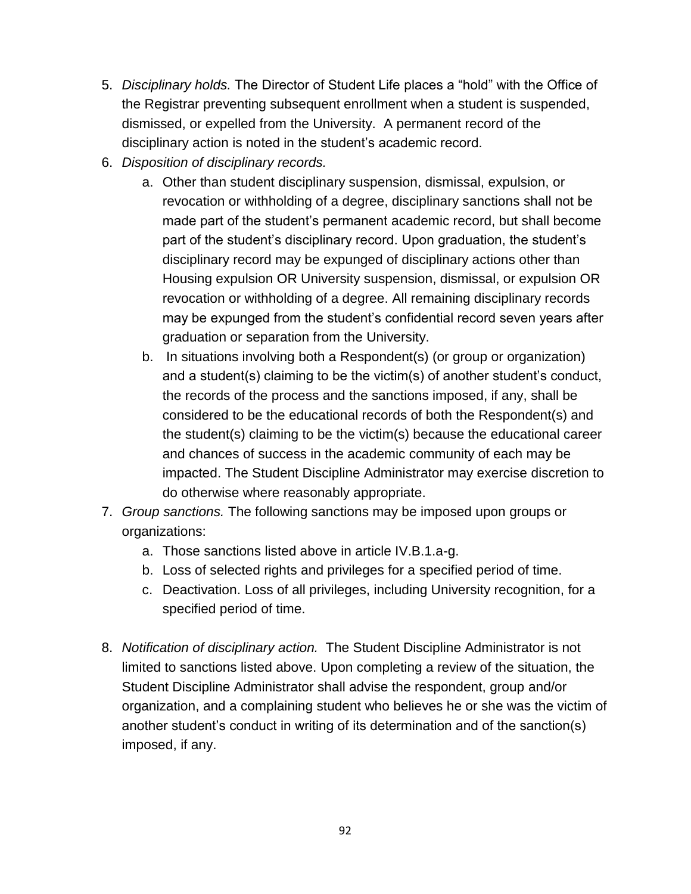5. *Disciplinary holds.* The Director of Student Life places a "hold" with the Office of the Registrar preventing subsequent enrollment when a student is suspended, dismissed, or expelled from the University. A permanent record of the disciplinary action is noted in the student's academic record.
6. *Disposition of disciplinary records.*
    a. Other than student disciplinary suspension, dismissal, expulsion, or revocation or withholding of a degree, disciplinary sanctions shall not be made part of the student's permanent academic record, but shall become part of the student's disciplinary record. Upon graduation, the student's disciplinary record may be expunged of disciplinary actions other than Housing expulsion OR University suspension, dismissal, or expulsion OR revocation or withholding of a degree. All remaining disciplinary records may be expunged from the student's confidential record seven years after graduation or separation from the University.
    b. In situations involving both a Respondent(s) (or group or organization) and a student(s) claiming to be the victim(s) of another student's conduct, the records of the process and the sanctions imposed, if any, shall be considered to be the educational records of both the Respondent(s) and the student(s) claiming to be the victim(s) because the educational career and chances of success in the academic community of each may be impacted. The Student Discipline Administrator may exercise discretion to do otherwise where reasonably appropriate.
7. *Group sanctions.* The following sanctions may be imposed upon groups or organizations:
    a. Those sanctions listed above in article IV.B.1.a-g.
    b. Loss of selected rights and privileges for a specified period of time.
    c. Deactivation. Loss of all privileges, including University recognition, for a specified period of time.

8. *Notification of disciplinary action.* The Student Discipline Administrator is not limited to sanctions listed above. Upon completing a review of the situation, the Student Discipline Administrator shall advise the respondent, group and/or organization, and a complaining student who believes he or she was the victim of another student's conduct in writing of its determination and of the sanction(s) imposed, if any.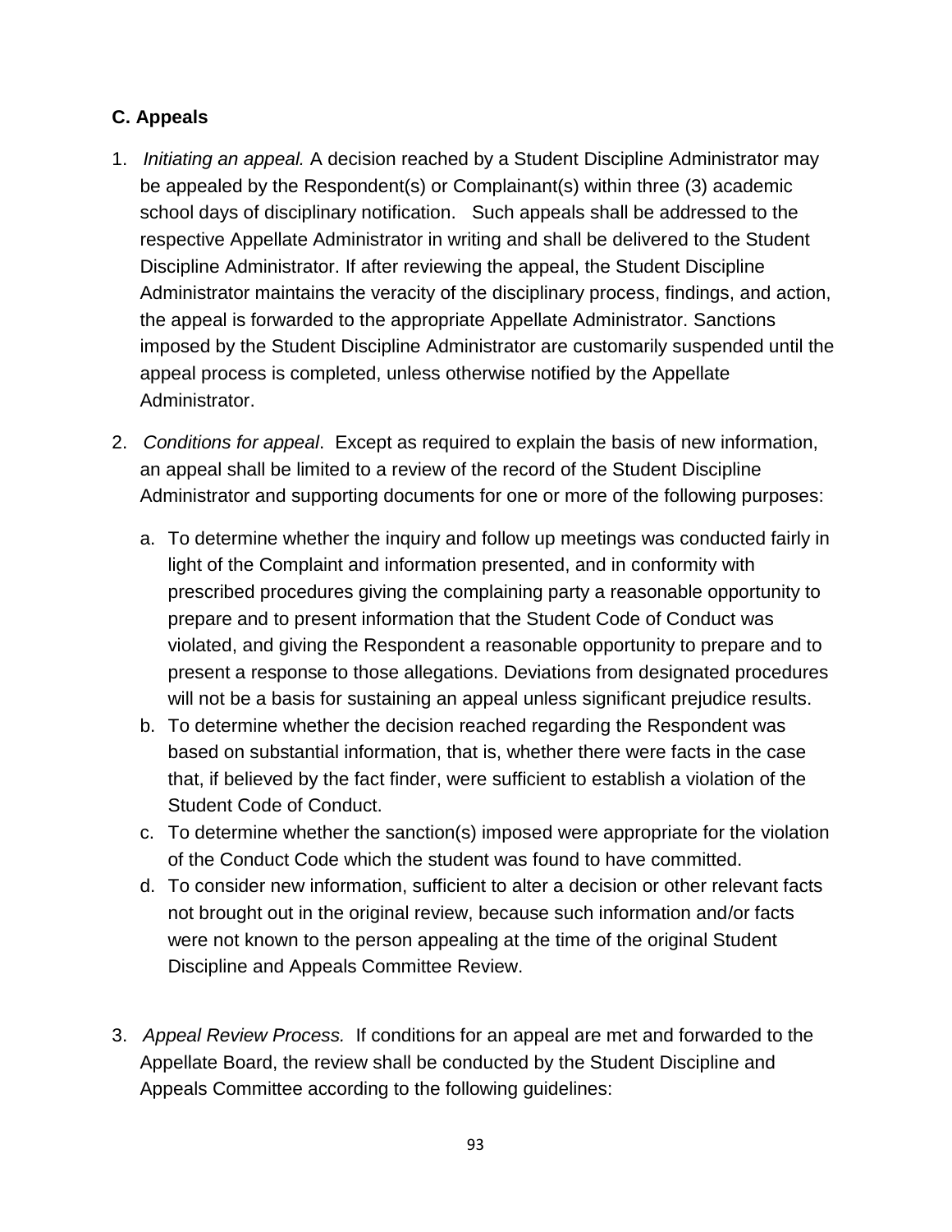### C. Appeals

1. *Initiating an appeal.* A decision reached by a Student Discipline Administrator may be appealed by the Respondent(s) or Complainant(s) within three (3) academic school days of disciplinary notification. Such appeals shall be addressed to the respective Appellate Administrator in writing and shall be delivered to the Student Discipline Administrator. If after reviewing the appeal, the Student Discipline Administrator maintains the veracity of the disciplinary process, findings, and action, the appeal is forwarded to the appropriate Appellate Administrator. Sanctions imposed by the Student Discipline Administrator are customarily suspended until the appeal process is completed, unless otherwise notified by the Appellate Administrator.

2. *Conditions for appeal*. Except as required to explain the basis of new information, an appeal shall be limited to a review of the record of the Student Discipline Administrator and supporting documents for one or more of the following purposes:

   a. To determine whether the inquiry and follow up meetings was conducted fairly in light of the Complaint and information presented, and in conformity with prescribed procedures giving the complaining party a reasonable opportunity to prepare and to present information that the Student Code of Conduct was violated, and giving the Respondent a reasonable opportunity to prepare and to present a response to those allegations. Deviations from designated procedures will not be a basis for sustaining an appeal unless significant prejudice results.
   b. To determine whether the decision reached regarding the Respondent was based on substantial information, that is, whether there were facts in the case that, if believed by the fact finder, were sufficient to establish a violation of the Student Code of Conduct.
   c. To determine whether the sanction(s) imposed were appropriate for the violation of the Conduct Code which the student was found to have committed.
   d. To consider new information, sufficient to alter a decision or other relevant facts not brought out in the original review, because such information and/or facts were not known to the person appealing at the time of the original Student Discipline and Appeals Committee Review.

3. *Appeal Review Process.* If conditions for an appeal are met and forwarded to the Appellate Board, the review shall be conducted by the Student Discipline and Appeals Committee according to the following guidelines: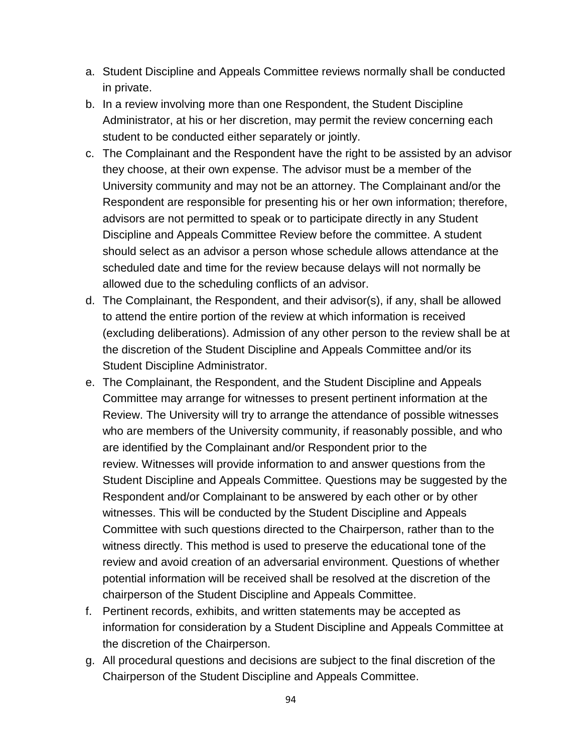a. Student Discipline and Appeals Committee reviews normally shall be conducted in private.
b. In a review involving more than one Respondent, the Student Discipline Administrator, at his or her discretion, may permit the review concerning each student to be conducted either separately or jointly.
c. The Complainant and the Respondent have the right to be assisted by an advisor they choose, at their own expense. The advisor must be a member of the University community and may not be an attorney. The Complainant and/or the Respondent are responsible for presenting his or her own information; therefore, advisors are not permitted to speak or to participate directly in any Student Discipline and Appeals Committee Review before the committee. A student should select as an advisor a person whose schedule allows attendance at the scheduled date and time for the review because delays will not normally be allowed due to the scheduling conflicts of an advisor.
d. The Complainant, the Respondent, and their advisor(s), if any, shall be allowed to attend the entire portion of the review at which information is received (excluding deliberations). Admission of any other person to the review shall be at the discretion of the Student Discipline and Appeals Committee and/or its Student Discipline Administrator.
e. The Complainant, the Respondent, and the Student Discipline and Appeals Committee may arrange for witnesses to present pertinent information at the Review. The University will try to arrange the attendance of possible witnesses who are members of the University community, if reasonably possible, and who are identified by the Complainant and/or Respondent prior to the review. Witnesses will provide information to and answer questions from the Student Discipline and Appeals Committee. Questions may be suggested by the Respondent and/or Complainant to be answered by each other or by other witnesses. This will be conducted by the Student Discipline and Appeals Committee with such questions directed to the Chairperson, rather than to the witness directly. This method is used to preserve the educational tone of the review and avoid creation of an adversarial environment. Questions of whether potential information will be received shall be resolved at the discretion of the chairperson of the Student Discipline and Appeals Committee.
f. Pertinent records, exhibits, and written statements may be accepted as information for consideration by a Student Discipline and Appeals Committee at the discretion of the Chairperson.
g. All procedural questions and decisions are subject to the final discretion of the Chairperson of the Student Discipline and Appeals Committee.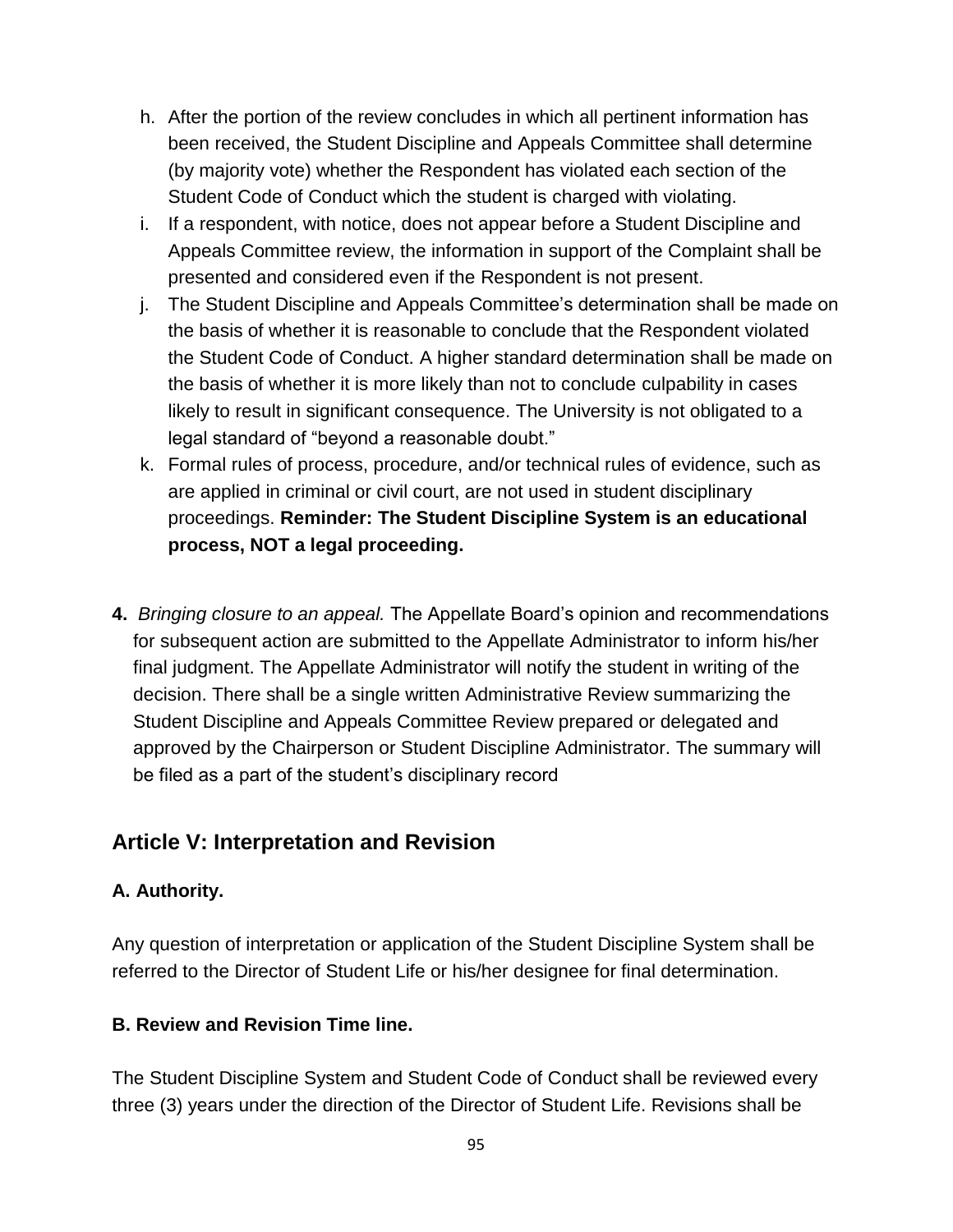h. After the portion of the review concludes in which all pertinent information has been received, the Student Discipline and Appeals Committee shall determine (by majority vote) whether the Respondent has violated each section of the Student Code of Conduct which the student is charged with violating.
i. If a respondent, with notice, does not appear before a Student Discipline and Appeals Committee review, the information in support of the Complaint shall be presented and considered even if the Respondent is not present.
j. The Student Discipline and Appeals Committee's determination shall be made on the basis of whether it is reasonable to conclude that the Respondent violated the Student Code of Conduct. A higher standard determination shall be made on the basis of whether it is more likely than not to conclude culpability in cases likely to result in significant consequence. The University is not obligated to a legal standard of "beyond a reasonable doubt."
k. Formal rules of process, procedure, and/or technical rules of evidence, such as are applied in criminal or civil court, are not used in student disciplinary proceedings. **Reminder: The Student Discipline System is an educational process, NOT a legal proceeding.**

**4.** *Bringing closure to an appeal.* The Appellate Board's opinion and recommendations for subsequent action are submitted to the Appellate Administrator to inform his/her final judgment. The Appellate Administrator will notify the student in writing of the decision. There shall be a single written Administrative Review summarizing the Student Discipline and Appeals Committee Review prepared or delegated and approved by the Chairperson or Student Discipline Administrator. The summary will be filed as a part of the student's disciplinary record

## Article V: Interpretation and Revision

### A. Authority.

Any question of interpretation or application of the Student Discipline System shall be referred to the Director of Student Life or his/her designee for final determination.

### B. Review and Revision Time line.

The Student Discipline System and Student Code of Conduct shall be reviewed every three (3) years under the direction of the Director of Student Life. Revisions shall be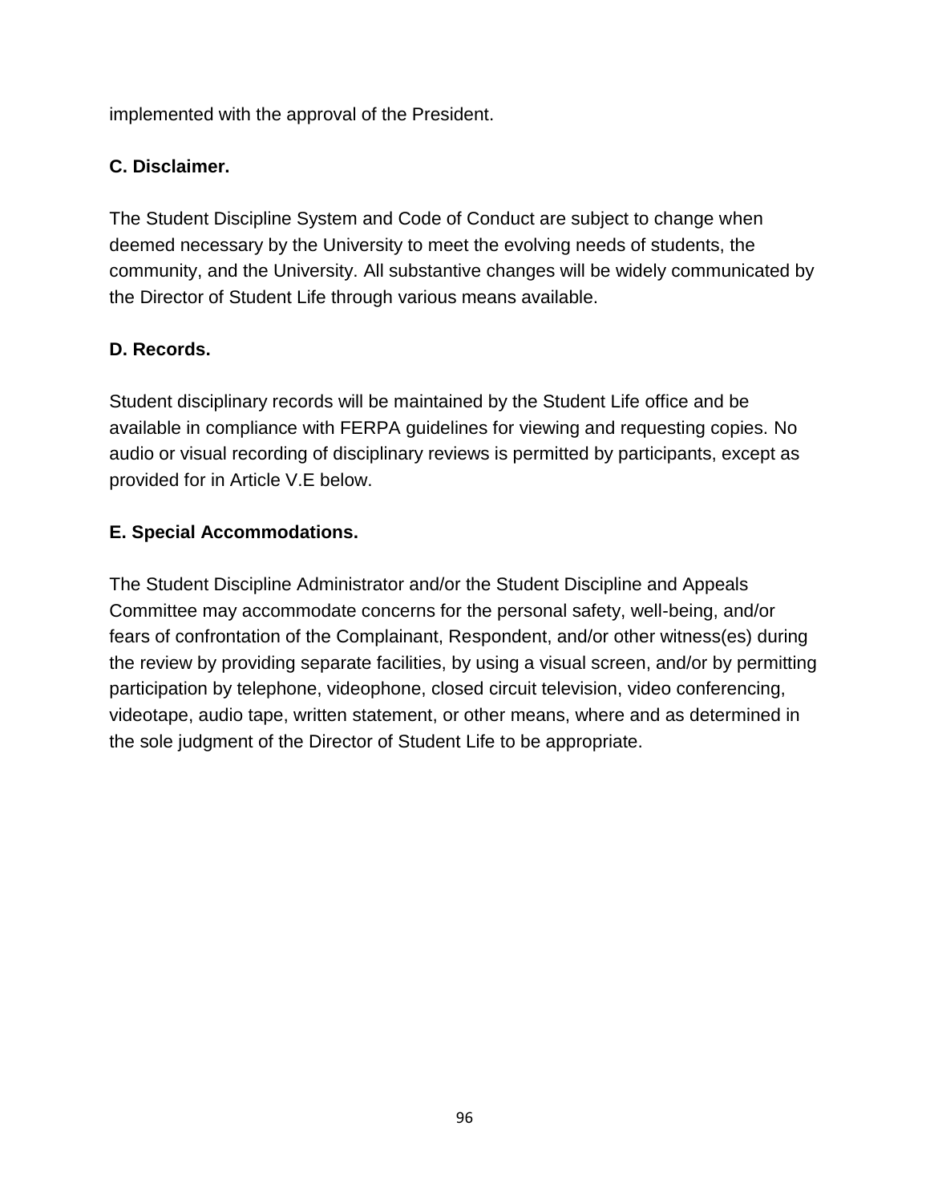implemented with the approval of the President.

**C. Disclaimer.**

The Student Discipline System and Code of Conduct are subject to change when deemed necessary by the University to meet the evolving needs of students, the community, and the University. All substantive changes will be widely communicated by the Director of Student Life through various means available.

**D. Records.**

Student disciplinary records will be maintained by the Student Life office and be available in compliance with FERPA guidelines for viewing and requesting copies. No audio or visual recording of disciplinary reviews is permitted by participants, except as provided for in Article V.E below.

**E. Special Accommodations.**

The Student Discipline Administrator and/or the Student Discipline and Appeals Committee may accommodate concerns for the personal safety, well-being, and/or fears of confrontation of the Complainant, Respondent, and/or other witness(es) during the review by providing separate facilities, by using a visual screen, and/or by permitting participation by telephone, videophone, closed circuit television, video conferencing, videotape, audio tape, written statement, or other means, where and as determined in the sole judgment of the Director of Student Life to be appropriate.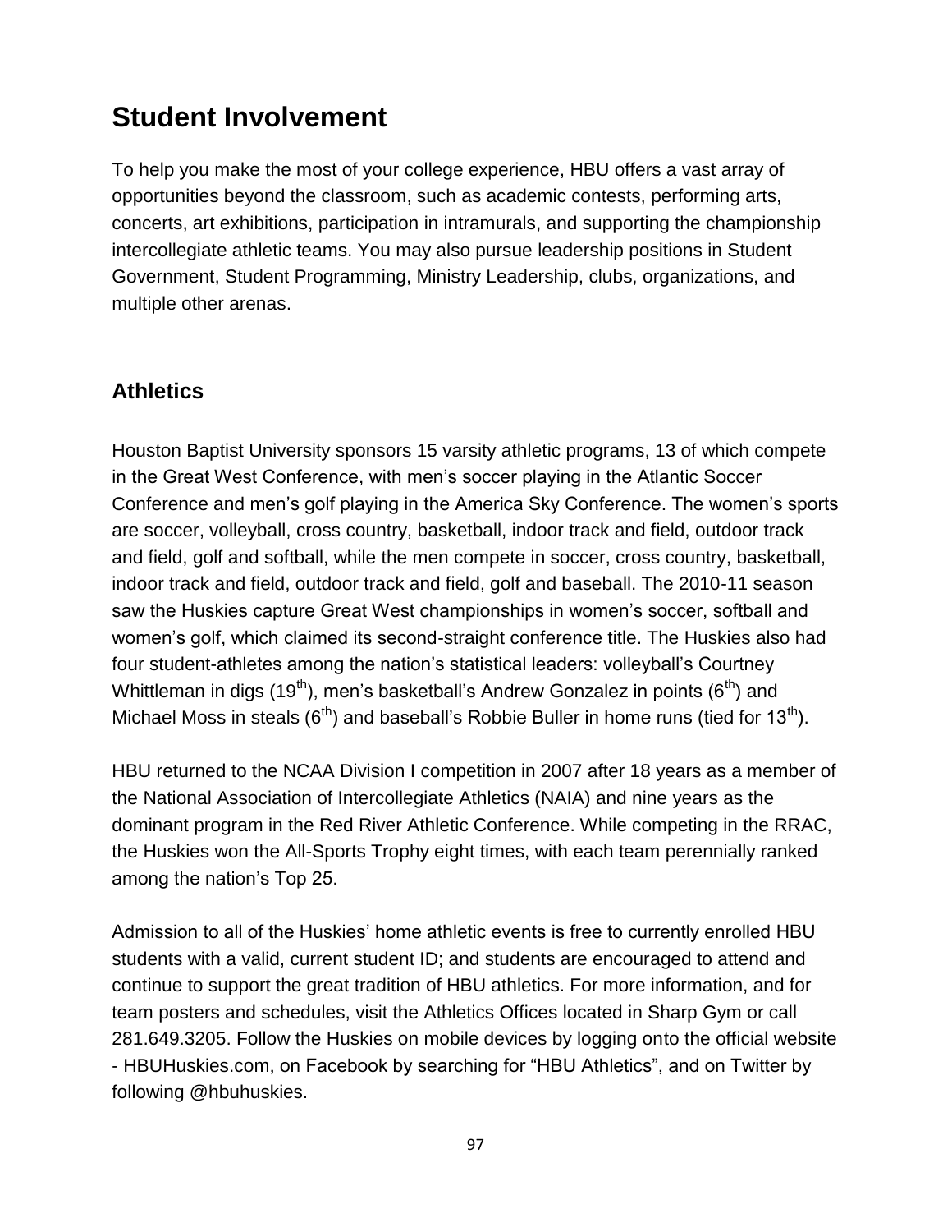# Student Involvement

To help you make the most of your college experience, HBU offers a vast array of opportunities beyond the classroom, such as academic contests, performing arts, concerts, art exhibitions, participation in intramurals, and supporting the championship intercollegiate athletic teams. You may also pursue leadership positions in Student Government, Student Programming, Ministry Leadership, clubs, organizations, and multiple other arenas.

## Athletics

Houston Baptist University sponsors 15 varsity athletic programs, 13 of which compete in the Great West Conference, with men's soccer playing in the Atlantic Soccer Conference and men's golf playing in the America Sky Conference. The women's sports are soccer, volleyball, cross country, basketball, indoor track and field, outdoor track and field, golf and softball, while the men compete in soccer, cross country, basketball, indoor track and field, outdoor track and field, golf and baseball. The 2010-11 season saw the Huskies capture Great West championships in women's soccer, softball and women's golf, which claimed its second-straight conference title. The Huskies also had four student-athletes among the nation's statistical leaders: volleyball's Courtney Whittleman in digs (19th), men's basketball's Andrew Gonzalez in points (6th) and Michael Moss in steals (6th) and baseball's Robbie Buller in home runs (tied for 13th).

HBU returned to the NCAA Division I competition in 2007 after 18 years as a member of the National Association of Intercollegiate Athletics (NAIA) and nine years as the dominant program in the Red River Athletic Conference. While competing in the RRAC, the Huskies won the All-Sports Trophy eight times, with each team perennially ranked among the nation's Top 25.

Admission to all of the Huskies' home athletic events is free to currently enrolled HBU students with a valid, current student ID; and students are encouraged to attend and continue to support the great tradition of HBU athletics. For more information, and for team posters and schedules, visit the Athletics Offices located in Sharp Gym or call 281.649.3205. Follow the Huskies on mobile devices by logging onto the official website - HBUHuskies.com, on Facebook by searching for "HBU Athletics", and on Twitter by following @hbuhuskies.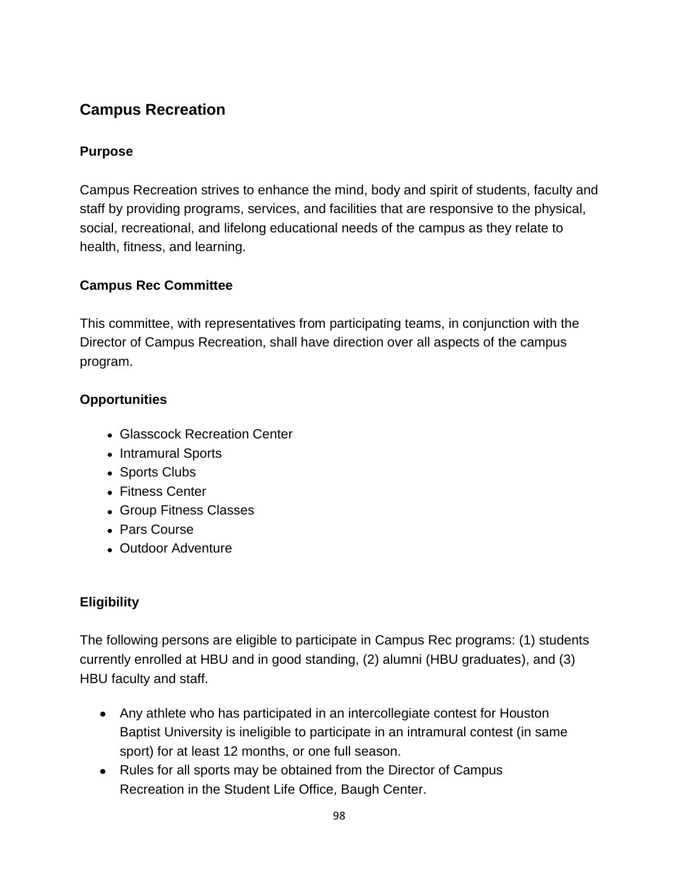## Campus Recreation

### Purpose

Campus Recreation strives to enhance the mind, body and spirit of students, faculty and staff by providing programs, services, and facilities that are responsive to the physical, social, recreational, and lifelong educational needs of the campus as they relate to health, fitness, and learning.

### Campus Rec Committee

This committee, with representatives from participating teams, in conjunction with the Director of Campus Recreation, shall have direction over all aspects of the campus program.

### Opportunities

- Glasscock Recreation Center
- Intramural Sports
- Sports Clubs
- Fitness Center
- Group Fitness Classes
- Pars Course
- Outdoor Adventure

### Eligibility

The following persons are eligible to participate in Campus Rec programs: (1) students currently enrolled at HBU and in good standing, (2) alumni (HBU graduates), and (3) HBU faculty and staff.

- Any athlete who has participated in an intercollegiate contest for Houston Baptist University is ineligible to participate in an intramural contest (in same sport) for at least 12 months, or one full season.
- Rules for all sports may be obtained from the Director of Campus Recreation in the Student Life Office, Baugh Center.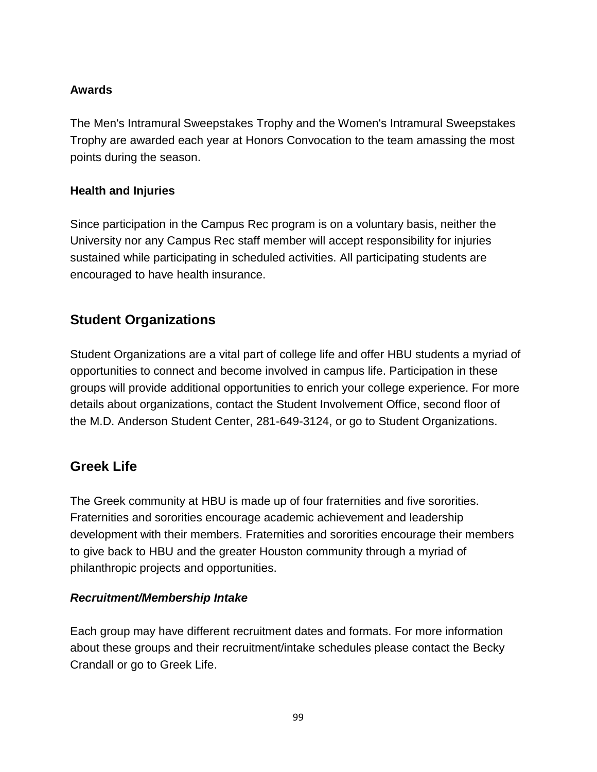### Awards

The Men's Intramural Sweepstakes Trophy and the Women's Intramural Sweepstakes Trophy are awarded each year at Honors Convocation to the team amassing the most points during the season.

### Health and Injuries

Since participation in the Campus Rec program is on a voluntary basis, neither the University nor any Campus Rec staff member will accept responsibility for injuries sustained while participating in scheduled activities. All participating students are encouraged to have health insurance.

## Student Organizations

Student Organizations are a vital part of college life and offer HBU students a myriad of opportunities to connect and become involved in campus life. Participation in these groups will provide additional opportunities to enrich your college experience. For more details about organizations, contact the Student Involvement Office, second floor of the M.D. Anderson Student Center, 281-649-3124, or go to Student Organizations.

## Greek Life

The Greek community at HBU is made up of four fraternities and five sororities. Fraternities and sororities encourage academic achievement and leadership development with their members. Fraternities and sororities encourage their members to give back to HBU and the greater Houston community through a myriad of philanthropic projects and opportunities.

### *Recruitment/Membership Intake*

Each group may have different recruitment dates and formats. For more information about these groups and their recruitment/intake schedules please contact the Becky Crandall or go to Greek Life.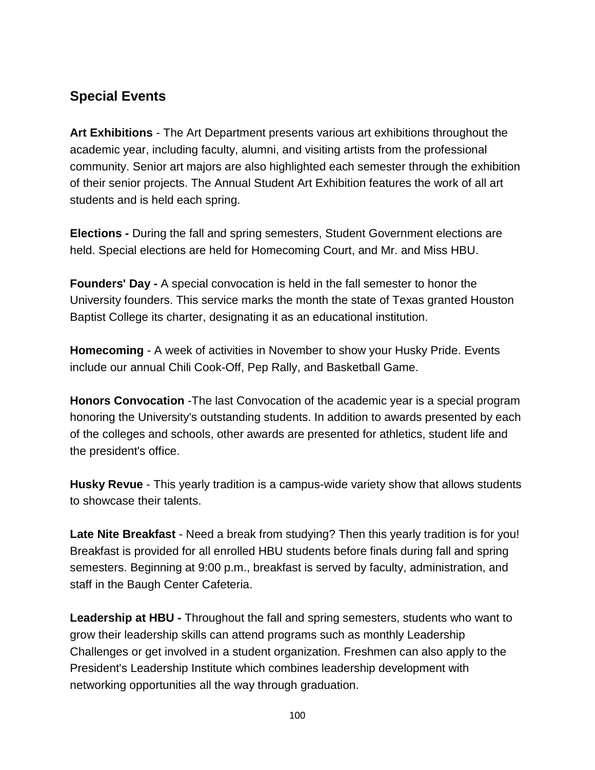## Special Events

**Art Exhibitions** - The Art Department presents various art exhibitions throughout the academic year, including faculty, alumni, and visiting artists from the professional community. Senior art majors are also highlighted each semester through the exhibition of their senior projects. The Annual Student Art Exhibition features the work of all art students and is held each spring.

**Elections -** During the fall and spring semesters, Student Government elections are held. Special elections are held for Homecoming Court, and Mr. and Miss HBU.

**Founders' Day -** A special convocation is held in the fall semester to honor the University founders. This service marks the month the state of Texas granted Houston Baptist College its charter, designating it as an educational institution.

**Homecoming** - A week of activities in November to show your Husky Pride. Events include our annual Chili Cook-Off, Pep Rally, and Basketball Game.

**Honors Convocation** -The last Convocation of the academic year is a special program honoring the University's outstanding students. In addition to awards presented by each of the colleges and schools, other awards are presented for athletics, student life and the president's office.

**Husky Revue** - This yearly tradition is a campus-wide variety show that allows students to showcase their talents.

**Late Nite Breakfast** - Need a break from studying? Then this yearly tradition is for you! Breakfast is provided for all enrolled HBU students before finals during fall and spring semesters. Beginning at 9:00 p.m., breakfast is served by faculty, administration, and staff in the Baugh Center Cafeteria.

**Leadership at HBU -** Throughout the fall and spring semesters, students who want to grow their leadership skills can attend programs such as monthly Leadership Challenges or get involved in a student organization. Freshmen can also apply to the President's Leadership Institute which combines leadership development with networking opportunities all the way through graduation.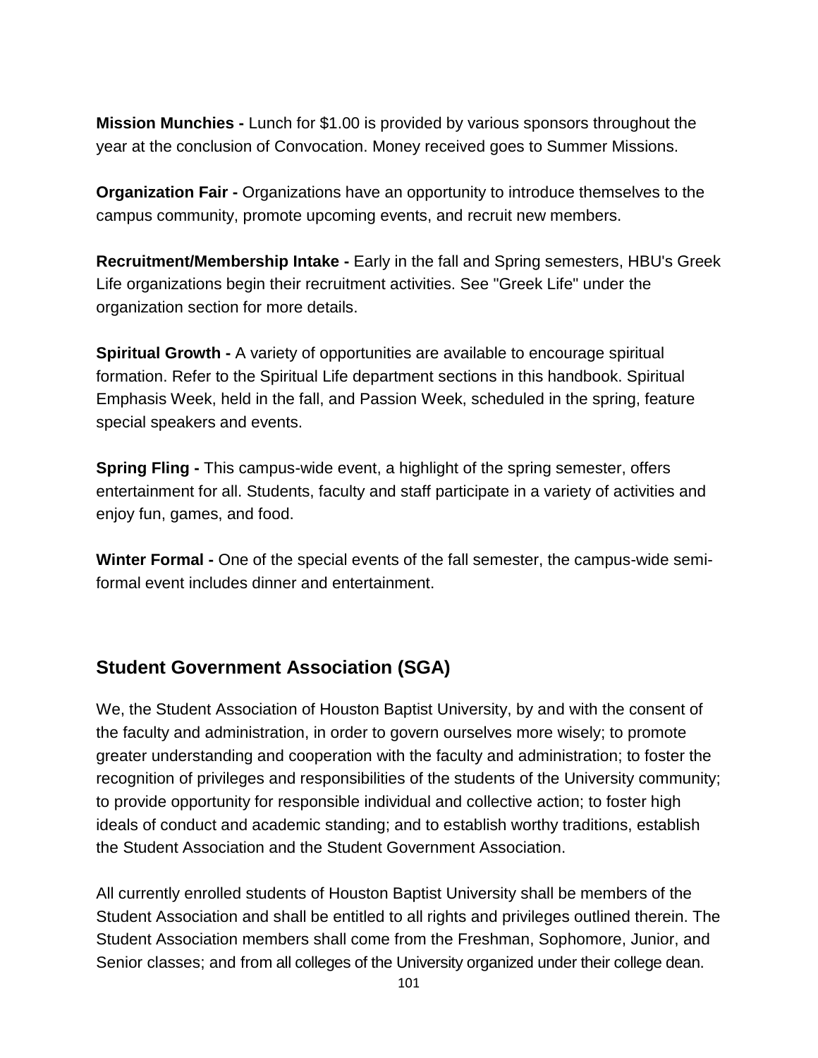**Mission Munchies -** Lunch for $1.00 is provided by various sponsors throughout the year at the conclusion of Convocation. Money received goes to Summer Missions.

**Organization Fair -** Organizations have an opportunity to introduce themselves to the campus community, promote upcoming events, and recruit new members.

**Recruitment/Membership Intake -** Early in the fall and Spring semesters, HBU's Greek Life organizations begin their recruitment activities. See "Greek Life" under the organization section for more details.

**Spiritual Growth -** A variety of opportunities are available to encourage spiritual formation. Refer to the Spiritual Life department sections in this handbook. Spiritual Emphasis Week, held in the fall, and Passion Week, scheduled in the spring, feature special speakers and events.

**Spring Fling -** This campus-wide event, a highlight of the spring semester, offers entertainment for all. Students, faculty and staff participate in a variety of activities and enjoy fun, games, and food.

**Winter Formal -** One of the special events of the fall semester, the campus-wide semi-formal event includes dinner and entertainment.

## Student Government Association (SGA)

We, the Student Association of Houston Baptist University, by and with the consent of the faculty and administration, in order to govern ourselves more wisely; to promote greater understanding and cooperation with the faculty and administration; to foster the recognition of privileges and responsibilities of the students of the University community; to provide opportunity for responsible individual and collective action; to foster high ideals of conduct and academic standing; and to establish worthy traditions, establish the Student Association and the Student Government Association.

All currently enrolled students of Houston Baptist University shall be members of the Student Association and shall be entitled to all rights and privileges outlined therein. The Student Association members shall come from the Freshman, Sophomore, Junior, and Senior classes; and from all colleges of the University organized under their college dean.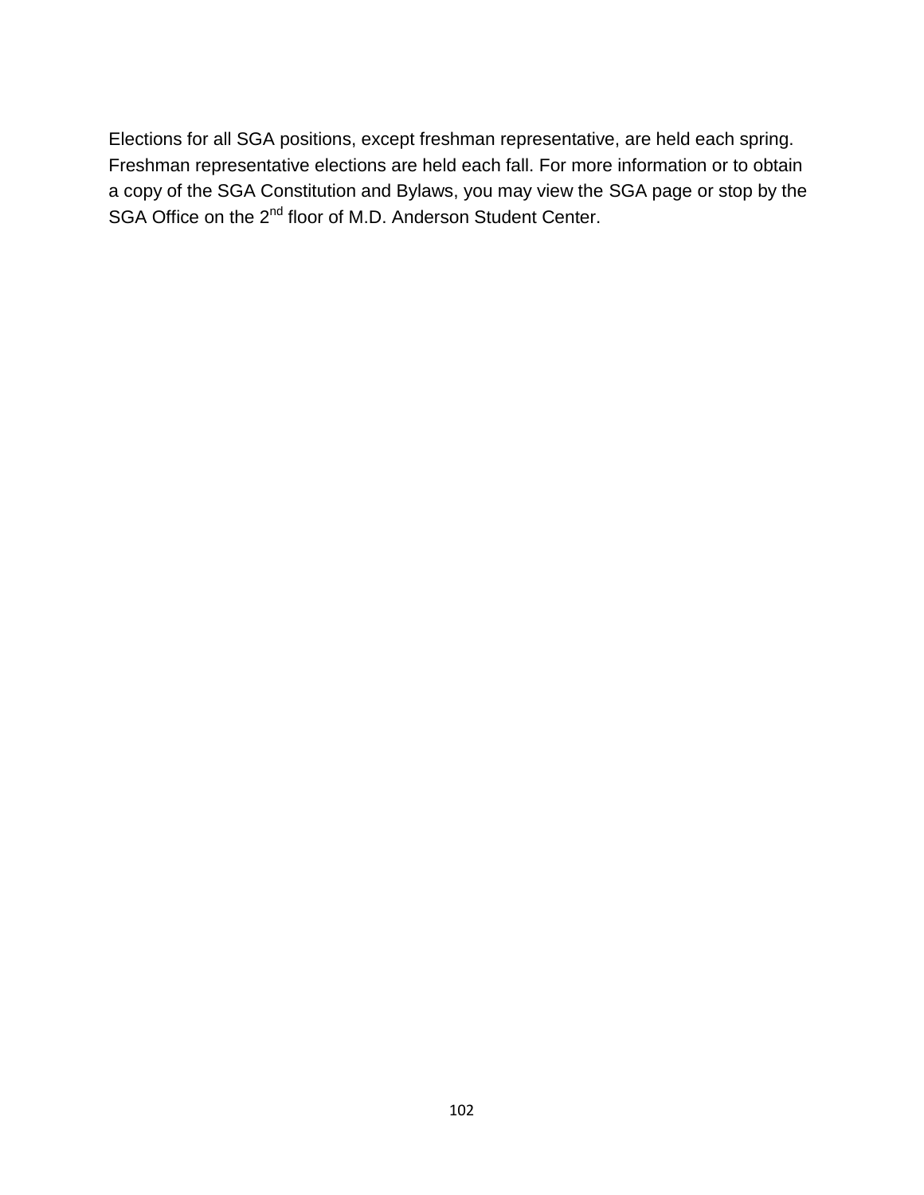Elections for all SGA positions, except freshman representative, are held each spring. Freshman representative elections are held each fall. For more information or to obtain a copy of the SGA Constitution and Bylaws, you may view the SGA page or stop by the SGA Office on the 2nd floor of M.D. Anderson Student Center.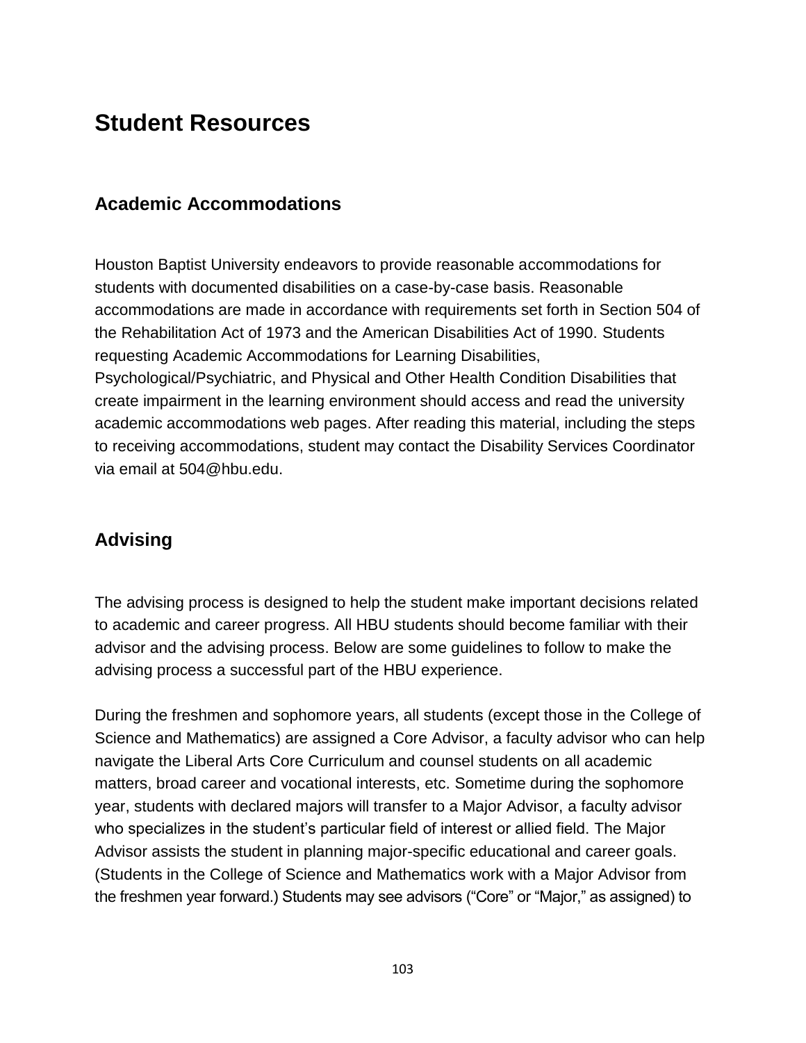# Student Resources

## Academic Accommodations

Houston Baptist University endeavors to provide reasonable accommodations for students with documented disabilities on a case-by-case basis. Reasonable accommodations are made in accordance with requirements set forth in Section 504 of the Rehabilitation Act of 1973 and the American Disabilities Act of 1990. Students requesting Academic Accommodations for Learning Disabilities, Psychological/Psychiatric, and Physical and Other Health Condition Disabilities that create impairment in the learning environment should access and read the university academic accommodations web pages. After reading this material, including the steps to receiving accommodations, student may contact the Disability Services Coordinator via email at 504@hbu.edu.

## Advising

The advising process is designed to help the student make important decisions related to academic and career progress. All HBU students should become familiar with their advisor and the advising process. Below are some guidelines to follow to make the advising process a successful part of the HBU experience.

During the freshmen and sophomore years, all students (except those in the College of Science and Mathematics) are assigned a Core Advisor, a faculty advisor who can help navigate the Liberal Arts Core Curriculum and counsel students on all academic matters, broad career and vocational interests, etc. Sometime during the sophomore year, students with declared majors will transfer to a Major Advisor, a faculty advisor who specializes in the student's particular field of interest or allied field. The Major Advisor assists the student in planning major-specific educational and career goals. (Students in the College of Science and Mathematics work with a Major Advisor from the freshmen year forward.) Students may see advisors ("Core" or "Major," as assigned) to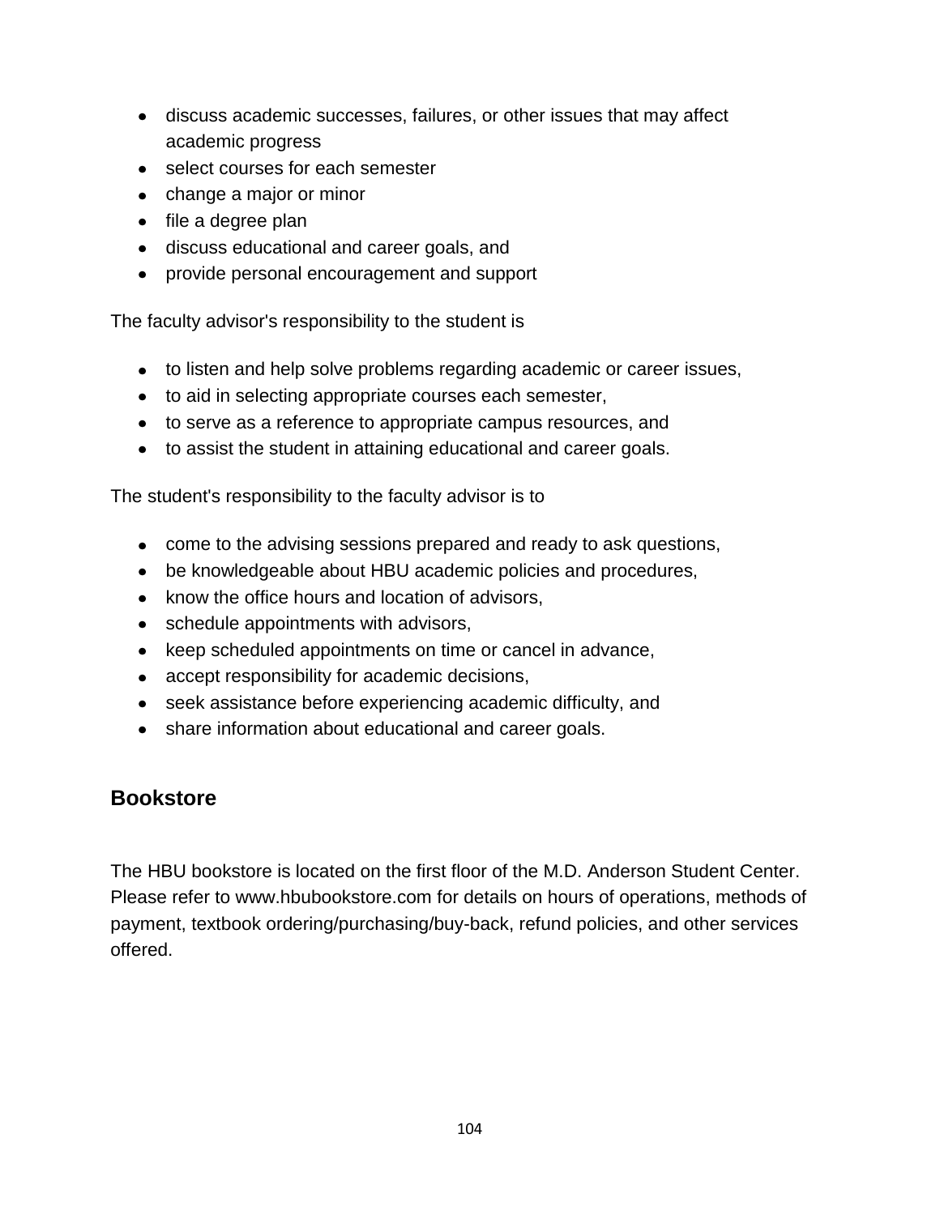- discuss academic successes, failures, or other issues that may affect academic progress
- select courses for each semester
- change a major or minor
- file a degree plan
- discuss educational and career goals, and
- provide personal encouragement and support

The faculty advisor's responsibility to the student is

- to listen and help solve problems regarding academic or career issues,
- to aid in selecting appropriate courses each semester,
- to serve as a reference to appropriate campus resources, and
- to assist the student in attaining educational and career goals.

The student's responsibility to the faculty advisor is to

- come to the advising sessions prepared and ready to ask questions,
- be knowledgeable about HBU academic policies and procedures,
- know the office hours and location of advisors,
- schedule appointments with advisors,
- keep scheduled appointments on time or cancel in advance,
- accept responsibility for academic decisions,
- seek assistance before experiencing academic difficulty, and
- share information about educational and career goals.

## Bookstore

The HBU bookstore is located on the first floor of the M.D. Anderson Student Center. Please refer to www.hbubookstore.com for details on hours of operations, methods of payment, textbook ordering/purchasing/buy-back, refund policies, and other services offered.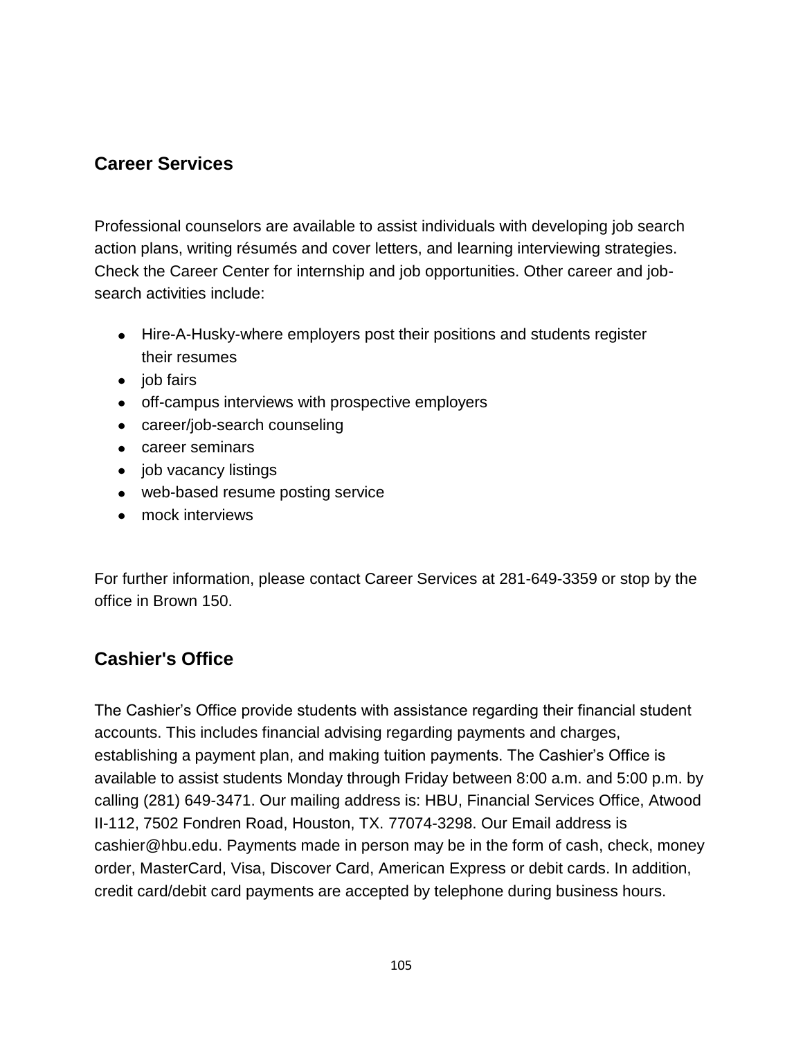## Career Services

Professional counselors are available to assist individuals with developing job search action plans, writing résumés and cover letters, and learning interviewing strategies. Check the Career Center for internship and job opportunities. Other career and job-search activities include:

- Hire-A-Husky-where employers post their positions and students register their resumes
- job fairs
- off-campus interviews with prospective employers
- career/job-search counseling
- career seminars
- job vacancy listings
- web-based resume posting service
- mock interviews

For further information, please contact Career Services at 281-649-3359 or stop by the office in Brown 150.

## Cashier's Office

The Cashier's Office provide students with assistance regarding their financial student accounts. This includes financial advising regarding payments and charges, establishing a payment plan, and making tuition payments. The Cashier's Office is available to assist students Monday through Friday between 8:00 a.m. and 5:00 p.m. by calling (281) 649-3471. Our mailing address is: HBU, Financial Services Office, Atwood II-112, 7502 Fondren Road, Houston, TX. 77074-3298. Our Email address is cashier@hbu.edu. Payments made in person may be in the form of cash, check, money order, MasterCard, Visa, Discover Card, American Express or debit cards. In addition, credit card/debit card payments are accepted by telephone during business hours.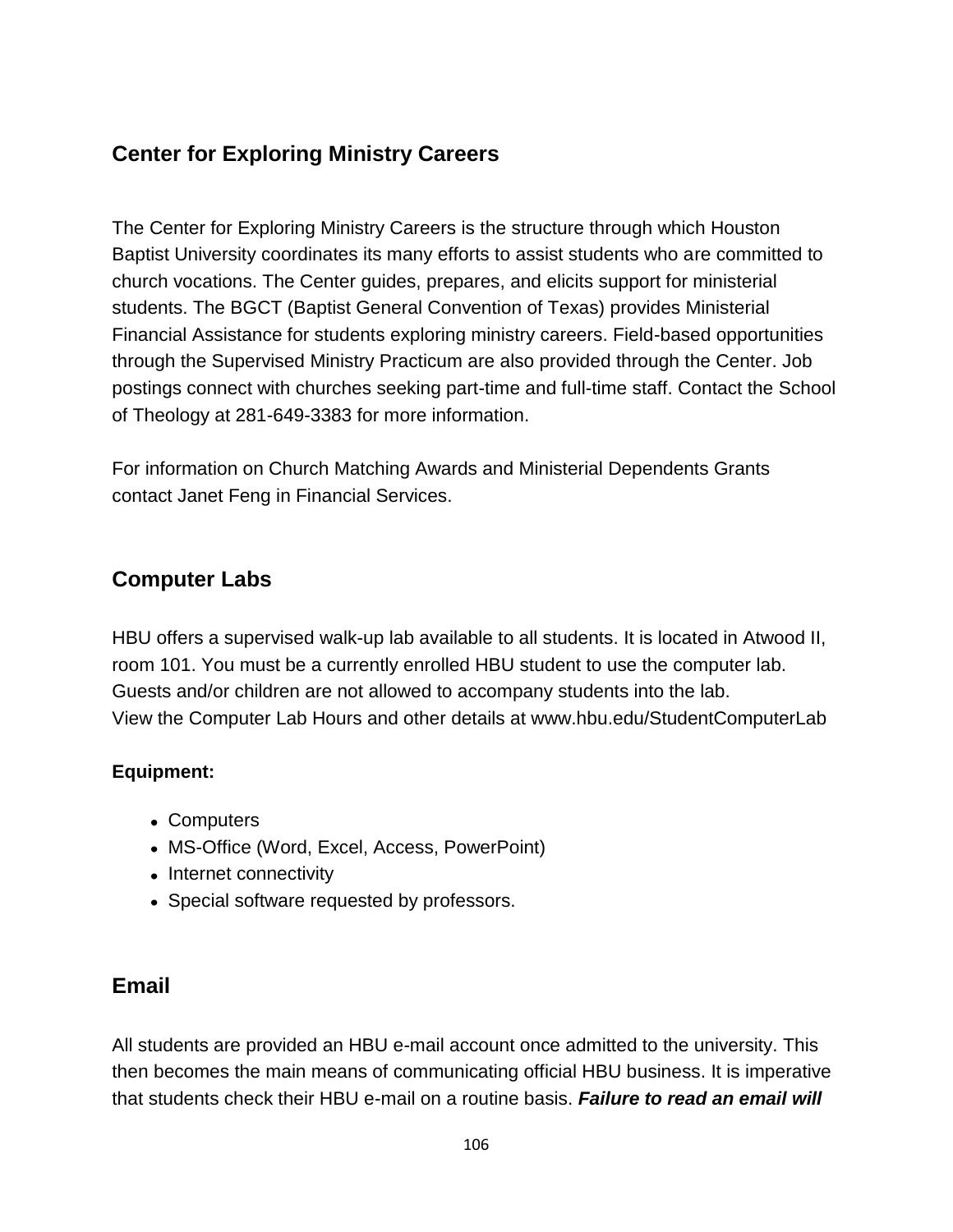## Center for Exploring Ministry Careers

The Center for Exploring Ministry Careers is the structure through which Houston Baptist University coordinates its many efforts to assist students who are committed to church vocations. The Center guides, prepares, and elicits support for ministerial students. The BGCT (Baptist General Convention of Texas) provides Ministerial Financial Assistance for students exploring ministry careers. Field-based opportunities through the Supervised Ministry Practicum are also provided through the Center. Job postings connect with churches seeking part-time and full-time staff. Contact the School of Theology at 281-649-3383 for more information.

For information on Church Matching Awards and Ministerial Dependents Grants contact Janet Feng in Financial Services.

## Computer Labs

HBU offers a supervised walk-up lab available to all students. It is located in Atwood II, room 101. You must be a currently enrolled HBU student to use the computer lab. Guests and/or children are not allowed to accompany students into the lab.
View the Computer Lab Hours and other details at www.hbu.edu/StudentComputerLab

**Equipment:**

- Computers
- MS-Office (Word, Excel, Access, PowerPoint)
- Internet connectivity
- Special software requested by professors.

## Email

All students are provided an HBU e-mail account once admitted to the university. This then becomes the main means of communicating official HBU business. It is imperative that students check their HBU e-mail on a routine basis. ***Failure to read an email will***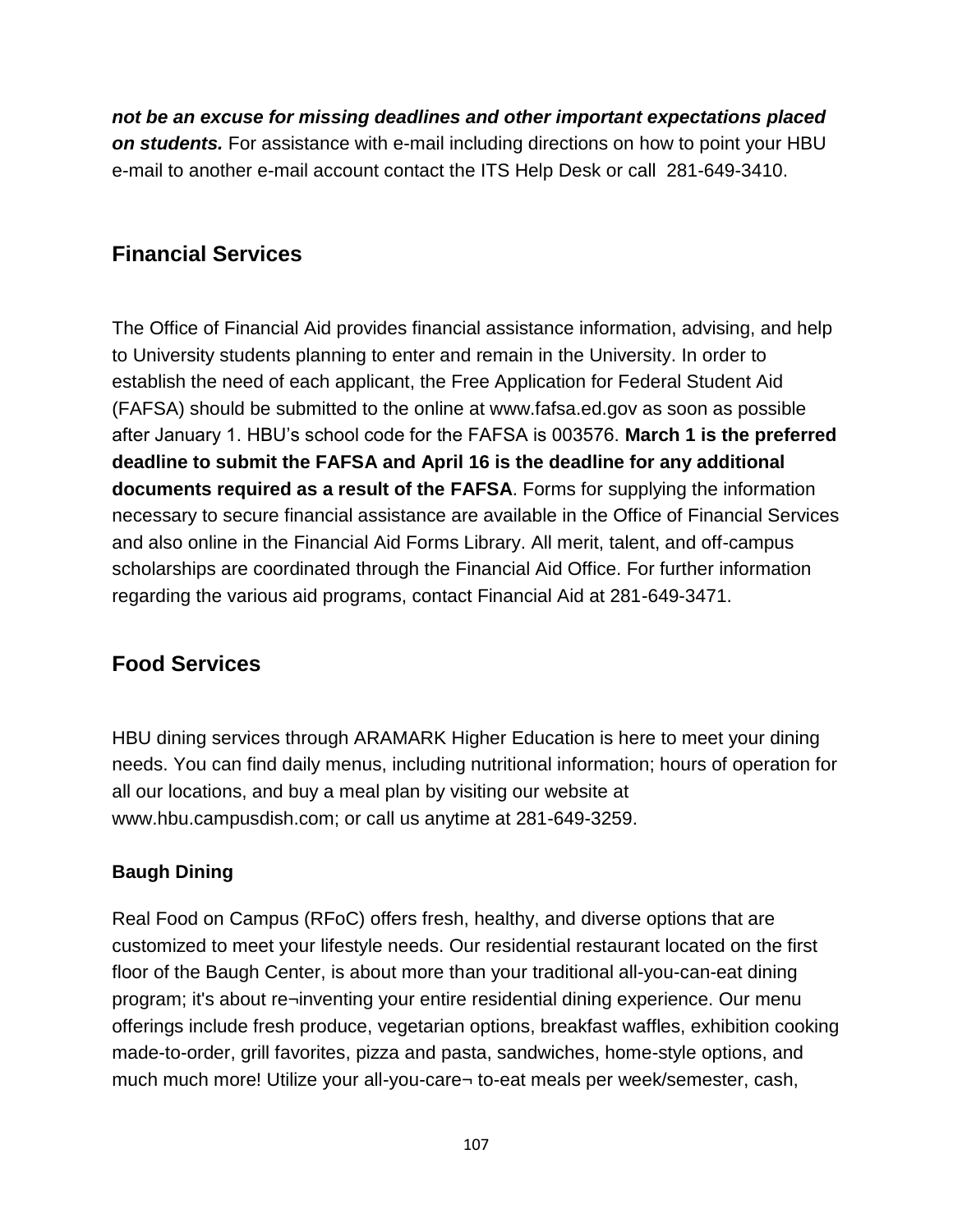***not be an excuse for missing deadlines and other important expectations placed on students.*** For assistance with e-mail including directions on how to point your HBU e-mail to another e-mail account contact the ITS Help Desk or call 281-649-3410.

## Financial Services

The Office of Financial Aid provides financial assistance information, advising, and help to University students planning to enter and remain in the University. In order to establish the need of each applicant, the Free Application for Federal Student Aid (FAFSA) should be submitted to the online at www.fafsa.ed.gov as soon as possible after January 1. HBU's school code for the FAFSA is 003576. **March 1 is the preferred deadline to submit the FAFSA and April 16 is the deadline for any additional documents required as a result of the FAFSA**. Forms for supplying the information necessary to secure financial assistance are available in the Office of Financial Services and also online in the Financial Aid Forms Library. All merit, talent, and off-campus scholarships are coordinated through the Financial Aid Office. For further information regarding the various aid programs, contact Financial Aid at 281-649-3471.

## Food Services

HBU dining services through ARAMARK Higher Education is here to meet your dining needs. You can find daily menus, including nutritional information; hours of operation for all our locations, and buy a meal plan by visiting our website at www.hbu.campusdish.com; or call us anytime at 281-649-3259.

### Baugh Dining

Real Food on Campus (RFoC) offers fresh, healthy, and diverse options that are customized to meet your lifestyle needs. Our residential restaurant located on the first floor of the Baugh Center, is about more than your traditional all-you-can-eat dining program; it's about re¬inventing your entire residential dining experience. Our menu offerings include fresh produce, vegetarian options, breakfast waffles, exhibition cooking made-to-order, grill favorites, pizza and pasta, sandwiches, home-style options, and much much more! Utilize your all-you-care¬ to-eat meals per week/semester, cash,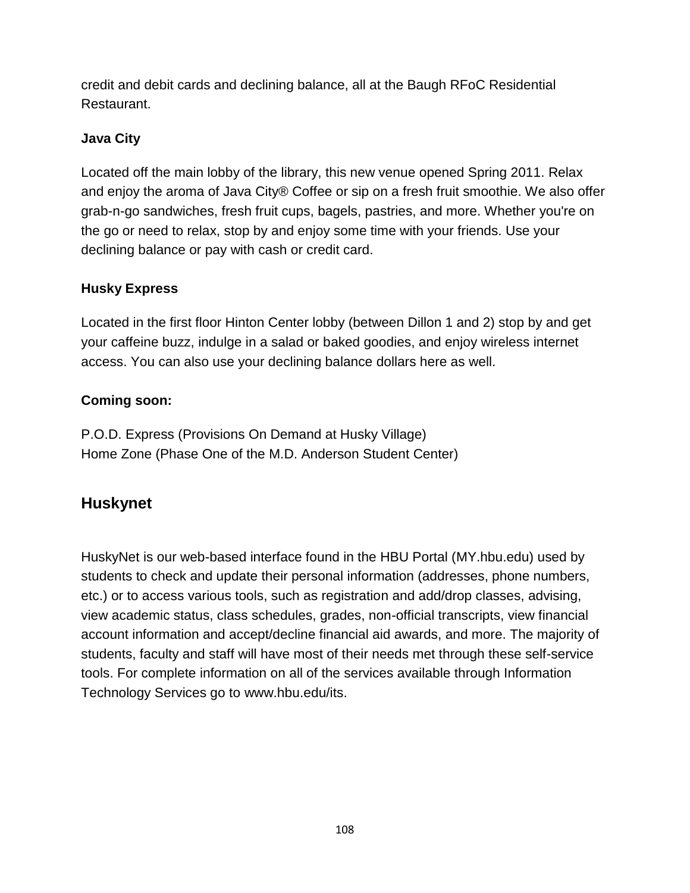credit and debit cards and declining balance, all at the Baugh RFoC Residential Restaurant.

**Java City**

Located off the main lobby of the library, this new venue opened Spring 2011. Relax and enjoy the aroma of Java City® Coffee or sip on a fresh fruit smoothie. We also offer grab-n-go sandwiches, fresh fruit cups, bagels, pastries, and more. Whether you're on the go or need to relax, stop by and enjoy some time with your friends. Use your declining balance or pay with cash or credit card.

**Husky Express**

Located in the first floor Hinton Center lobby (between Dillon 1 and 2) stop by and get your caffeine buzz, indulge in a salad or baked goodies, and enjoy wireless internet access. You can also use your declining balance dollars here as well.

**Coming soon:**

P.O.D. Express (Provisions On Demand at Husky Village)
Home Zone (Phase One of the M.D. Anderson Student Center)

## Huskynet

HuskyNet is our web-based interface found in the HBU Portal (MY.hbu.edu) used by students to check and update their personal information (addresses, phone numbers, etc.) or to access various tools, such as registration and add/drop classes, advising, view academic status, class schedules, grades, non-official transcripts, view financial account information and accept/decline financial aid awards, and more. The majority of students, faculty and staff will have most of their needs met through these self-service tools. For complete information on all of the services available through Information Technology Services go to www.hbu.edu/its.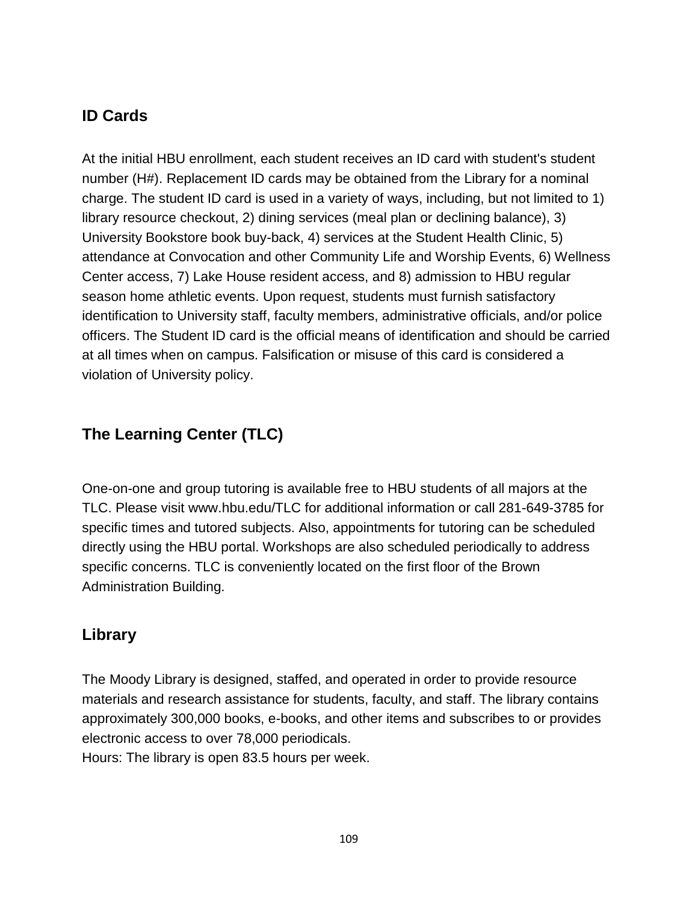## ID Cards

At the initial HBU enrollment, each student receives an ID card with student's student number (H#). Replacement ID cards may be obtained from the Library for a nominal charge. The student ID card is used in a variety of ways, including, but not limited to 1) library resource checkout, 2) dining services (meal plan or declining balance), 3) University Bookstore book buy-back, 4) services at the Student Health Clinic, 5) attendance at Convocation and other Community Life and Worship Events, 6) Wellness Center access, 7) Lake House resident access, and 8) admission to HBU regular season home athletic events. Upon request, students must furnish satisfactory identification to University staff, faculty members, administrative officials, and/or police officers. The Student ID card is the official means of identification and should be carried at all times when on campus. Falsification or misuse of this card is considered a violation of University policy.

## The Learning Center (TLC)

One-on-one and group tutoring is available free to HBU students of all majors at the TLC. Please visit www.hbu.edu/TLC for additional information or call 281-649-3785 for specific times and tutored subjects. Also, appointments for tutoring can be scheduled directly using the HBU portal. Workshops are also scheduled periodically to address specific concerns. TLC is conveniently located on the first floor of the Brown Administration Building.

## Library

The Moody Library is designed, staffed, and operated in order to provide resource materials and research assistance for students, faculty, and staff. The library contains approximately 300,000 books, e-books, and other items and subscribes to or provides electronic access to over 78,000 periodicals.
Hours: The library is open 83.5 hours per week.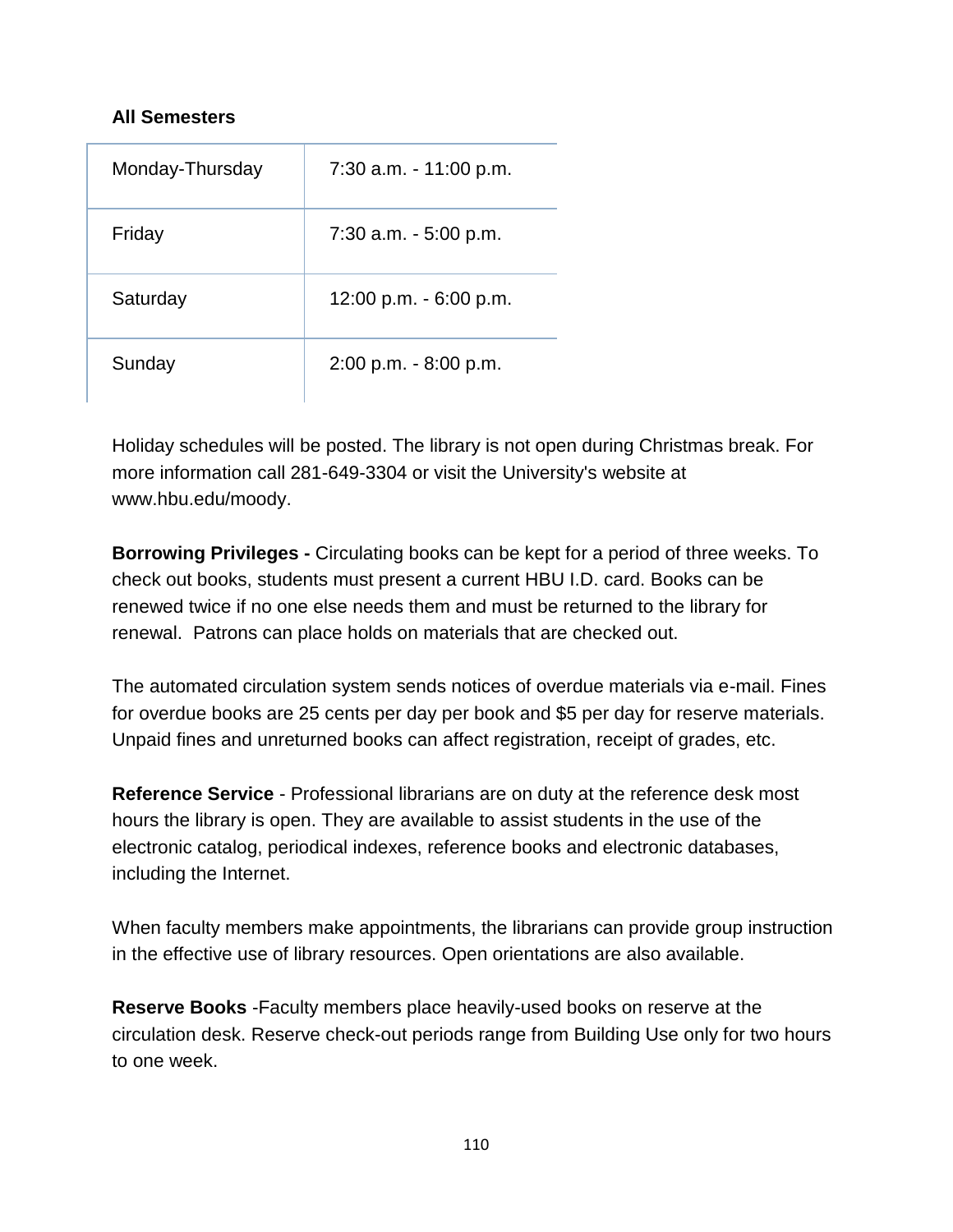**All Semesters**

| | |
|---|---|
| Monday-Thursday | 7:30 a.m. - 11:00 p.m. |
| Friday | 7:30 a.m. - 5:00 p.m. |
| Saturday | 12:00 p.m. - 6:00 p.m. |
| Sunday | 2:00 p.m. - 8:00 p.m. |

Holiday schedules will be posted. The library is not open during Christmas break. For more information call 281-649-3304 or visit the University's website at www.hbu.edu/moody.

**Borrowing Privileges -** Circulating books can be kept for a period of three weeks. To check out books, students must present a current HBU I.D. card. Books can be renewed twice if no one else needs them and must be returned to the library for renewal. Patrons can place holds on materials that are checked out.

The automated circulation system sends notices of overdue materials via e-mail. Fines for overdue books are 25 cents per day per book and $5 per day for reserve materials. Unpaid fines and unreturned books can affect registration, receipt of grades, etc.

**Reference Service** - Professional librarians are on duty at the reference desk most hours the library is open. They are available to assist students in the use of the electronic catalog, periodical indexes, reference books and electronic databases, including the Internet.

When faculty members make appointments, the librarians can provide group instruction in the effective use of library resources. Open orientations are also available.

**Reserve Books** -Faculty members place heavily-used books on reserve at the circulation desk. Reserve check-out periods range from Building Use only for two hours to one week.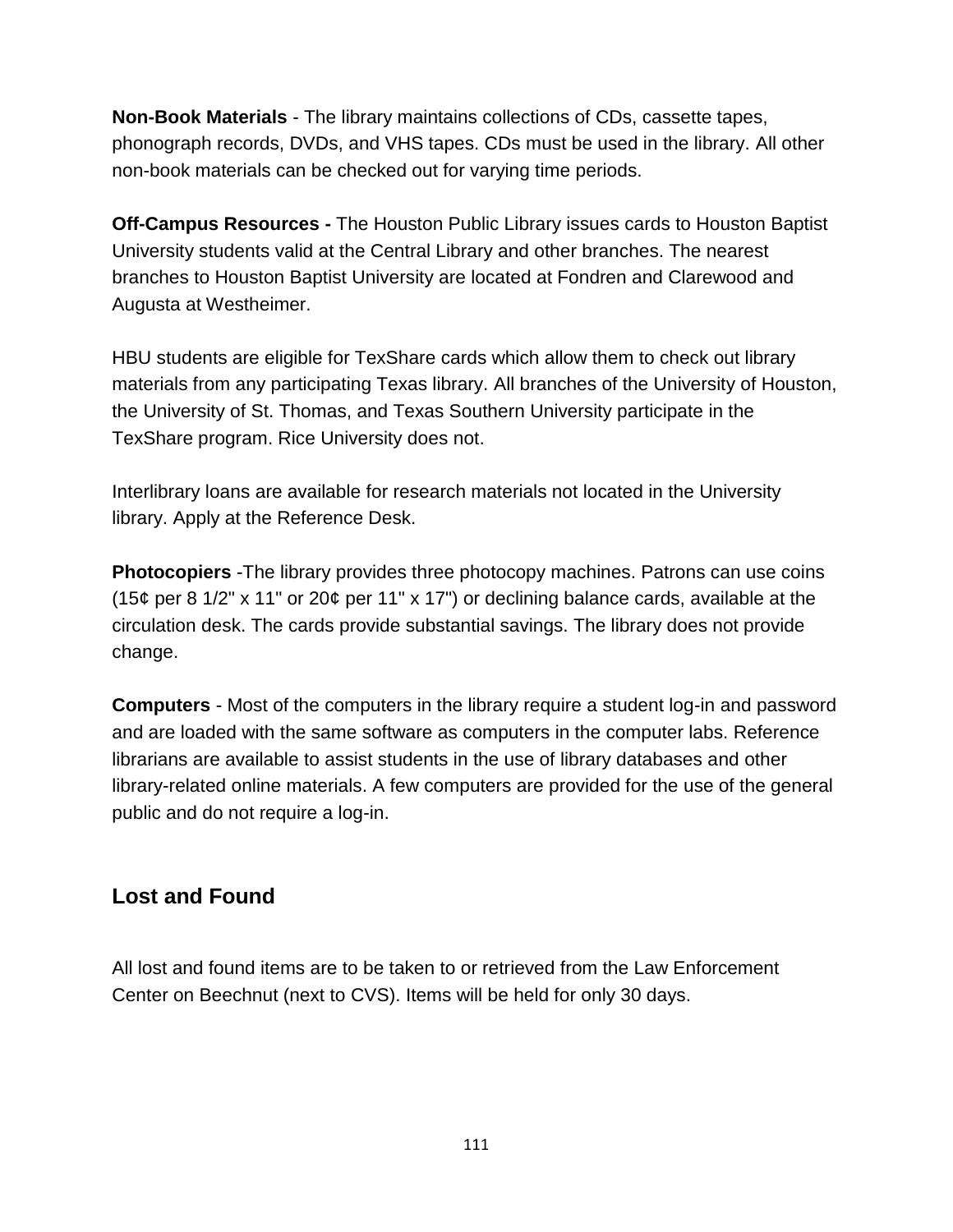**Non-Book Materials** - The library maintains collections of CDs, cassette tapes, phonograph records, DVDs, and VHS tapes. CDs must be used in the library. All other non-book materials can be checked out for varying time periods.

**Off-Campus Resources -** The Houston Public Library issues cards to Houston Baptist University students valid at the Central Library and other branches. The nearest branches to Houston Baptist University are located at Fondren and Clarewood and Augusta at Westheimer.

HBU students are eligible for TexShare cards which allow them to check out library materials from any participating Texas library. All branches of the University of Houston, the University of St. Thomas, and Texas Southern University participate in the TexShare program. Rice University does not.

Interlibrary loans are available for research materials not located in the University library. Apply at the Reference Desk.

**Photocopiers** -The library provides three photocopy machines. Patrons can use coins (15¢ per 8 1/2" x 11" or 20¢ per 11" x 17") or declining balance cards, available at the circulation desk. The cards provide substantial savings. The library does not provide change.

**Computers** - Most of the computers in the library require a student log-in and password and are loaded with the same software as computers in the computer labs. Reference librarians are available to assist students in the use of library databases and other library-related online materials. A few computers are provided for the use of the general public and do not require a log-in.

## Lost and Found

All lost and found items are to be taken to or retrieved from the Law Enforcement Center on Beechnut (next to CVS). Items will be held for only 30 days.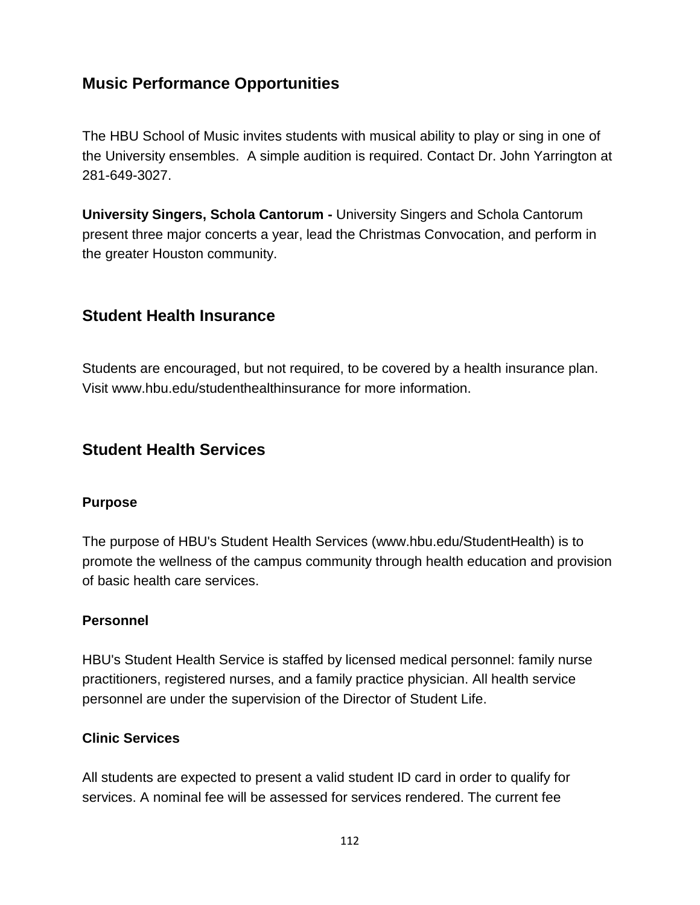## Music Performance Opportunities

The HBU School of Music invites students with musical ability to play or sing in one of the University ensembles. A simple audition is required. Contact Dr. John Yarrington at 281-649-3027.

**University Singers, Schola Cantorum -** University Singers and Schola Cantorum present three major concerts a year, lead the Christmas Convocation, and perform in the greater Houston community.

## Student Health Insurance

Students are encouraged, but not required, to be covered by a health insurance plan. Visit www.hbu.edu/studenthealthinsurance for more information.

## Student Health Services

### Purpose

The purpose of HBU's Student Health Services (www.hbu.edu/StudentHealth) is to promote the wellness of the campus community through health education and provision of basic health care services.

### Personnel

HBU's Student Health Service is staffed by licensed medical personnel: family nurse practitioners, registered nurses, and a family practice physician. All health service personnel are under the supervision of the Director of Student Life.

### Clinic Services

All students are expected to present a valid student ID card in order to qualify for services. A nominal fee will be assessed for services rendered. The current fee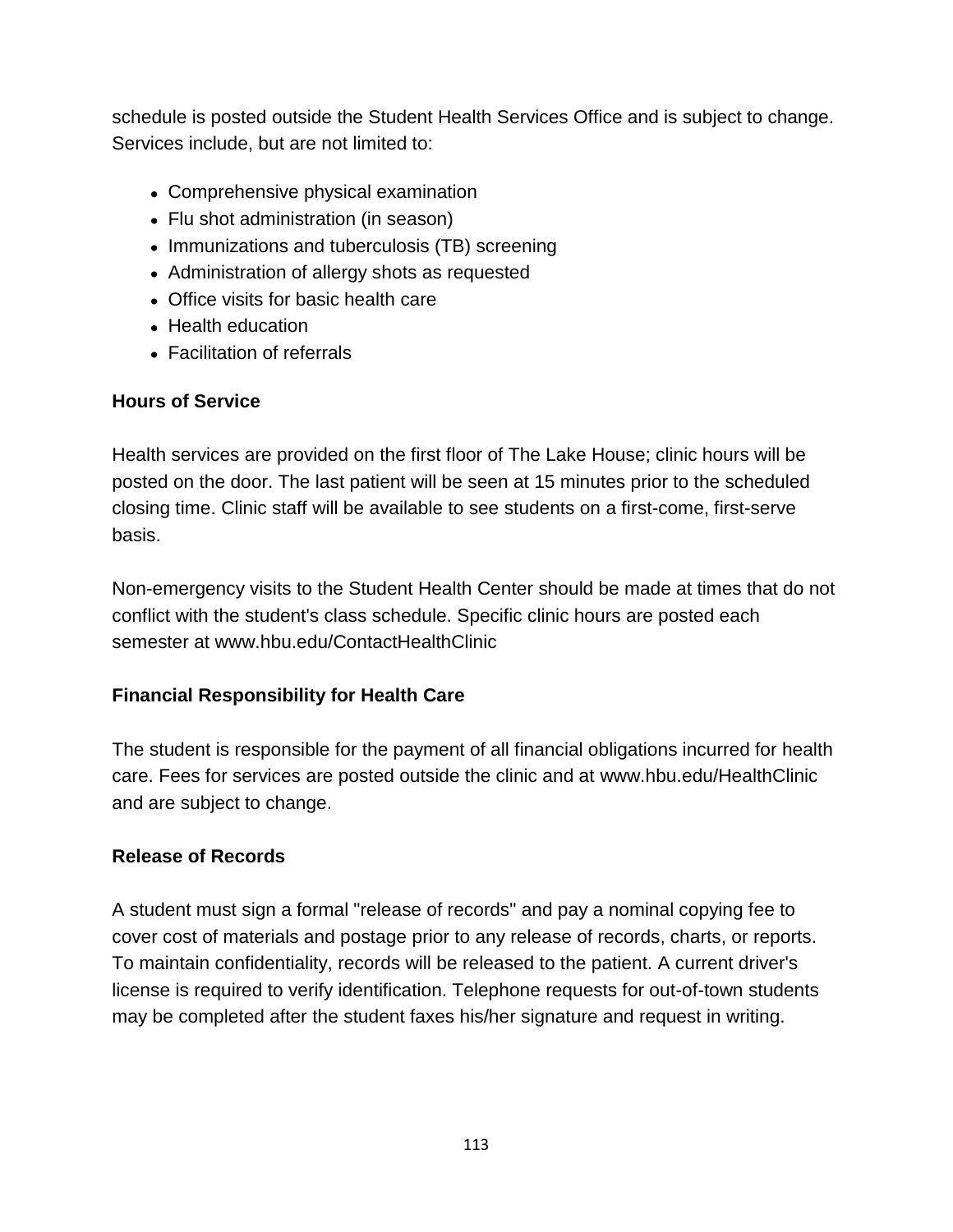schedule is posted outside the Student Health Services Office and is subject to change. Services include, but are not limited to:

- Comprehensive physical examination
- Flu shot administration (in season)
- Immunizations and tuberculosis (TB) screening
- Administration of allergy shots as requested
- Office visits for basic health care
- Health education
- Facilitation of referrals

**Hours of Service**

Health services are provided on the first floor of The Lake House; clinic hours will be posted on the door. The last patient will be seen at 15 minutes prior to the scheduled closing time. Clinic staff will be available to see students on a first-come, first-serve basis.

Non-emergency visits to the Student Health Center should be made at times that do not conflict with the student's class schedule. Specific clinic hours are posted each semester at www.hbu.edu/ContactHealthClinic

**Financial Responsibility for Health Care**

The student is responsible for the payment of all financial obligations incurred for health care. Fees for services are posted outside the clinic and at www.hbu.edu/HealthClinic and are subject to change.

**Release of Records**

A student must sign a formal "release of records" and pay a nominal copying fee to cover cost of materials and postage prior to any release of records, charts, or reports. To maintain confidentiality, records will be released to the patient. A current driver's license is required to verify identification. Telephone requests for out-of-town students may be completed after the student faxes his/her signature and request in writing.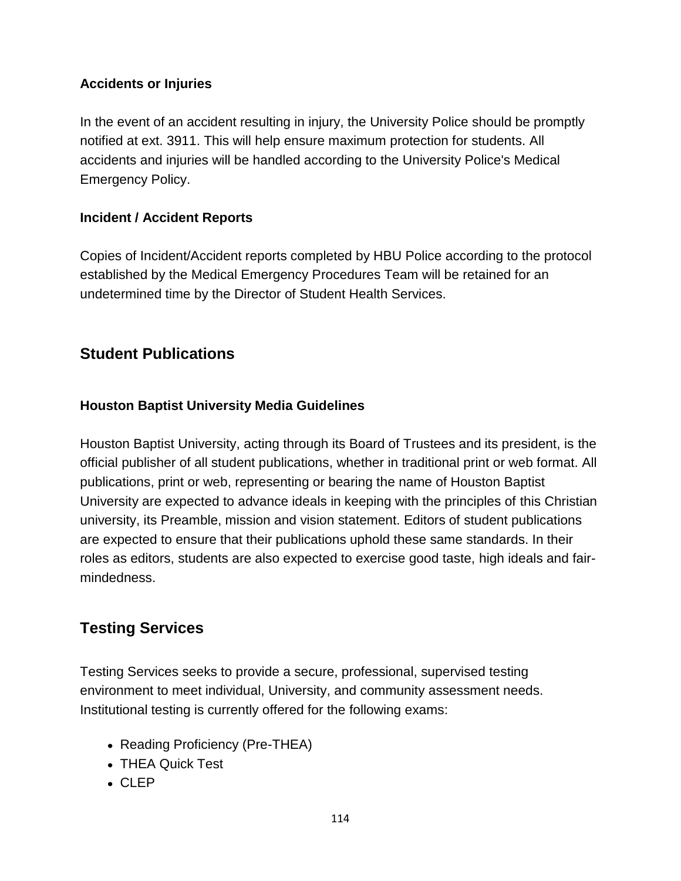### Accidents or Injuries

In the event of an accident resulting in injury, the University Police should be promptly notified at ext. 3911. This will help ensure maximum protection for students. All accidents and injuries will be handled according to the University Police's Medical Emergency Policy.

### Incident / Accident Reports

Copies of Incident/Accident reports completed by HBU Police according to the protocol established by the Medical Emergency Procedures Team will be retained for an undetermined time by the Director of Student Health Services.

## Student Publications

### Houston Baptist University Media Guidelines

Houston Baptist University, acting through its Board of Trustees and its president, is the official publisher of all student publications, whether in traditional print or web format. All publications, print or web, representing or bearing the name of Houston Baptist University are expected to advance ideals in keeping with the principles of this Christian university, its Preamble, mission and vision statement. Editors of student publications are expected to ensure that their publications uphold these same standards. In their roles as editors, students are also expected to exercise good taste, high ideals and fair-mindedness.

## Testing Services

Testing Services seeks to provide a secure, professional, supervised testing environment to meet individual, University, and community assessment needs. Institutional testing is currently offered for the following exams:

- Reading Proficiency (Pre-THEA)
- THEA Quick Test
- CLEP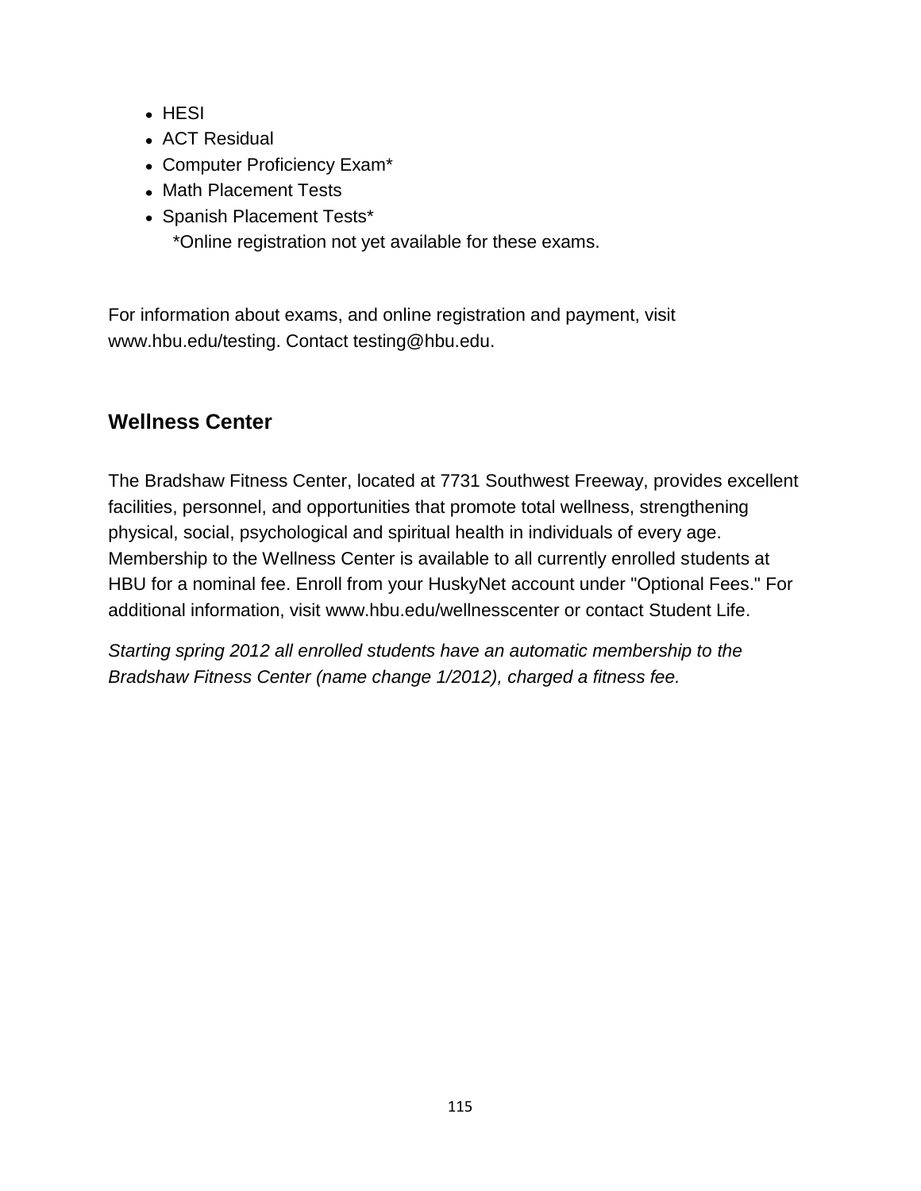- HESI
- ACT Residual
- Computer Proficiency Exam*
- Math Placement Tests
- Spanish Placement Tests*

  *Online registration not yet available for these exams.

For information about exams, and online registration and payment, visit www.hbu.edu/testing. Contact testing@hbu.edu.

## Wellness Center

The Bradshaw Fitness Center, located at 7731 Southwest Freeway, provides excellent facilities, personnel, and opportunities that promote total wellness, strengthening physical, social, psychological and spiritual health in individuals of every age. Membership to the Wellness Center is available to all currently enrolled students at HBU for a nominal fee. Enroll from your HuskyNet account under "Optional Fees." For additional information, visit www.hbu.edu/wellnesscenter or contact Student Life.

*Starting spring 2012 all enrolled students have an automatic membership to the Bradshaw Fitness Center (name change 1/2012), charged a fitness fee.*